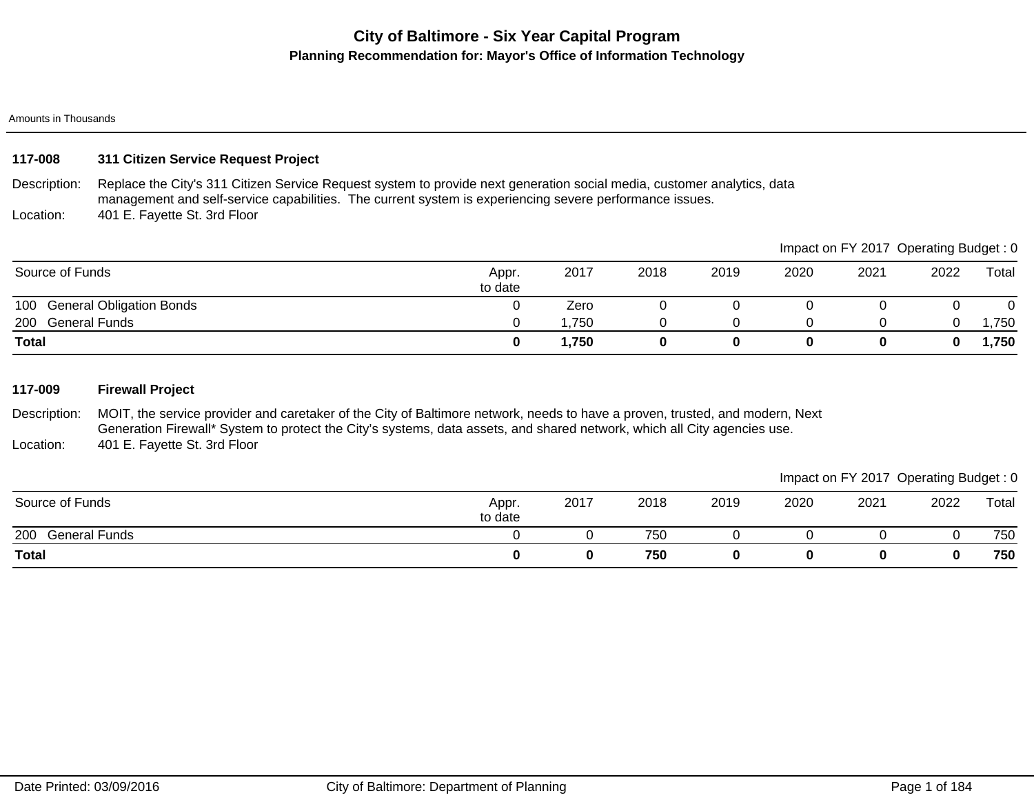# City of Baltimore - Six Year Capital Program

## Planning Recommendation for: Mayor's Office of Information Technology

Amounts in Thousands

### 117-008 311 Citizen Service Request Project

**Description:** Replace the City's 311 Citizen Service Request system to provide next generation social media, customer analytics, data management and self-service capabilities. The current system is experiencing severe performance issues.

**Location:** 401 E. Fayette St. 3rd Floor

Impact on FY 2017 Operating Budget : 0

| Source of Funds | Appr. to date | 2017 | 2018 | 2019 | 2020 | 2021 | 2022 | Total |
|---|---|---|---|---|---|---|---|---|
| 100 General Obligation Bonds | 0 | Zero | 0 | 0 | 0 | 0 | 0 | 0 |
| 200 General Funds | 0 | 1,750 | 0 | 0 | 0 | 0 | 0 | 1,750 |
| **Total** | **0** | **1,750** | **0** | **0** | **0** | **0** | **0** | **1,750** |

### 117-009 Firewall Project

**Description:** MOIT, the service provider and caretaker of the City of Baltimore network, needs to have a proven, trusted, and modern, Next Generation Firewall* System to protect the City's systems, data assets, and shared network, which all City agencies use.

**Location:** 401 E. Fayette St. 3rd Floor

Impact on FY 2017 Operating Budget : 0

| Source of Funds | Appr. to date | 2017 | 2018 | 2019 | 2020 | 2021 | 2022 | Total |
|---|---|---|---|---|---|---|---|---|
| 200 General Funds | 0 | 0 | 750 | 0 | 0 | 0 | 0 | 750 |
| **Total** | **0** | **0** | **750** | **0** | **0** | **0** | **0** | **750** |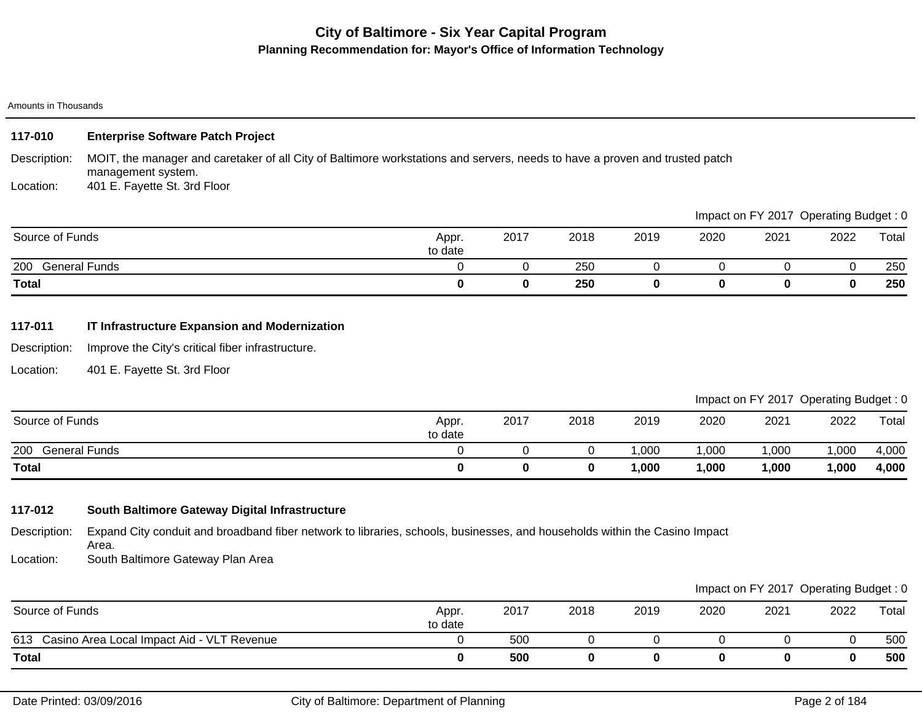# City of Baltimore - Six Year Capital Program

## Planning Recommendation for: Mayor's Office of Information Technology

Amounts in Thousands

### 117-010 Enterprise Software Patch Project

Description: MOIT, the manager and caretaker of all City of Baltimore workstations and servers, needs to have a proven and trusted patch management system.

Location: 401 E. Fayette St. 3rd Floor

Impact on FY 2017 Operating Budget : 0

| Source of Funds | Appr. to date | 2017 | 2018 | 2019 | 2020 | 2021 | 2022 | Total |
|---|---|---|---|---|---|---|---|---|
| 200 General Funds | 0 | 0 | 250 | 0 | 0 | 0 | 0 | 250 |
| **Total** | **0** | **0** | **250** | **0** | **0** | **0** | **0** | **250** |

### 117-011 IT Infrastructure Expansion and Modernization

Description: Improve the City's critical fiber infrastructure.

Location: 401 E. Fayette St. 3rd Floor

Impact on FY 2017 Operating Budget : 0

| Source of Funds | Appr. to date | 2017 | 2018 | 2019 | 2020 | 2021 | 2022 | Total |
|---|---|---|---|---|---|---|---|---|
| 200 General Funds | 0 | 0 | 0 | 1,000 | 1,000 | 1,000 | 1,000 | 4,000 |
| **Total** | **0** | **0** | **0** | **1,000** | **1,000** | **1,000** | **1,000** | **4,000** |

### 117-012 South Baltimore Gateway Digital Infrastructure

Description: Expand City conduit and broadband fiber network to libraries, schools, businesses, and households within the Casino Impact Area.

Location: South Baltimore Gateway Plan Area

Impact on FY 2017 Operating Budget : 0

| Source of Funds | Appr. to date | 2017 | 2018 | 2019 | 2020 | 2021 | 2022 | Total |
|---|---|---|---|---|---|---|---|---|
| 613 Casino Area Local Impact Aid - VLT Revenue | 0 | 500 | 0 | 0 | 0 | 0 | 0 | 500 |
| **Total** | **0** | **500** | **0** | **0** | **0** | **0** | **0** | **500** |

Date Printed: 03/09/2016 City of Baltimore: Department of Planning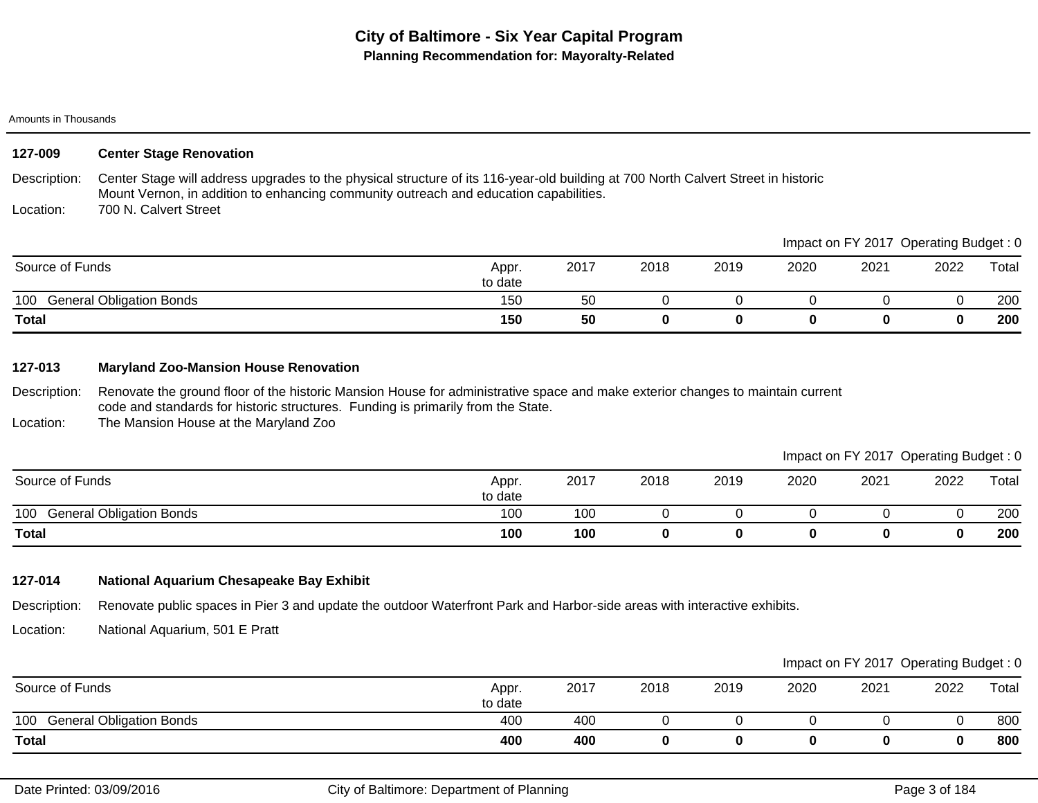# City of Baltimore - Six Year Capital Program

## Planning Recommendation for: Mayoralty-Related

Amounts in Thousands

### 127-009 Center Stage Renovation

Description: Center Stage will address upgrades to the physical structure of its 116-year-old building at 700 North Calvert Street in historic Mount Vernon, in addition to enhancing community outreach and education capabilities.

Location: 700 N. Calvert Street

Impact on FY 2017 Operating Budget : 0

| Source of Funds | Appr. to date | 2017 | 2018 | 2019 | 2020 | 2021 | 2022 | Total |
|---|---|---|---|---|---|---|---|---|
| 100 General Obligation Bonds | 150 | 50 | 0 | 0 | 0 | 0 | 0 | 200 |
| **Total** | **150** | **50** | **0** | **0** | **0** | **0** | **0** | **200** |

### 127-013 Maryland Zoo-Mansion House Renovation

Description: Renovate the ground floor of the historic Mansion House for administrative space and make exterior changes to maintain current code and standards for historic structures. Funding is primarily from the State.

Location: The Mansion House at the Maryland Zoo

Impact on FY 2017 Operating Budget : 0

| Source of Funds | Appr. to date | 2017 | 2018 | 2019 | 2020 | 2021 | 2022 | Total |
|---|---|---|---|---|---|---|---|---|
| 100 General Obligation Bonds | 100 | 100 | 0 | 0 | 0 | 0 | 0 | 200 |
| **Total** | **100** | **100** | **0** | **0** | **0** | **0** | **0** | **200** |

### 127-014 National Aquarium Chesapeake Bay Exhibit

Description: Renovate public spaces in Pier 3 and update the outdoor Waterfront Park and Harbor-side areas with interactive exhibits.

Location: National Aquarium, 501 E Pratt

Impact on FY 2017 Operating Budget : 0

| Source of Funds | Appr. to date | 2017 | 2018 | 2019 | 2020 | 2021 | 2022 | Total |
|---|---|---|---|---|---|---|---|---|
| 100 General Obligation Bonds | 400 | 400 | 0 | 0 | 0 | 0 | 0 | 800 |
| **Total** | **400** | **400** | **0** | **0** | **0** | **0** | **0** | **800** |

Date Printed: 03/09/2016 City of Baltimore: Department of Planning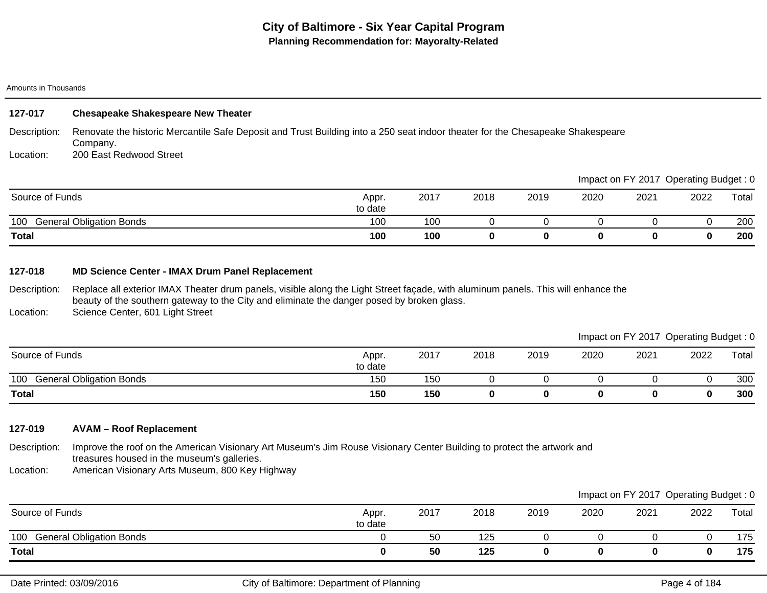# City of Baltimore - Six Year Capital Program

## Planning Recommendation for: Mayoralty-Related

Amounts in Thousands

### 127-017 Chesapeake Shakespeare New Theater

Description: Renovate the historic Mercantile Safe Deposit and Trust Building into a 250 seat indoor theater for the Chesapeake Shakespeare Company.

Location: 200 East Redwood Street

Impact on FY 2017 Operating Budget : 0

| Source of Funds | Appr. to date | 2017 | 2018 | 2019 | 2020 | 2021 | 2022 | Total |
|---|---|---|---|---|---|---|---|---|
| 100 General Obligation Bonds | 100 | 100 | 0 | 0 | 0 | 0 | 0 | 200 |
| **Total** | **100** | **100** | **0** | **0** | **0** | **0** | **0** | **200** |

### 127-018 MD Science Center - IMAX Drum Panel Replacement

Description: Replace all exterior IMAX Theater drum panels, visible along the Light Street façade, with aluminum panels. This will enhance the beauty of the southern gateway to the City and eliminate the danger posed by broken glass.

Location: Science Center, 601 Light Street

Impact on FY 2017 Operating Budget : 0

| Source of Funds | Appr. to date | 2017 | 2018 | 2019 | 2020 | 2021 | 2022 | Total |
|---|---|---|---|---|---|---|---|---|
| 100 General Obligation Bonds | 150 | 150 | 0 | 0 | 0 | 0 | 0 | 300 |
| **Total** | **150** | **150** | **0** | **0** | **0** | **0** | **0** | **300** |

### 127-019 AVAM – Roof Replacement

Description: Improve the roof on the American Visionary Art Museum's Jim Rouse Visionary Center Building to protect the artwork and treasures housed in the museum's galleries.

Location: American Visionary Arts Museum, 800 Key Highway

Impact on FY 2017 Operating Budget : 0

| Source of Funds | Appr. to date | 2017 | 2018 | 2019 | 2020 | 2021 | 2022 | Total |
|---|---|---|---|---|---|---|---|---|
| 100 General Obligation Bonds | 0 | 50 | 125 | 0 | 0 | 0 | 0 | 175 |
| **Total** | **0** | **50** | **125** | **0** | **0** | **0** | **0** | **175** |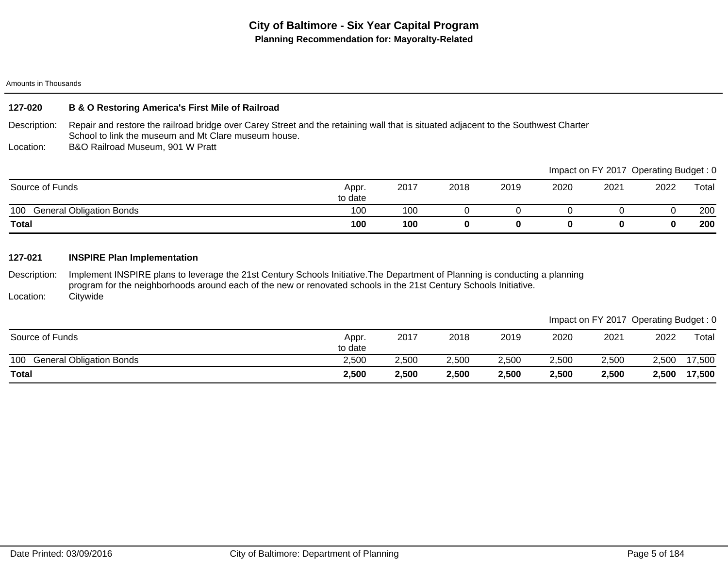# City of Baltimore - Six Year Capital Program

## Planning Recommendation for: Mayoralty-Related

Amounts in Thousands

### 127-020 B & O Restoring America's First Mile of Railroad

Description: Repair and restore the railroad bridge over Carey Street and the retaining wall that is situated adjacent to the Southwest Charter School to link the museum and Mt Clare museum house.

Location: B&O Railroad Museum, 901 W Pratt

Impact on FY 2017 Operating Budget : 0

| Source of Funds | Appr. to date | 2017 | 2018 | 2019 | 2020 | 2021 | 2022 | Total |
|---|---|---|---|---|---|---|---|---|
| 100 General Obligation Bonds | 100 | 100 | 0 | 0 | 0 | 0 | 0 | 200 |
| **Total** | **100** | **100** | **0** | **0** | **0** | **0** | **0** | **200** |

### 127-021 INSPIRE Plan Implementation

Description: Implement INSPIRE plans to leverage the 21st Century Schools Initiative.The Department of Planning is conducting a planning program for the neighborhoods around each of the new or renovated schools in the 21st Century Schools Initiative.

Location: Citywide

Impact on FY 2017 Operating Budget : 0

| Source of Funds | Appr. to date | 2017 | 2018 | 2019 | 2020 | 2021 | 2022 | Total |
|---|---|---|---|---|---|---|---|---|
| 100 General Obligation Bonds | 2,500 | 2,500 | 2,500 | 2,500 | 2,500 | 2,500 | 2,500 | 17,500 |
| **Total** | **2,500** | **2,500** | **2,500** | **2,500** | **2,500** | **2,500** | **2,500** | **17,500** |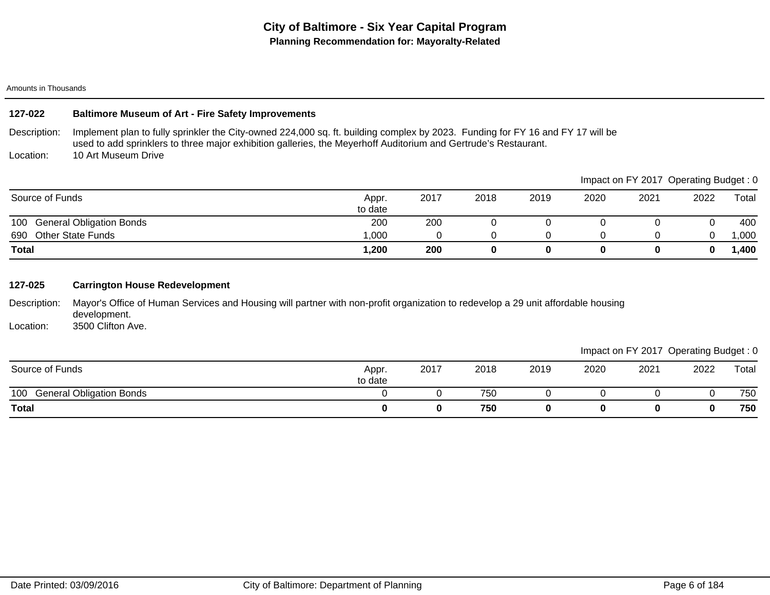# City of Baltimore - Six Year Capital Program

## Planning Recommendation for: Mayoralty-Related

Amounts in Thousands

### 127-022 Baltimore Museum of Art - Fire Safety Improvements

Description: Implement plan to fully sprinkler the City-owned 224,000 sq. ft. building complex by 2023. Funding for FY 16 and FY 17 will be used to add sprinklers to three major exhibition galleries, the Meyerhoff Auditorium and Gertrude's Restaurant.

Location: 10 Art Museum Drive

Impact on FY 2017 Operating Budget : 0

| Source of Funds | Appr. to date | 2017 | 2018 | 2019 | 2020 | 2021 | 2022 | Total |
|---|---|---|---|---|---|---|---|---|
| 100 General Obligation Bonds | 200 | 200 | 0 | 0 | 0 | 0 | 0 | 400 |
| 690 Other State Funds | 1,000 | 0 | 0 | 0 | 0 | 0 | 0 | 1,000 |
| **Total** | **1,200** | **200** | **0** | **0** | **0** | **0** | **0** | **1,400** |

### 127-025 Carrington House Redevelopment

Description: Mayor's Office of Human Services and Housing will partner with non-profit organization to redevelop a 29 unit affordable housing development.

Location: 3500 Clifton Ave.

Impact on FY 2017 Operating Budget : 0

| Source of Funds | Appr. to date | 2017 | 2018 | 2019 | 2020 | 2021 | 2022 | Total |
|---|---|---|---|---|---|---|---|---|
| 100 General Obligation Bonds | 0 | 0 | 750 | 0 | 0 | 0 | 0 | 750 |
| **Total** | **0** | **0** | **750** | **0** | **0** | **0** | **0** | **750** |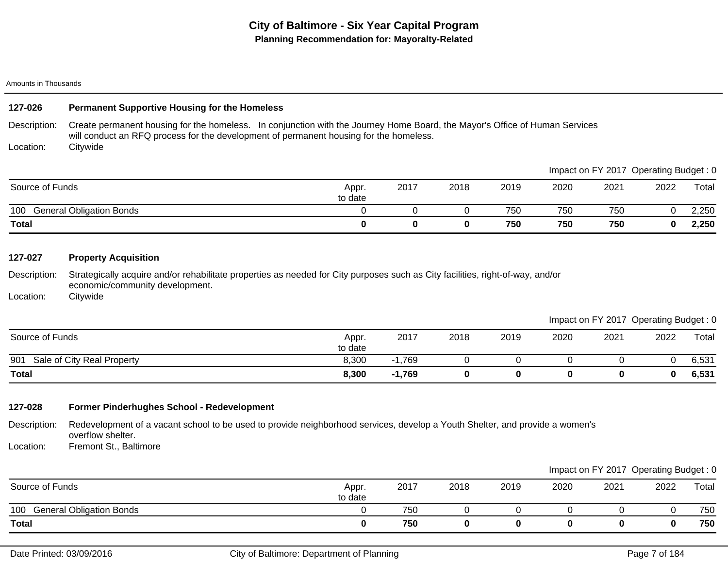# City of Baltimore - Six Year Capital Program

## Planning Recommendation for: Mayoralty-Related

Amounts in Thousands

### 127-026 Permanent Supportive Housing for the Homeless

**Description:** Create permanent housing for the homeless. In conjunction with the Journey Home Board, the Mayor's Office of Human Services will conduct an RFQ process for the development of permanent housing for the homeless.

**Location:** Citywide

Impact on FY 2017 Operating Budget : 0

| Source of Funds | Appr. to date | 2017 | 2018 | 2019 | 2020 | 2021 | 2022 | Total |
|---|---|---|---|---|---|---|---|---|
| 100 General Obligation Bonds | 0 | 0 | 0 | 750 | 750 | 750 | 0 | 2,250 |
| **Total** | **0** | **0** | **0** | **750** | **750** | **750** | **0** | **2,250** |

### 127-027 Property Acquisition

**Description:** Strategically acquire and/or rehabilitate properties as needed for City purposes such as City facilities, right-of-way, and/or economic/community development.

**Location:** Citywide

Impact on FY 2017 Operating Budget : 0

| Source of Funds | Appr. to date | 2017 | 2018 | 2019 | 2020 | 2021 | 2022 | Total |
|---|---|---|---|---|---|---|---|---|
| 901 Sale of City Real Property | 8,300 | -1,769 | 0 | 0 | 0 | 0 | 0 | 6,531 |
| **Total** | **8,300** | **-1,769** | **0** | **0** | **0** | **0** | **0** | **6,531** |

### 127-028 Former Pinderhughes School - Redevelopment

**Description:** Redevelopment of a vacant school to be used to provide neighborhood services, develop a Youth Shelter, and provide a women's overflow shelter.

**Location:** Fremont St., Baltimore

Impact on FY 2017 Operating Budget : 0

| Source of Funds | Appr. to date | 2017 | 2018 | 2019 | 2020 | 2021 | 2022 | Total |
|---|---|---|---|---|---|---|---|---|
| 100 General Obligation Bonds | 0 | 750 | 0 | 0 | 0 | 0 | 0 | 750 |
| **Total** | **0** | **750** | **0** | **0** | **0** | **0** | **0** | **750** |

Date Printed: 03/09/2016 City of Baltimore: Department of Planning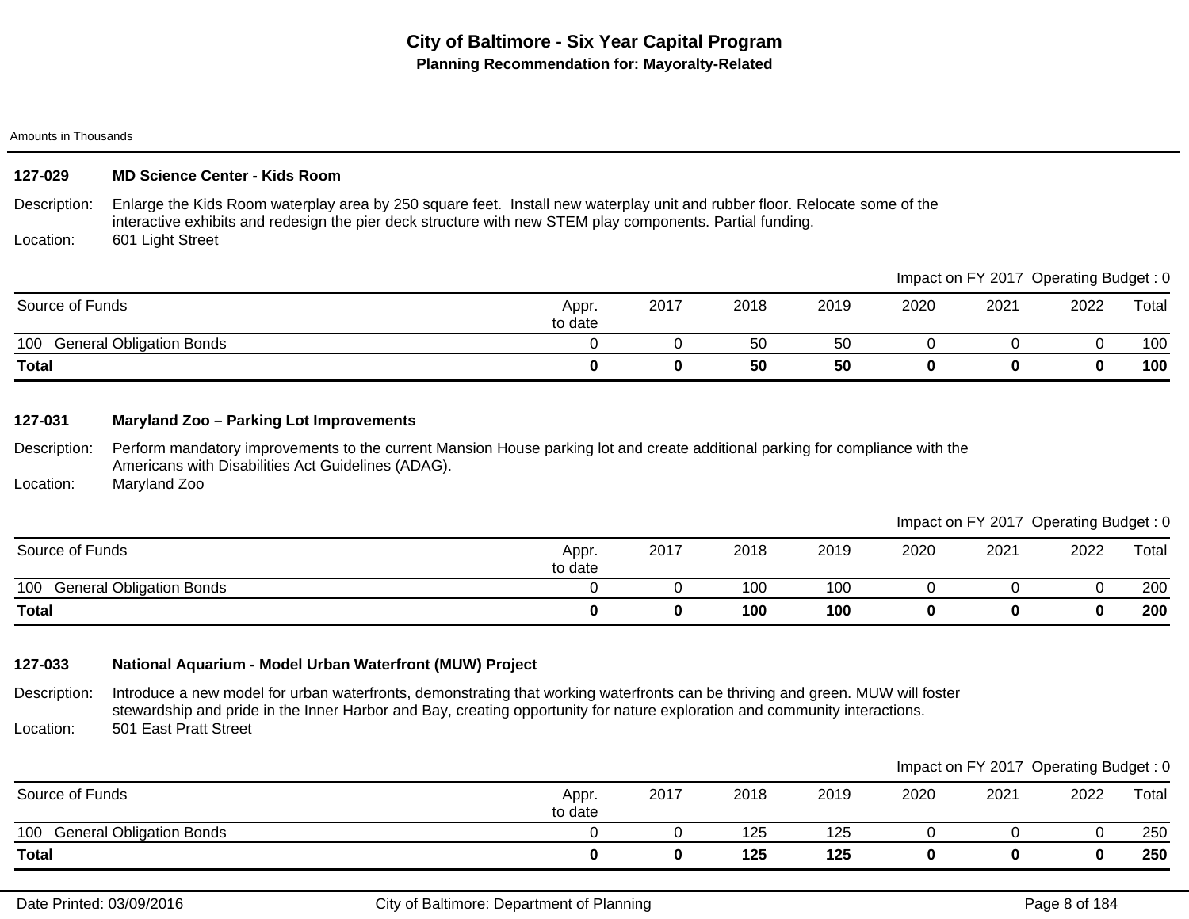# City of Baltimore - Six Year Capital Program

## Planning Recommendation for: Mayoralty-Related

Amounts in Thousands

### 127-029 MD Science Center - Kids Room

Description: Enlarge the Kids Room waterplay area by 250 square feet. Install new waterplay unit and rubber floor. Relocate some of the interactive exhibits and redesign the pier deck structure with new STEM play components. Partial funding.

Location: 601 Light Street

Impact on FY 2017 Operating Budget : 0

| Source of Funds | Appr. to date | 2017 | 2018 | 2019 | 2020 | 2021 | 2022 | Total |
|---|---|---|---|---|---|---|---|---|
| 100 General Obligation Bonds | 0 | 0 | 50 | 50 | 0 | 0 | 0 | 100 |
| **Total** | **0** | **0** | **50** | **50** | **0** | **0** | **0** | **100** |

### 127-031 Maryland Zoo – Parking Lot Improvements

Description: Perform mandatory improvements to the current Mansion House parking lot and create additional parking for compliance with the Americans with Disabilities Act Guidelines (ADAG).

Location: Maryland Zoo

Impact on FY 2017 Operating Budget : 0

| Source of Funds | Appr. to date | 2017 | 2018 | 2019 | 2020 | 2021 | 2022 | Total |
|---|---|---|---|---|---|---|---|---|
| 100 General Obligation Bonds | 0 | 0 | 100 | 100 | 0 | 0 | 0 | 200 |
| **Total** | **0** | **0** | **100** | **100** | **0** | **0** | **0** | **200** |

### 127-033 National Aquarium - Model Urban Waterfront (MUW) Project

Description: Introduce a new model for urban waterfronts, demonstrating that working waterfronts can be thriving and green. MUW will foster stewardship and pride in the Inner Harbor and Bay, creating opportunity for nature exploration and community interactions.

Location: 501 East Pratt Street

Impact on FY 2017 Operating Budget : 0

| Source of Funds | Appr. to date | 2017 | 2018 | 2019 | 2020 | 2021 | 2022 | Total |
|---|---|---|---|---|---|---|---|---|
| 100 General Obligation Bonds | 0 | 0 | 125 | 125 | 0 | 0 | 0 | 250 |
| **Total** | **0** | **0** | **125** | **125** | **0** | **0** | **0** | **250** |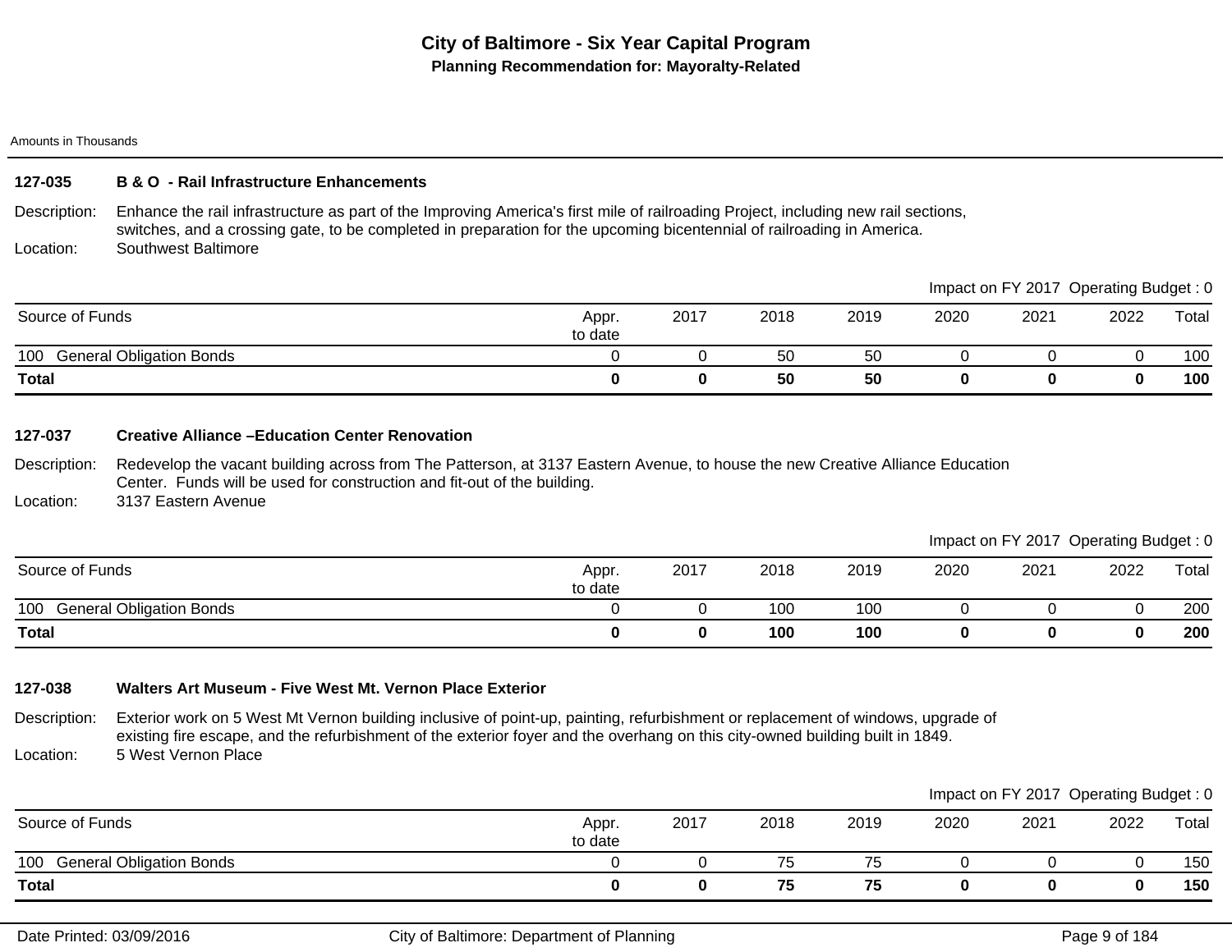# City of Baltimore - Six Year Capital Program

**Planning Recommendation for: Mayoralty-Related**

Amounts in Thousands

### 127-035 B & O - Rail Infrastructure Enhancements

Description: Enhance the rail infrastructure as part of the Improving America's first mile of railroading Project, including new rail sections, switches, and a crossing gate, to be completed in preparation for the upcoming bicentennial of railroading in America.

Location: Southwest Baltimore

Impact on FY 2017 Operating Budget : 0

| Source of Funds | Appr. to date | 2017 | 2018 | 2019 | 2020 | 2021 | 2022 | Total |
|---|---|---|---|---|---|---|---|---|
| 100 General Obligation Bonds | 0 | 0 | 50 | 50 | 0 | 0 | 0 | 100 |
| **Total** | **0** | **0** | **50** | **50** | **0** | **0** | **0** | **100** |

### 127-037 Creative Alliance –Education Center Renovation

Description: Redevelop the vacant building across from The Patterson, at 3137 Eastern Avenue, to house the new Creative Alliance Education Center. Funds will be used for construction and fit-out of the building.

Location: 3137 Eastern Avenue

Impact on FY 2017 Operating Budget : 0

| Source of Funds | Appr. to date | 2017 | 2018 | 2019 | 2020 | 2021 | 2022 | Total |
|---|---|---|---|---|---|---|---|---|
| 100 General Obligation Bonds | 0 | 0 | 100 | 100 | 0 | 0 | 0 | 200 |
| **Total** | **0** | **0** | **100** | **100** | **0** | **0** | **0** | **200** |

### 127-038 Walters Art Museum - Five West Mt. Vernon Place Exterior

Description: Exterior work on 5 West Mt Vernon building inclusive of point-up, painting, refurbishment or replacement of windows, upgrade of existing fire escape, and the refurbishment of the exterior foyer and the overhang on this city-owned building built in 1849.

Location: 5 West Vernon Place

Impact on FY 2017 Operating Budget : 0

| Source of Funds | Appr. to date | 2017 | 2018 | 2019 | 2020 | 2021 | 2022 | Total |
|---|---|---|---|---|---|---|---|---|
| 100 General Obligation Bonds | 0 | 0 | 75 | 75 | 0 | 0 | 0 | 150 |
| **Total** | **0** | **0** | **75** | **75** | **0** | **0** | **0** | **150** |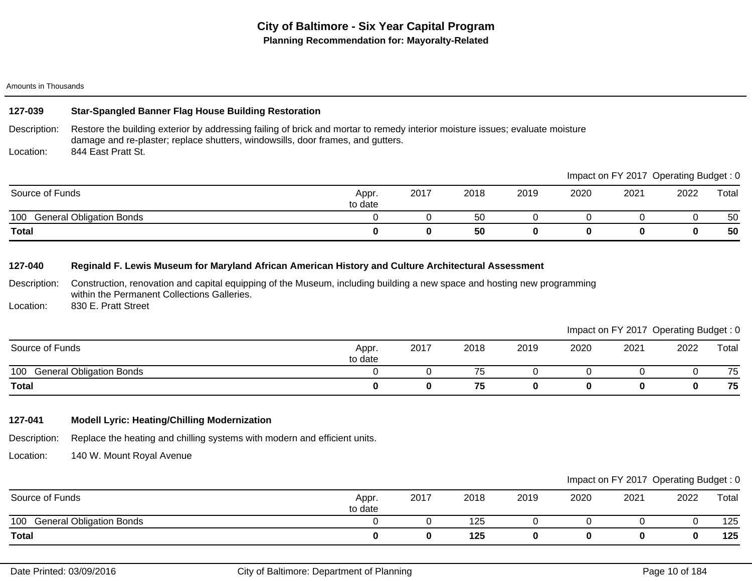# City of Baltimore - Six Year Capital Program

## Planning Recommendation for: Mayoralty-Related

Amounts in Thousands

### 127-039 Star-Spangled Banner Flag House Building Restoration

Description: Restore the building exterior by addressing failing of brick and mortar to remedy interior moisture issues; evaluate moisture damage and re-plaster; replace shutters, windowsills, door frames, and gutters.

Location: 844 East Pratt St.

Impact on FY 2017 Operating Budget : 0

| Source of Funds | Appr. to date | 2017 | 2018 | 2019 | 2020 | 2021 | 2022 | Total |
|---|---|---|---|---|---|---|---|---|
| 100 General Obligation Bonds | 0 | 0 | 50 | 0 | 0 | 0 | 0 | 50 |
| **Total** | **0** | **0** | **50** | **0** | **0** | **0** | **0** | **50** |

### 127-040 Reginald F. Lewis Museum for Maryland African American History and Culture Architectural Assessment

Description: Construction, renovation and capital equipping of the Museum, including building a new space and hosting new programming within the Permanent Collections Galleries.

Location: 830 E. Pratt Street

Impact on FY 2017 Operating Budget : 0

| Source of Funds | Appr. to date | 2017 | 2018 | 2019 | 2020 | 2021 | 2022 | Total |
|---|---|---|---|---|---|---|---|---|
| 100 General Obligation Bonds | 0 | 0 | 75 | 0 | 0 | 0 | 0 | 75 |
| **Total** | **0** | **0** | **75** | **0** | **0** | **0** | **0** | **75** |

### 127-041 Modell Lyric: Heating/Chilling Modernization

Description: Replace the heating and chilling systems with modern and efficient units.

Location: 140 W. Mount Royal Avenue

Impact on FY 2017 Operating Budget : 0

| Source of Funds | Appr. to date | 2017 | 2018 | 2019 | 2020 | 2021 | 2022 | Total |
|---|---|---|---|---|---|---|---|---|
| 100 General Obligation Bonds | 0 | 0 | 125 | 0 | 0 | 0 | 0 | 125 |
| **Total** | **0** | **0** | **125** | **0** | **0** | **0** | **0** | **125** |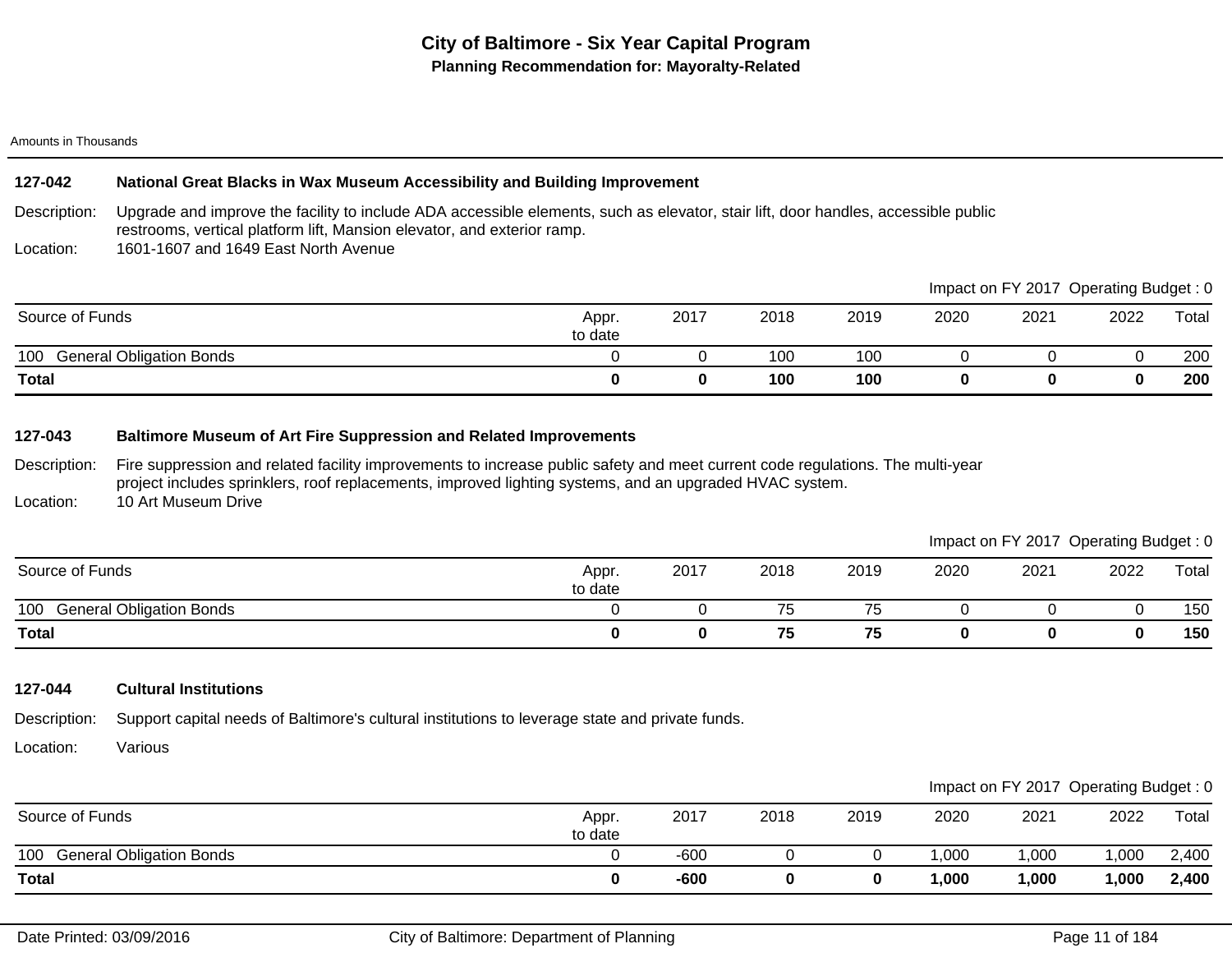# City of Baltimore - Six Year Capital Program

## Planning Recommendation for: Mayoralty-Related

Amounts in Thousands

### 127-042 National Great Blacks in Wax Museum Accessibility and Building Improvement

Description: Upgrade and improve the facility to include ADA accessible elements, such as elevator, stair lift, door handles, accessible public restrooms, vertical platform lift, Mansion elevator, and exterior ramp.

Location: 1601-1607 and 1649 East North Avenue

Impact on FY 2017 Operating Budget : 0

| Source of Funds | Appr. to date | 2017 | 2018 | 2019 | 2020 | 2021 | 2022 | Total |
|---|---|---|---|---|---|---|---|---|
| 100 General Obligation Bonds | 0 | 0 | 100 | 100 | 0 | 0 | 0 | 200 |
| **Total** | **0** | **0** | **100** | **100** | **0** | **0** | **0** | **200** |

### 127-043 Baltimore Museum of Art Fire Suppression and Related Improvements

Description: Fire suppression and related facility improvements to increase public safety and meet current code regulations. The multi-year project includes sprinklers, roof replacements, improved lighting systems, and an upgraded HVAC system.

Location: 10 Art Museum Drive

Impact on FY 2017 Operating Budget : 0

| Source of Funds | Appr. to date | 2017 | 2018 | 2019 | 2020 | 2021 | 2022 | Total |
|---|---|---|---|---|---|---|---|---|
| 100 General Obligation Bonds | 0 | 0 | 75 | 75 | 0 | 0 | 0 | 150 |
| **Total** | **0** | **0** | **75** | **75** | **0** | **0** | **0** | **150** |

### 127-044 Cultural Institutions

Description: Support capital needs of Baltimore's cultural institutions to leverage state and private funds.

Location: Various

Impact on FY 2017 Operating Budget : 0

| Source of Funds | Appr. to date | 2017 | 2018 | 2019 | 2020 | 2021 | 2022 | Total |
|---|---|---|---|---|---|---|---|---|
| 100 General Obligation Bonds | 0 | -600 | 0 | 0 | 1,000 | 1,000 | 1,000 | 2,400 |
| **Total** | **0** | **-600** | **0** | **0** | **1,000** | **1,000** | **1,000** | **2,400** |

Date Printed: 03/09/2016 City of Baltimore: Department of Planning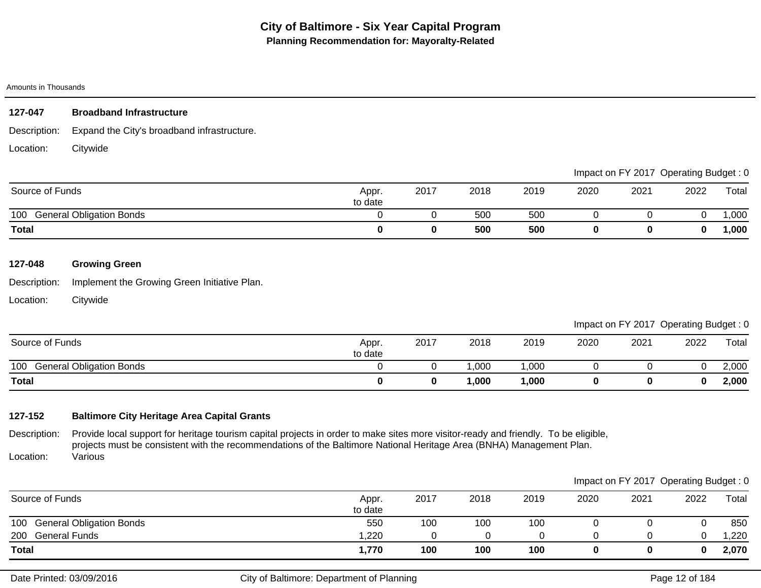# City of Baltimore - Six Year Capital Program

## Planning Recommendation for: Mayoralty-Related

Amounts in Thousands

### 127-047 Broadband Infrastructure

Description: Expand the City's broadband infrastructure.

Location: Citywide

Impact on FY 2017 Operating Budget : 0

| Source of Funds | Appr. to date | 2017 | 2018 | 2019 | 2020 | 2021 | 2022 | Total |
|---|---|---|---|---|---|---|---|---|
| 100 General Obligation Bonds | 0 | 0 | 500 | 500 | 0 | 0 | 0 | 1,000 |
| **Total** | **0** | **0** | **500** | **500** | **0** | **0** | **0** | **1,000** |

### 127-048 Growing Green

Description: Implement the Growing Green Initiative Plan.

Location: Citywide

Impact on FY 2017 Operating Budget : 0

| Source of Funds | Appr. to date | 2017 | 2018 | 2019 | 2020 | 2021 | 2022 | Total |
|---|---|---|---|---|---|---|---|---|
| 100 General Obligation Bonds | 0 | 0 | 1,000 | 1,000 | 0 | 0 | 0 | 2,000 |
| **Total** | **0** | **0** | **1,000** | **1,000** | **0** | **0** | **0** | **2,000** |

### 127-152 Baltimore City Heritage Area Capital Grants

Description: Provide local support for heritage tourism capital projects in order to make sites more visitor-ready and friendly. To be eligible, projects must be consistent with the recommendations of the Baltimore National Heritage Area (BNHA) Management Plan.

Location: Various

Impact on FY 2017 Operating Budget : 0

| Source of Funds | Appr. to date | 2017 | 2018 | 2019 | 2020 | 2021 | 2022 | Total |
|---|---|---|---|---|---|---|---|---|
| 100 General Obligation Bonds | 550 | 100 | 100 | 100 | 0 | 0 | 0 | 850 |
| 200 General Funds | 1,220 | 0 | 0 | 0 | 0 | 0 | 0 | 1,220 |
| **Total** | **1,770** | **100** | **100** | **100** | **0** | **0** | **0** | **2,070** |

Date Printed: 03/09/2016 — City of Baltimore: Department of Planning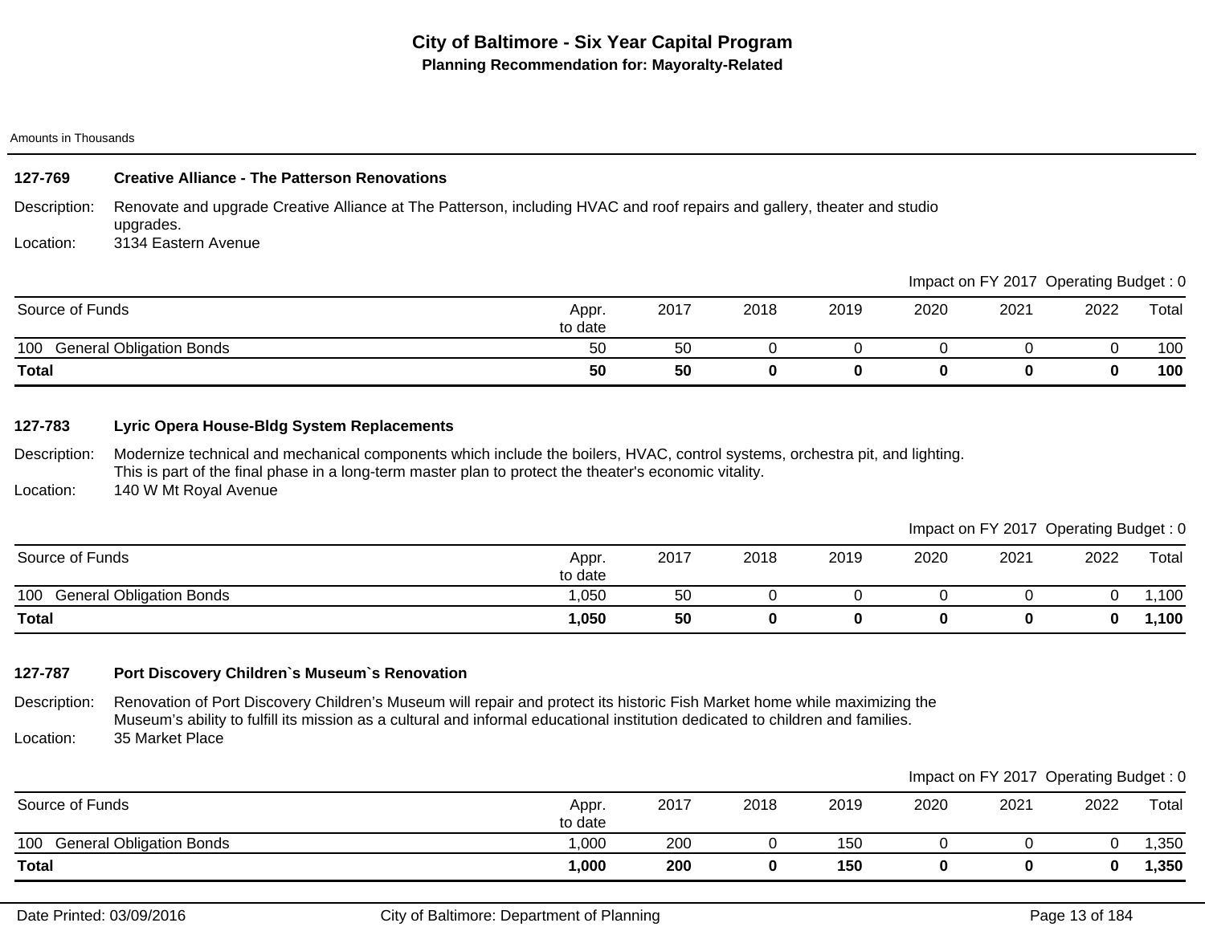# City of Baltimore - Six Year Capital Program

**Planning Recommendation for: Mayoralty-Related**

Amounts in Thousands

### 127-769 Creative Alliance - The Patterson Renovations

Description: Renovate and upgrade Creative Alliance at The Patterson, including HVAC and roof repairs and gallery, theater and studio upgrades.

Location: 3134 Eastern Avenue

Impact on FY 2017 Operating Budget : 0

| Source of Funds | Appr. to date | 2017 | 2018 | 2019 | 2020 | 2021 | 2022 | Total |
|---|---|---|---|---|---|---|---|---|
| 100 General Obligation Bonds | 50 | 50 | 0 | 0 | 0 | 0 | 0 | 100 |
| **Total** | **50** | **50** | **0** | **0** | **0** | **0** | **0** | **100** |

### 127-783 Lyric Opera House-Bldg System Replacements

Description: Modernize technical and mechanical components which include the boilers, HVAC, control systems, orchestra pit, and lighting. This is part of the final phase in a long-term master plan to protect the theater's economic vitality.

Location: 140 W Mt Royal Avenue

Impact on FY 2017 Operating Budget : 0

| Source of Funds | Appr. to date | 2017 | 2018 | 2019 | 2020 | 2021 | 2022 | Total |
|---|---|---|---|---|---|---|---|---|
| 100 General Obligation Bonds | 1,050 | 50 | 0 | 0 | 0 | 0 | 0 | 1,100 |
| **Total** | **1,050** | **50** | **0** | **0** | **0** | **0** | **0** | **1,100** |

### 127-787 Port Discovery Children`s Museum`s Renovation

Description: Renovation of Port Discovery Children's Museum will repair and protect its historic Fish Market home while maximizing the Museum's ability to fulfill its mission as a cultural and informal educational institution dedicated to children and families.

Location: 35 Market Place

Impact on FY 2017 Operating Budget : 0

| Source of Funds | Appr. to date | 2017 | 2018 | 2019 | 2020 | 2021 | 2022 | Total |
|---|---|---|---|---|---|---|---|---|
| 100 General Obligation Bonds | 1,000 | 200 | 0 | 150 | 0 | 0 | 0 | 1,350 |
| **Total** | **1,000** | **200** | **0** | **150** | **0** | **0** | **0** | **1,350** |

Date Printed: 03/09/2016 City of Baltimore: Department of Planning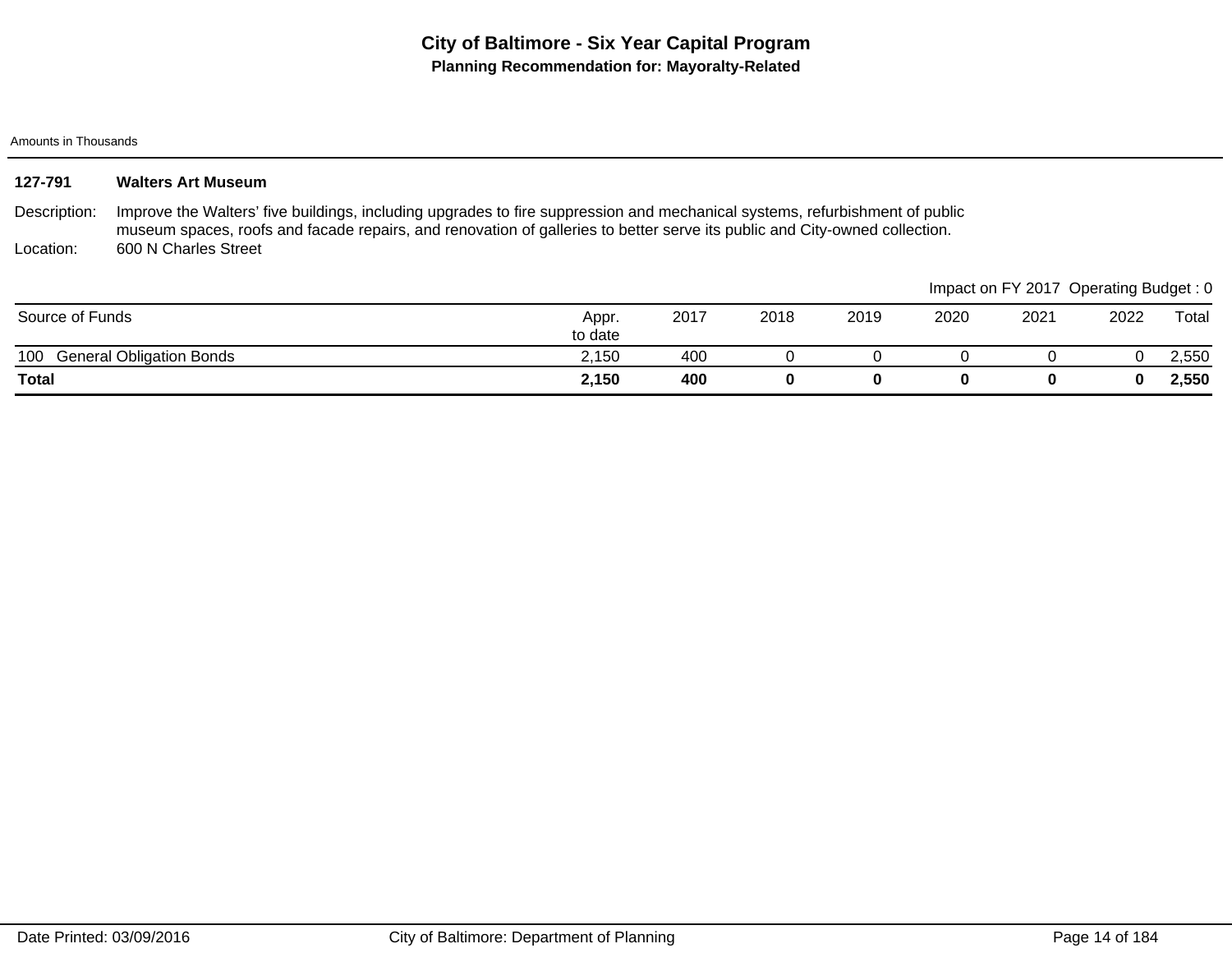# City of Baltimore - Six Year Capital Program

## Planning Recommendation for: Mayoralty-Related

Amounts in Thousands

**127-791 Walters Art Museum**

Description: Improve the Walters' five buildings, including upgrades to fire suppression and mechanical systems, refurbishment of public museum spaces, roofs and facade repairs, and renovation of galleries to better serve its public and City-owned collection.

Location: 600 N Charles Street

Impact on FY 2017 Operating Budget : 0

| Source of Funds | Appr. to date | 2017 | 2018 | 2019 | 2020 | 2021 | 2022 | Total |
|---|---|---|---|---|---|---|---|---|
| 100 General Obligation Bonds | 2,150 | 400 | 0 | 0 | 0 | 0 | 0 | 2,550 |
| **Total** | **2,150** | **400** | **0** | **0** | **0** | **0** | **0** | **2,550** |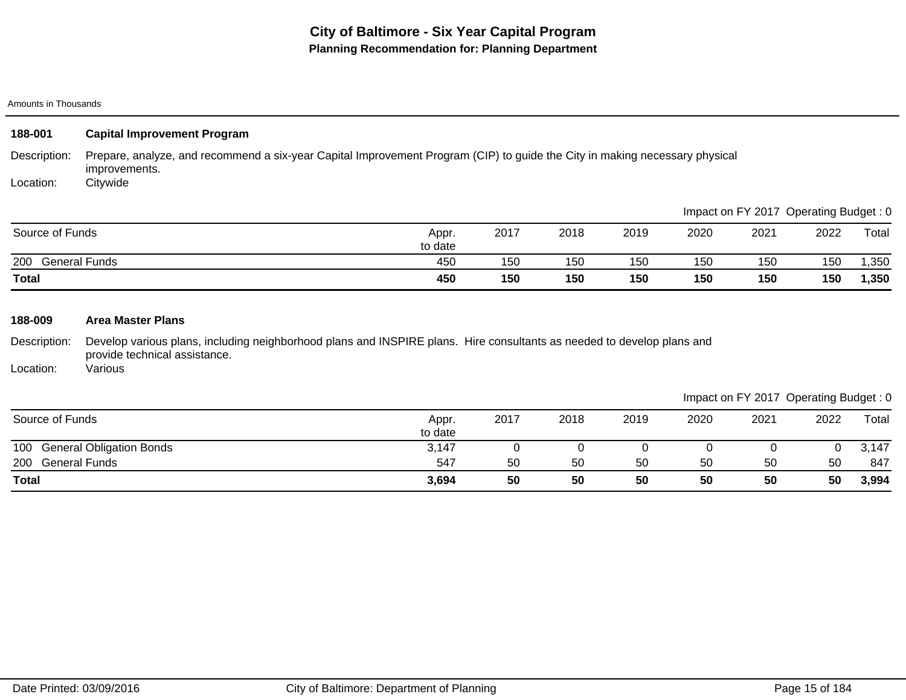# City of Baltimore - Six Year Capital Program

## Planning Recommendation for: Planning Department

Amounts in Thousands

### 188-001 Capital Improvement Program

Description: Prepare, analyze, and recommend a six-year Capital Improvement Program (CIP) to guide the City in making necessary physical improvements.

Location: Citywide

Impact on FY 2017 Operating Budget : 0

| Source of Funds | Appr. to date | 2017 | 2018 | 2019 | 2020 | 2021 | 2022 | Total |
|---|---|---|---|---|---|---|---|---|
| 200 General Funds | 450 | 150 | 150 | 150 | 150 | 150 | 150 | 1,350 |
| **Total** | **450** | **150** | **150** | **150** | **150** | **150** | **150** | **1,350** |

### 188-009 Area Master Plans

Description: Develop various plans, including neighborhood plans and INSPIRE plans. Hire consultants as needed to develop plans and provide technical assistance.

Location: Various

Impact on FY 2017 Operating Budget : 0

| Source of Funds | Appr. to date | 2017 | 2018 | 2019 | 2020 | 2021 | 2022 | Total |
|---|---|---|---|---|---|---|---|---|
| 100 General Obligation Bonds | 3,147 | 0 | 0 | 0 | 0 | 0 | 0 | 3,147 |
| 200 General Funds | 547 | 50 | 50 | 50 | 50 | 50 | 50 | 847 |
| **Total** | **3,694** | **50** | **50** | **50** | **50** | **50** | **50** | **3,994** |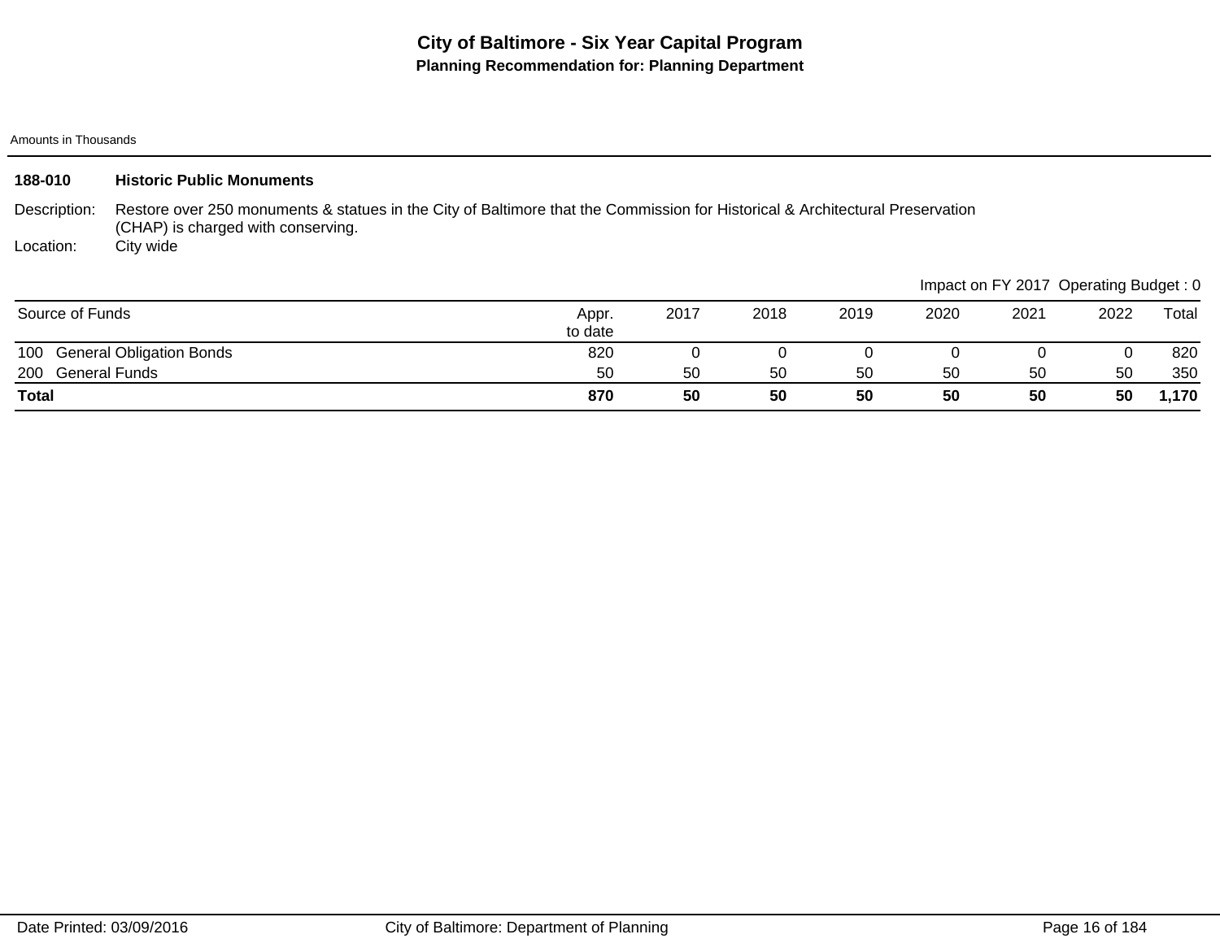# City of Baltimore - Six Year Capital Program

## Planning Recommendation for: Planning Department

Amounts in Thousands

### 188-010 Historic Public Monuments

Description: Restore over 250 monuments & statues in the City of Baltimore that the Commission for Historical & Architectural Preservation (CHAP) is charged with conserving.

Location: City wide

Impact on FY 2017 Operating Budget : 0

| Source of Funds | Appr. to date | 2017 | 2018 | 2019 | 2020 | 2021 | 2022 | Total |
|---|---|---|---|---|---|---|---|---|
| 100 General Obligation Bonds | 820 | 0 | 0 | 0 | 0 | 0 | 0 | 820 |
| 200 General Funds | 50 | 50 | 50 | 50 | 50 | 50 | 50 | 350 |
| **Total** | **870** | **50** | **50** | **50** | **50** | **50** | **50** | **1,170** |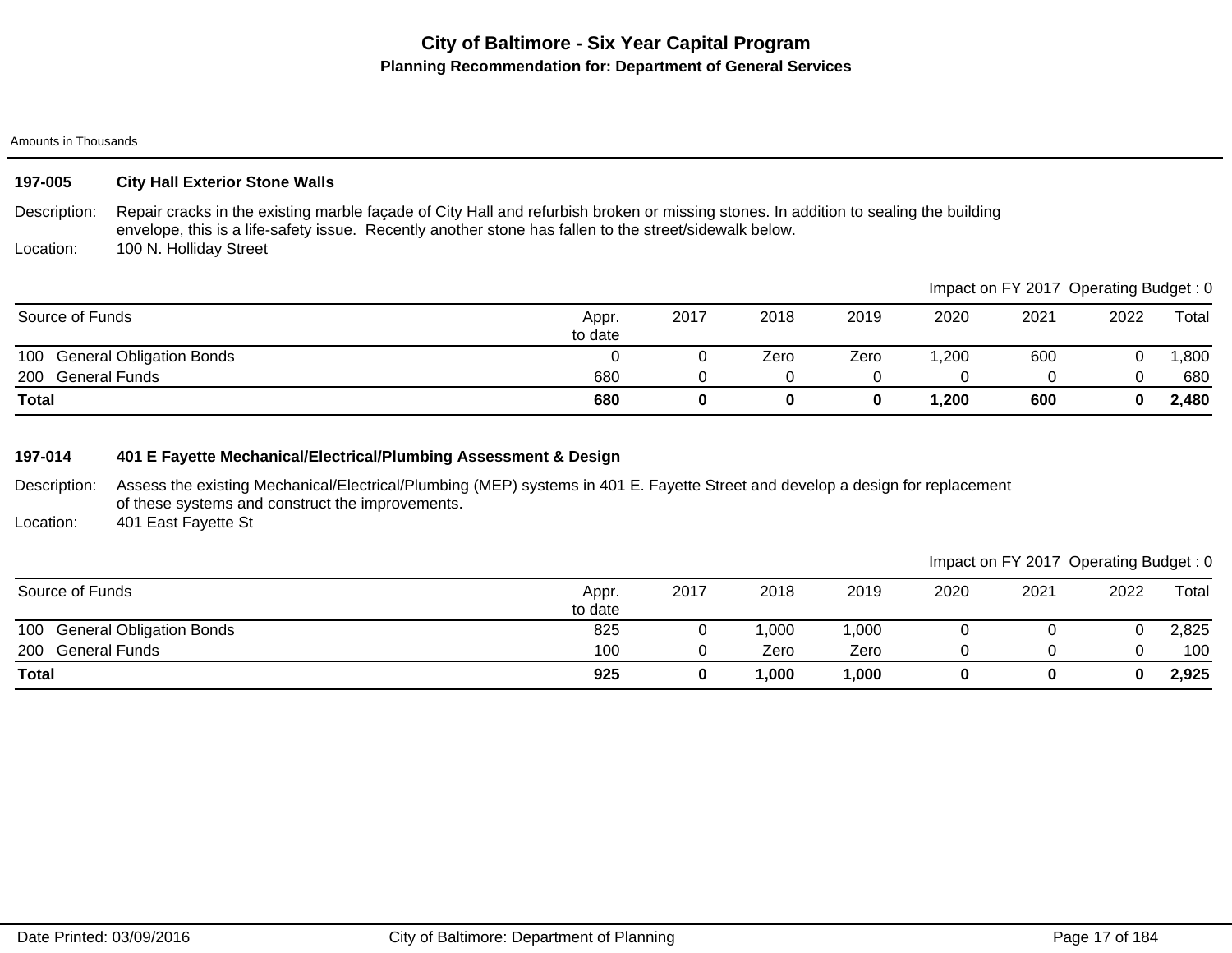# City of Baltimore - Six Year Capital Program

## Planning Recommendation for: Department of General Services

Amounts in Thousands

### 197-005 City Hall Exterior Stone Walls

Description: Repair cracks in the existing marble façade of City Hall and refurbish broken or missing stones. In addition to sealing the building envelope, this is a life-safety issue. Recently another stone has fallen to the street/sidewalk below.

Location: 100 N. Holliday Street

Impact on FY 2017 Operating Budget : 0

| Source of Funds | Appr. to date | 2017 | 2018 | 2019 | 2020 | 2021 | 2022 | Total |
|---|---|---|---|---|---|---|---|---|
| 100 General Obligation Bonds | 0 | 0 | Zero | Zero | 1,200 | 600 | 0 | 1,800 |
| 200 General Funds | 680 | 0 | 0 | 0 | 0 | 0 | 0 | 680 |
| **Total** | **680** | **0** | **0** | **0** | **1,200** | **600** | **0** | **2,480** |

### 197-014 401 E Fayette Mechanical/Electrical/Plumbing Assessment & Design

Description: Assess the existing Mechanical/Electrical/Plumbing (MEP) systems in 401 E. Fayette Street and develop a design for replacement of these systems and construct the improvements.

Location: 401 East Fayette St

Impact on FY 2017 Operating Budget : 0

| Source of Funds | Appr. to date | 2017 | 2018 | 2019 | 2020 | 2021 | 2022 | Total |
|---|---|---|---|---|---|---|---|---|
| 100 General Obligation Bonds | 825 | 0 | 1,000 | 1,000 | 0 | 0 | 0 | 2,825 |
| 200 General Funds | 100 | 0 | Zero | Zero | 0 | 0 | 0 | 100 |
| **Total** | **925** | **0** | **1,000** | **1,000** | **0** | **0** | **0** | **2,925** |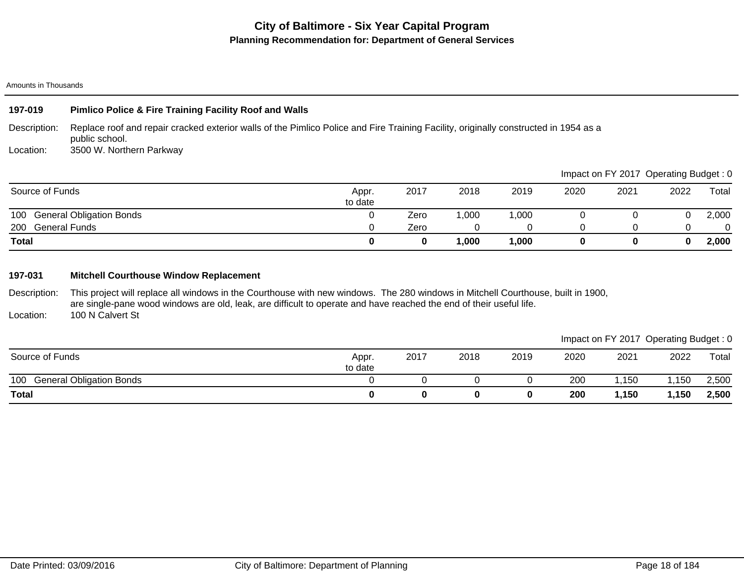# City of Baltimore - Six Year Capital Program

## Planning Recommendation for: Department of General Services

Amounts in Thousands

### 197-019 Pimlico Police & Fire Training Facility Roof and Walls

Description: Replace roof and repair cracked exterior walls of the Pimlico Police and Fire Training Facility, originally constructed in 1954 as a public school.

Location: 3500 W. Northern Parkway

Impact on FY 2017 Operating Budget : 0

| Source of Funds | Appr. to date | 2017 | 2018 | 2019 | 2020 | 2021 | 2022 | Total |
|---|---|---|---|---|---|---|---|---|
| 100 General Obligation Bonds | 0 | Zero | 1,000 | 1,000 | 0 | 0 | 0 | 2,000 |
| 200 General Funds | 0 | Zero | 0 | 0 | 0 | 0 | 0 | 0 |
| **Total** | **0** | **0** | **1,000** | **1,000** | **0** | **0** | **0** | **2,000** |

### 197-031 Mitchell Courthouse Window Replacement

Description: This project will replace all windows in the Courthouse with new windows. The 280 windows in Mitchell Courthouse, built in 1900, are single-pane wood windows are old, leak, are difficult to operate and have reached the end of their useful life.

Location: 100 N Calvert St

Impact on FY 2017 Operating Budget : 0

| Source of Funds | Appr. to date | 2017 | 2018 | 2019 | 2020 | 2021 | 2022 | Total |
|---|---|---|---|---|---|---|---|---|
| 100 General Obligation Bonds | 0 | 0 | 0 | 0 | 200 | 1,150 | 1,150 | 2,500 |
| **Total** | **0** | **0** | **0** | **0** | **200** | **1,150** | **1,150** | **2,500** |

Date Printed: 03/09/2016 City of Baltimore: Department of Planning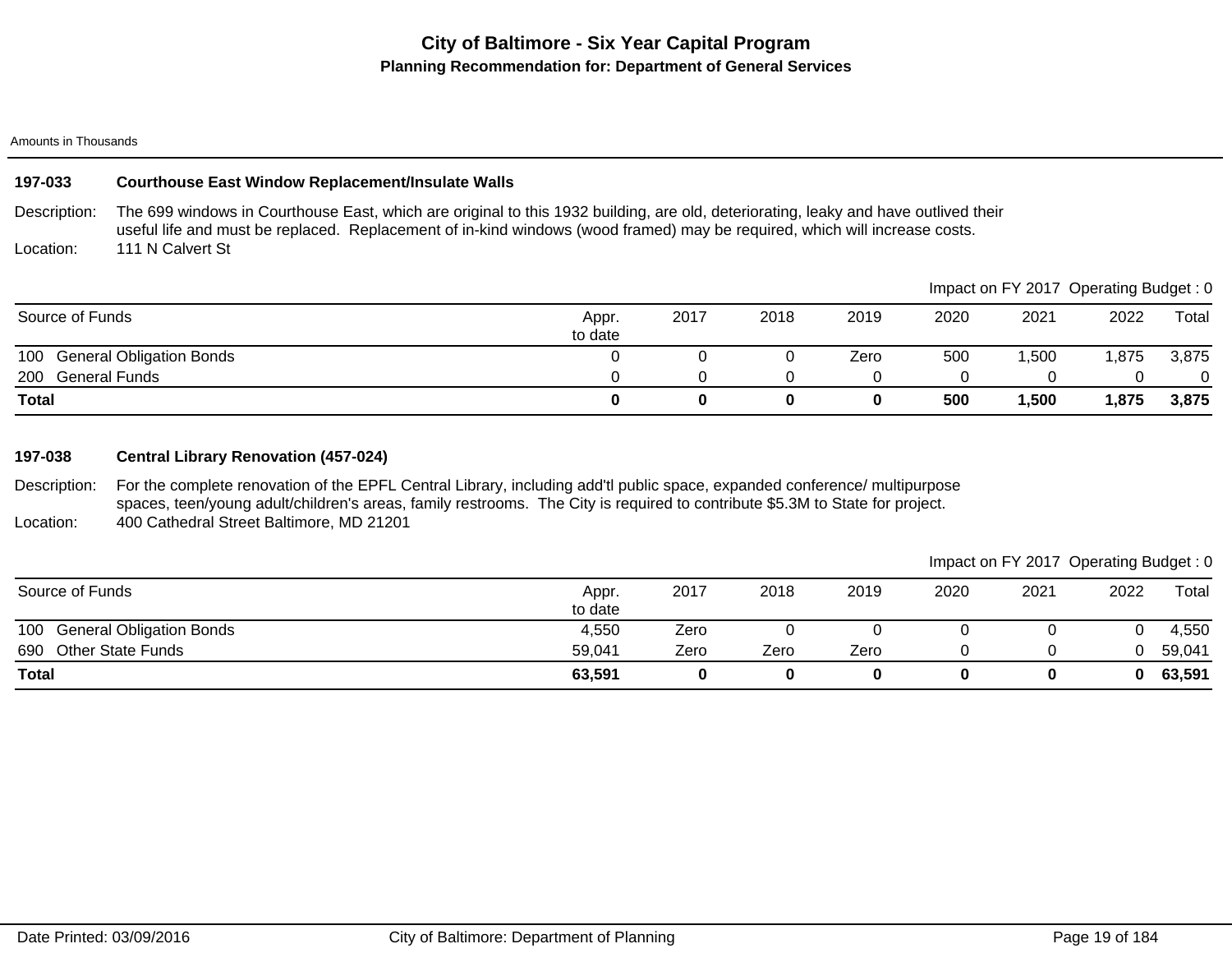# City of Baltimore - Six Year Capital Program

## Planning Recommendation for: Department of General Services

Amounts in Thousands

### 197-033 Courthouse East Window Replacement/Insulate Walls

Description: The 699 windows in Courthouse East, which are original to this 1932 building, are old, deteriorating, leaky and have outlived their useful life and must be replaced. Replacement of in-kind windows (wood framed) may be required, which will increase costs.

Location: 111 N Calvert St

Impact on FY 2017 Operating Budget : 0

| Source of Funds | Appr. to date | 2017 | 2018 | 2019 | 2020 | 2021 | 2022 | Total |
|---|---|---|---|---|---|---|---|---|
| 100 General Obligation Bonds | 0 | 0 | 0 | Zero | 500 | 1,500 | 1,875 | 3,875 |
| 200 General Funds | 0 | 0 | 0 | 0 | 0 | 0 | 0 | 0 |
| **Total** | **0** | **0** | **0** | **0** | **500** | **1,500** | **1,875** | **3,875** |

### 197-038 Central Library Renovation (457-024)

Description: For the complete renovation of the EPFL Central Library, including add'tl public space, expanded conference/ multipurpose spaces, teen/young adult/children's areas, family restrooms. The City is required to contribute $5.3M to State for project.

Location: 400 Cathedral Street Baltimore, MD 21201

Impact on FY 2017 Operating Budget : 0

| Source of Funds | Appr. to date | 2017 | 2018 | 2019 | 2020 | 2021 | 2022 | Total |
|---|---|---|---|---|---|---|---|---|
| 100 General Obligation Bonds | 4,550 | Zero | 0 | 0 | 0 | 0 | 0 | 4,550 |
| 690 Other State Funds | 59,041 | Zero | Zero | Zero | 0 | 0 | 0 | 59,041 |
| **Total** | **63,591** | **0** | **0** | **0** | **0** | **0** | **0** | **63,591** |

Date Printed: 03/09/2016 City of Baltimore: Department of Planning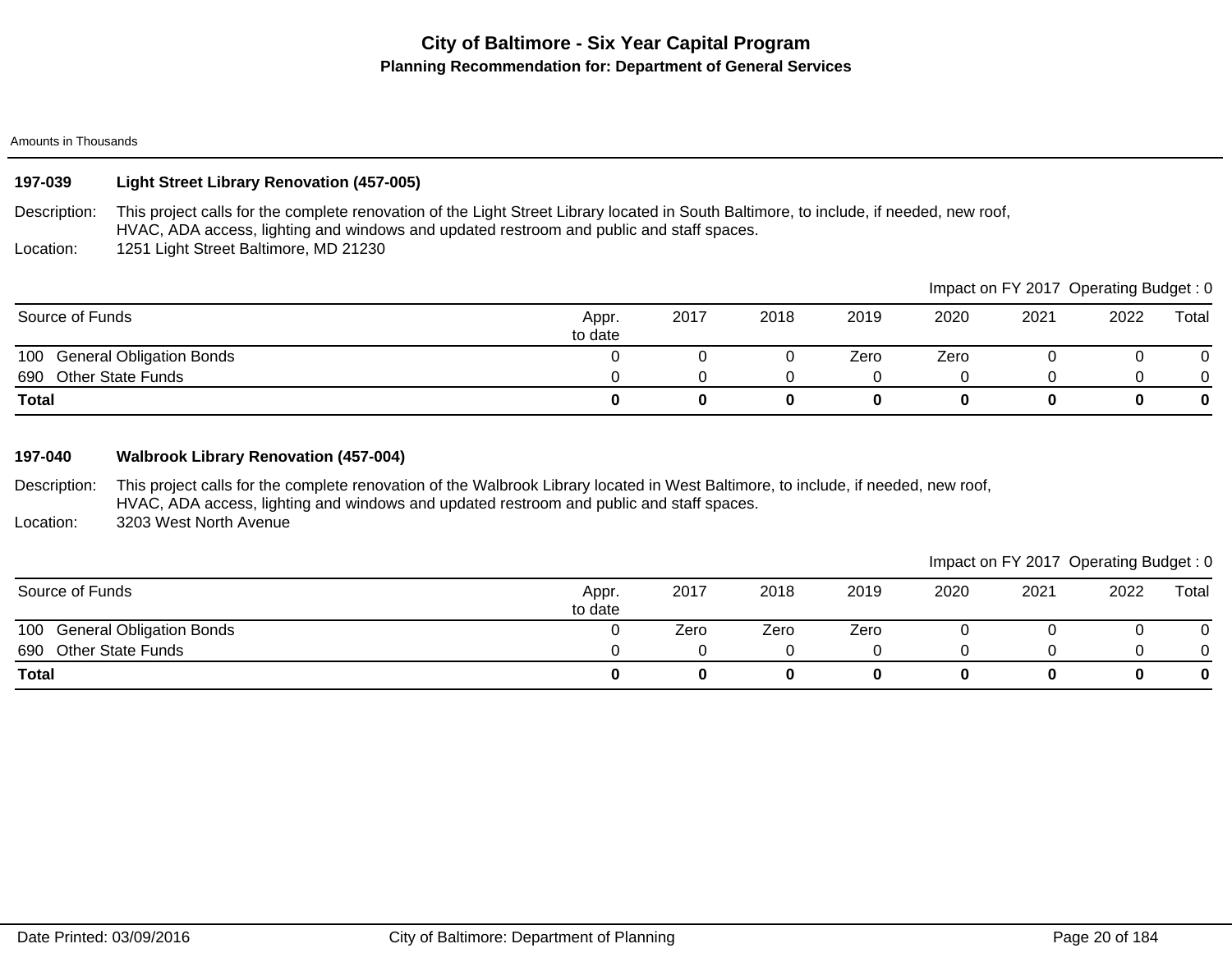# City of Baltimore - Six Year Capital Program

## Planning Recommendation for: Department of General Services

Amounts in Thousands

### 197-039 Light Street Library Renovation (457-005)

Description: This project calls for the complete renovation of the Light Street Library located in South Baltimore, to include, if needed, new roof, HVAC, ADA access, lighting and windows and updated restroom and public and staff spaces.

Location: 1251 Light Street Baltimore, MD 21230

Impact on FY 2017 Operating Budget : 0

| Source of Funds | Appr. to date | 2017 | 2018 | 2019 | 2020 | 2021 | 2022 | Total |
|---|---|---|---|---|---|---|---|---|
| 100 General Obligation Bonds | 0 | 0 | 0 | Zero | Zero | 0 | 0 | 0 |
| 690 Other State Funds | 0 | 0 | 0 | 0 | 0 | 0 | 0 | 0 |
| **Total** | **0** | **0** | **0** | **0** | **0** | **0** | **0** | **0** |

### 197-040 Walbrook Library Renovation (457-004)

Description: This project calls for the complete renovation of the Walbrook Library located in West Baltimore, to include, if needed, new roof, HVAC, ADA access, lighting and windows and updated restroom and public and staff spaces.

Location: 3203 West North Avenue

Impact on FY 2017 Operating Budget : 0

| Source of Funds | Appr. to date | 2017 | 2018 | 2019 | 2020 | 2021 | 2022 | Total |
|---|---|---|---|---|---|---|---|---|
| 100 General Obligation Bonds | 0 | Zero | Zero | Zero | 0 | 0 | 0 | 0 |
| 690 Other State Funds | 0 | 0 | 0 | 0 | 0 | 0 | 0 | 0 |
| **Total** | **0** | **0** | **0** | **0** | **0** | **0** | **0** | **0** |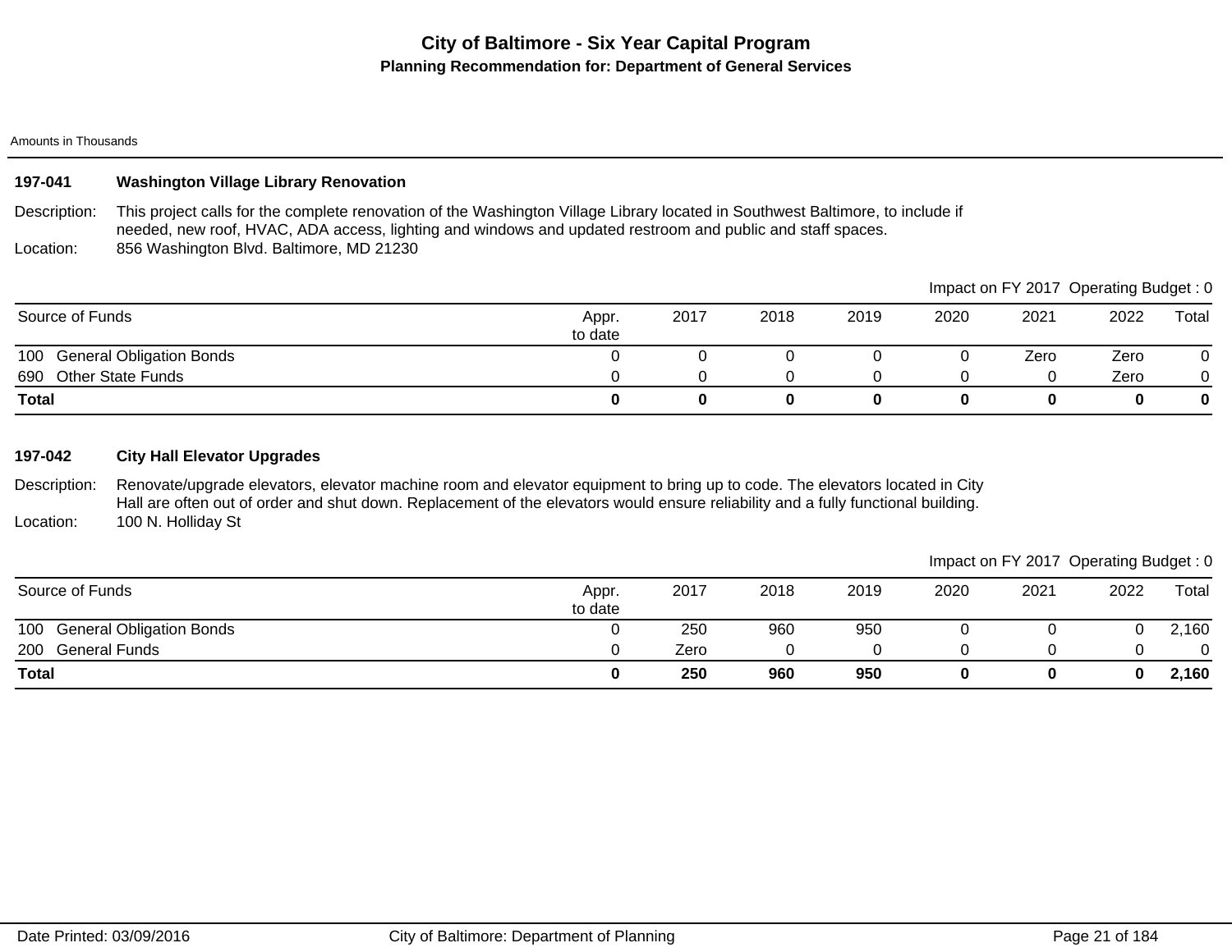# City of Baltimore - Six Year Capital Program

## Planning Recommendation for: Department of General Services

Amounts in Thousands

### 197-041 Washington Village Library Renovation

Description: This project calls for the complete renovation of the Washington Village Library located in Southwest Baltimore, to include if needed, new roof, HVAC, ADA access, lighting and windows and updated restroom and public and staff spaces.

Location: 856 Washington Blvd. Baltimore, MD 21230

Impact on FY 2017 Operating Budget : 0

| Source of Funds | Appr. to date | 2017 | 2018 | 2019 | 2020 | 2021 | 2022 | Total |
|---|---|---|---|---|---|---|---|---|
| 100 General Obligation Bonds | 0 | 0 | 0 | 0 | 0 | Zero | Zero | 0 |
| 690 Other State Funds | 0 | 0 | 0 | 0 | 0 | 0 | Zero | 0 |
| **Total** | **0** | **0** | **0** | **0** | **0** | **0** | **0** | **0** |

### 197-042 City Hall Elevator Upgrades

Description: Renovate/upgrade elevators, elevator machine room and elevator equipment to bring up to code. The elevators located in City Hall are often out of order and shut down. Replacement of the elevators would ensure reliability and a fully functional building.

Location: 100 N. Holliday St

Impact on FY 2017 Operating Budget : 0

| Source of Funds | Appr. to date | 2017 | 2018 | 2019 | 2020 | 2021 | 2022 | Total |
|---|---|---|---|---|---|---|---|---|
| 100 General Obligation Bonds | 0 | 250 | 960 | 950 | 0 | 0 | 0 | 2,160 |
| 200 General Funds | 0 | Zero | 0 | 0 | 0 | 0 | 0 | 0 |
| **Total** | **0** | **250** | **960** | **950** | **0** | **0** | **0** | **2,160** |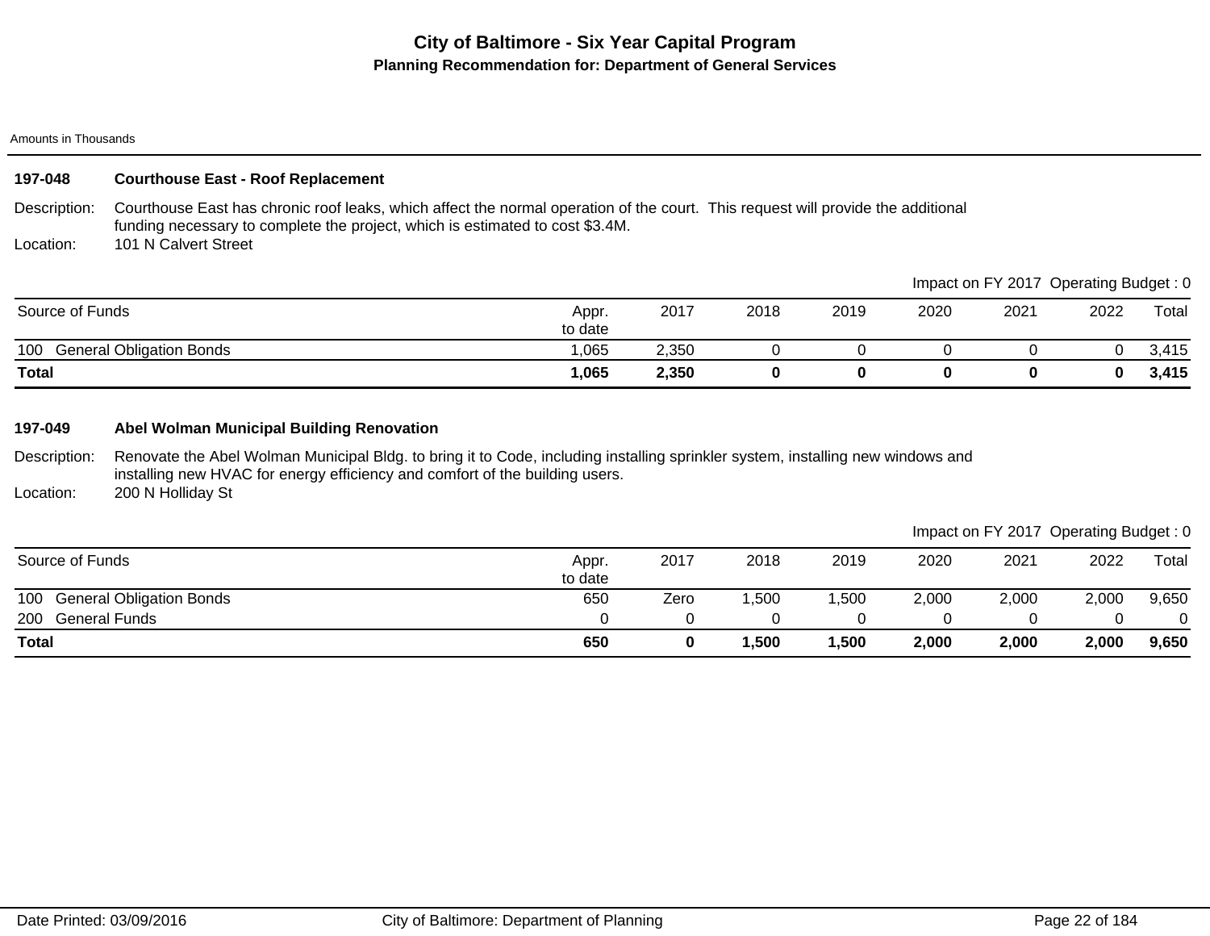# City of Baltimore - Six Year Capital Program

## Planning Recommendation for: Department of General Services

Amounts in Thousands

### 197-048 Courthouse East - Roof Replacement

Description: Courthouse East has chronic roof leaks, which affect the normal operation of the court. This request will provide the additional funding necessary to complete the project, which is estimated to cost $3.4M.

Location: 101 N Calvert Street

Impact on FY 2017 Operating Budget : 0

| Source of Funds | Appr. to date | 2017 | 2018 | 2019 | 2020 | 2021 | 2022 | Total |
|---|---|---|---|---|---|---|---|---|
| 100 General Obligation Bonds | 1,065 | 2,350 | 0 | 0 | 0 | 0 | 0 | 3,415 |
| **Total** | **1,065** | **2,350** | **0** | **0** | **0** | **0** | **0** | **3,415** |

### 197-049 Abel Wolman Municipal Building Renovation

Description: Renovate the Abel Wolman Municipal Bldg. to bring it to Code, including installing sprinkler system, installing new windows and installing new HVAC for energy efficiency and comfort of the building users.

Location: 200 N Holliday St

Impact on FY 2017 Operating Budget : 0

| Source of Funds | Appr. to date | 2017 | 2018 | 2019 | 2020 | 2021 | 2022 | Total |
|---|---|---|---|---|---|---|---|---|
| 100 General Obligation Bonds | 650 | Zero | 1,500 | 1,500 | 2,000 | 2,000 | 2,000 | 9,650 |
| 200 General Funds | 0 | 0 | 0 | 0 | 0 | 0 | 0 | 0 |
| **Total** | **650** | **0** | **1,500** | **1,500** | **2,000** | **2,000** | **2,000** | **9,650** |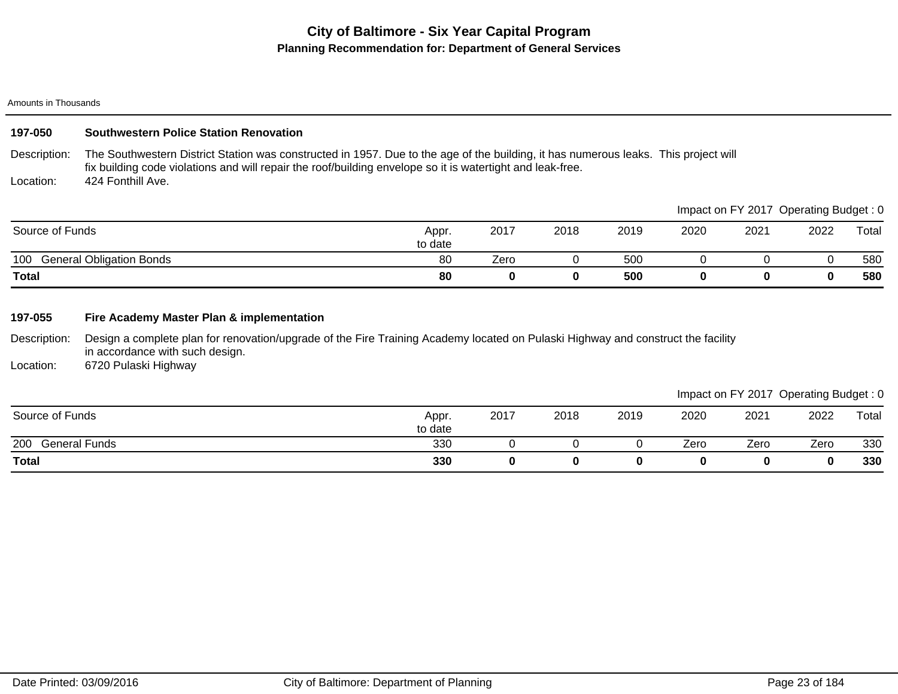# City of Baltimore - Six Year Capital Program

## Planning Recommendation for: Department of General Services

Amounts in Thousands

### 197-050 Southwestern Police Station Renovation

Description: The Southwestern District Station was constructed in 1957. Due to the age of the building, it has numerous leaks. This project will fix building code violations and will repair the roof/building envelope so it is watertight and leak-free.

Location: 424 Fonthill Ave.

Impact on FY 2017 Operating Budget : 0

| Source of Funds | Appr. to date | 2017 | 2018 | 2019 | 2020 | 2021 | 2022 | Total |
|---|---|---|---|---|---|---|---|---|
| 100 General Obligation Bonds | 80 | Zero | 0 | 500 | 0 | 0 | 0 | 580 |
| **Total** | **80** | **0** | **0** | **500** | **0** | **0** | **0** | **580** |

### 197-055 Fire Academy Master Plan & implementation

Description: Design a complete plan for renovation/upgrade of the Fire Training Academy located on Pulaski Highway and construct the facility in accordance with such design.

Location: 6720 Pulaski Highway

Impact on FY 2017 Operating Budget : 0

| Source of Funds | Appr. to date | 2017 | 2018 | 2019 | 2020 | 2021 | 2022 | Total |
|---|---|---|---|---|---|---|---|---|
| 200 General Funds | 330 | 0 | 0 | 0 | Zero | Zero | Zero | 330 |
| **Total** | **330** | **0** | **0** | **0** | **0** | **0** | **0** | **330** |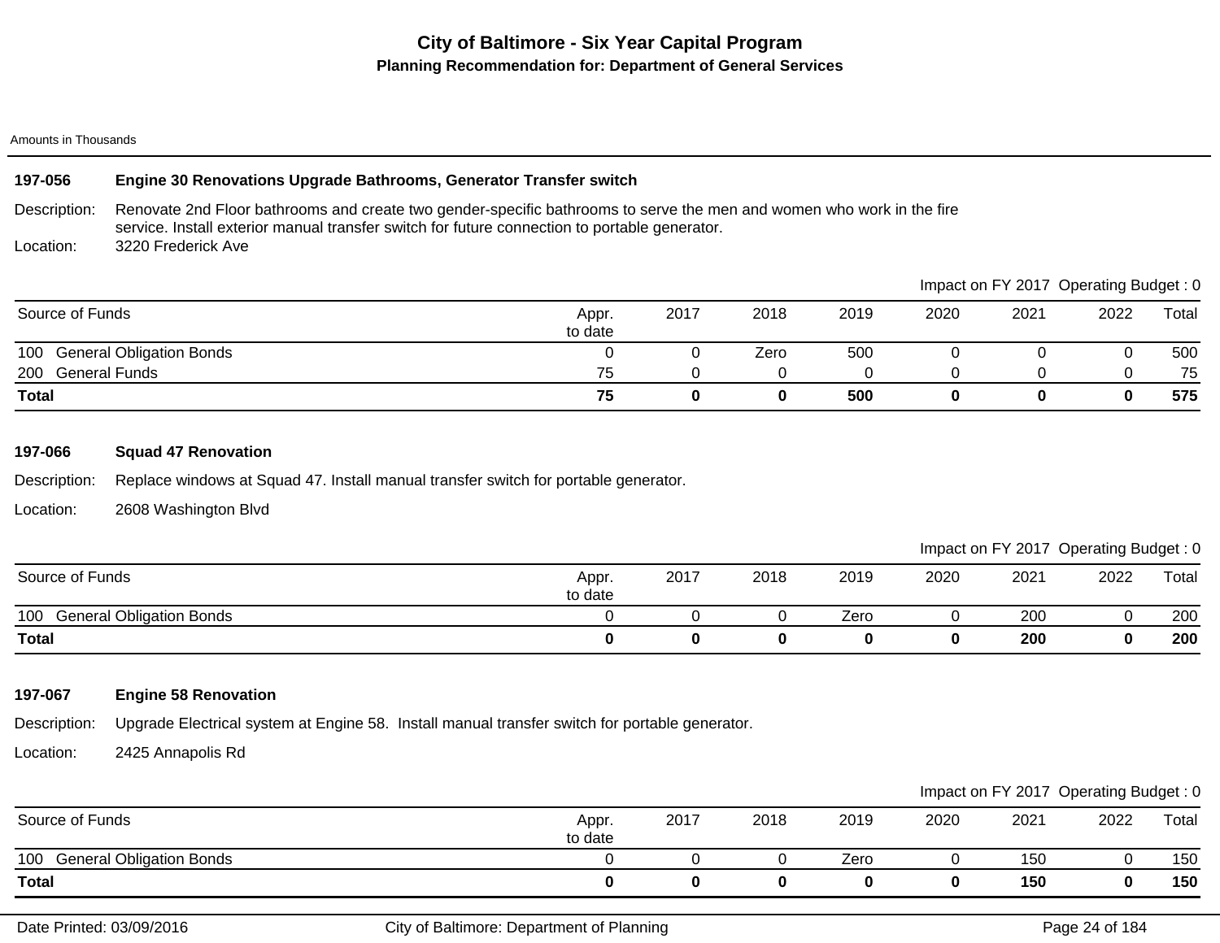# City of Baltimore - Six Year Capital Program

## Planning Recommendation for: Department of General Services

Amounts in Thousands

### 197-056 Engine 30 Renovations Upgrade Bathrooms, Generator Transfer switch

Description: Renovate 2nd Floor bathrooms and create two gender-specific bathrooms to serve the men and women who work in the fire service. Install exterior manual transfer switch for future connection to portable generator.

Location: 3220 Frederick Ave

Impact on FY 2017 Operating Budget : 0

| Source of Funds | Appr. to date | 2017 | 2018 | 2019 | 2020 | 2021 | 2022 | Total |
|---|---|---|---|---|---|---|---|---|
| 100 General Obligation Bonds | 0 | 0 | Zero | 500 | 0 | 0 | 0 | 500 |
| 200 General Funds | 75 | 0 | 0 | 0 | 0 | 0 | 0 | 75 |
| **Total** | **75** | **0** | **0** | **500** | **0** | **0** | **0** | **575** |

### 197-066 Squad 47 Renovation

Description: Replace windows at Squad 47. Install manual transfer switch for portable generator.

Location: 2608 Washington Blvd

Impact on FY 2017 Operating Budget : 0

| Source of Funds | Appr. to date | 2017 | 2018 | 2019 | 2020 | 2021 | 2022 | Total |
|---|---|---|---|---|---|---|---|---|
| 100 General Obligation Bonds | 0 | 0 | 0 | Zero | 0 | 200 | 0 | 200 |
| **Total** | **0** | **0** | **0** | **0** | **0** | **200** | **0** | **200** |

### 197-067 Engine 58 Renovation

Description: Upgrade Electrical system at Engine 58. Install manual transfer switch for portable generator.

Location: 2425 Annapolis Rd

Impact on FY 2017 Operating Budget : 0

| Source of Funds | Appr. to date | 2017 | 2018 | 2019 | 2020 | 2021 | 2022 | Total |
|---|---|---|---|---|---|---|---|---|
| 100 General Obligation Bonds | 0 | 0 | 0 | Zero | 0 | 150 | 0 | 150 |
| **Total** | **0** | **0** | **0** | **0** | **0** | **150** | **0** | **150** |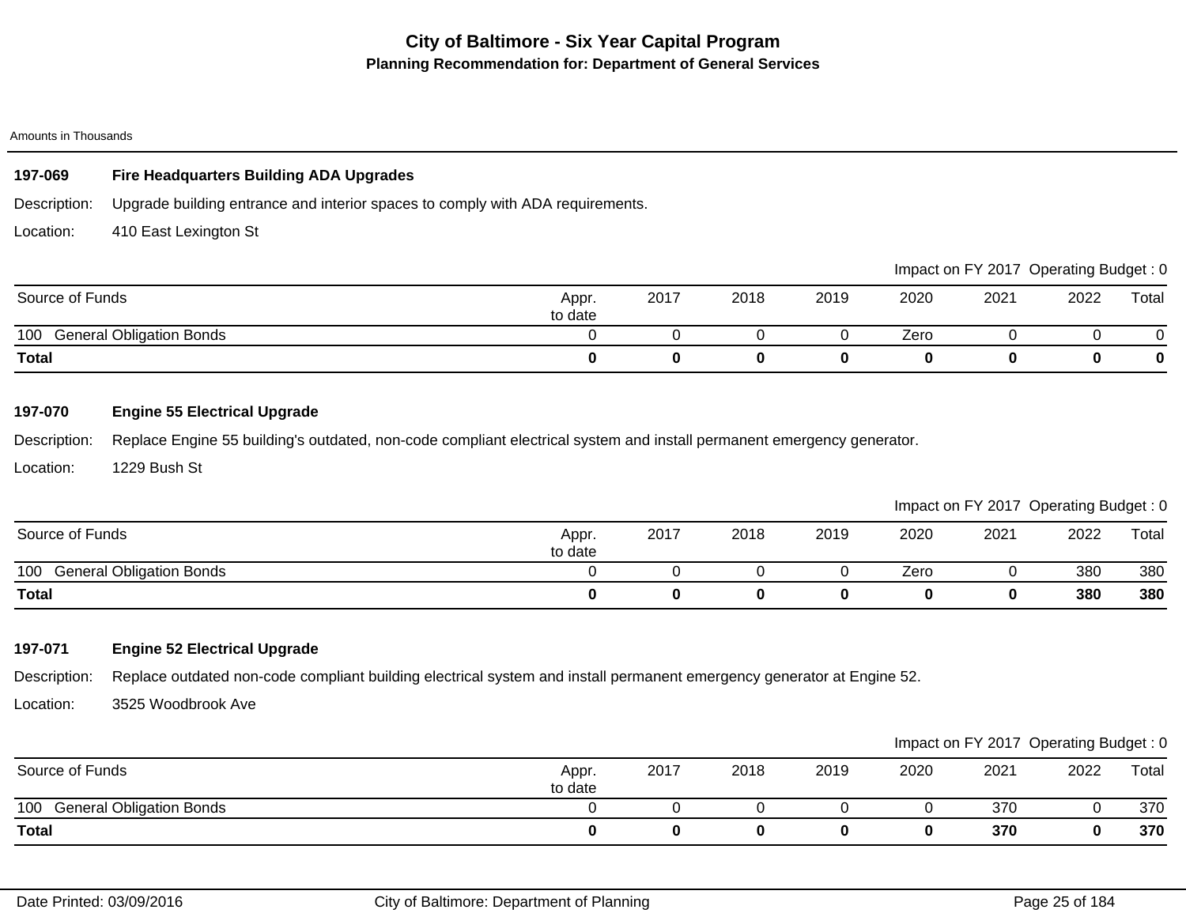# City of Baltimore - Six Year Capital Program

## Planning Recommendation for: Department of General Services

Amounts in Thousands

### 197-069 Fire Headquarters Building ADA Upgrades

Description: Upgrade building entrance and interior spaces to comply with ADA requirements.

Location: 410 East Lexington St

Impact on FY 2017 Operating Budget : 0

| Source of Funds | Appr. to date | 2017 | 2018 | 2019 | 2020 | 2021 | 2022 | Total |
|---|---|---|---|---|---|---|---|---|
| 100 General Obligation Bonds | 0 | 0 | 0 | 0 | Zero | 0 | 0 | 0 |
| **Total** | **0** | **0** | **0** | **0** | **0** | **0** | **0** | **0** |

### 197-070 Engine 55 Electrical Upgrade

Description: Replace Engine 55 building's outdated, non-code compliant electrical system and install permanent emergency generator.

Location: 1229 Bush St

Impact on FY 2017 Operating Budget : 0

| Source of Funds | Appr. to date | 2017 | 2018 | 2019 | 2020 | 2021 | 2022 | Total |
|---|---|---|---|---|---|---|---|---|
| 100 General Obligation Bonds | 0 | 0 | 0 | 0 | Zero | 0 | 380 | 380 |
| **Total** | **0** | **0** | **0** | **0** | **0** | **0** | **380** | **380** |

### 197-071 Engine 52 Electrical Upgrade

Description: Replace outdated non-code compliant building electrical system and install permanent emergency generator at Engine 52.

Location: 3525 Woodbrook Ave

Impact on FY 2017 Operating Budget : 0

| Source of Funds | Appr. to date | 2017 | 2018 | 2019 | 2020 | 2021 | 2022 | Total |
|---|---|---|---|---|---|---|---|---|
| 100 General Obligation Bonds | 0 | 0 | 0 | 0 | 0 | 370 | 0 | 370 |
| **Total** | **0** | **0** | **0** | **0** | **0** | **370** | **0** | **370** |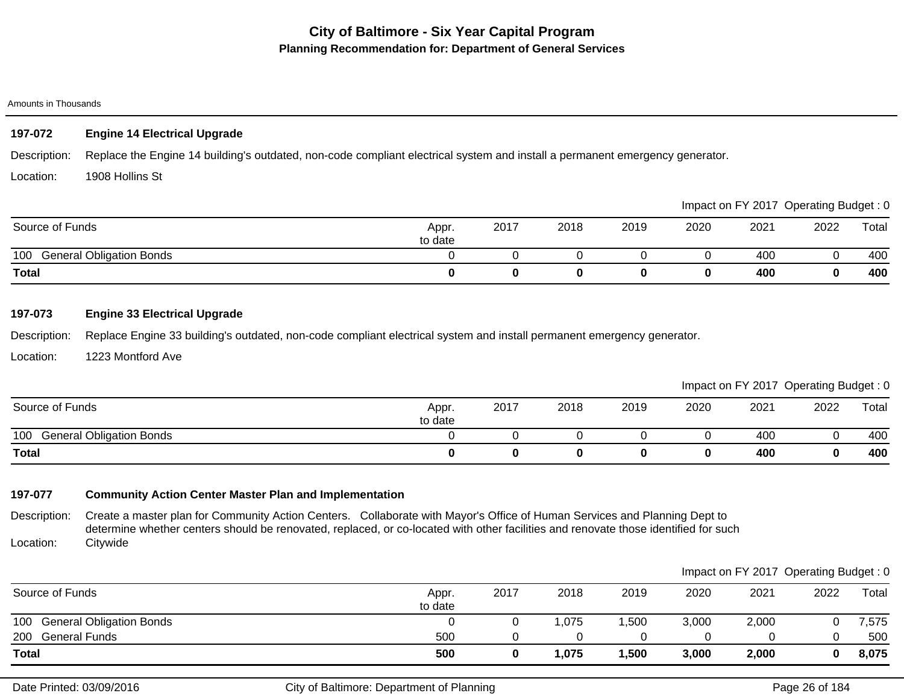# City of Baltimore - Six Year Capital Program

## Planning Recommendation for: Department of General Services

Amounts in Thousands

### 197-072 Engine 14 Electrical Upgrade

Description: Replace the Engine 14 building's outdated, non-code compliant electrical system and install a permanent emergency generator.

Location: 1908 Hollins St

Impact on FY 2017 Operating Budget : 0

| Source of Funds | Appr. to date | 2017 | 2018 | 2019 | 2020 | 2021 | 2022 | Total |
|---|---|---|---|---|---|---|---|---|
| 100 General Obligation Bonds | 0 | 0 | 0 | 0 | 0 | 400 | 0 | 400 |
| **Total** | **0** | **0** | **0** | **0** | **0** | **400** | **0** | **400** |

### 197-073 Engine 33 Electrical Upgrade

Description: Replace Engine 33 building's outdated, non-code compliant electrical system and install permanent emergency generator.

Location: 1223 Montford Ave

Impact on FY 2017 Operating Budget : 0

| Source of Funds | Appr. to date | 2017 | 2018 | 2019 | 2020 | 2021 | 2022 | Total |
|---|---|---|---|---|---|---|---|---|
| 100 General Obligation Bonds | 0 | 0 | 0 | 0 | 0 | 400 | 0 | 400 |
| **Total** | **0** | **0** | **0** | **0** | **0** | **400** | **0** | **400** |

### 197-077 Community Action Center Master Plan and Implementation

Description: Create a master plan for Community Action Centers. Collaborate with Mayor's Office of Human Services and Planning Dept to determine whether centers should be renovated, replaced, or co-located with other facilities and renovate those identified for such

Location: Citywide

Impact on FY 2017 Operating Budget : 0

| Source of Funds | Appr. to date | 2017 | 2018 | 2019 | 2020 | 2021 | 2022 | Total |
|---|---|---|---|---|---|---|---|---|
| 100 General Obligation Bonds | 0 | 0 | 1,075 | 1,500 | 3,000 | 2,000 | 0 | 7,575 |
| 200 General Funds | 500 | 0 | 0 | 0 | 0 | 0 | 0 | 500 |
| **Total** | **500** | **0** | **1,075** | **1,500** | **3,000** | **2,000** | **0** | **8,075** |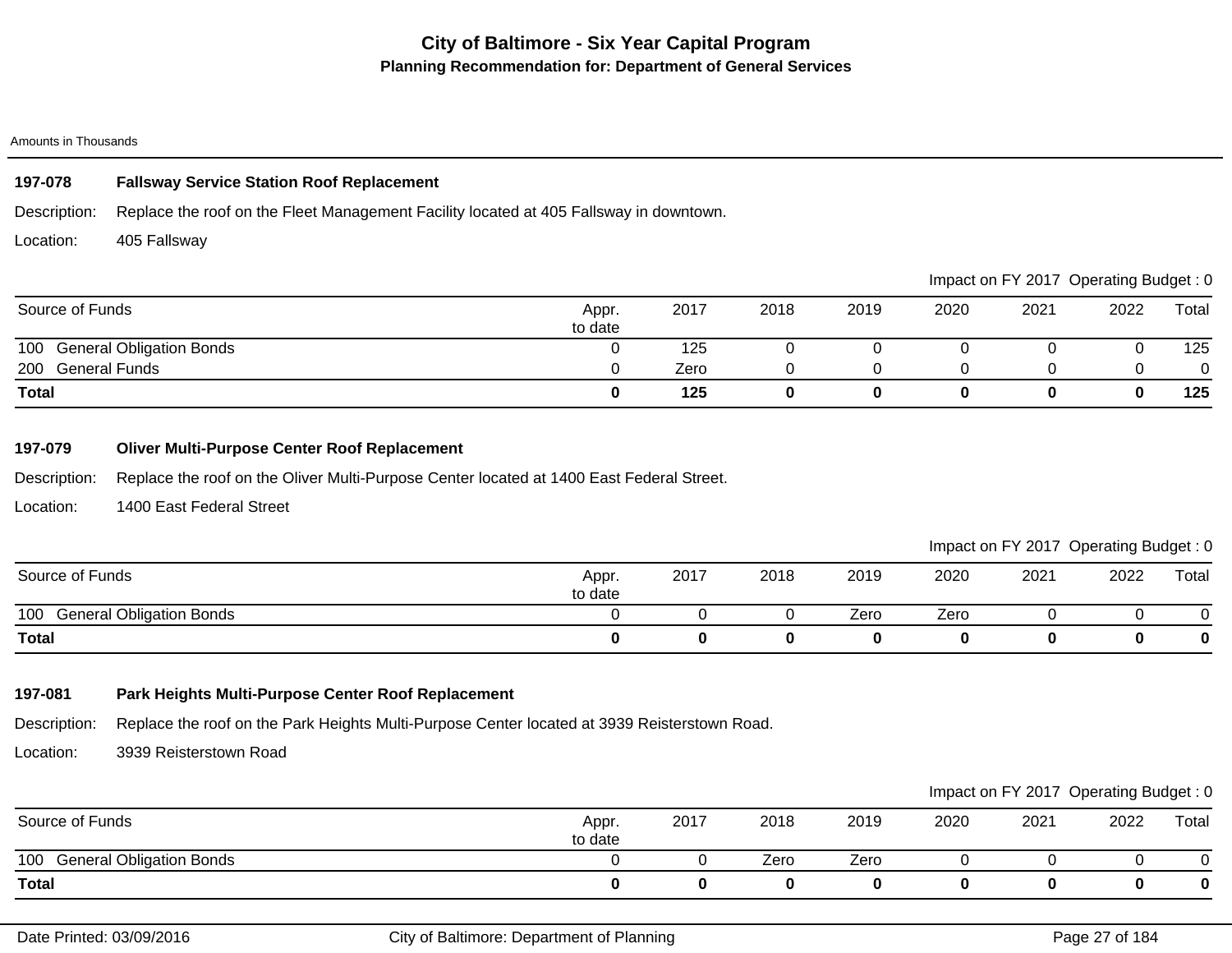# City of Baltimore - Six Year Capital Program

## Planning Recommendation for: Department of General Services

Amounts in Thousands

### 197-078 Fallsway Service Station Roof Replacement

Description: Replace the roof on the Fleet Management Facility located at 405 Fallsway in downtown.

Location: 405 Fallsway

Impact on FY 2017 Operating Budget : 0

| Source of Funds | Appr. to date | 2017 | 2018 | 2019 | 2020 | 2021 | 2022 | Total |
|---|---|---|---|---|---|---|---|---|
| 100 General Obligation Bonds | 0 | 125 | 0 | 0 | 0 | 0 | 0 | 125 |
| 200 General Funds | 0 | Zero | 0 | 0 | 0 | 0 | 0 | 0 |
| **Total** | **0** | **125** | **0** | **0** | **0** | **0** | **0** | **125** |

### 197-079 Oliver Multi-Purpose Center Roof Replacement

Description: Replace the roof on the Oliver Multi-Purpose Center located at 1400 East Federal Street.

Location: 1400 East Federal Street

Impact on FY 2017 Operating Budget : 0

| Source of Funds | Appr. to date | 2017 | 2018 | 2019 | 2020 | 2021 | 2022 | Total |
|---|---|---|---|---|---|---|---|---|
| 100 General Obligation Bonds | 0 | 0 | 0 | Zero | Zero | 0 | 0 | 0 |
| **Total** | **0** | **0** | **0** | **0** | **0** | **0** | **0** | **0** |

### 197-081 Park Heights Multi-Purpose Center Roof Replacement

Description: Replace the roof on the Park Heights Multi-Purpose Center located at 3939 Reisterstown Road.

Location: 3939 Reisterstown Road

Impact on FY 2017 Operating Budget : 0

| Source of Funds | Appr. to date | 2017 | 2018 | 2019 | 2020 | 2021 | 2022 | Total |
|---|---|---|---|---|---|---|---|---|
| 100 General Obligation Bonds | 0 | 0 | Zero | Zero | 0 | 0 | 0 | 0 |
| **Total** | **0** | **0** | **0** | **0** | **0** | **0** | **0** | **0** |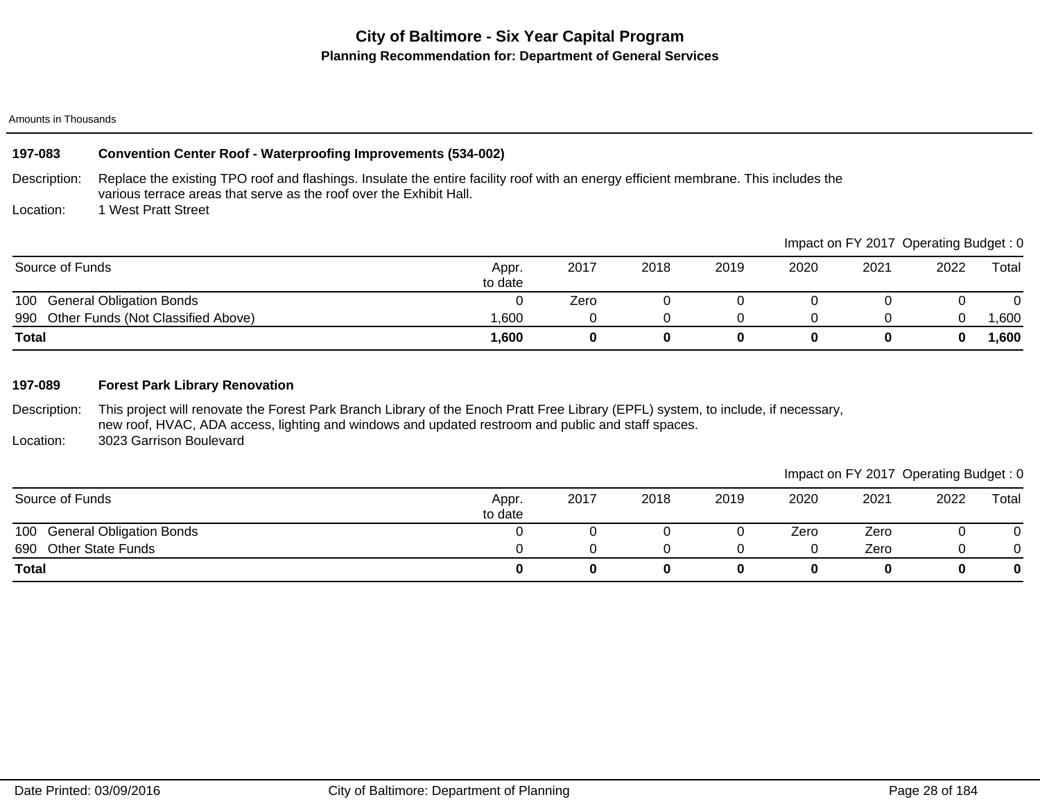# City of Baltimore - Six Year Capital Program

## Planning Recommendation for: Department of General Services

Amounts in Thousands

### 197-083 Convention Center Roof - Waterproofing Improvements (534-002)

Description: Replace the existing TPO roof and flashings. Insulate the entire facility roof with an energy efficient membrane. This includes the various terrace areas that serve as the roof over the Exhibit Hall.

Location: 1 West Pratt Street

Impact on FY 2017 Operating Budget : 0

| Source of Funds | Appr. to date | 2017 | 2018 | 2019 | 2020 | 2021 | 2022 | Total |
|---|---|---|---|---|---|---|---|---|
| 100 General Obligation Bonds | 0 | Zero | 0 | 0 | 0 | 0 | 0 | 0 |
| 990 Other Funds (Not Classified Above) | 1,600 | 0 | 0 | 0 | 0 | 0 | 0 | 1,600 |
| **Total** | **1,600** | **0** | **0** | **0** | **0** | **0** | **0** | **1,600** |

### 197-089 Forest Park Library Renovation

Description: This project will renovate the Forest Park Branch Library of the Enoch Pratt Free Library (EPFL) system, to include, if necessary, new roof, HVAC, ADA access, lighting and windows and updated restroom and public and staff spaces.

Location: 3023 Garrison Boulevard

Impact on FY 2017 Operating Budget : 0

| Source of Funds | Appr. to date | 2017 | 2018 | 2019 | 2020 | 2021 | 2022 | Total |
|---|---|---|---|---|---|---|---|---|
| 100 General Obligation Bonds | 0 | 0 | 0 | 0 | Zero | Zero | 0 | 0 |
| 690 Other State Funds | 0 | 0 | 0 | 0 | 0 | Zero | 0 | 0 |
| **Total** | **0** | **0** | **0** | **0** | **0** | **0** | **0** | **0** |

Date Printed: 03/09/2016 City of Baltimore: Department of Planning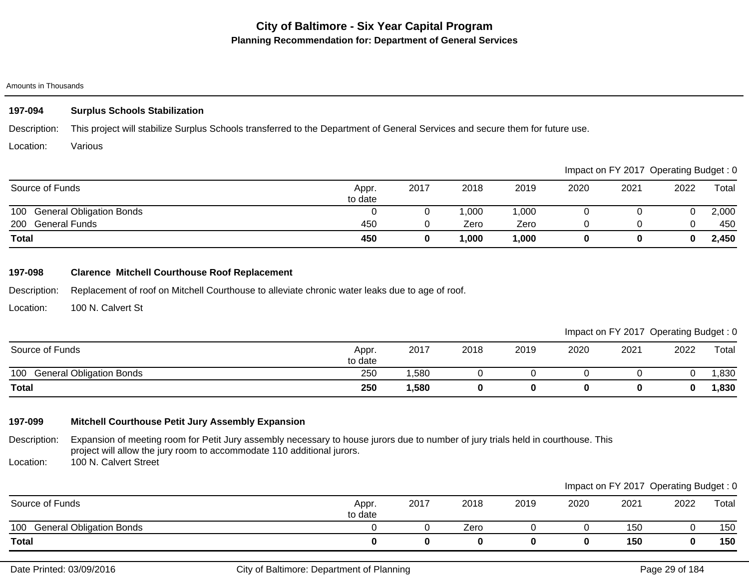# City of Baltimore - Six Year Capital Program

## Planning Recommendation for: Department of General Services

Amounts in Thousands

### 197-094 Surplus Schools Stabilization

Description: This project will stabilize Surplus Schools transferred to the Department of General Services and secure them for future use.

Location: Various

Impact on FY 2017 Operating Budget : 0

| Source of Funds | Appr. to date | 2017 | 2018 | 2019 | 2020 | 2021 | 2022 | Total |
|---|---|---|---|---|---|---|---|---|
| 100 General Obligation Bonds | 0 | 0 | 1,000 | 1,000 | 0 | 0 | 0 | 2,000 |
| 200 General Funds | 450 | 0 | Zero | Zero | 0 | 0 | 0 | 450 |
| **Total** | **450** | **0** | **1,000** | **1,000** | **0** | **0** | **0** | **2,450** |

### 197-098 Clarence Mitchell Courthouse Roof Replacement

Description: Replacement of roof on Mitchell Courthouse to alleviate chronic water leaks due to age of roof.

Location: 100 N. Calvert St

Impact on FY 2017 Operating Budget : 0

| Source of Funds | Appr. to date | 2017 | 2018 | 2019 | 2020 | 2021 | 2022 | Total |
|---|---|---|---|---|---|---|---|---|
| 100 General Obligation Bonds | 250 | 1,580 | 0 | 0 | 0 | 0 | 0 | 1,830 |
| **Total** | **250** | **1,580** | **0** | **0** | **0** | **0** | **0** | **1,830** |

### 197-099 Mitchell Courthouse Petit Jury Assembly Expansion

Description: Expansion of meeting room for Petit Jury assembly necessary to house jurors due to number of jury trials held in courthouse. This project will allow the jury room to accommodate 110 additional jurors.

Location: 100 N. Calvert Street

Impact on FY 2017 Operating Budget : 0

| Source of Funds | Appr. to date | 2017 | 2018 | 2019 | 2020 | 2021 | 2022 | Total |
|---|---|---|---|---|---|---|---|---|
| 100 General Obligation Bonds | 0 | 0 | Zero | 0 | 0 | 150 | 0 | 150 |
| **Total** | **0** | **0** | **0** | **0** | **0** | **150** | **0** | **150** |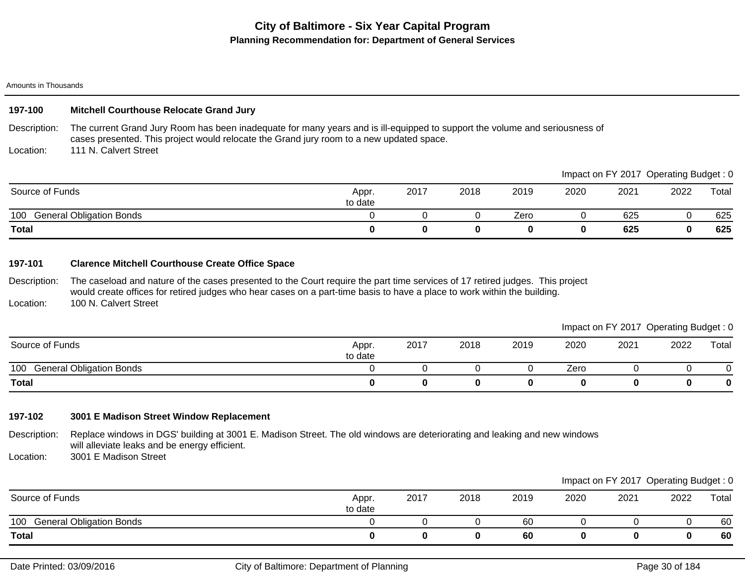# City of Baltimore - Six Year Capital Program

## Planning Recommendation for: Department of General Services

Amounts in Thousands

### 197-100 Mitchell Courthouse Relocate Grand Jury

Description: The current Grand Jury Room has been inadequate for many years and is ill-equipped to support the volume and seriousness of cases presented. This project would relocate the Grand jury room to a new updated space.

Location: 111 N. Calvert Street

Impact on FY 2017 Operating Budget : 0

| Source of Funds | Appr. to date | 2017 | 2018 | 2019 | 2020 | 2021 | 2022 | Total |
|---|---|---|---|---|---|---|---|---|
| 100 General Obligation Bonds | 0 | 0 | 0 | Zero | 0 | 625 | 0 | 625 |
| **Total** | **0** | **0** | **0** | **0** | **0** | **625** | **0** | **625** |

### 197-101 Clarence Mitchell Courthouse Create Office Space

Description: The caseload and nature of the cases presented to the Court require the part time services of 17 retired judges. This project would create offices for retired judges who hear cases on a part-time basis to have a place to work within the building.

Location: 100 N. Calvert Street

Impact on FY 2017 Operating Budget : 0

| Source of Funds | Appr. to date | 2017 | 2018 | 2019 | 2020 | 2021 | 2022 | Total |
|---|---|---|---|---|---|---|---|---|
| 100 General Obligation Bonds | 0 | 0 | 0 | 0 | Zero | 0 | 0 | 0 |
| **Total** | **0** | **0** | **0** | **0** | **0** | **0** | **0** | **0** |

### 197-102 3001 E Madison Street Window Replacement

Description: Replace windows in DGS' building at 3001 E. Madison Street. The old windows are deteriorating and leaking and new windows will alleviate leaks and be energy efficient.

Location: 3001 E Madison Street

Impact on FY 2017 Operating Budget : 0

| Source of Funds | Appr. to date | 2017 | 2018 | 2019 | 2020 | 2021 | 2022 | Total |
|---|---|---|---|---|---|---|---|---|
| 100 General Obligation Bonds | 0 | 0 | 0 | 60 | 0 | 0 | 0 | 60 |
| **Total** | **0** | **0** | **0** | **60** | **0** | **0** | **0** | **60** |

Date Printed: 03/09/2016 City of Baltimore: Department of Planning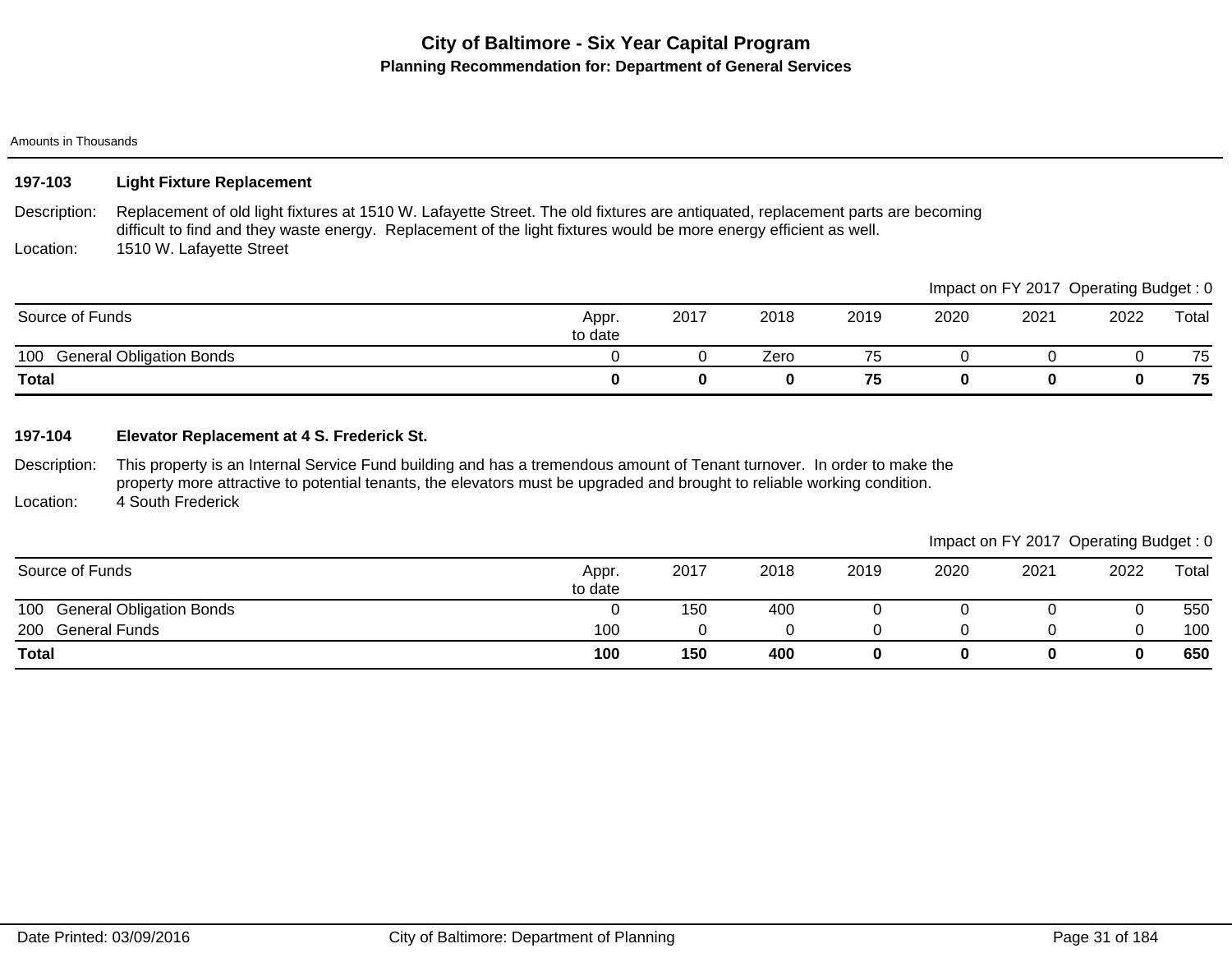# City of Baltimore - Six Year Capital Program

## Planning Recommendation for: Department of General Services

Amounts in Thousands

### 197-103 Light Fixture Replacement

Description: Replacement of old light fixtures at 1510 W. Lafayette Street. The old fixtures are antiquated, replacement parts are becoming difficult to find and they waste energy. Replacement of the light fixtures would be more energy efficient as well.

Location: 1510 W. Lafayette Street

Impact on FY 2017 Operating Budget : 0

| Source of Funds | Appr. to date | 2017 | 2018 | 2019 | 2020 | 2021 | 2022 | Total |
|---|---|---|---|---|---|---|---|---|
| 100 General Obligation Bonds | 0 | 0 | Zero | 75 | 0 | 0 | 0 | 75 |
| **Total** | **0** | **0** | **0** | **75** | **0** | **0** | **0** | **75** |

### 197-104 Elevator Replacement at 4 S. Frederick St.

Description: This property is an Internal Service Fund building and has a tremendous amount of Tenant turnover. In order to make the property more attractive to potential tenants, the elevators must be upgraded and brought to reliable working condition.

Location: 4 South Frederick

Impact on FY 2017 Operating Budget : 0

| Source of Funds | Appr. to date | 2017 | 2018 | 2019 | 2020 | 2021 | 2022 | Total |
|---|---|---|---|---|---|---|---|---|
| 100 General Obligation Bonds | 0 | 150 | 400 | 0 | 0 | 0 | 0 | 550 |
| 200 General Funds | 100 | 0 | 0 | 0 | 0 | 0 | 0 | 100 |
| **Total** | **100** | **150** | **400** | **0** | **0** | **0** | **0** | **650** |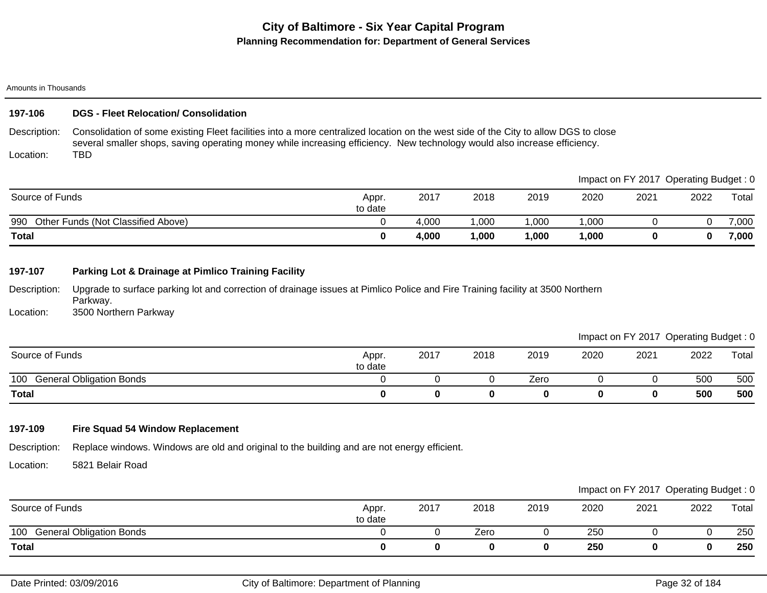# City of Baltimore - Six Year Capital Program

## Planning Recommendation for: Department of General Services

Amounts in Thousands

### 197-106 DGS - Fleet Relocation/ Consolidation

Description: Consolidation of some existing Fleet facilities into a more centralized location on the west side of the City to allow DGS to close several smaller shops, saving operating money while increasing efficiency. New technology would also increase efficiency.

Location: TBD

Impact on FY 2017 Operating Budget : 0

| Source of Funds | Appr. to date | 2017 | 2018 | 2019 | 2020 | 2021 | 2022 | Total |
|---|---|---|---|---|---|---|---|---|
| 990 Other Funds (Not Classified Above) | 0 | 4,000 | 1,000 | 1,000 | 1,000 | 0 | 0 | 7,000 |
| **Total** | **0** | **4,000** | **1,000** | **1,000** | **1,000** | **0** | **0** | **7,000** |

### 197-107 Parking Lot & Drainage at Pimlico Training Facility

Description: Upgrade to surface parking lot and correction of drainage issues at Pimlico Police and Fire Training facility at 3500 Northern Parkway.

Location: 3500 Northern Parkway

Impact on FY 2017 Operating Budget : 0

| Source of Funds | Appr. to date | 2017 | 2018 | 2019 | 2020 | 2021 | 2022 | Total |
|---|---|---|---|---|---|---|---|---|
| 100 General Obligation Bonds | 0 | 0 | 0 | Zero | 0 | 0 | 500 | 500 |
| **Total** | **0** | **0** | **0** | **0** | **0** | **0** | **500** | **500** |

### 197-109 Fire Squad 54 Window Replacement

Description: Replace windows. Windows are old and original to the building and are not energy efficient.

Location: 5821 Belair Road

Impact on FY 2017 Operating Budget : 0

| Source of Funds | Appr. to date | 2017 | 2018 | 2019 | 2020 | 2021 | 2022 | Total |
|---|---|---|---|---|---|---|---|---|
| 100 General Obligation Bonds | 0 | 0 | Zero | 0 | 250 | 0 | 0 | 250 |
| **Total** | **0** | **0** | **0** | **0** | **250** | **0** | **0** | **250** |

Date Printed: 03/09/2016 City of Baltimore: Department of Planning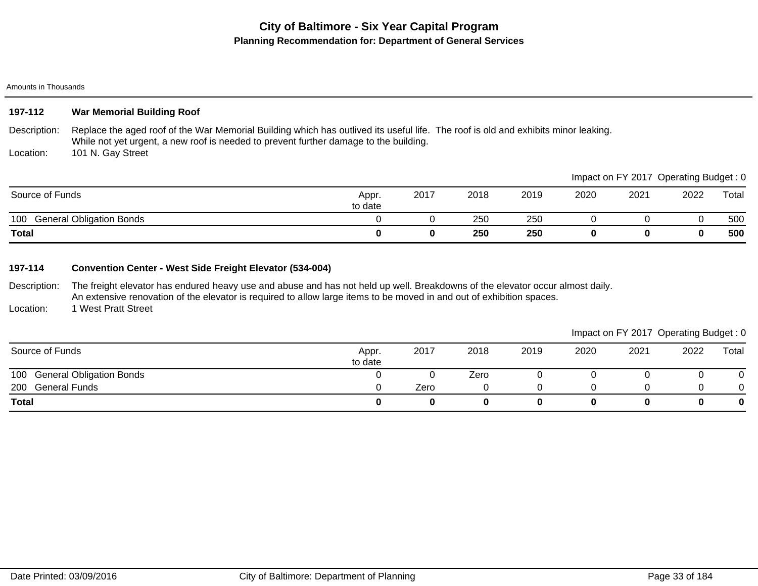# City of Baltimore - Six Year Capital Program

## Planning Recommendation for: Department of General Services

Amounts in Thousands

### 197-112 War Memorial Building Roof

Description: Replace the aged roof of the War Memorial Building which has outlived its useful life. The roof is old and exhibits minor leaking. While not yet urgent, a new roof is needed to prevent further damage to the building.

Location: 101 N. Gay Street

Impact on FY 2017 Operating Budget : 0

| Source of Funds | Appr. to date | 2017 | 2018 | 2019 | 2020 | 2021 | 2022 | Total |
|---|---|---|---|---|---|---|---|---|
| 100 General Obligation Bonds | 0 | 0 | 250 | 250 | 0 | 0 | 0 | 500 |
| **Total** | **0** | **0** | **250** | **250** | **0** | **0** | **0** | **500** |

### 197-114 Convention Center - West Side Freight Elevator (534-004)

Description: The freight elevator has endured heavy use and abuse and has not held up well. Breakdowns of the elevator occur almost daily. An extensive renovation of the elevator is required to allow large items to be moved in and out of exhibition spaces.

Location: 1 West Pratt Street

Impact on FY 2017 Operating Budget : 0

| Source of Funds | Appr. to date | 2017 | 2018 | 2019 | 2020 | 2021 | 2022 | Total |
|---|---|---|---|---|---|---|---|---|
| 100 General Obligation Bonds | 0 | 0 | Zero | 0 | 0 | 0 | 0 | 0 |
| 200 General Funds | 0 | Zero | 0 | 0 | 0 | 0 | 0 | 0 |
| **Total** | **0** | **0** | **0** | **0** | **0** | **0** | **0** | **0** |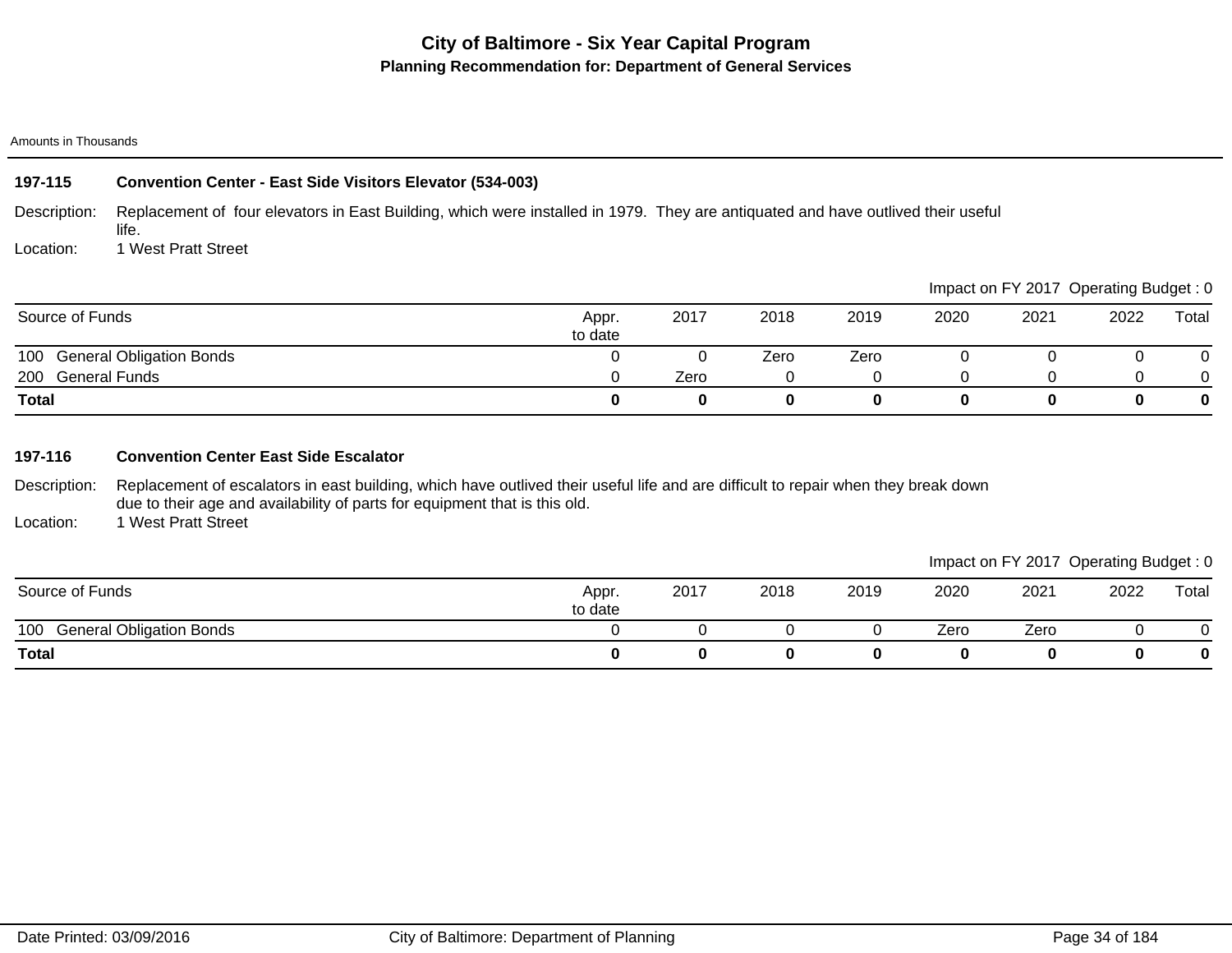# City of Baltimore - Six Year Capital Program

## Planning Recommendation for: Department of General Services

Amounts in Thousands

### 197-115 Convention Center - East Side Visitors Elevator (534-003)

Description: Replacement of four elevators in East Building, which were installed in 1979. They are antiquated and have outlived their useful life.

Location: 1 West Pratt Street

Impact on FY 2017 Operating Budget : 0

| Source of Funds | Appr. to date | 2017 | 2018 | 2019 | 2020 | 2021 | 2022 | Total |
|---|---|---|---|---|---|---|---|---|
| 100 General Obligation Bonds | 0 | 0 | Zero | Zero | 0 | 0 | 0 | 0 |
| 200 General Funds | 0 | Zero | 0 | 0 | 0 | 0 | 0 | 0 |
| **Total** | **0** | **0** | **0** | **0** | **0** | **0** | **0** | **0** |

### 197-116 Convention Center East Side Escalator

Description: Replacement of escalators in east building, which have outlived their useful life and are difficult to repair when they break down due to their age and availability of parts for equipment that is this old.

Location: 1 West Pratt Street

Impact on FY 2017 Operating Budget : 0

| Source of Funds | Appr. to date | 2017 | 2018 | 2019 | 2020 | 2021 | 2022 | Total |
|---|---|---|---|---|---|---|---|---|
| 100 General Obligation Bonds | 0 | 0 | 0 | 0 | Zero | Zero | 0 | 0 |
| **Total** | **0** | **0** | **0** | **0** | **0** | **0** | **0** | **0** |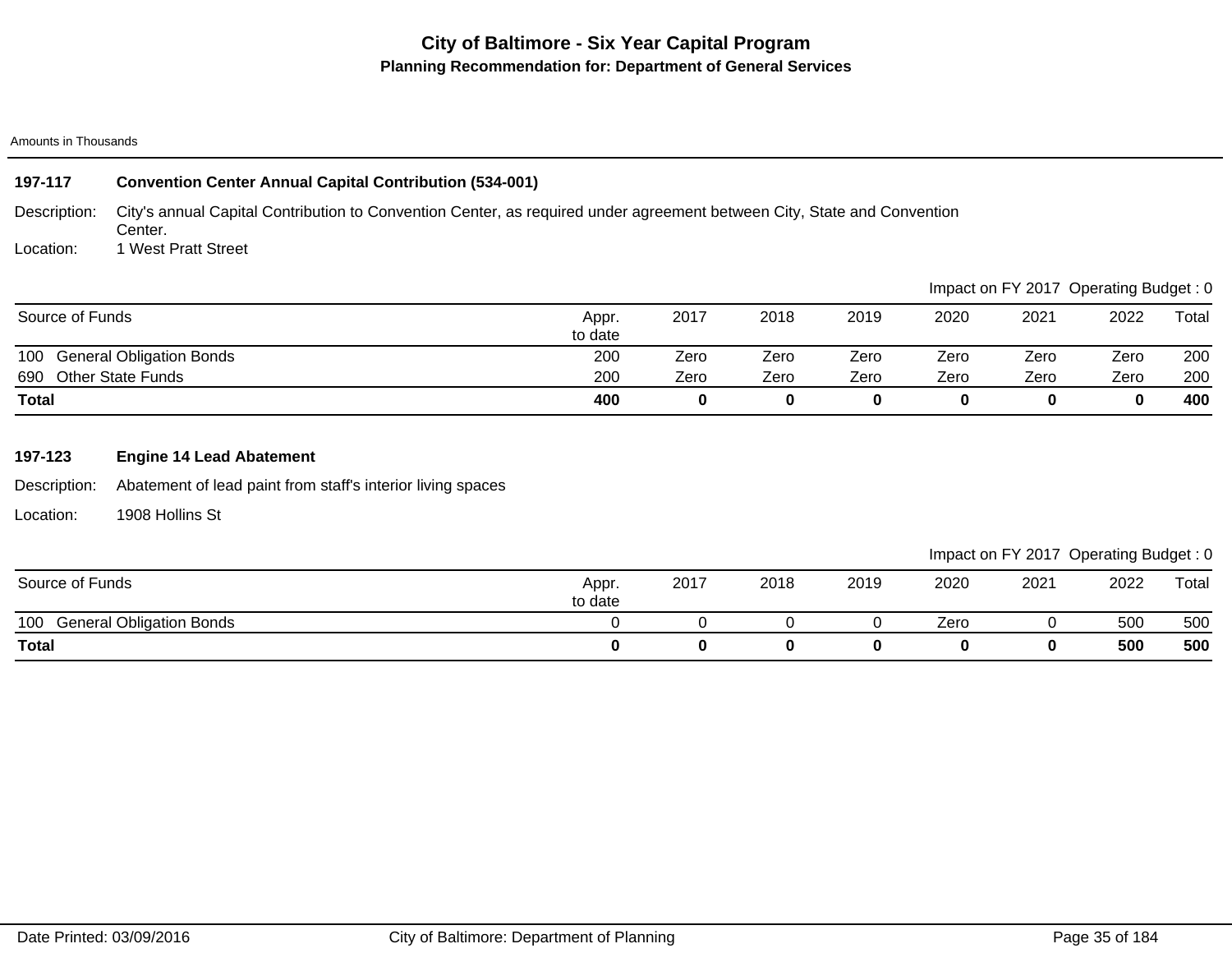# City of Baltimore - Six Year Capital Program

## Planning Recommendation for: Department of General Services

Amounts in Thousands

### 197-117 Convention Center Annual Capital Contribution (534-001)

Description: City's annual Capital Contribution to Convention Center, as required under agreement between City, State and Convention Center.

Location: 1 West Pratt Street

Impact on FY 2017 Operating Budget : 0

| Source of Funds | Appr. to date | 2017 | 2018 | 2019 | 2020 | 2021 | 2022 | Total |
|---|---|---|---|---|---|---|---|---|
| 100 General Obligation Bonds | 200 | Zero | Zero | Zero | Zero | Zero | Zero | 200 |
| 690 Other State Funds | 200 | Zero | Zero | Zero | Zero | Zero | Zero | 200 |
| **Total** | **400** | **0** | **0** | **0** | **0** | **0** | **0** | **400** |

### 197-123 Engine 14 Lead Abatement

Description: Abatement of lead paint from staff's interior living spaces

Location: 1908 Hollins St

Impact on FY 2017 Operating Budget : 0

| Source of Funds | Appr. to date | 2017 | 2018 | 2019 | 2020 | 2021 | 2022 | Total |
|---|---|---|---|---|---|---|---|---|
| 100 General Obligation Bonds | 0 | 0 | 0 | 0 | Zero | 0 | 500 | 500 |
| **Total** | **0** | **0** | **0** | **0** | **0** | **0** | **500** | **500** |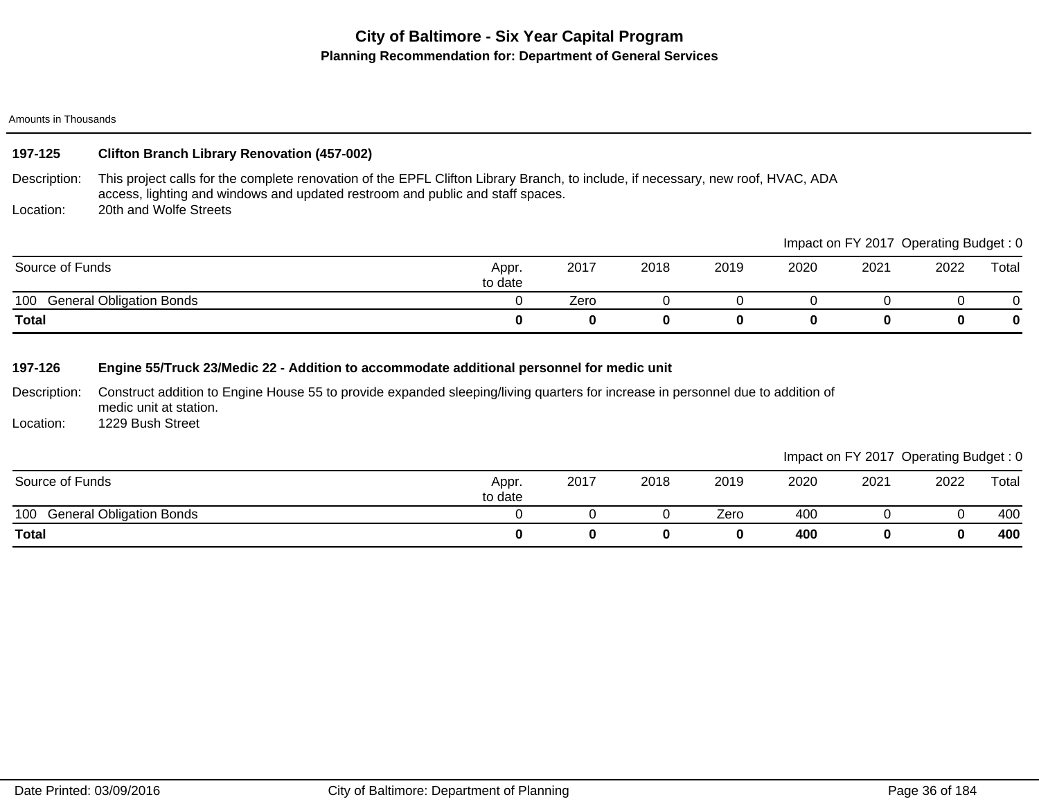# City of Baltimore - Six Year Capital Program

## Planning Recommendation for: Department of General Services

Amounts in Thousands

### 197-125 Clifton Branch Library Renovation (457-002)

Description: This project calls for the complete renovation of the EPFL Clifton Library Branch, to include, if necessary, new roof, HVAC, ADA access, lighting and windows and updated restroom and public and staff spaces.

Location: 20th and Wolfe Streets

Impact on FY 2017 Operating Budget : 0

| Source of Funds | Appr. to date | 2017 | 2018 | 2019 | 2020 | 2021 | 2022 | Total |
|---|---|---|---|---|---|---|---|---|
| 100 General Obligation Bonds | 0 | Zero | 0 | 0 | 0 | 0 | 0 | 0 |
| **Total** | **0** | **0** | **0** | **0** | **0** | **0** | **0** | **0** |

### 197-126 Engine 55/Truck 23/Medic 22 - Addition to accommodate additional personnel for medic unit

Description: Construct addition to Engine House 55 to provide expanded sleeping/living quarters for increase in personnel due to addition of medic unit at station.

Location: 1229 Bush Street

Impact on FY 2017 Operating Budget : 0

| Source of Funds | Appr. to date | 2017 | 2018 | 2019 | 2020 | 2021 | 2022 | Total |
|---|---|---|---|---|---|---|---|---|
| 100 General Obligation Bonds | 0 | 0 | 0 | Zero | 400 | 0 | 0 | 400 |
| **Total** | **0** | **0** | **0** | **0** | **400** | **0** | **0** | **400** |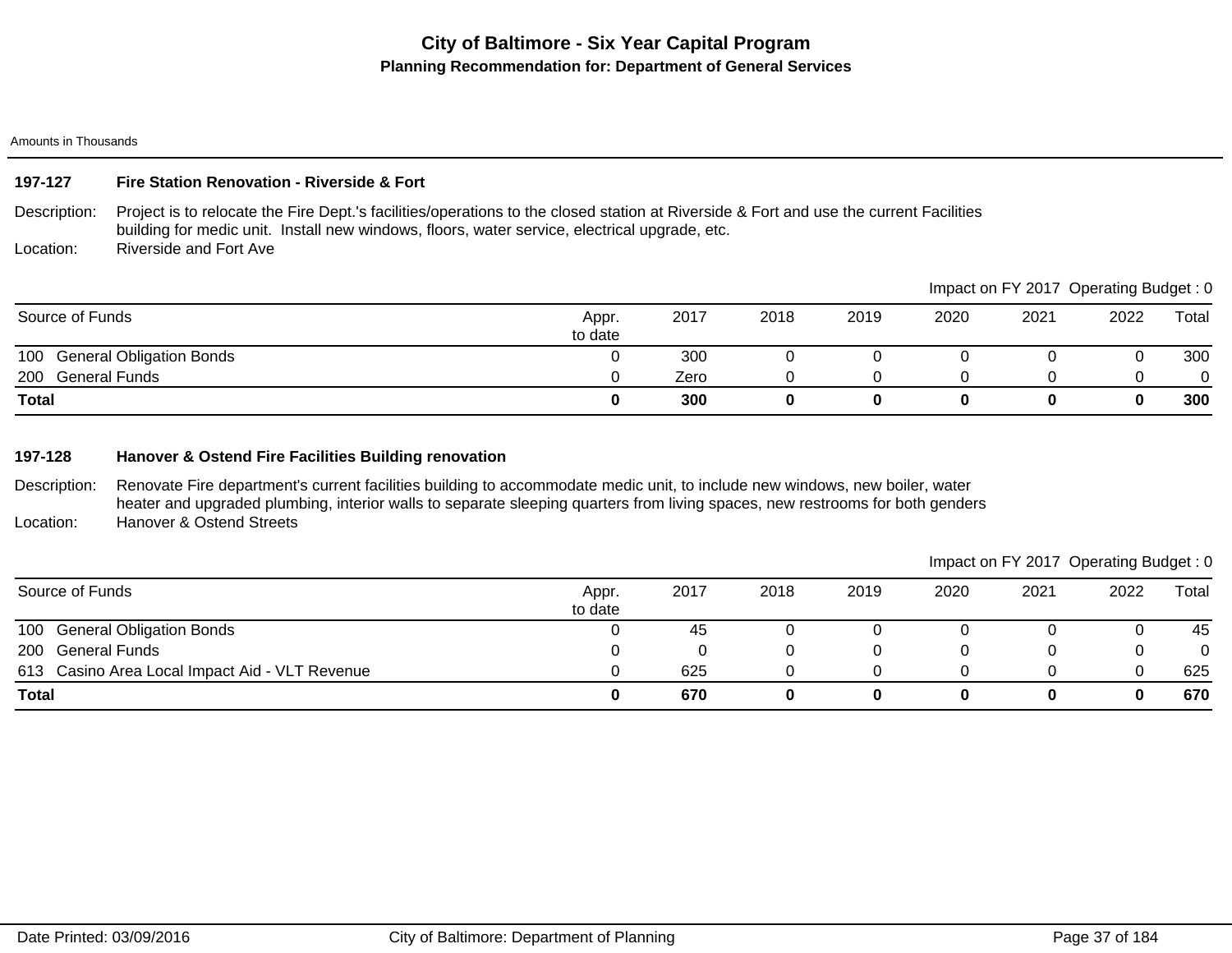# City of Baltimore - Six Year Capital Program

## Planning Recommendation for: Department of General Services

Amounts in Thousands

### 197-127 Fire Station Renovation - Riverside & Fort

**Description:** Project is to relocate the Fire Dept.'s facilities/operations to the closed station at Riverside & Fort and use the current Facilities building for medic unit. Install new windows, floors, water service, electrical upgrade, etc.

**Location:** Riverside and Fort Ave

Impact on FY 2017 Operating Budget : 0

| Source of Funds | Appr. to date | 2017 | 2018 | 2019 | 2020 | 2021 | 2022 | Total |
|---|---|---|---|---|---|---|---|---|
| 100 General Obligation Bonds | 0 | 300 | 0 | 0 | 0 | 0 | 0 | 300 |
| 200 General Funds | 0 | Zero | 0 | 0 | 0 | 0 | 0 | 0 |
| **Total** | **0** | **300** | **0** | **0** | **0** | **0** | **0** | **300** |

### 197-128 Hanover & Ostend Fire Facilities Building renovation

**Description:** Renovate Fire department's current facilities building to accommodate medic unit, to include new windows, new boiler, water heater and upgraded plumbing, interior walls to separate sleeping quarters from living spaces, new restrooms for both genders

**Location:** Hanover & Ostend Streets

Impact on FY 2017 Operating Budget : 0

| Source of Funds | Appr. to date | 2017 | 2018 | 2019 | 2020 | 2021 | 2022 | Total |
|---|---|---|---|---|---|---|---|---|
| 100 General Obligation Bonds | 0 | 45 | 0 | 0 | 0 | 0 | 0 | 45 |
| 200 General Funds | 0 | 0 | 0 | 0 | 0 | 0 | 0 | 0 |
| 613 Casino Area Local Impact Aid - VLT Revenue | 0 | 625 | 0 | 0 | 0 | 0 | 0 | 625 |
| **Total** | **0** | **670** | **0** | **0** | **0** | **0** | **0** | **670** |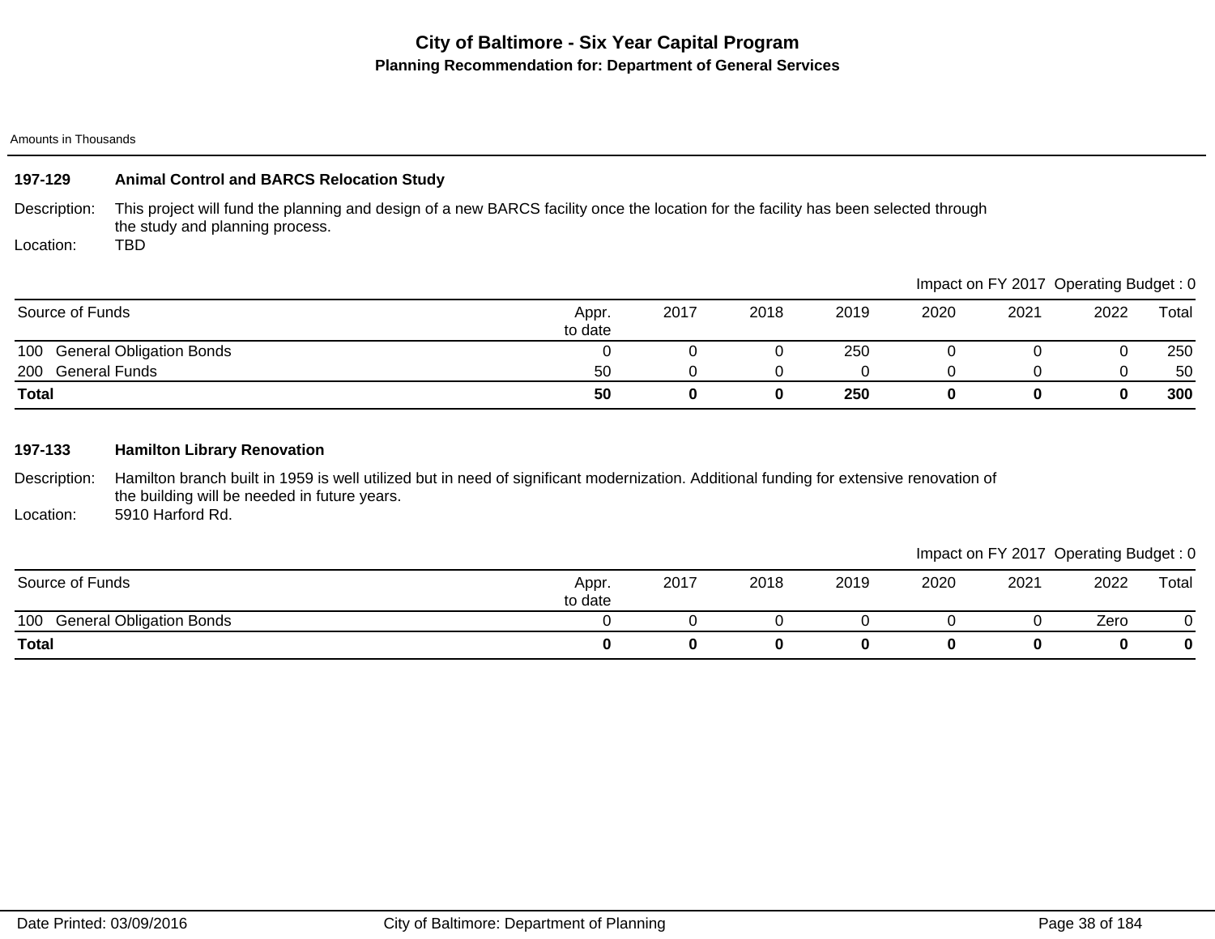# City of Baltimore - Six Year Capital Program

**Planning Recommendation for: Department of General Services**

Amounts in Thousands

### 197-129 Animal Control and BARCS Relocation Study

Description: This project will fund the planning and design of a new BARCS facility once the location for the facility has been selected through the study and planning process.

Location: TBD

Impact on FY 2017 Operating Budget : 0

| Source of Funds | Appr. to date | 2017 | 2018 | 2019 | 2020 | 2021 | 2022 | Total |
|---|---|---|---|---|---|---|---|---|
| 100 General Obligation Bonds | 0 | 0 | 0 | 250 | 0 | 0 | 0 | 250 |
| 200 General Funds | 50 | 0 | 0 | 0 | 0 | 0 | 0 | 50 |
| **Total** | **50** | **0** | **0** | **250** | **0** | **0** | **0** | **300** |

### 197-133 Hamilton Library Renovation

Description: Hamilton branch built in 1959 is well utilized but in need of significant modernization. Additional funding for extensive renovation of the building will be needed in future years.

Location: 5910 Harford Rd.

Impact on FY 2017 Operating Budget : 0

| Source of Funds | Appr. to date | 2017 | 2018 | 2019 | 2020 | 2021 | 2022 | Total |
|---|---|---|---|---|---|---|---|---|
| 100 General Obligation Bonds | 0 | 0 | 0 | 0 | 0 | 0 | Zero | 0 |
| **Total** | **0** | **0** | **0** | **0** | **0** | **0** | **0** | **0** |

Date Printed: 03/09/2016 City of Baltimore: Department of Planning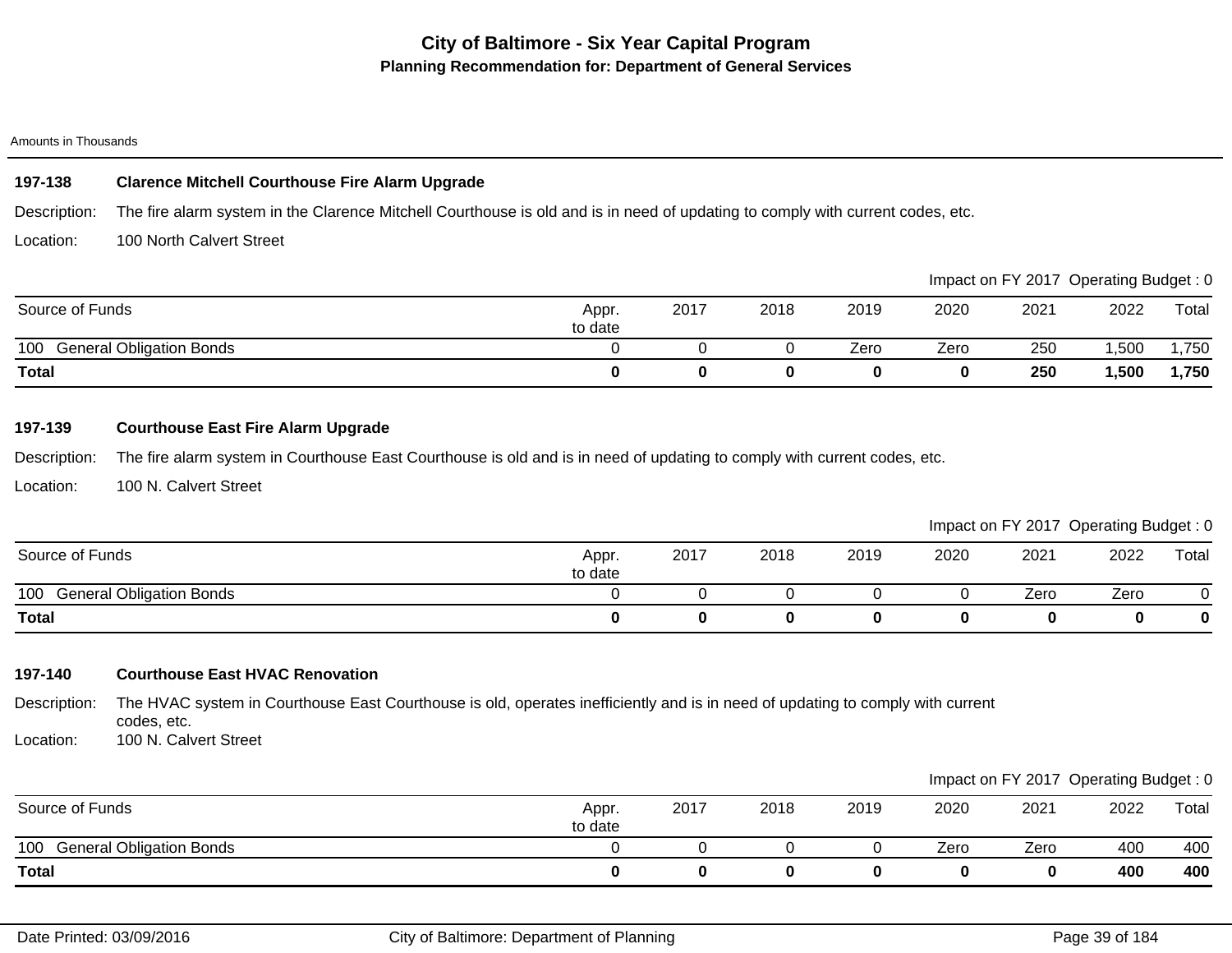# City of Baltimore - Six Year Capital Program

## Planning Recommendation for: Department of General Services

Amounts in Thousands

### 197-138 Clarence Mitchell Courthouse Fire Alarm Upgrade

Description: The fire alarm system in the Clarence Mitchell Courthouse is old and is in need of updating to comply with current codes, etc.

Location: 100 North Calvert Street

Impact on FY 2017 Operating Budget : 0

| Source of Funds | Appr. to date | 2017 | 2018 | 2019 | 2020 | 2021 | 2022 | Total |
|---|---|---|---|---|---|---|---|---|
| 100 General Obligation Bonds | 0 | 0 | 0 | Zero | Zero | 250 | 1,500 | 1,750 |
| **Total** | **0** | **0** | **0** | **0** | **0** | **250** | **1,500** | **1,750** |

### 197-139 Courthouse East Fire Alarm Upgrade

Description: The fire alarm system in Courthouse East Courthouse is old and is in need of updating to comply with current codes, etc.

Location: 100 N. Calvert Street

Impact on FY 2017 Operating Budget : 0

| Source of Funds | Appr. to date | 2017 | 2018 | 2019 | 2020 | 2021 | 2022 | Total |
|---|---|---|---|---|---|---|---|---|
| 100 General Obligation Bonds | 0 | 0 | 0 | 0 | 0 | Zero | Zero | 0 |
| **Total** | **0** | **0** | **0** | **0** | **0** | **0** | **0** | **0** |

### 197-140 Courthouse East HVAC Renovation

Description: The HVAC system in Courthouse East Courthouse is old, operates inefficiently and is in need of updating to comply with current codes, etc.

Location: 100 N. Calvert Street

Impact on FY 2017 Operating Budget : 0

| Source of Funds | Appr. to date | 2017 | 2018 | 2019 | 2020 | 2021 | 2022 | Total |
|---|---|---|---|---|---|---|---|---|
| 100 General Obligation Bonds | 0 | 0 | 0 | 0 | Zero | Zero | 400 | 400 |
| **Total** | **0** | **0** | **0** | **0** | **0** | **0** | **400** | **400** |

Date Printed: 03/09/2016 City of Baltimore: Department of Planning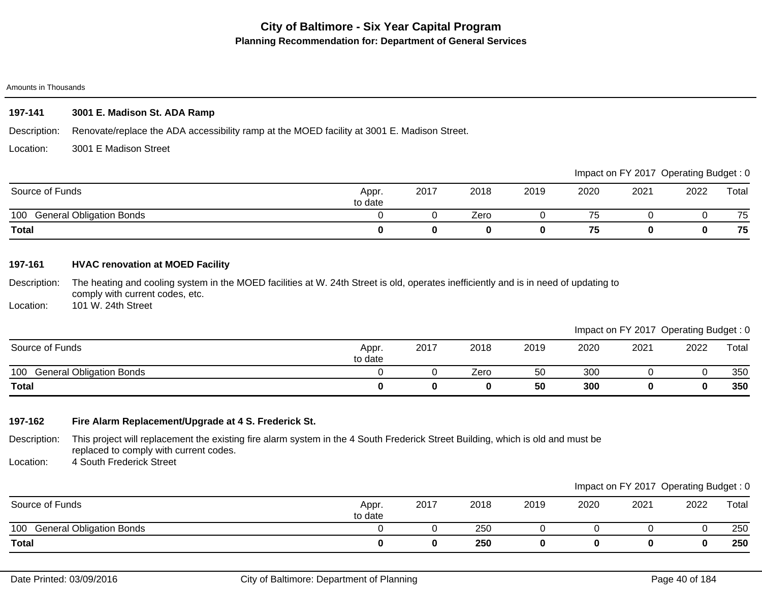# City of Baltimore - Six Year Capital Program

**Planning Recommendation for: Department of General Services**

Amounts in Thousands

### 197-141 3001 E. Madison St. ADA Ramp

Description: Renovate/replace the ADA accessibility ramp at the MOED facility at 3001 E. Madison Street.

Location: 3001 E Madison Street

Impact on FY 2017 Operating Budget : 0

| Source of Funds | Appr. to date | 2017 | 2018 | 2019 | 2020 | 2021 | 2022 | Total |
|---|---|---|---|---|---|---|---|---|
| 100 General Obligation Bonds | 0 | 0 | Zero | 0 | 75 | 0 | 0 | 75 |
| **Total** | **0** | **0** | **0** | **0** | **75** | **0** | **0** | **75** |

### 197-161 HVAC renovation at MOED Facility

Description: The heating and cooling system in the MOED facilities at W. 24th Street is old, operates inefficiently and is in need of updating to comply with current codes, etc.

Location: 101 W. 24th Street

Impact on FY 2017 Operating Budget : 0

| Source of Funds | Appr. to date | 2017 | 2018 | 2019 | 2020 | 2021 | 2022 | Total |
|---|---|---|---|---|---|---|---|---|
| 100 General Obligation Bonds | 0 | 0 | Zero | 50 | 300 | 0 | 0 | 350 |
| **Total** | **0** | **0** | **0** | **50** | **300** | **0** | **0** | **350** |

### 197-162 Fire Alarm Replacement/Upgrade at 4 S. Frederick St.

Description: This project will replacement the existing fire alarm system in the 4 South Frederick Street Building, which is old and must be replaced to comply with current codes.

Location: 4 South Frederick Street

Impact on FY 2017 Operating Budget : 0

| Source of Funds | Appr. to date | 2017 | 2018 | 2019 | 2020 | 2021 | 2022 | Total |
|---|---|---|---|---|---|---|---|---|
| 100 General Obligation Bonds | 0 | 0 | 250 | 0 | 0 | 0 | 0 | 250 |
| **Total** | **0** | **0** | **250** | **0** | **0** | **0** | **0** | **250** |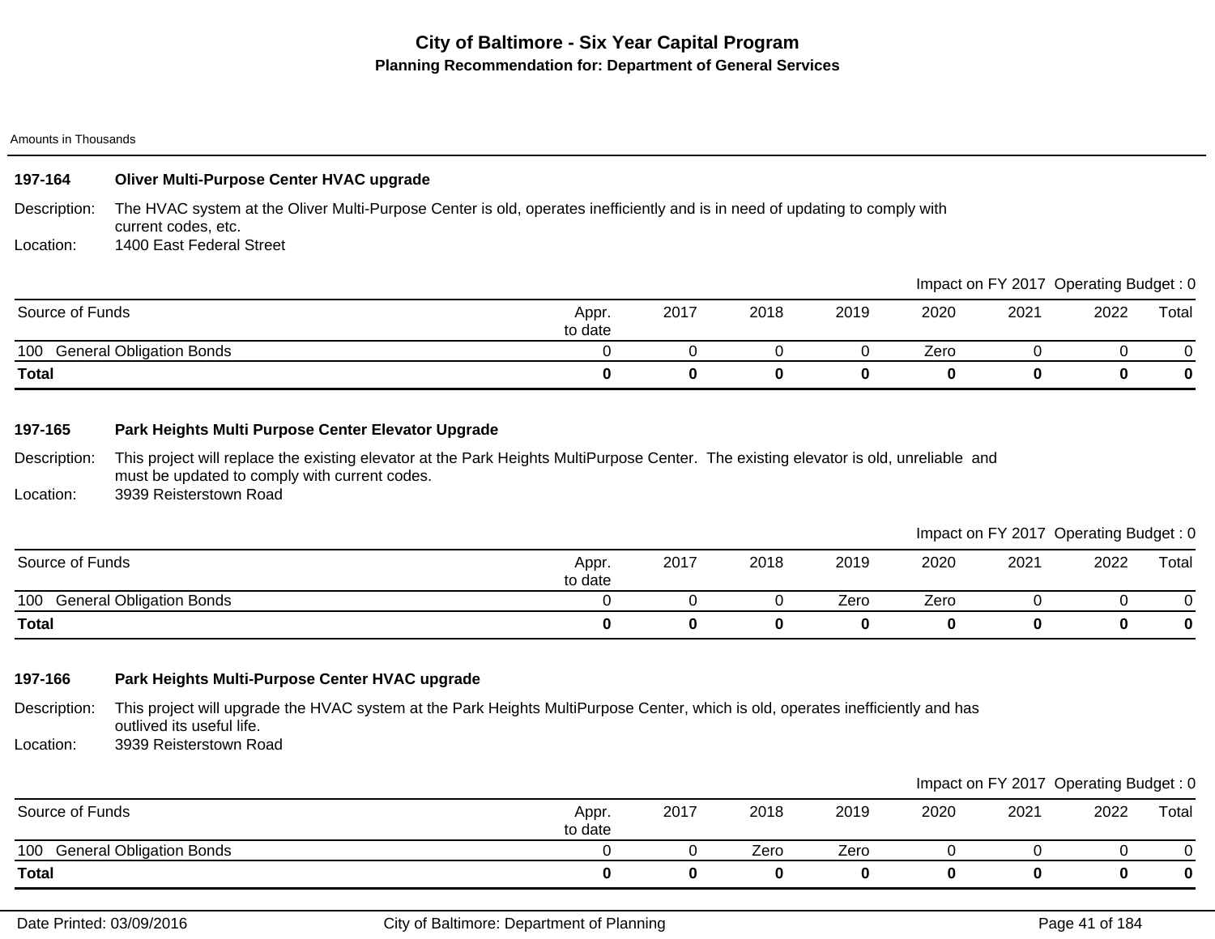# City of Baltimore - Six Year Capital Program

## Planning Recommendation for: Department of General Services

Amounts in Thousands

### 197-164 Oliver Multi-Purpose Center HVAC upgrade

Description: The HVAC system at the Oliver Multi-Purpose Center is old, operates inefficiently and is in need of updating to comply with current codes, etc.

Location: 1400 East Federal Street

Impact on FY 2017 Operating Budget : 0

| Source of Funds | Appr. to date | 2017 | 2018 | 2019 | 2020 | 2021 | 2022 | Total |
|---|---|---|---|---|---|---|---|---|
| 100 General Obligation Bonds | 0 | 0 | 0 | 0 | Zero | 0 | 0 | 0 |
| **Total** | **0** | **0** | **0** | **0** | **0** | **0** | **0** | **0** |

### 197-165 Park Heights Multi Purpose Center Elevator Upgrade

Description: This project will replace the existing elevator at the Park Heights MultiPurpose Center. The existing elevator is old, unreliable and must be updated to comply with current codes.

Location: 3939 Reisterstown Road

Impact on FY 2017 Operating Budget : 0

| Source of Funds | Appr. to date | 2017 | 2018 | 2019 | 2020 | 2021 | 2022 | Total |
|---|---|---|---|---|---|---|---|---|
| 100 General Obligation Bonds | 0 | 0 | 0 | Zero | Zero | 0 | 0 | 0 |
| **Total** | **0** | **0** | **0** | **0** | **0** | **0** | **0** | **0** |

### 197-166 Park Heights Multi-Purpose Center HVAC upgrade

Description: This project will upgrade the HVAC system at the Park Heights MultiPurpose Center, which is old, operates inefficiently and has outlived its useful life.

Location: 3939 Reisterstown Road

Impact on FY 2017 Operating Budget : 0

| Source of Funds | Appr. to date | 2017 | 2018 | 2019 | 2020 | 2021 | 2022 | Total |
|---|---|---|---|---|---|---|---|---|
| 100 General Obligation Bonds | 0 | 0 | Zero | Zero | 0 | 0 | 0 | 0 |
| **Total** | **0** | **0** | **0** | **0** | **0** | **0** | **0** | **0** |

Date Printed: 03/09/2016 City of Baltimore: Department of Planning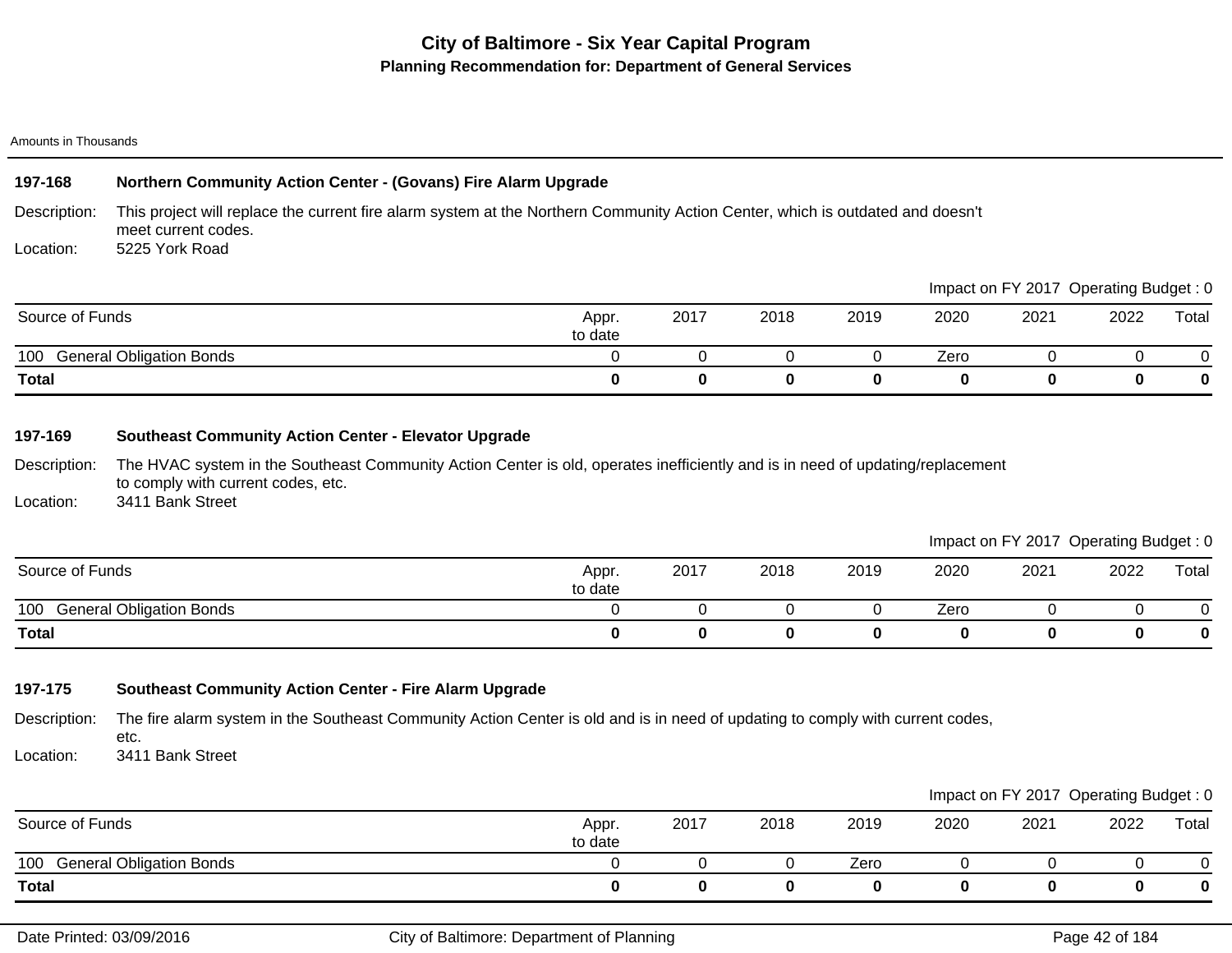# City of Baltimore - Six Year Capital Program

## Planning Recommendation for: Department of General Services

Amounts in Thousands

### 197-168 Northern Community Action Center - (Govans) Fire Alarm Upgrade

Description: This project will replace the current fire alarm system at the Northern Community Action Center, which is outdated and doesn't meet current codes.

Location: 5225 York Road

Impact on FY 2017 Operating Budget : 0

| Source of Funds | Appr. to date | 2017 | 2018 | 2019 | 2020 | 2021 | 2022 | Total |
|---|---|---|---|---|---|---|---|---|
| 100 General Obligation Bonds | 0 | 0 | 0 | 0 | Zero | 0 | 0 | 0 |
| **Total** | **0** | **0** | **0** | **0** | **0** | **0** | **0** | **0** |

### 197-169 Southeast Community Action Center - Elevator Upgrade

Description: The HVAC system in the Southeast Community Action Center is old, operates inefficiently and is in need of updating/replacement to comply with current codes, etc.

Location: 3411 Bank Street

Impact on FY 2017 Operating Budget : 0

| Source of Funds | Appr. to date | 2017 | 2018 | 2019 | 2020 | 2021 | 2022 | Total |
|---|---|---|---|---|---|---|---|---|
| 100 General Obligation Bonds | 0 | 0 | 0 | 0 | Zero | 0 | 0 | 0 |
| **Total** | **0** | **0** | **0** | **0** | **0** | **0** | **0** | **0** |

### 197-175 Southeast Community Action Center - Fire Alarm Upgrade

Description: The fire alarm system in the Southeast Community Action Center is old and is in need of updating to comply with current codes, etc.

Location: 3411 Bank Street

Impact on FY 2017 Operating Budget : 0

| Source of Funds | Appr. to date | 2017 | 2018 | 2019 | 2020 | 2021 | 2022 | Total |
|---|---|---|---|---|---|---|---|---|
| 100 General Obligation Bonds | 0 | 0 | 0 | Zero | 0 | 0 | 0 | 0 |
| **Total** | **0** | **0** | **0** | **0** | **0** | **0** | **0** | **0** |

Date Printed: 03/09/2016 City of Baltimore: Department of Planning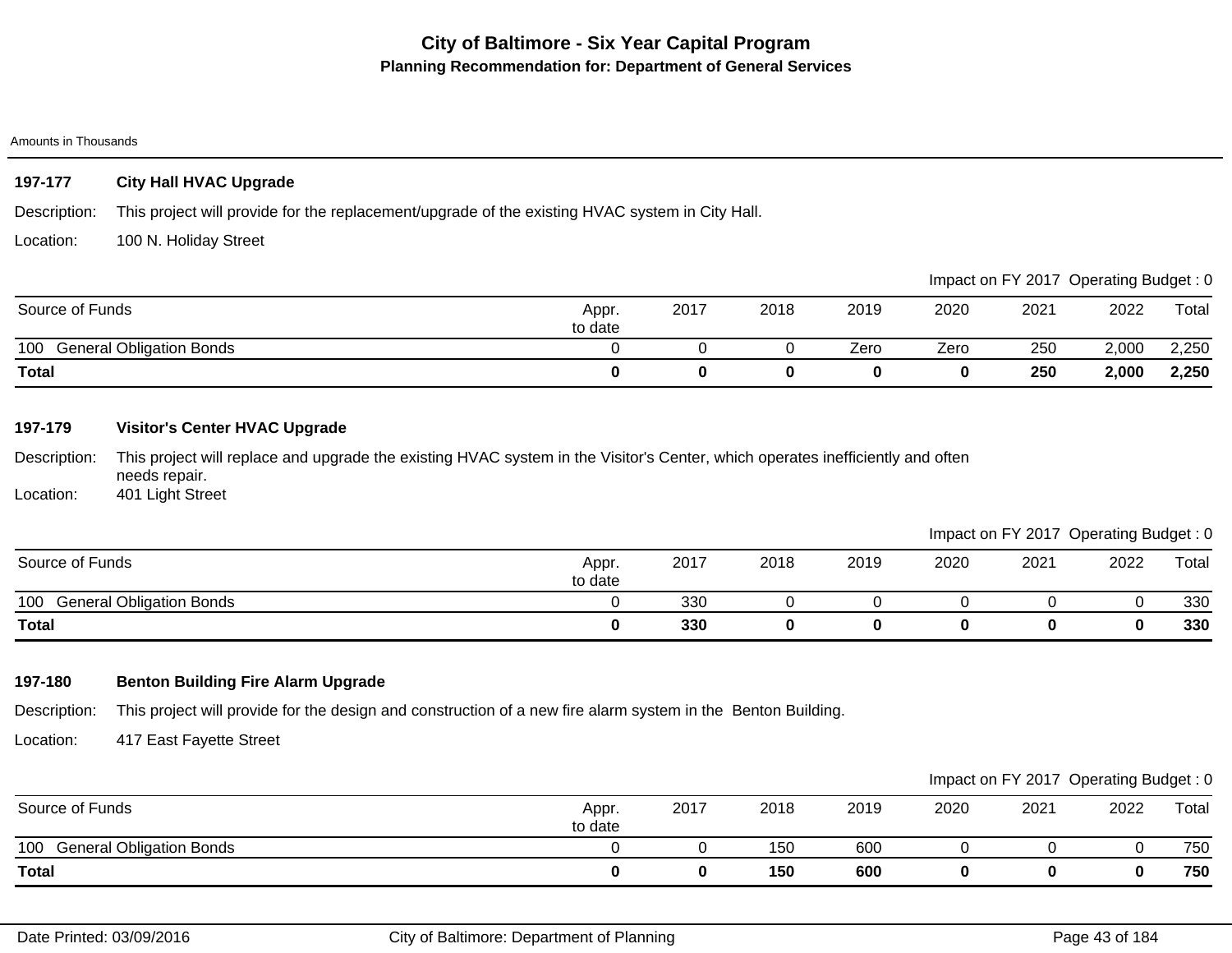# City of Baltimore - Six Year Capital Program

## Planning Recommendation for: Department of General Services

Amounts in Thousands

### 197-177 City Hall HVAC Upgrade

Description: This project will provide for the replacement/upgrade of the existing HVAC system in City Hall.

Location: 100 N. Holiday Street

Impact on FY 2017 Operating Budget : 0

| Source of Funds | Appr. to date | 2017 | 2018 | 2019 | 2020 | 2021 | 2022 | Total |
|---|---|---|---|---|---|---|---|---|
| 100 General Obligation Bonds | 0 | 0 | 0 | Zero | Zero | 250 | 2,000 | 2,250 |
| **Total** | **0** | **0** | **0** | **0** | **0** | **250** | **2,000** | **2,250** |

### 197-179 Visitor's Center HVAC Upgrade

Description: This project will replace and upgrade the existing HVAC system in the Visitor's Center, which operates inefficiently and often needs repair.

Location: 401 Light Street

Impact on FY 2017 Operating Budget : 0

| Source of Funds | Appr. to date | 2017 | 2018 | 2019 | 2020 | 2021 | 2022 | Total |
|---|---|---|---|---|---|---|---|---|
| 100 General Obligation Bonds | 0 | 330 | 0 | 0 | 0 | 0 | 0 | 330 |
| **Total** | **0** | **330** | **0** | **0** | **0** | **0** | **0** | **330** |

### 197-180 Benton Building Fire Alarm Upgrade

Description: This project will provide for the design and construction of a new fire alarm system in the Benton Building.

Location: 417 East Fayette Street

Impact on FY 2017 Operating Budget : 0

| Source of Funds | Appr. to date | 2017 | 2018 | 2019 | 2020 | 2021 | 2022 | Total |
|---|---|---|---|---|---|---|---|---|
| 100 General Obligation Bonds | 0 | 0 | 150 | 600 | 0 | 0 | 0 | 750 |
| **Total** | **0** | **0** | **150** | **600** | **0** | **0** | **0** | **750** |

Date Printed: 03/09/2016 City of Baltimore: Department of Planning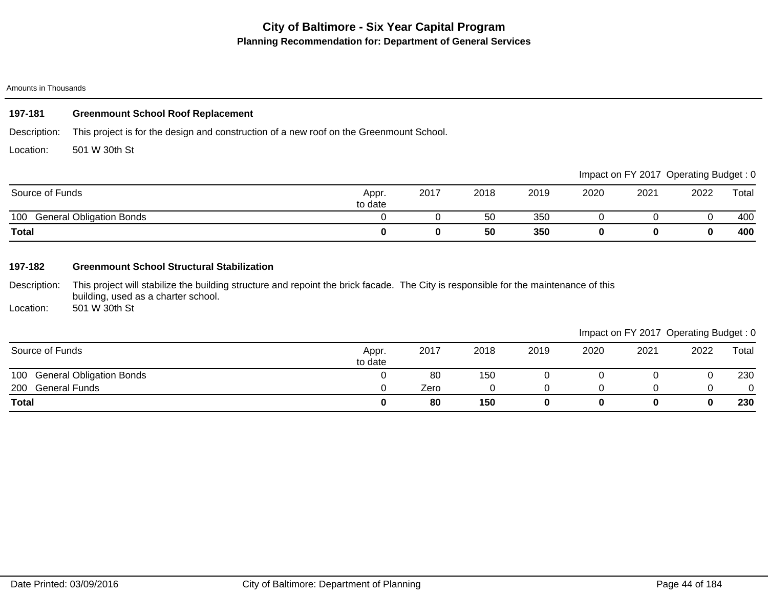# City of Baltimore - Six Year Capital Program

## Planning Recommendation for: Department of General Services

Amounts in Thousands

### 197-181 Greenmount School Roof Replacement

Description: This project is for the design and construction of a new roof on the Greenmount School.

Location: 501 W 30th St

Impact on FY 2017 Operating Budget : 0

| Source of Funds | Appr. to date | 2017 | 2018 | 2019 | 2020 | 2021 | 2022 | Total |
|---|---|---|---|---|---|---|---|---|
| 100 General Obligation Bonds | 0 | 0 | 50 | 350 | 0 | 0 | 0 | 400 |
| **Total** | **0** | **0** | **50** | **350** | **0** | **0** | **0** | **400** |

### 197-182 Greenmount School Structural Stabilization

Description: This project will stabilize the building structure and repoint the brick facade. The City is responsible for the maintenance of this building, used as a charter school.

Location: 501 W 30th St

Impact on FY 2017 Operating Budget : 0

| Source of Funds | Appr. to date | 2017 | 2018 | 2019 | 2020 | 2021 | 2022 | Total |
|---|---|---|---|---|---|---|---|---|
| 100 General Obligation Bonds | 0 | 80 | 150 | 0 | 0 | 0 | 0 | 230 |
| 200 General Funds | 0 | Zero | 0 | 0 | 0 | 0 | 0 | 0 |
| **Total** | **0** | **80** | **150** | **0** | **0** | **0** | **0** | **230** |

Date Printed: 03/09/2016 City of Baltimore: Department of Planning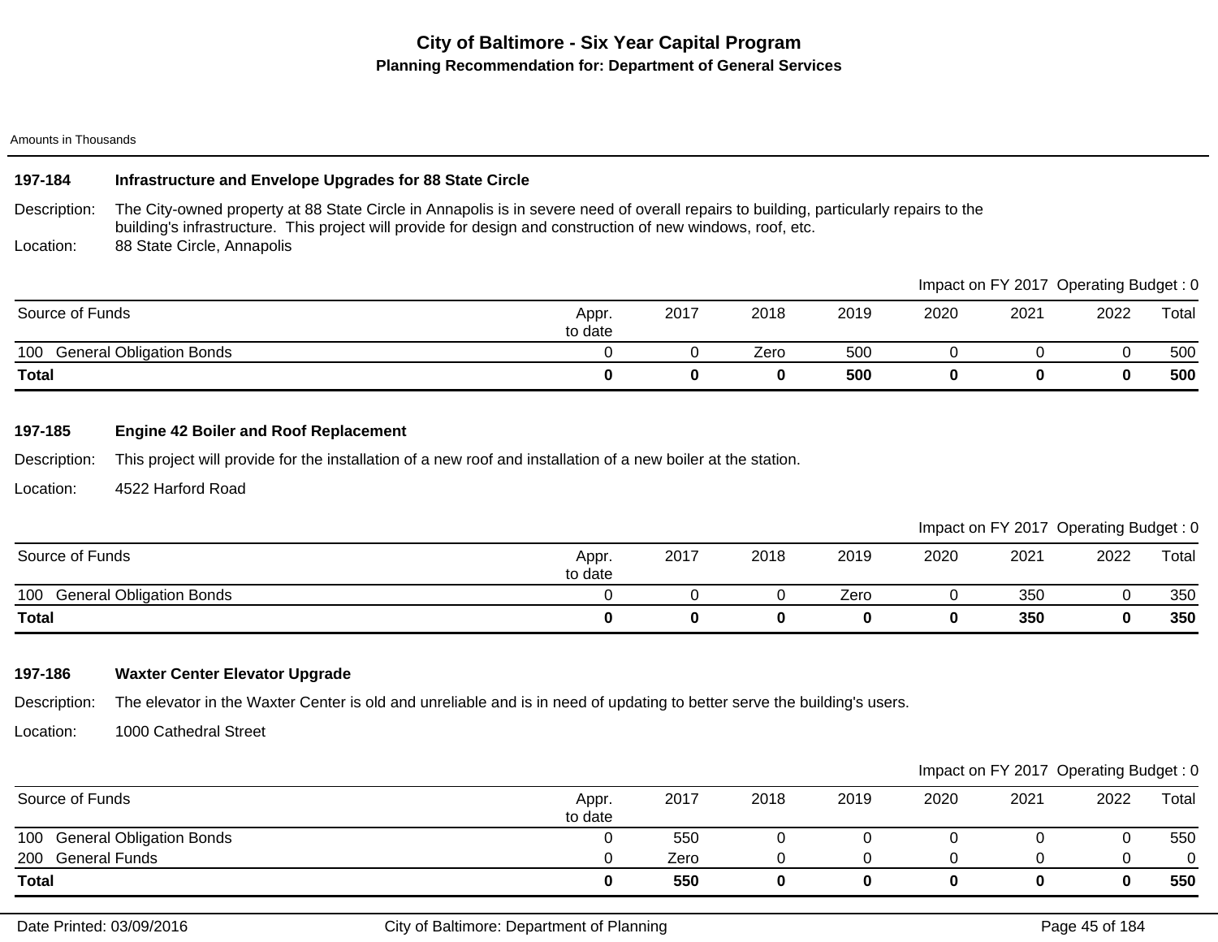# City of Baltimore - Six Year Capital Program

## Planning Recommendation for: Department of General Services

Amounts in Thousands

### 197-184 Infrastructure and Envelope Upgrades for 88 State Circle

Description: The City-owned property at 88 State Circle in Annapolis is in severe need of overall repairs to building, particularly repairs to the building's infrastructure. This project will provide for design and construction of new windows, roof, etc.

Location: 88 State Circle, Annapolis

Impact on FY 2017 Operating Budget : 0

| Source of Funds | Appr. to date | 2017 | 2018 | 2019 | 2020 | 2021 | 2022 | Total |
|---|---|---|---|---|---|---|---|---|
| 100 General Obligation Bonds | 0 | 0 | Zero | 500 | 0 | 0 | 0 | 500 |
| **Total** | **0** | **0** | **0** | **500** | **0** | **0** | **0** | **500** |

### 197-185 Engine 42 Boiler and Roof Replacement

Description: This project will provide for the installation of a new roof and installation of a new boiler at the station.

Location: 4522 Harford Road

Impact on FY 2017 Operating Budget : 0

| Source of Funds | Appr. to date | 2017 | 2018 | 2019 | 2020 | 2021 | 2022 | Total |
|---|---|---|---|---|---|---|---|---|
| 100 General Obligation Bonds | 0 | 0 | 0 | Zero | 0 | 350 | 0 | 350 |
| **Total** | **0** | **0** | **0** | **0** | **0** | **350** | **0** | **350** |

### 197-186 Waxter Center Elevator Upgrade

Description: The elevator in the Waxter Center is old and unreliable and is in need of updating to better serve the building's users.

Location: 1000 Cathedral Street

Impact on FY 2017 Operating Budget : 0

| Source of Funds | Appr. to date | 2017 | 2018 | 2019 | 2020 | 2021 | 2022 | Total |
|---|---|---|---|---|---|---|---|---|
| 100 General Obligation Bonds | 0 | 550 | 0 | 0 | 0 | 0 | 0 | 550 |
| 200 General Funds | 0 | Zero | 0 | 0 | 0 | 0 | 0 | 0 |
| **Total** | **0** | **550** | **0** | **0** | **0** | **0** | **0** | **550** |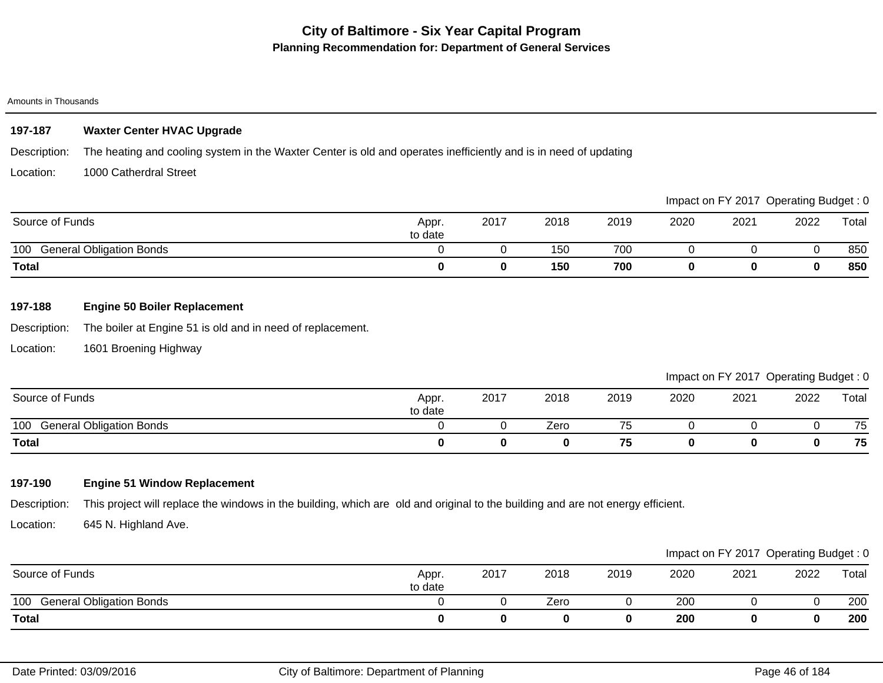# City of Baltimore - Six Year Capital Program

## Planning Recommendation for: Department of General Services

Amounts in Thousands

### 197-187 Waxter Center HVAC Upgrade

Description: The heating and cooling system in the Waxter Center is old and operates inefficiently and is in need of updating

Location: 1000 Catherdral Street

Impact on FY 2017 Operating Budget : 0

| Source of Funds | Appr. to date | 2017 | 2018 | 2019 | 2020 | 2021 | 2022 | Total |
|---|---|---|---|---|---|---|---|---|
| 100 General Obligation Bonds | 0 | 0 | 150 | 700 | 0 | 0 | 0 | 850 |
| **Total** | **0** | **0** | **150** | **700** | **0** | **0** | **0** | **850** |

### 197-188 Engine 50 Boiler Replacement

Description: The boiler at Engine 51 is old and in need of replacement.

Location: 1601 Broening Highway

Impact on FY 2017 Operating Budget : 0

| Source of Funds | Appr. to date | 2017 | 2018 | 2019 | 2020 | 2021 | 2022 | Total |
|---|---|---|---|---|---|---|---|---|
| 100 General Obligation Bonds | 0 | 0 | Zero | 75 | 0 | 0 | 0 | 75 |
| **Total** | **0** | **0** | **0** | **75** | **0** | **0** | **0** | **75** |

### 197-190 Engine 51 Window Replacement

Description: This project will replace the windows in the building, which are old and original to the building and are not energy efficient.

Location: 645 N. Highland Ave.

Impact on FY 2017 Operating Budget : 0

| Source of Funds | Appr. to date | 2017 | 2018 | 2019 | 2020 | 2021 | 2022 | Total |
|---|---|---|---|---|---|---|---|---|
| 100 General Obligation Bonds | 0 | 0 | Zero | 0 | 200 | 0 | 0 | 200 |
| **Total** | **0** | **0** | **0** | **0** | **200** | **0** | **0** | **200** |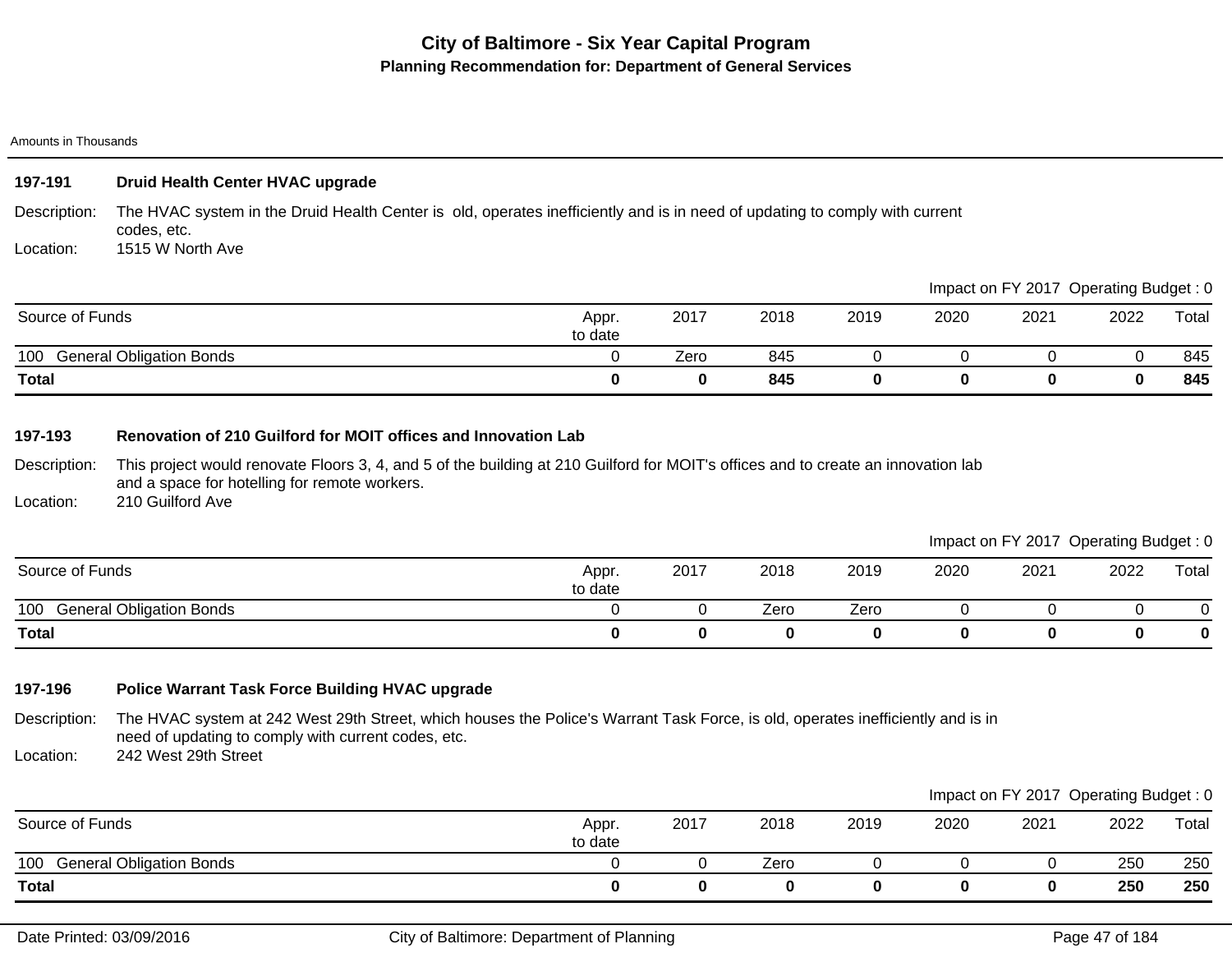# City of Baltimore - Six Year Capital Program

## Planning Recommendation for: Department of General Services

Amounts in Thousands

### 197-191 Druid Health Center HVAC upgrade

Description: The HVAC system in the Druid Health Center is old, operates inefficiently and is in need of updating to comply with current codes, etc.

Location: 1515 W North Ave

Impact on FY 2017 Operating Budget : 0

| Source of Funds | Appr. to date | 2017 | 2018 | 2019 | 2020 | 2021 | 2022 | Total |
|---|---|---|---|---|---|---|---|---|
| 100 General Obligation Bonds | 0 | Zero | 845 | 0 | 0 | 0 | 0 | 845 |
| **Total** | **0** | **0** | **845** | **0** | **0** | **0** | **0** | **845** |

### 197-193 Renovation of 210 Guilford for MOIT offices and Innovation Lab

Description: This project would renovate Floors 3, 4, and 5 of the building at 210 Guilford for MOIT's offices and to create an innovation lab and a space for hotelling for remote workers.

Location: 210 Guilford Ave

Impact on FY 2017 Operating Budget : 0

| Source of Funds | Appr. to date | 2017 | 2018 | 2019 | 2020 | 2021 | 2022 | Total |
|---|---|---|---|---|---|---|---|---|
| 100 General Obligation Bonds | 0 | 0 | Zero | Zero | 0 | 0 | 0 | 0 |
| **Total** | **0** | **0** | **0** | **0** | **0** | **0** | **0** | **0** |

### 197-196 Police Warrant Task Force Building HVAC upgrade

Description: The HVAC system at 242 West 29th Street, which houses the Police's Warrant Task Force, is old, operates inefficiently and is in need of updating to comply with current codes, etc.

Location: 242 West 29th Street

Impact on FY 2017 Operating Budget : 0

| Source of Funds | Appr. to date | 2017 | 2018 | 2019 | 2020 | 2021 | 2022 | Total |
|---|---|---|---|---|---|---|---|---|
| 100 General Obligation Bonds | 0 | 0 | Zero | 0 | 0 | 0 | 250 | 250 |
| **Total** | **0** | **0** | **0** | **0** | **0** | **0** | **250** | **250** |

Date Printed: 03/09/2016 City of Baltimore: Department of Planning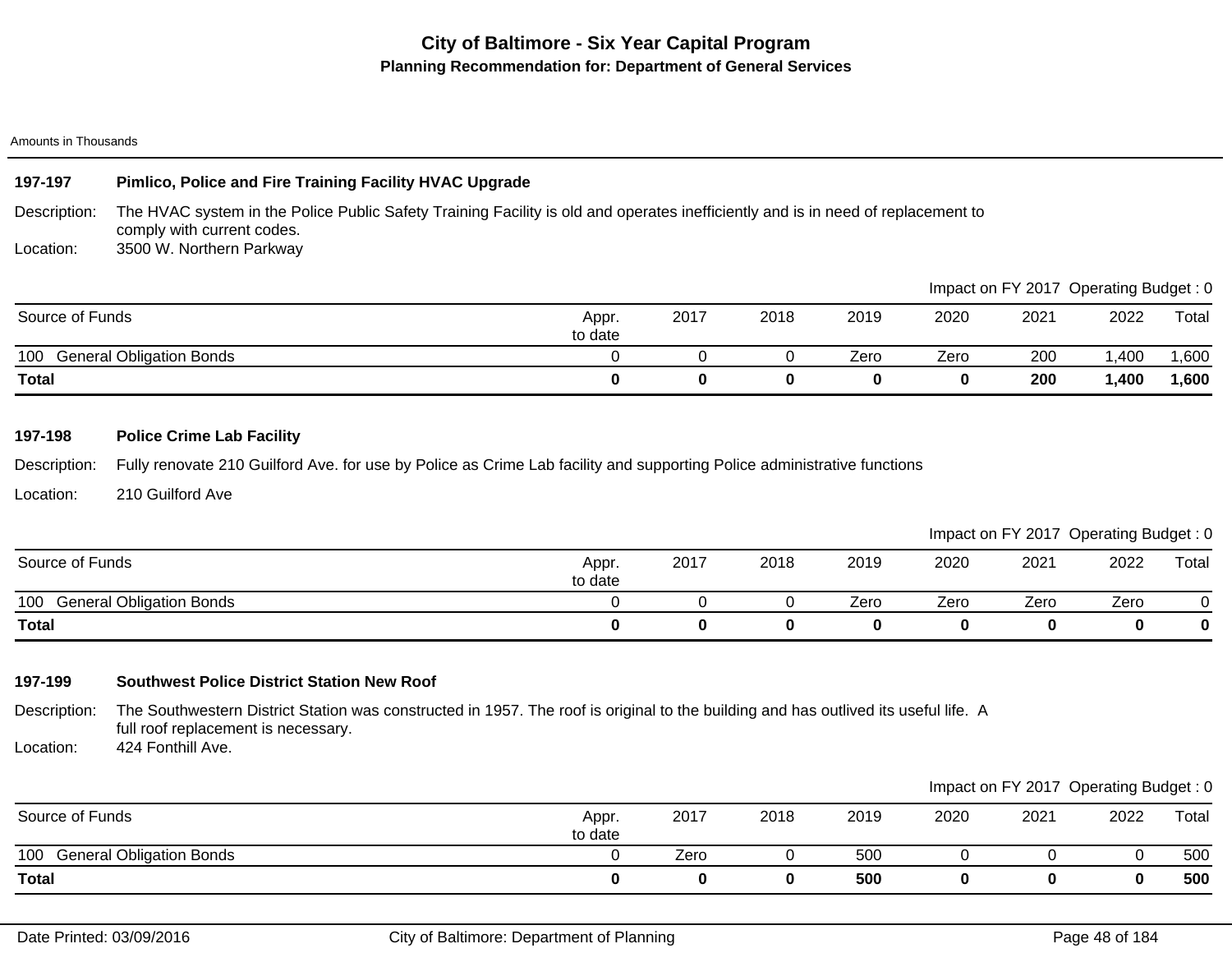# City of Baltimore - Six Year Capital Program

## Planning Recommendation for: Department of General Services

Amounts in Thousands

### 197-197 Pimlico, Police and Fire Training Facility HVAC Upgrade

Description: The HVAC system in the Police Public Safety Training Facility is old and operates inefficiently and is in need of replacement to comply with current codes.

Location: 3500 W. Northern Parkway

Impact on FY 2017 Operating Budget : 0

| Source of Funds | Appr. to date | 2017 | 2018 | 2019 | 2020 | 2021 | 2022 | Total |
|---|---|---|---|---|---|---|---|---|
| 100 General Obligation Bonds | 0 | 0 | 0 | Zero | Zero | 200 | 1,400 | 1,600 |
| **Total** | **0** | **0** | **0** | **0** | **0** | **200** | **1,400** | **1,600** |

### 197-198 Police Crime Lab Facility

Description: Fully renovate 210 Guilford Ave. for use by Police as Crime Lab facility and supporting Police administrative functions

Location: 210 Guilford Ave

Impact on FY 2017 Operating Budget : 0

| Source of Funds | Appr. to date | 2017 | 2018 | 2019 | 2020 | 2021 | 2022 | Total |
|---|---|---|---|---|---|---|---|---|
| 100 General Obligation Bonds | 0 | 0 | 0 | Zero | Zero | Zero | Zero | 0 |
| **Total** | **0** | **0** | **0** | **0** | **0** | **0** | **0** | **0** |

### 197-199 Southwest Police District Station New Roof

Description: The Southwestern District Station was constructed in 1957. The roof is original to the building and has outlived its useful life. A full roof replacement is necessary.

Location: 424 Fonthill Ave.

Impact on FY 2017 Operating Budget : 0

| Source of Funds | Appr. to date | 2017 | 2018 | 2019 | 2020 | 2021 | 2022 | Total |
|---|---|---|---|---|---|---|---|---|
| 100 General Obligation Bonds | 0 | Zero | 0 | 500 | 0 | 0 | 0 | 500 |
| **Total** | **0** | **0** | **0** | **500** | **0** | **0** | **0** | **500** |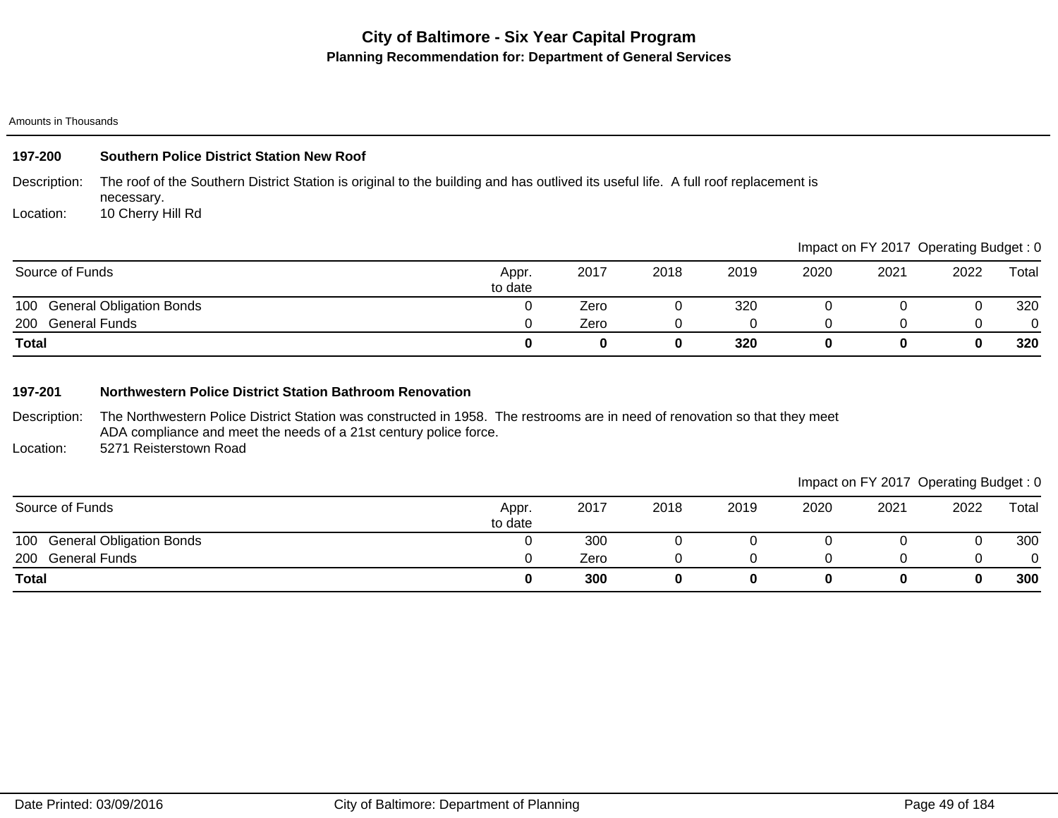# City of Baltimore - Six Year Capital Program

## Planning Recommendation for: Department of General Services

Amounts in Thousands

### 197-200 Southern Police District Station New Roof

Description: The roof of the Southern District Station is original to the building and has outlived its useful life. A full roof replacement is necessary.

Location: 10 Cherry Hill Rd

Impact on FY 2017 Operating Budget : 0

| Source of Funds | Appr. to date | 2017 | 2018 | 2019 | 2020 | 2021 | 2022 | Total |
|---|---|---|---|---|---|---|---|---|
| 100 General Obligation Bonds | 0 | Zero | 0 | 320 | 0 | 0 | 0 | 320 |
| 200 General Funds | 0 | Zero | 0 | 0 | 0 | 0 | 0 | 0 |
| **Total** | **0** | **0** | **0** | **320** | **0** | **0** | **0** | **320** |

### 197-201 Northwestern Police District Station Bathroom Renovation

Description: The Northwestern Police District Station was constructed in 1958. The restrooms are in need of renovation so that they meet ADA compliance and meet the needs of a 21st century police force.

Location: 5271 Reisterstown Road

Impact on FY 2017 Operating Budget : 0

| Source of Funds | Appr. to date | 2017 | 2018 | 2019 | 2020 | 2021 | 2022 | Total |
|---|---|---|---|---|---|---|---|---|
| 100 General Obligation Bonds | 0 | 300 | 0 | 0 | 0 | 0 | 0 | 300 |
| 200 General Funds | 0 | Zero | 0 | 0 | 0 | 0 | 0 | 0 |
| **Total** | **0** | **300** | **0** | **0** | **0** | **0** | **0** | **300** |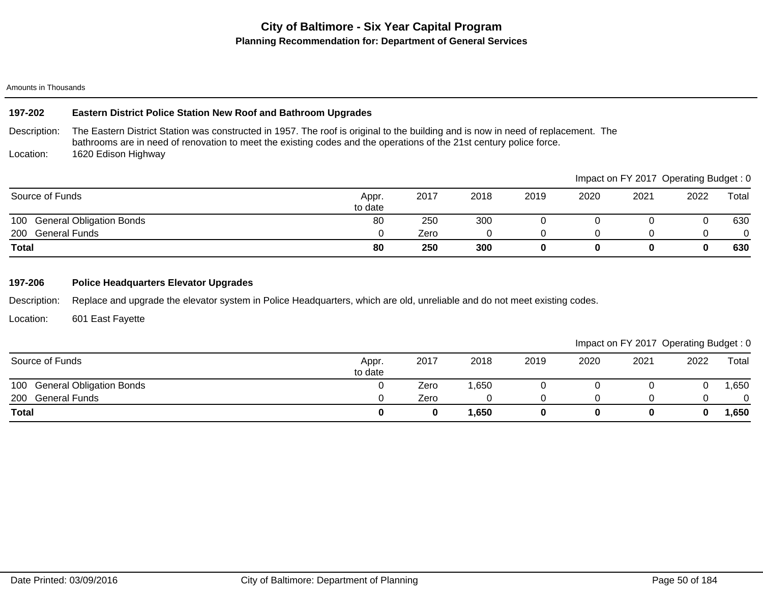# City of Baltimore - Six Year Capital Program

## Planning Recommendation for: Department of General Services

Amounts in Thousands

### 197-202 Eastern District Police Station New Roof and Bathroom Upgrades

Description: The Eastern District Station was constructed in 1957. The roof is original to the building and is now in need of replacement. The bathrooms are in need of renovation to meet the existing codes and the operations of the 21st century police force.

Location: 1620 Edison Highway

Impact on FY 2017 Operating Budget : 0

| Source of Funds | Appr. to date | 2017 | 2018 | 2019 | 2020 | 2021 | 2022 | Total |
|---|---|---|---|---|---|---|---|---|
| 100 General Obligation Bonds | 80 | 250 | 300 | 0 | 0 | 0 | 0 | 630 |
| 200 General Funds | 0 | Zero | 0 | 0 | 0 | 0 | 0 | 0 |
| **Total** | **80** | **250** | **300** | **0** | **0** | **0** | **0** | **630** |

### 197-206 Police Headquarters Elevator Upgrades

Description: Replace and upgrade the elevator system in Police Headquarters, which are old, unreliable and do not meet existing codes.

Location: 601 East Fayette

Impact on FY 2017 Operating Budget : 0

| Source of Funds | Appr. to date | 2017 | 2018 | 2019 | 2020 | 2021 | 2022 | Total |
|---|---|---|---|---|---|---|---|---|
| 100 General Obligation Bonds | 0 | Zero | 1,650 | 0 | 0 | 0 | 0 | 1,650 |
| 200 General Funds | 0 | Zero | 0 | 0 | 0 | 0 | 0 | 0 |
| **Total** | **0** | **0** | **1,650** | **0** | **0** | **0** | **0** | **1,650** |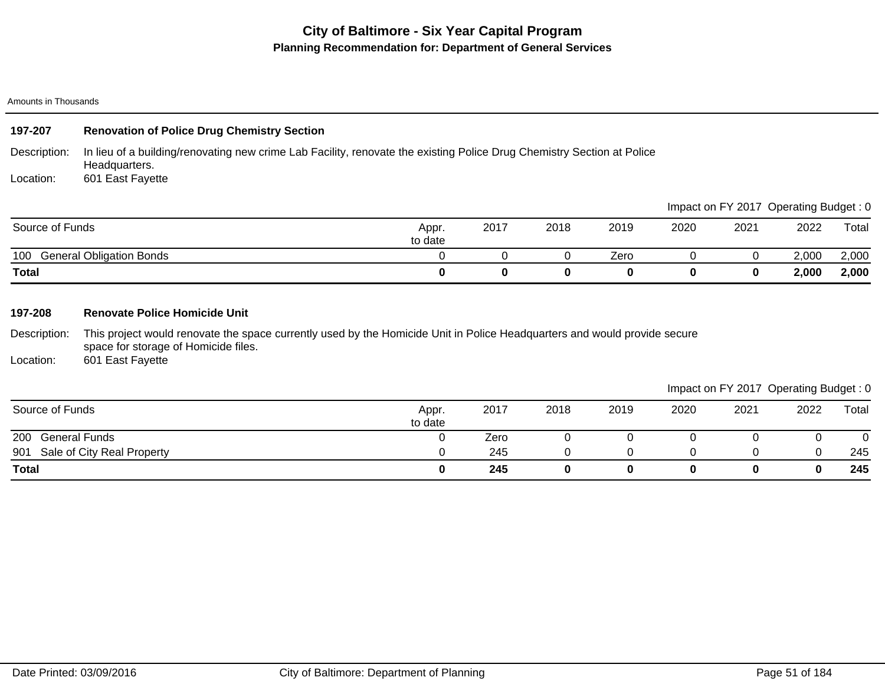# City of Baltimore - Six Year Capital Program

## Planning Recommendation for: Department of General Services

Amounts in Thousands

### 197-207 Renovation of Police Drug Chemistry Section

Description: In lieu of a building/renovating new crime Lab Facility, renovate the existing Police Drug Chemistry Section at Police Headquarters.

Location: 601 East Fayette

Impact on FY 2017 Operating Budget : 0

| Source of Funds | Appr. to date | 2017 | 2018 | 2019 | 2020 | 2021 | 2022 | Total |
|---|---|---|---|---|---|---|---|---|
| 100 General Obligation Bonds | 0 | 0 | 0 | Zero | 0 | 0 | 2,000 | 2,000 |
| **Total** | **0** | **0** | **0** | **0** | **0** | **0** | **2,000** | **2,000** |

### 197-208 Renovate Police Homicide Unit

Description: This project would renovate the space currently used by the Homicide Unit in Police Headquarters and would provide secure space for storage of Homicide files.

Location: 601 East Fayette

Impact on FY 2017 Operating Budget : 0

| Source of Funds | Appr. to date | 2017 | 2018 | 2019 | 2020 | 2021 | 2022 | Total |
|---|---|---|---|---|---|---|---|---|
| 200 General Funds | 0 | Zero | 0 | 0 | 0 | 0 | 0 | 0 |
| 901 Sale of City Real Property | 0 | 245 | 0 | 0 | 0 | 0 | 0 | 245 |
| **Total** | **0** | **245** | **0** | **0** | **0** | **0** | **0** | **245** |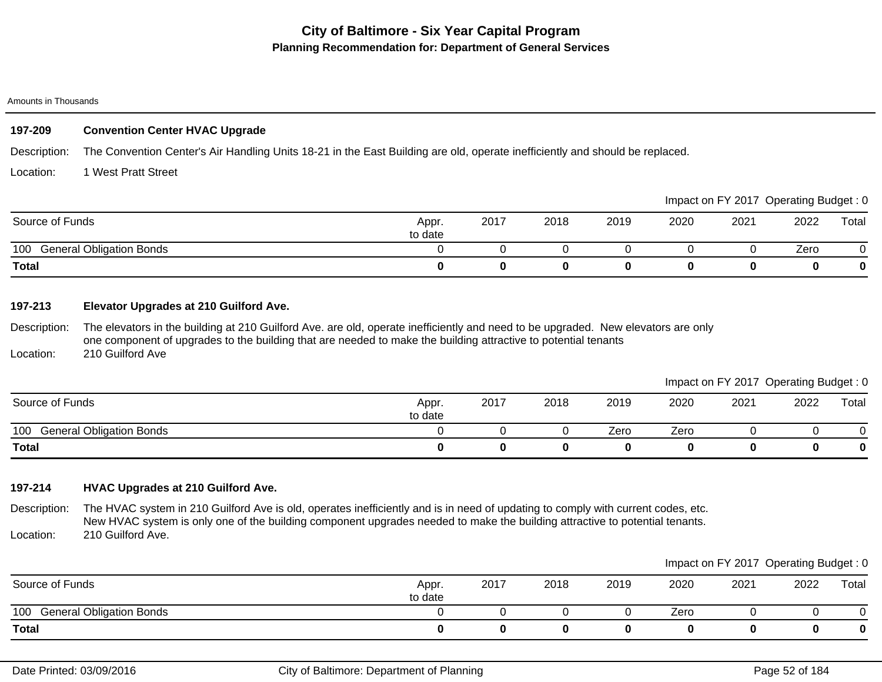# City of Baltimore - Six Year Capital Program

## Planning Recommendation for: Department of General Services

Amounts in Thousands

### 197-209 Convention Center HVAC Upgrade

Description: The Convention Center's Air Handling Units 18-21 in the East Building are old, operate inefficiently and should be replaced.

Location: 1 West Pratt Street

Impact on FY 2017 Operating Budget : 0

| Source of Funds | Appr. to date | 2017 | 2018 | 2019 | 2020 | 2021 | 2022 | Total |
|---|---|---|---|---|---|---|---|---|
| 100 General Obligation Bonds | 0 | 0 | 0 | 0 | 0 | 0 | Zero | 0 |
| **Total** | **0** | **0** | **0** | **0** | **0** | **0** | **0** | **0** |

### 197-213 Elevator Upgrades at 210 Guilford Ave.

Description: The elevators in the building at 210 Guilford Ave. are old, operate inefficiently and need to be upgraded. New elevators are only one component of upgrades to the building that are needed to make the building attractive to potential tenants

Location: 210 Guilford Ave

Impact on FY 2017 Operating Budget : 0

| Source of Funds | Appr. to date | 2017 | 2018 | 2019 | 2020 | 2021 | 2022 | Total |
|---|---|---|---|---|---|---|---|---|
| 100 General Obligation Bonds | 0 | 0 | 0 | Zero | Zero | 0 | 0 | 0 |
| **Total** | **0** | **0** | **0** | **0** | **0** | **0** | **0** | **0** |

### 197-214 HVAC Upgrades at 210 Guilford Ave.

Description: The HVAC system in 210 Guilford Ave is old, operates inefficiently and is in need of updating to comply with current codes, etc. New HVAC system is only one of the building component upgrades needed to make the building attractive to potential tenants.

Location: 210 Guilford Ave.

Impact on FY 2017 Operating Budget : 0

| Source of Funds | Appr. to date | 2017 | 2018 | 2019 | 2020 | 2021 | 2022 | Total |
|---|---|---|---|---|---|---|---|---|
| 100 General Obligation Bonds | 0 | 0 | 0 | 0 | Zero | 0 | 0 | 0 |
| **Total** | **0** | **0** | **0** | **0** | **0** | **0** | **0** | **0** |

Date Printed: 03/09/2016 | City of Baltimore: Department of Planning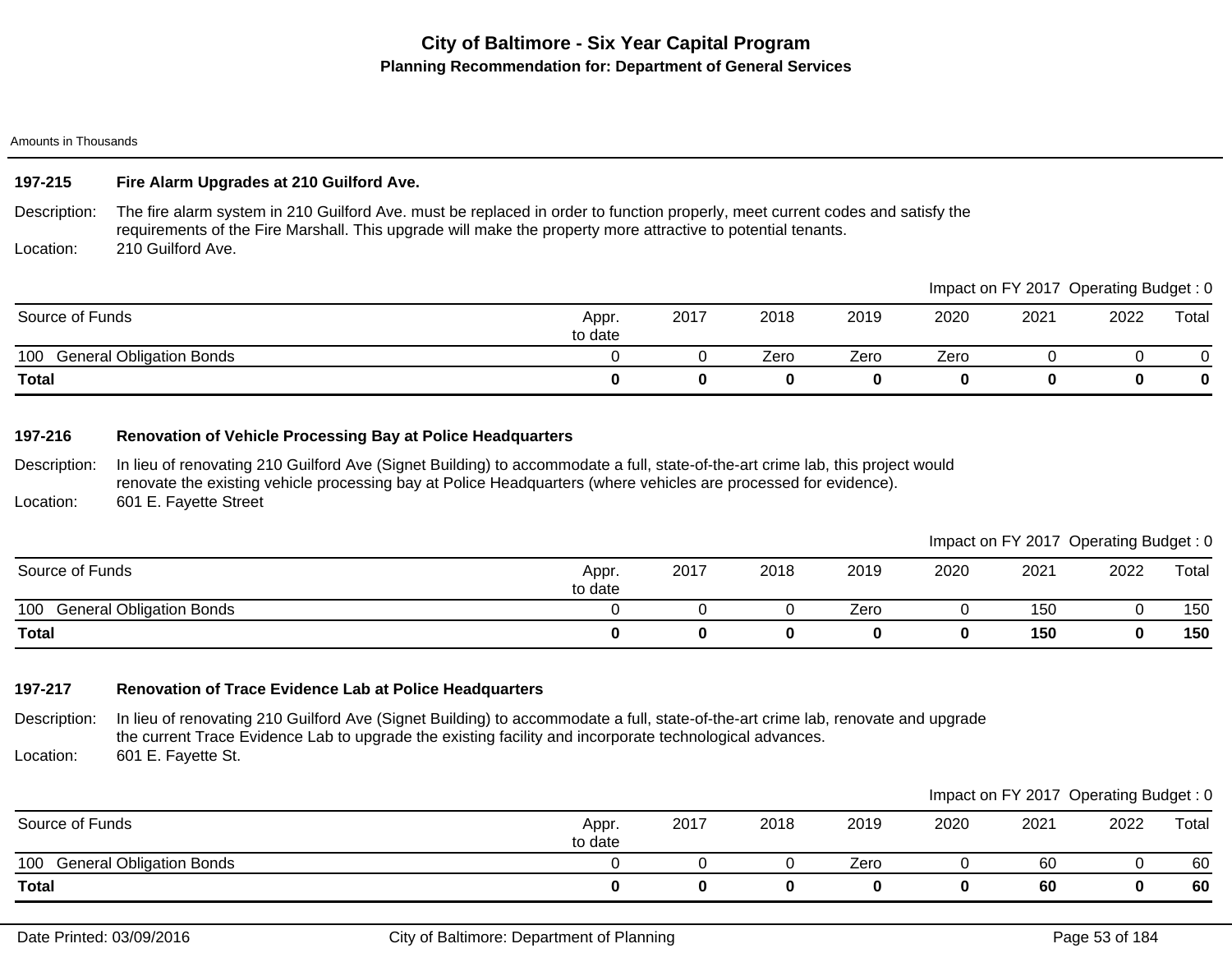# City of Baltimore - Six Year Capital Program

## Planning Recommendation for: Department of General Services

Amounts in Thousands

### 197-215 Fire Alarm Upgrades at 210 Guilford Ave.

Description: The fire alarm system in 210 Guilford Ave. must be replaced in order to function properly, meet current codes and satisfy the requirements of the Fire Marshall. This upgrade will make the property more attractive to potential tenants.

Location: 210 Guilford Ave.

Impact on FY 2017 Operating Budget : 0

| Source of Funds | Appr. to date | 2017 | 2018 | 2019 | 2020 | 2021 | 2022 | Total |
|---|---|---|---|---|---|---|---|---|
| 100 General Obligation Bonds | 0 | 0 | Zero | Zero | Zero | 0 | 0 | 0 |
| **Total** | **0** | **0** | **0** | **0** | **0** | **0** | **0** | **0** |

### 197-216 Renovation of Vehicle Processing Bay at Police Headquarters

Description: In lieu of renovating 210 Guilford Ave (Signet Building) to accommodate a full, state-of-the-art crime lab, this project would renovate the existing vehicle processing bay at Police Headquarters (where vehicles are processed for evidence).

Location: 601 E. Fayette Street

Impact on FY 2017 Operating Budget : 0

| Source of Funds | Appr. to date | 2017 | 2018 | 2019 | 2020 | 2021 | 2022 | Total |
|---|---|---|---|---|---|---|---|---|
| 100 General Obligation Bonds | 0 | 0 | 0 | Zero | 0 | 150 | 0 | 150 |
| **Total** | **0** | **0** | **0** | **0** | **0** | **150** | **0** | **150** |

### 197-217 Renovation of Trace Evidence Lab at Police Headquarters

Description: In lieu of renovating 210 Guilford Ave (Signet Building) to accommodate a full, state-of-the-art crime lab, renovate and upgrade the current Trace Evidence Lab to upgrade the existing facility and incorporate technological advances.

Location: 601 E. Fayette St.

Impact on FY 2017 Operating Budget : 0

| Source of Funds | Appr. to date | 2017 | 2018 | 2019 | 2020 | 2021 | 2022 | Total |
|---|---|---|---|---|---|---|---|---|
| 100 General Obligation Bonds | 0 | 0 | 0 | Zero | 0 | 60 | 0 | 60 |
| **Total** | **0** | **0** | **0** | **0** | **0** | **60** | **0** | **60** |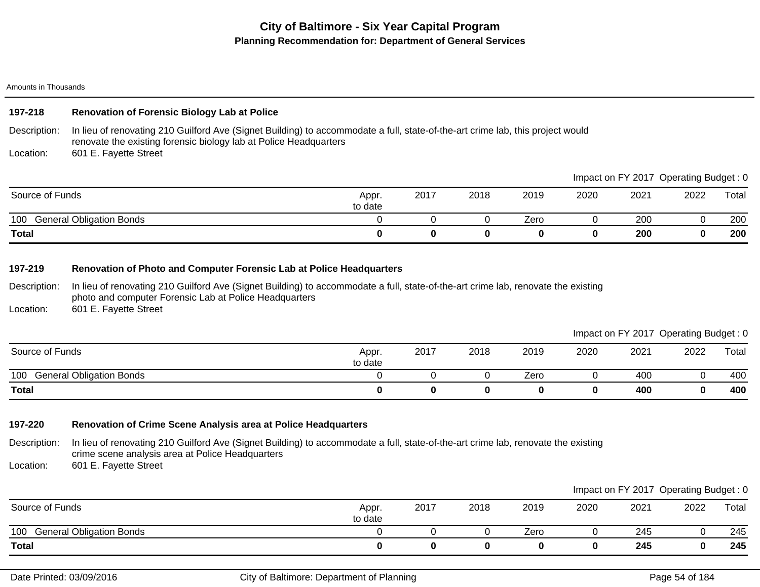# City of Baltimore - Six Year Capital Program

## Planning Recommendation for: Department of General Services

Amounts in Thousands

### 197-218 Renovation of Forensic Biology Lab at Police

Description: In lieu of renovating 210 Guilford Ave (Signet Building) to accommodate a full, state-of-the-art crime lab, this project would renovate the existing forensic biology lab at Police Headquarters

Location: 601 E. Fayette Street

Impact on FY 2017 Operating Budget : 0

| Source of Funds | Appr. to date | 2017 | 2018 | 2019 | 2020 | 2021 | 2022 | Total |
|---|---|---|---|---|---|---|---|---|
| 100 General Obligation Bonds | 0 | 0 | 0 | Zero | 0 | 200 | 0 | 200 |
| **Total** | **0** | **0** | **0** | **0** | **0** | **200** | **0** | **200** |

### 197-219 Renovation of Photo and Computer Forensic Lab at Police Headquarters

Description: In lieu of renovating 210 Guilford Ave (Signet Building) to accommodate a full, state-of-the-art crime lab, renovate the existing photo and computer Forensic Lab at Police Headquarters

Location: 601 E. Fayette Street

Impact on FY 2017 Operating Budget : 0

| Source of Funds | Appr. to date | 2017 | 2018 | 2019 | 2020 | 2021 | 2022 | Total |
|---|---|---|---|---|---|---|---|---|
| 100 General Obligation Bonds | 0 | 0 | 0 | Zero | 0 | 400 | 0 | 400 |
| **Total** | **0** | **0** | **0** | **0** | **0** | **400** | **0** | **400** |

### 197-220 Renovation of Crime Scene Analysis area at Police Headquarters

Description: In lieu of renovating 210 Guilford Ave (Signet Building) to accommodate a full, state-of-the-art crime lab, renovate the existing crime scene analysis area at Police Headquarters

Location: 601 E. Fayette Street

Impact on FY 2017 Operating Budget : 0

| Source of Funds | Appr. to date | 2017 | 2018 | 2019 | 2020 | 2021 | 2022 | Total |
|---|---|---|---|---|---|---|---|---|
| 100 General Obligation Bonds | 0 | 0 | 0 | Zero | 0 | 245 | 0 | 245 |
| **Total** | **0** | **0** | **0** | **0** | **0** | **245** | **0** | **245** |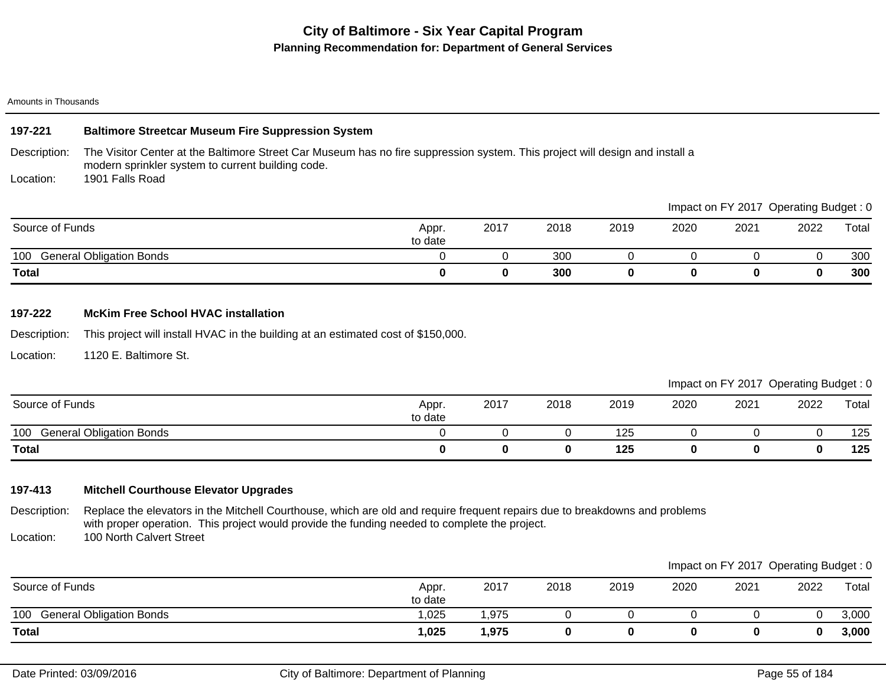# City of Baltimore - Six Year Capital Program

## Planning Recommendation for: Department of General Services

Amounts in Thousands

### 197-221 Baltimore Streetcar Museum Fire Suppression System

Description: The Visitor Center at the Baltimore Street Car Museum has no fire suppression system. This project will design and install a modern sprinkler system to current building code.

Location: 1901 Falls Road

Impact on FY 2017 Operating Budget : 0

| Source of Funds | Appr. to date | 2017 | 2018 | 2019 | 2020 | 2021 | 2022 | Total |
|---|---|---|---|---|---|---|---|---|
| 100 General Obligation Bonds | 0 | 0 | 300 | 0 | 0 | 0 | 0 | 300 |
| **Total** | **0** | **0** | **300** | **0** | **0** | **0** | **0** | **300** |

### 197-222 McKim Free School HVAC installation

Description: This project will install HVAC in the building at an estimated cost of $150,000.

Location: 1120 E. Baltimore St.

Impact on FY 2017 Operating Budget : 0

| Source of Funds | Appr. to date | 2017 | 2018 | 2019 | 2020 | 2021 | 2022 | Total |
|---|---|---|---|---|---|---|---|---|
| 100 General Obligation Bonds | 0 | 0 | 0 | 125 | 0 | 0 | 0 | 125 |
| **Total** | **0** | **0** | **0** | **125** | **0** | **0** | **0** | **125** |

### 197-413 Mitchell Courthouse Elevator Upgrades

Description: Replace the elevators in the Mitchell Courthouse, which are old and require frequent repairs due to breakdowns and problems with proper operation. This project would provide the funding needed to complete the project.

Location: 100 North Calvert Street

Impact on FY 2017 Operating Budget : 0

| Source of Funds | Appr. to date | 2017 | 2018 | 2019 | 2020 | 2021 | 2022 | Total |
|---|---|---|---|---|---|---|---|---|
| 100 General Obligation Bonds | 1,025 | 1,975 | 0 | 0 | 0 | 0 | 0 | 3,000 |
| **Total** | **1,025** | **1,975** | **0** | **0** | **0** | **0** | **0** | **3,000** |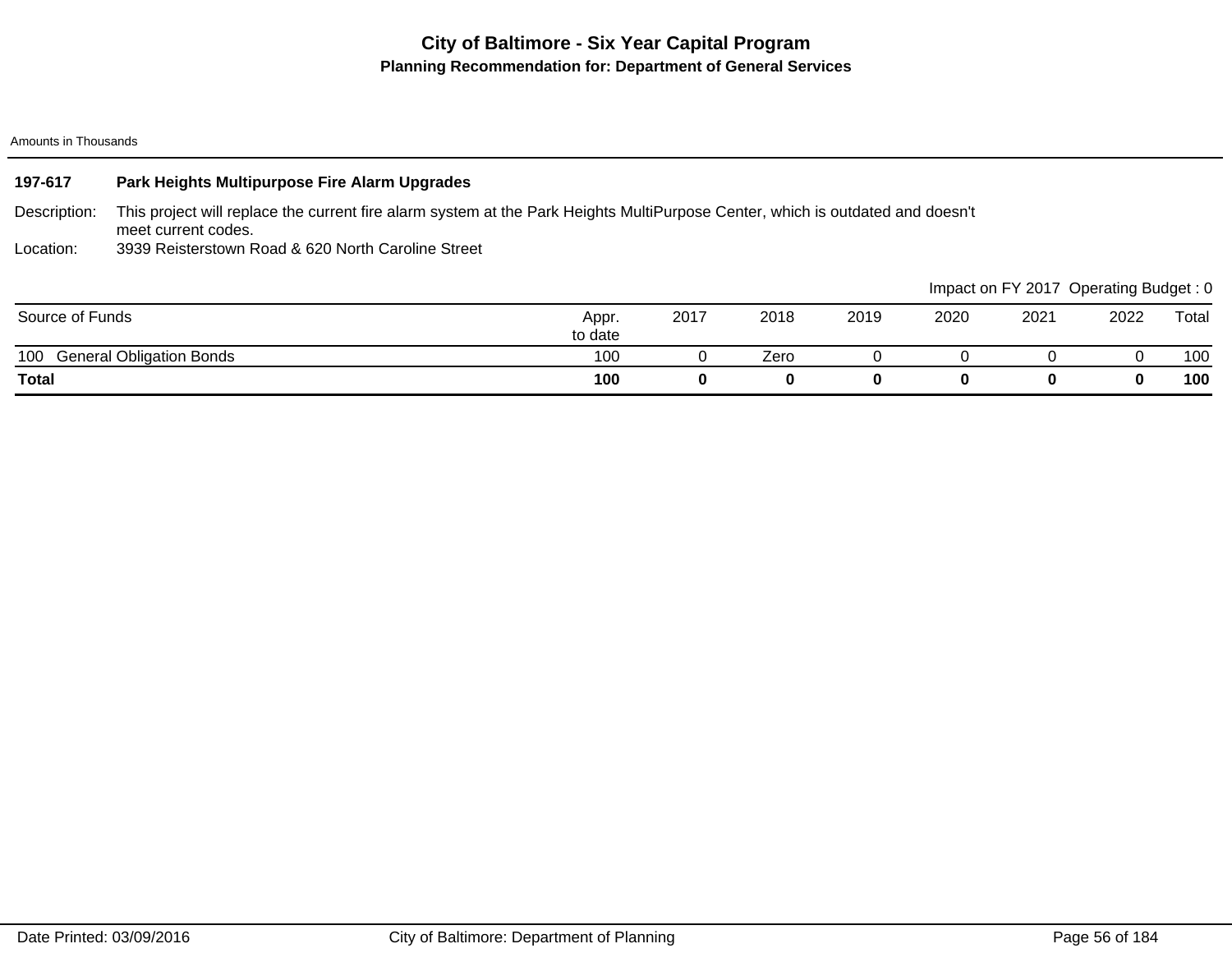# City of Baltimore - Six Year Capital Program

## Planning Recommendation for: Department of General Services

Amounts in Thousands

### 197-617 Park Heights Multipurpose Fire Alarm Upgrades

Description: This project will replace the current fire alarm system at the Park Heights MultiPurpose Center, which is outdated and doesn't meet current codes.

Location: 3939 Reisterstown Road & 620 North Caroline Street

Impact on FY 2017 Operating Budget : 0

| Source of Funds | Appr. to date | 2017 | 2018 | 2019 | 2020 | 2021 | 2022 | Total |
|---|---|---|---|---|---|---|---|---|
| 100 General Obligation Bonds | 100 | 0 | Zero | 0 | 0 | 0 | 0 | 100 |
| **Total** | **100** | **0** | **0** | **0** | **0** | **0** | **0** | **100** |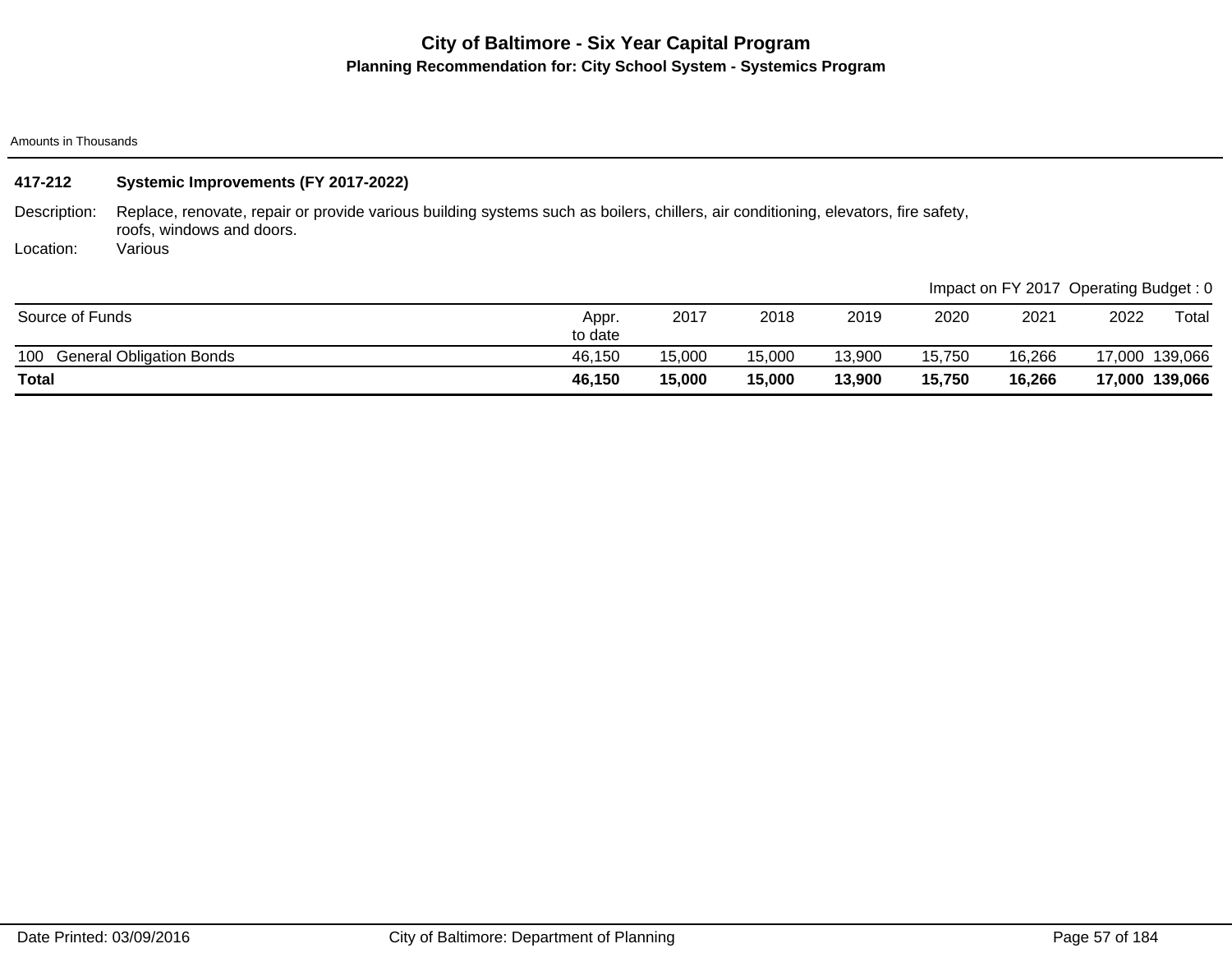# City of Baltimore - Six Year Capital Program

## Planning Recommendation for: City School System - Systemics Program

Amounts in Thousands

### 417-212 Systemic Improvements (FY 2017-2022)

Description: Replace, renovate, repair or provide various building systems such as boilers, chillers, air conditioning, elevators, fire safety, roofs, windows and doors.

Location: Various

Impact on FY 2017 Operating Budget : 0

| Source of Funds | Appr. to date | 2017 | 2018 | 2019 | 2020 | 2021 | 2022 | Total |
|---|---|---|---|---|---|---|---|---|
| 100 General Obligation Bonds | 46,150 | 15,000 | 15,000 | 13,900 | 15,750 | 16,266 | 17,000 | 139,066 |
| **Total** | **46,150** | **15,000** | **15,000** | **13,900** | **15,750** | **16,266** | **17,000** | **139,066** |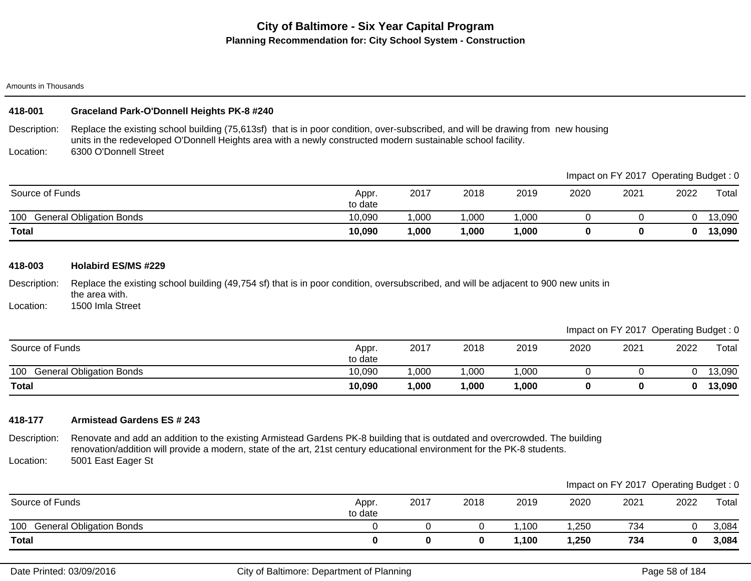# City of Baltimore - Six Year Capital Program

## Planning Recommendation for: City School System - Construction

Amounts in Thousands

### 418-001 Graceland Park-O'Donnell Heights PK-8 #240

Description: Replace the existing school building (75,613sf) that is in poor condition, over-subscribed, and will be drawing from new housing units in the redeveloped O'Donnell Heights area with a newly constructed modern sustainable school facility.

Location: 6300 O'Donnell Street

Impact on FY 2017 Operating Budget : 0

| Source of Funds | Appr. to date | 2017 | 2018 | 2019 | 2020 | 2021 | 2022 | Total |
|---|---|---|---|---|---|---|---|---|
| 100 General Obligation Bonds | 10,090 | 1,000 | 1,000 | 1,000 | 0 | 0 | 0 | 13,090 |
| **Total** | **10,090** | **1,000** | **1,000** | **1,000** | **0** | **0** | **0** | **13,090** |

### 418-003 Holabird ES/MS #229

Description: Replace the existing school building (49,754 sf) that is in poor condition, oversubscribed, and will be adjacent to 900 new units in the area with.

Location: 1500 Imla Street

Impact on FY 2017 Operating Budget : 0

| Source of Funds | Appr. to date | 2017 | 2018 | 2019 | 2020 | 2021 | 2022 | Total |
|---|---|---|---|---|---|---|---|---|
| 100 General Obligation Bonds | 10,090 | 1,000 | 1,000 | 1,000 | 0 | 0 | 0 | 13,090 |
| **Total** | **10,090** | **1,000** | **1,000** | **1,000** | **0** | **0** | **0** | **13,090** |

### 418-177 Armistead Gardens ES # 243

Description: Renovate and add an addition to the existing Armistead Gardens PK-8 building that is outdated and overcrowded. The building renovation/addition will provide a modern, state of the art, 21st century educational environment for the PK-8 students.

Location: 5001 East Eager St

Impact on FY 2017 Operating Budget : 0

| Source of Funds | Appr. to date | 2017 | 2018 | 2019 | 2020 | 2021 | 2022 | Total |
|---|---|---|---|---|---|---|---|---|
| 100 General Obligation Bonds | 0 | 0 | 0 | 1,100 | 1,250 | 734 | 0 | 3,084 |
| **Total** | **0** | **0** | **0** | **1,100** | **1,250** | **734** | **0** | **3,084** |

Date Printed: 03/09/2016 | City of Baltimore: Department of Planning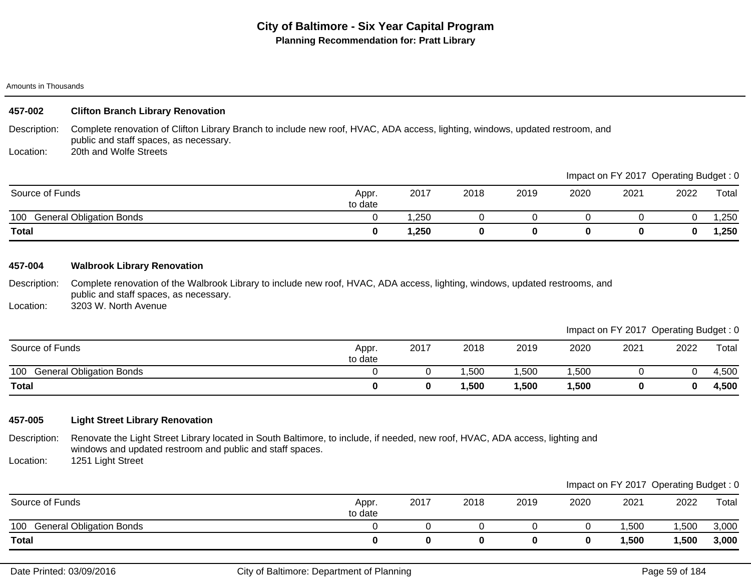# City of Baltimore - Six Year Capital Program

**Planning Recommendation for: Pratt Library**

Amounts in Thousands

## 457-002 Clifton Branch Library Renovation

Description: Complete renovation of Clifton Library Branch to include new roof, HVAC, ADA access, lighting, windows, updated restroom, and public and staff spaces, as necessary.

Location: 20th and Wolfe Streets

Impact on FY 2017 Operating Budget : 0

| Source of Funds | Appr. to date | 2017 | 2018 | 2019 | 2020 | 2021 | 2022 | Total |
|---|---|---|---|---|---|---|---|---|
| 100 General Obligation Bonds | 0 | 1,250 | 0 | 0 | 0 | 0 | 0 | 1,250 |
| **Total** | **0** | **1,250** | **0** | **0** | **0** | **0** | **0** | **1,250** |

## 457-004 Walbrook Library Renovation

Description: Complete renovation of the Walbrook Library to include new roof, HVAC, ADA access, lighting, windows, updated restrooms, and public and staff spaces, as necessary.

Location: 3203 W. North Avenue

Impact on FY 2017 Operating Budget : 0

| Source of Funds | Appr. to date | 2017 | 2018 | 2019 | 2020 | 2021 | 2022 | Total |
|---|---|---|---|---|---|---|---|---|
| 100 General Obligation Bonds | 0 | 0 | 1,500 | 1,500 | 1,500 | 0 | 0 | 4,500 |
| **Total** | **0** | **0** | **1,500** | **1,500** | **1,500** | **0** | **0** | **4,500** |

## 457-005 Light Street Library Renovation

Description: Renovate the Light Street Library located in South Baltimore, to include, if needed, new roof, HVAC, ADA access, lighting and windows and updated restroom and public and staff spaces.

Location: 1251 Light Street

Impact on FY 2017 Operating Budget : 0

| Source of Funds | Appr. to date | 2017 | 2018 | 2019 | 2020 | 2021 | 2022 | Total |
|---|---|---|---|---|---|---|---|---|
| 100 General Obligation Bonds | 0 | 0 | 0 | 0 | 0 | 1,500 | 1,500 | 3,000 |
| **Total** | **0** | **0** | **0** | **0** | **0** | **1,500** | **1,500** | **3,000** |

Date Printed: 03/09/2016 City of Baltimore: Department of Planning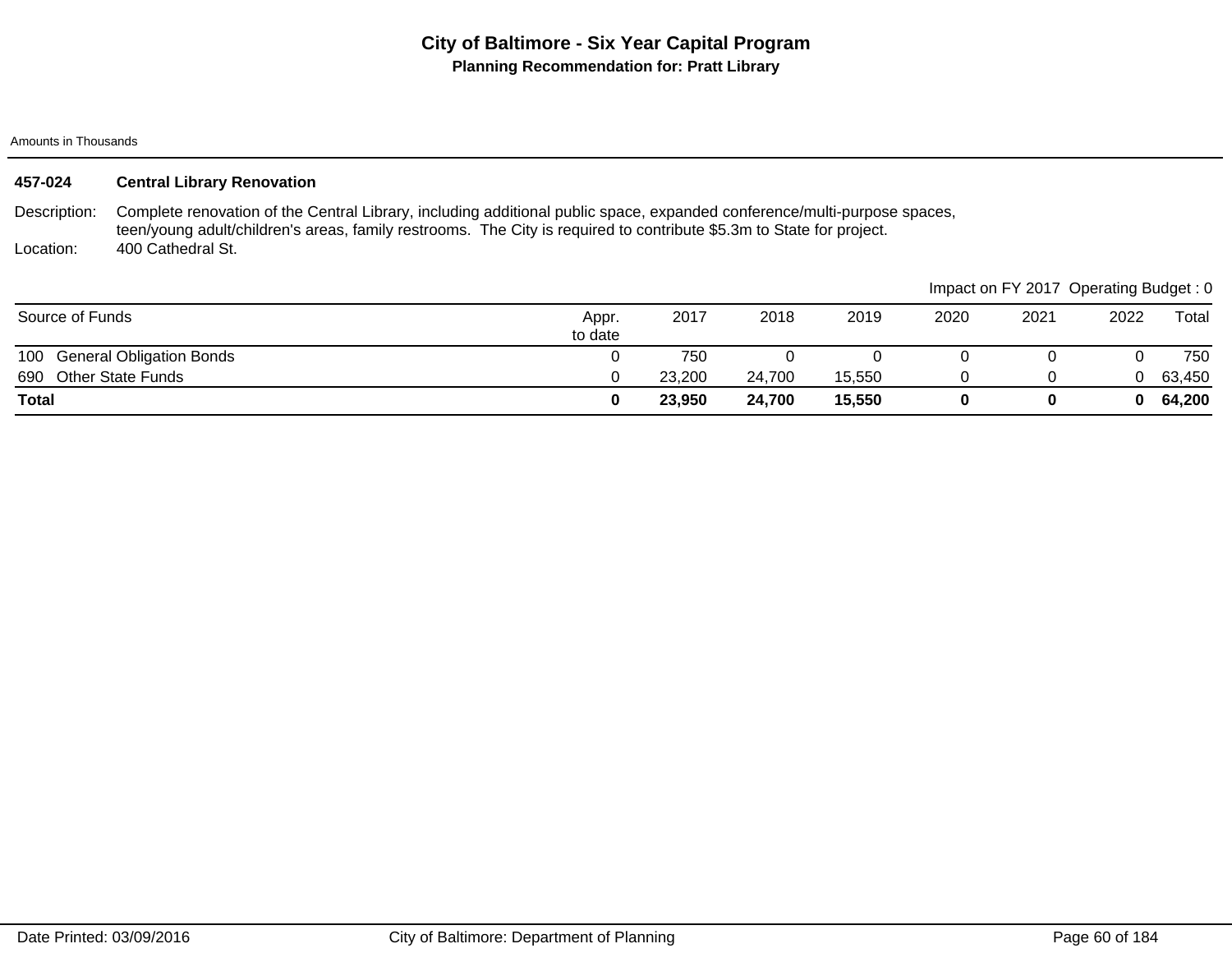# City of Baltimore - Six Year Capital Program

## Planning Recommendation for: Pratt Library

Amounts in Thousands

**457-024 Central Library Renovation**

Description: Complete renovation of the Central Library, including additional public space, expanded conference/multi-purpose spaces, teen/young adult/children's areas, family restrooms. The City is required to contribute $5.3m to State for project.

Location: 400 Cathedral St.

Impact on FY 2017 Operating Budget : 0

| Source of Funds | Appr. to date | 2017 | 2018 | 2019 | 2020 | 2021 | 2022 | Total |
|---|---|---|---|---|---|---|---|---|
| 100 General Obligation Bonds | 0 | 750 | 0 | 0 | 0 | 0 | 0 | 750 |
| 690 Other State Funds | 0 | 23,200 | 24,700 | 15,550 | 0 | 0 | 0 | 63,450 |
| **Total** | **0** | **23,950** | **24,700** | **15,550** | **0** | **0** | **0** | **64,200** |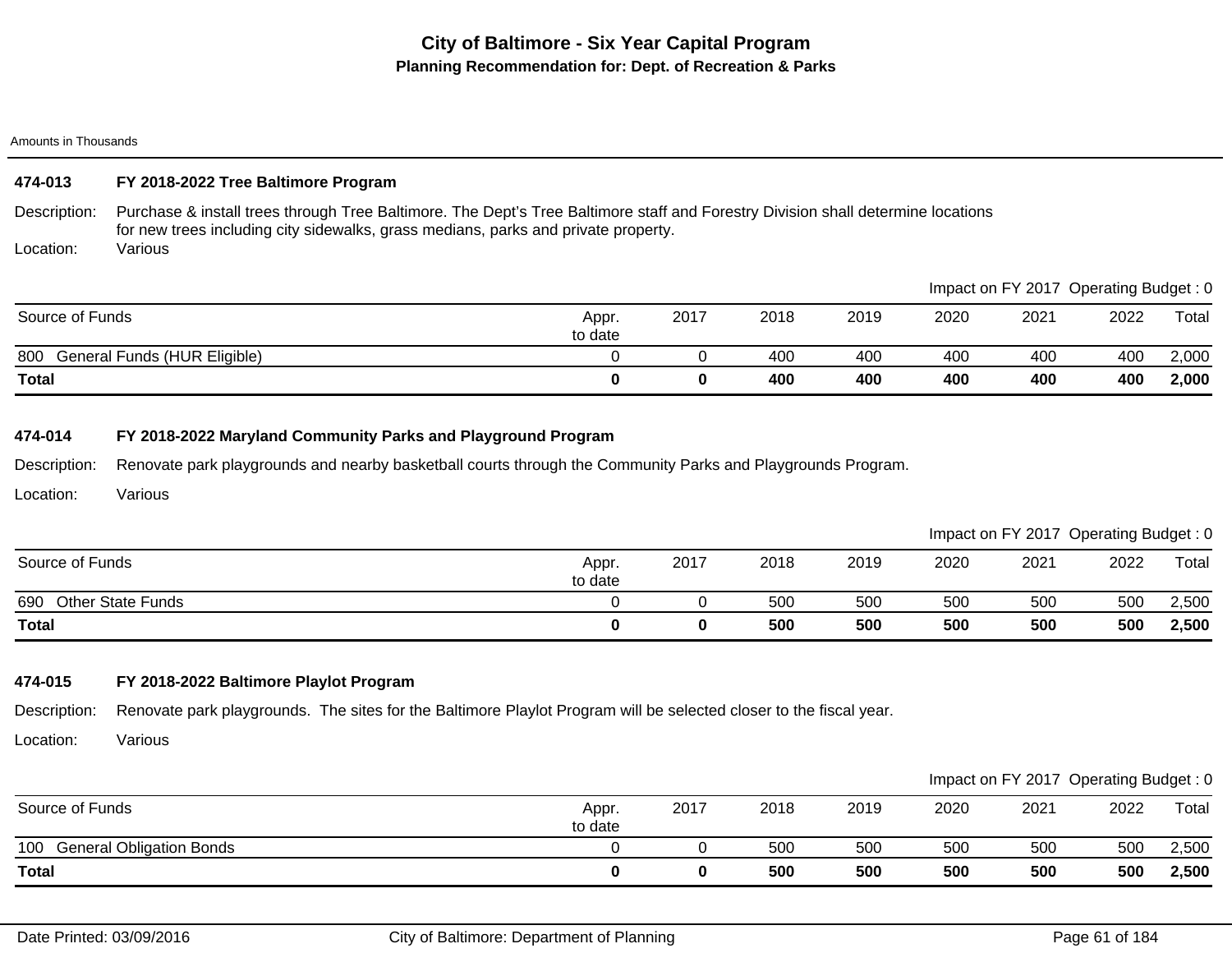# City of Baltimore - Six Year Capital Program

## Planning Recommendation for: Dept. of Recreation & Parks

Amounts in Thousands

### 474-013 FY 2018-2022 Tree Baltimore Program

Description: Purchase & install trees through Tree Baltimore. The Dept's Tree Baltimore staff and Forestry Division shall determine locations for new trees including city sidewalks, grass medians, parks and private property.

Location: Various

Impact on FY 2017 Operating Budget : 0

| Source of Funds | Appr. to date | 2017 | 2018 | 2019 | 2020 | 2021 | 2022 | Total |
|---|---|---|---|---|---|---|---|---|
| 800 General Funds (HUR Eligible) | 0 | 0 | 400 | 400 | 400 | 400 | 400 | 2,000 |
| **Total** | **0** | **0** | **400** | **400** | **400** | **400** | **400** | **2,000** |

### 474-014 FY 2018-2022 Maryland Community Parks and Playground Program

Description: Renovate park playgrounds and nearby basketball courts through the Community Parks and Playgrounds Program.

Location: Various

Impact on FY 2017 Operating Budget : 0

| Source of Funds | Appr. to date | 2017 | 2018 | 2019 | 2020 | 2021 | 2022 | Total |
|---|---|---|---|---|---|---|---|---|
| 690 Other State Funds | 0 | 0 | 500 | 500 | 500 | 500 | 500 | 2,500 |
| **Total** | **0** | **0** | **500** | **500** | **500** | **500** | **500** | **2,500** |

### 474-015 FY 2018-2022 Baltimore Playlot Program

Description: Renovate park playgrounds. The sites for the Baltimore Playlot Program will be selected closer to the fiscal year.

Location: Various

Impact on FY 2017 Operating Budget : 0

| Source of Funds | Appr. to date | 2017 | 2018 | 2019 | 2020 | 2021 | 2022 | Total |
|---|---|---|---|---|---|---|---|---|
| 100 General Obligation Bonds | 0 | 0 | 500 | 500 | 500 | 500 | 500 | 2,500 |
| **Total** | **0** | **0** | **500** | **500** | **500** | **500** | **500** | **2,500** |

Date Printed: 03/09/2016 City of Baltimore: Department of Planning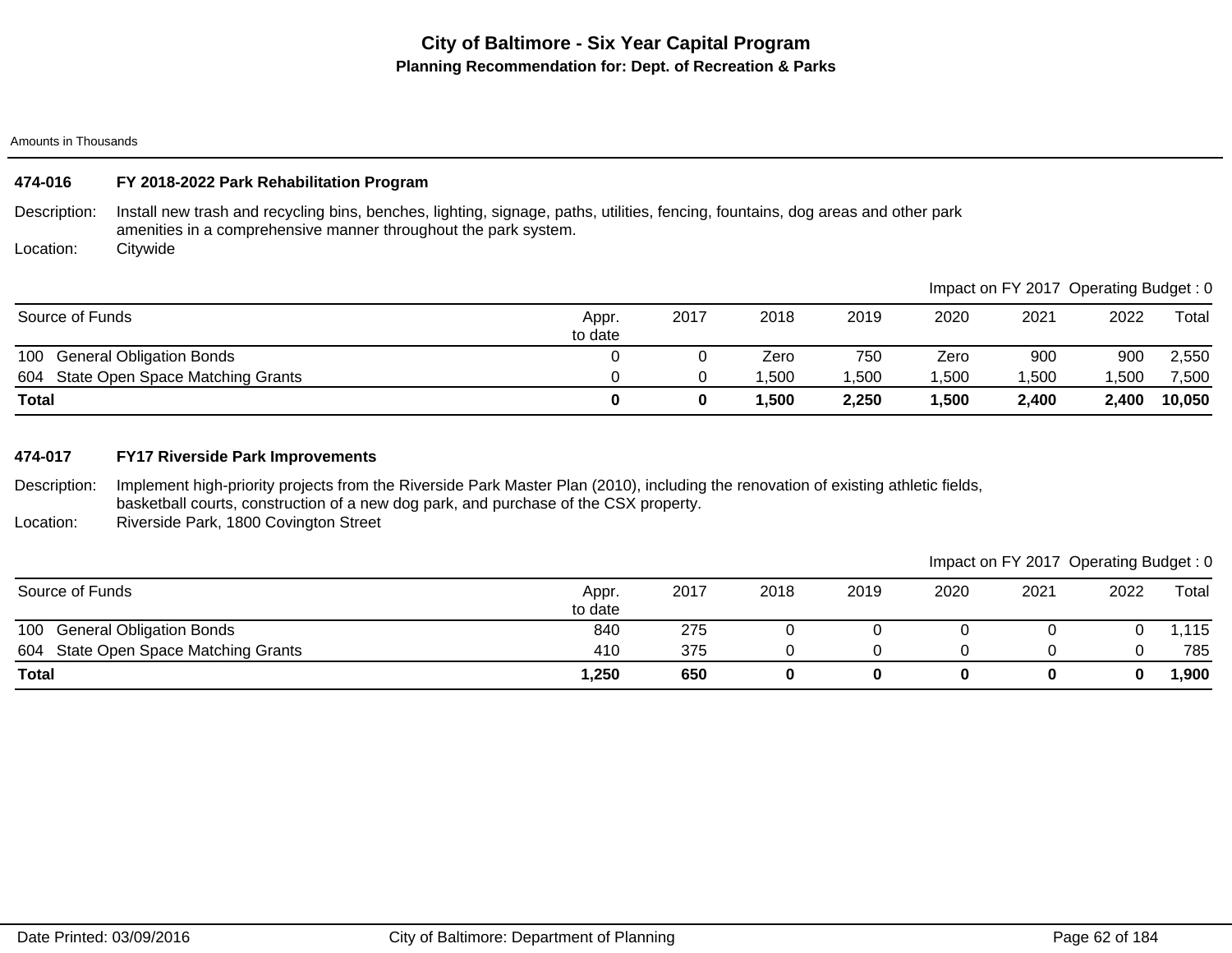# City of Baltimore - Six Year Capital Program

## Planning Recommendation for: Dept. of Recreation & Parks

Amounts in Thousands

### 474-016 FY 2018-2022 Park Rehabilitation Program

Description: Install new trash and recycling bins, benches, lighting, signage, paths, utilities, fencing, fountains, dog areas and other park amenities in a comprehensive manner throughout the park system.

Location: Citywide

Impact on FY 2017 Operating Budget : 0

| Source of Funds | Appr. to date | 2017 | 2018 | 2019 | 2020 | 2021 | 2022 | Total |
|---|---|---|---|---|---|---|---|---|
| 100 General Obligation Bonds | 0 | 0 | Zero | 750 | Zero | 900 | 900 | 2,550 |
| 604 State Open Space Matching Grants | 0 | 0 | 1,500 | 1,500 | 1,500 | 1,500 | 1,500 | 7,500 |
| **Total** | **0** | **0** | **1,500** | **2,250** | **1,500** | **2,400** | **2,400** | **10,050** |

### 474-017 FY17 Riverside Park Improvements

Description: Implement high-priority projects from the Riverside Park Master Plan (2010), including the renovation of existing athletic fields, basketball courts, construction of a new dog park, and purchase of the CSX property.

Location: Riverside Park, 1800 Covington Street

Impact on FY 2017 Operating Budget : 0

| Source of Funds | Appr. to date | 2017 | 2018 | 2019 | 2020 | 2021 | 2022 | Total |
|---|---|---|---|---|---|---|---|---|
| 100 General Obligation Bonds | 840 | 275 | 0 | 0 | 0 | 0 | 0 | 1,115 |
| 604 State Open Space Matching Grants | 410 | 375 | 0 | 0 | 0 | 0 | 0 | 785 |
| **Total** | **1,250** | **650** | **0** | **0** | **0** | **0** | **0** | **1,900** |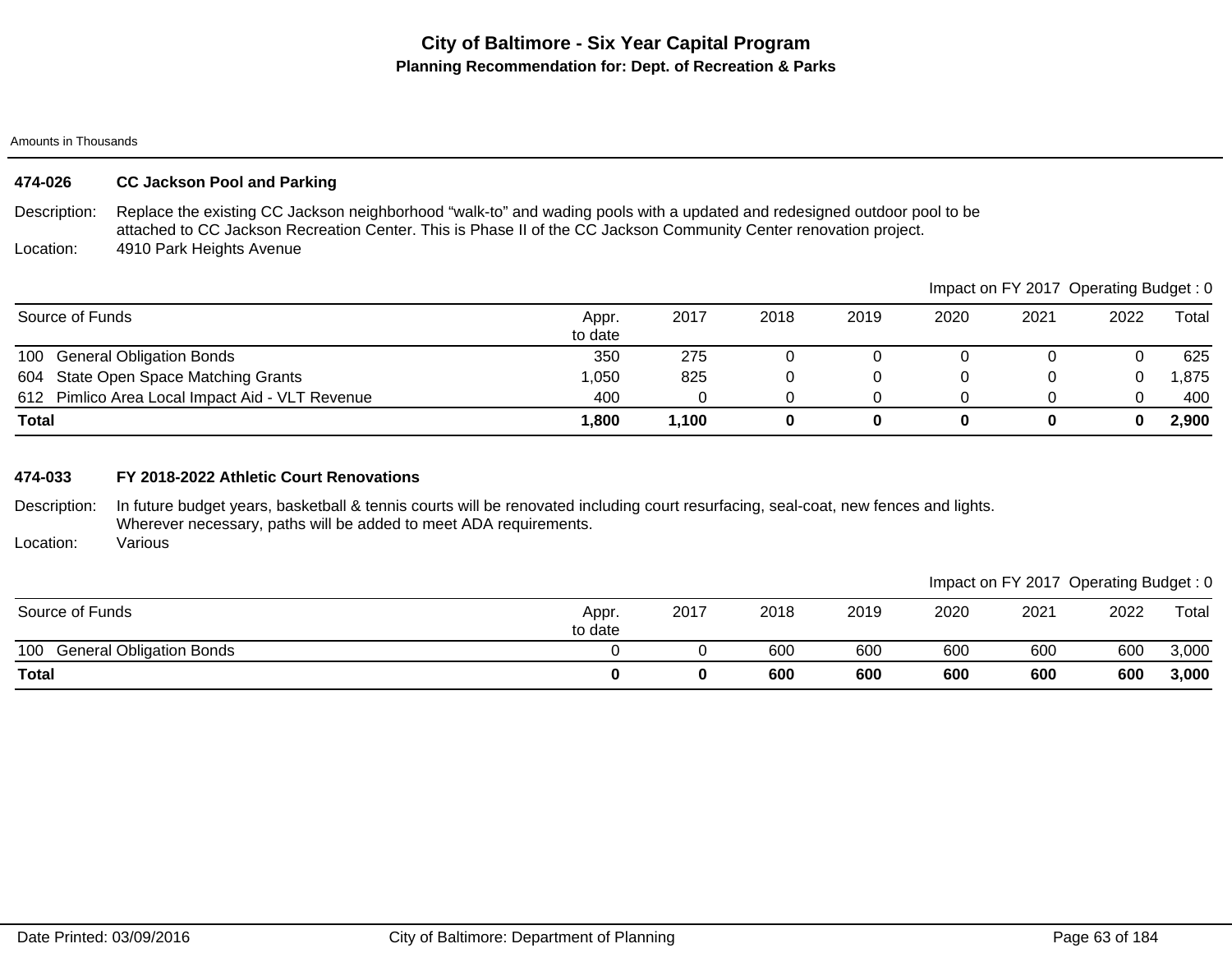# City of Baltimore - Six Year Capital Program

## Planning Recommendation for: Dept. of Recreation & Parks

Amounts in Thousands

### 474-026 CC Jackson Pool and Parking

Description: Replace the existing CC Jackson neighborhood “walk-to” and wading pools with a updated and redesigned outdoor pool to be attached to CC Jackson Recreation Center. This is Phase II of the CC Jackson Community Center renovation project.

Location: 4910 Park Heights Avenue

Impact on FY 2017 Operating Budget : 0

| Source of Funds | Appr. to date | 2017 | 2018 | 2019 | 2020 | 2021 | 2022 | Total |
|---|---|---|---|---|---|---|---|---|
| 100 General Obligation Bonds | 350 | 275 | 0 | 0 | 0 | 0 | 0 | 625 |
| 604 State Open Space Matching Grants | 1,050 | 825 | 0 | 0 | 0 | 0 | 0 | 1,875 |
| 612 Pimlico Area Local Impact Aid - VLT Revenue | 400 | 0 | 0 | 0 | 0 | 0 | 0 | 400 |
| **Total** | **1,800** | **1,100** | **0** | **0** | **0** | **0** | **0** | **2,900** |

### 474-033 FY 2018-2022 Athletic Court Renovations

Description: In future budget years, basketball & tennis courts will be renovated including court resurfacing, seal-coat, new fences and lights. Wherever necessary, paths will be added to meet ADA requirements.

Location: Various

Impact on FY 2017 Operating Budget : 0

| Source of Funds | Appr. to date | 2017 | 2018 | 2019 | 2020 | 2021 | 2022 | Total |
|---|---|---|---|---|---|---|---|---|
| 100 General Obligation Bonds | 0 | 0 | 600 | 600 | 600 | 600 | 600 | 3,000 |
| **Total** | **0** | **0** | **600** | **600** | **600** | **600** | **600** | **3,000** |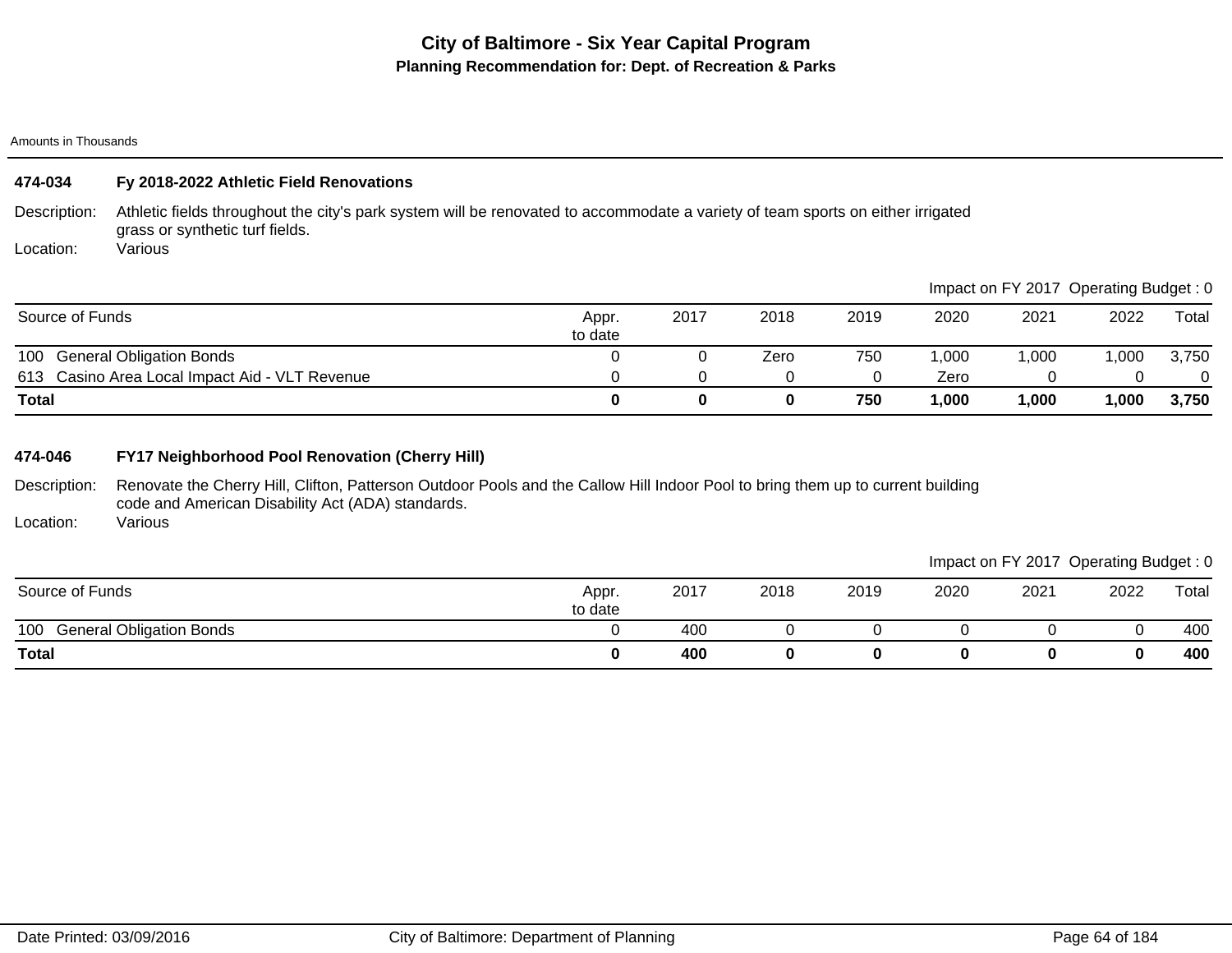# City of Baltimore - Six Year Capital Program

## Planning Recommendation for: Dept. of Recreation & Parks

Amounts in Thousands

### 474-034 Fy 2018-2022 Athletic Field Renovations

Description: Athletic fields throughout the city's park system will be renovated to accommodate a variety of team sports on either irrigated grass or synthetic turf fields.

Location: Various

Impact on FY 2017 Operating Budget : 0

| Source of Funds | Appr. to date | 2017 | 2018 | 2019 | 2020 | 2021 | 2022 | Total |
|---|---|---|---|---|---|---|---|---|
| 100 General Obligation Bonds | 0 | 0 | Zero | 750 | 1,000 | 1,000 | 1,000 | 3,750 |
| 613 Casino Area Local Impact Aid - VLT Revenue | 0 | 0 | 0 | 0 | Zero | 0 | 0 | 0 |
| **Total** | **0** | **0** | **0** | **750** | **1,000** | **1,000** | **1,000** | **3,750** |

### 474-046 FY17 Neighborhood Pool Renovation (Cherry Hill)

Description: Renovate the Cherry Hill, Clifton, Patterson Outdoor Pools and the Callow Hill Indoor Pool to bring them up to current building code and American Disability Act (ADA) standards.

Location: Various

Impact on FY 2017 Operating Budget : 0

| Source of Funds | Appr. to date | 2017 | 2018 | 2019 | 2020 | 2021 | 2022 | Total |
|---|---|---|---|---|---|---|---|---|
| 100 General Obligation Bonds | 0 | 400 | 0 | 0 | 0 | 0 | 0 | 400 |
| **Total** | **0** | **400** | **0** | **0** | **0** | **0** | **0** | **400** |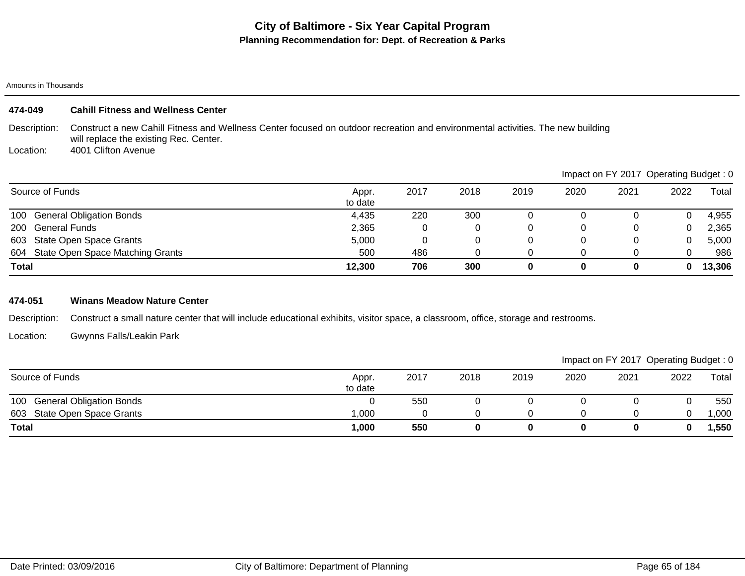# City of Baltimore - Six Year Capital Program

## Planning Recommendation for: Dept. of Recreation & Parks

Amounts in Thousands

### 474-049 Cahill Fitness and Wellness Center

Description: Construct a new Cahill Fitness and Wellness Center focused on outdoor recreation and environmental activities. The new building will replace the existing Rec. Center.

Location: 4001 Clifton Avenue

Impact on FY 2017 Operating Budget : 0

| Source of Funds | Appr. to date | 2017 | 2018 | 2019 | 2020 | 2021 | 2022 | Total |
|---|---|---|---|---|---|---|---|---|
| 100 General Obligation Bonds | 4,435 | 220 | 300 | 0 | 0 | 0 | 0 | 4,955 |
| 200 General Funds | 2,365 | 0 | 0 | 0 | 0 | 0 | 0 | 2,365 |
| 603 State Open Space Grants | 5,000 | 0 | 0 | 0 | 0 | 0 | 0 | 5,000 |
| 604 State Open Space Matching Grants | 500 | 486 | 0 | 0 | 0 | 0 | 0 | 986 |
| **Total** | **12,300** | **706** | **300** | **0** | **0** | **0** | **0** | **13,306** |

### 474-051 Winans Meadow Nature Center

Description: Construct a small nature center that will include educational exhibits, visitor space, a classroom, office, storage and restrooms.

Location: Gwynns Falls/Leakin Park

Impact on FY 2017 Operating Budget : 0

| Source of Funds | Appr. to date | 2017 | 2018 | 2019 | 2020 | 2021 | 2022 | Total |
|---|---|---|---|---|---|---|---|---|
| 100 General Obligation Bonds | 0 | 550 | 0 | 0 | 0 | 0 | 0 | 550 |
| 603 State Open Space Grants | 1,000 | 0 | 0 | 0 | 0 | 0 | 0 | 1,000 |
| **Total** | **1,000** | **550** | **0** | **0** | **0** | **0** | **0** | **1,550** |

Date Printed: 03/09/2016 City of Baltimore: Department of Planning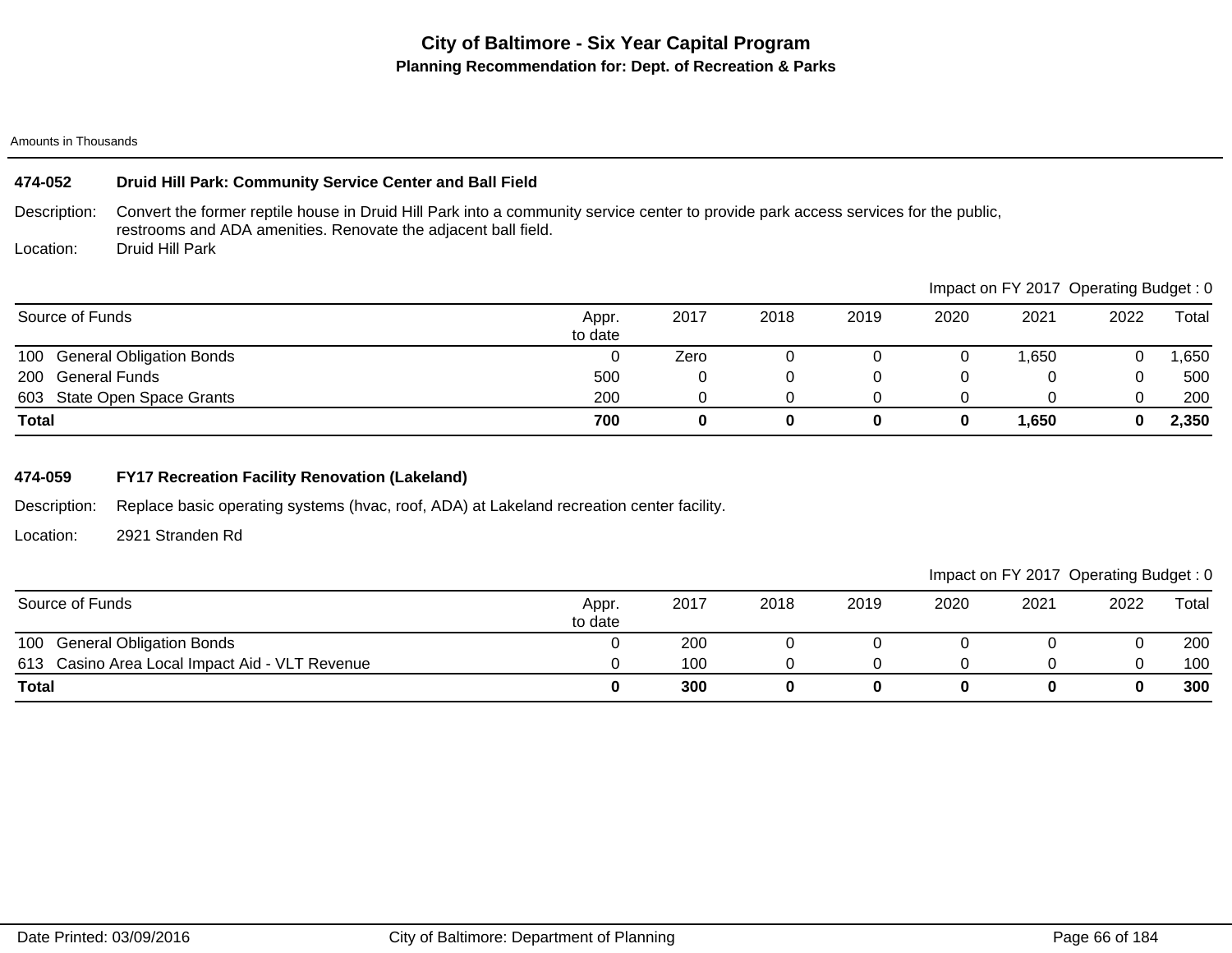# City of Baltimore - Six Year Capital Program

## Planning Recommendation for: Dept. of Recreation & Parks

Amounts in Thousands

### 474-052 Druid Hill Park: Community Service Center and Ball Field

Description: Convert the former reptile house in Druid Hill Park into a community service center to provide park access services for the public, restrooms and ADA amenities. Renovate the adjacent ball field.

Location: Druid Hill Park

Impact on FY 2017 Operating Budget : 0

| Source of Funds | Appr. to date | 2017 | 2018 | 2019 | 2020 | 2021 | 2022 | Total |
|---|---|---|---|---|---|---|---|---|
| 100 General Obligation Bonds | 0 | Zero | 0 | 0 | 0 | 1,650 | 0 | 1,650 |
| 200 General Funds | 500 | 0 | 0 | 0 | 0 | 0 | 0 | 500 |
| 603 State Open Space Grants | 200 | 0 | 0 | 0 | 0 | 0 | 0 | 200 |
| **Total** | **700** | **0** | **0** | **0** | **0** | **1,650** | **0** | **2,350** |

### 474-059 FY17 Recreation Facility Renovation (Lakeland)

Description: Replace basic operating systems (hvac, roof, ADA) at Lakeland recreation center facility.

Location: 2921 Stranden Rd

Impact on FY 2017 Operating Budget : 0

| Source of Funds | Appr. to date | 2017 | 2018 | 2019 | 2020 | 2021 | 2022 | Total |
|---|---|---|---|---|---|---|---|---|
| 100 General Obligation Bonds | 0 | 200 | 0 | 0 | 0 | 0 | 0 | 200 |
| 613 Casino Area Local Impact Aid - VLT Revenue | 0 | 100 | 0 | 0 | 0 | 0 | 0 | 100 |
| **Total** | **0** | **300** | **0** | **0** | **0** | **0** | **0** | **300** |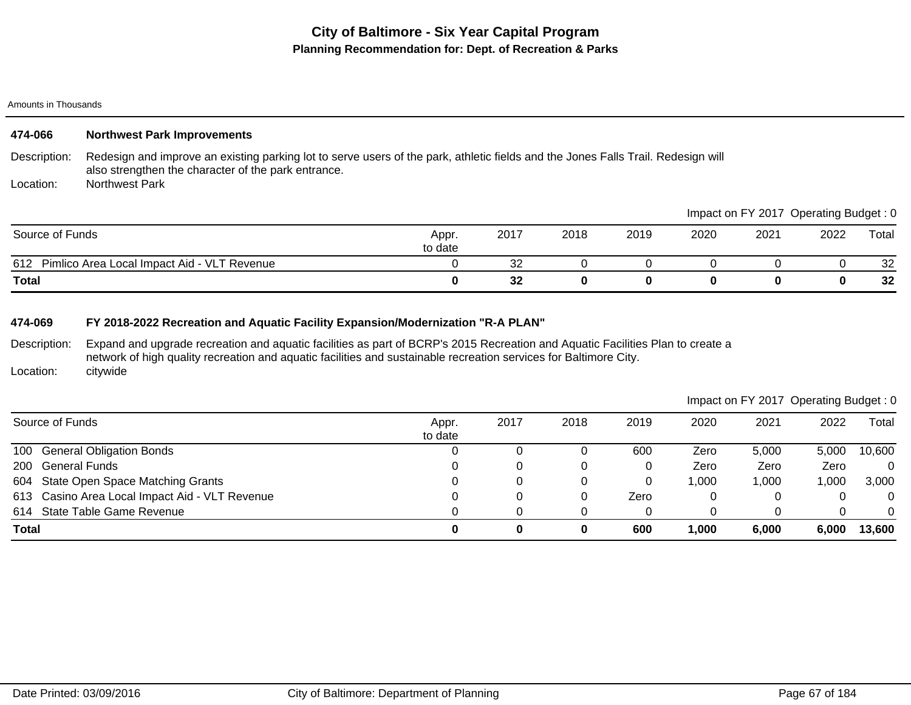# City of Baltimore - Six Year Capital Program

## Planning Recommendation for: Dept. of Recreation & Parks

Amounts in Thousands

### 474-066 Northwest Park Improvements

Description: Redesign and improve an existing parking lot to serve users of the park, athletic fields and the Jones Falls Trail. Redesign will also strengthen the character of the park entrance.

Location: Northwest Park

Impact on FY 2017 Operating Budget : 0

| Source of Funds | Appr. to date | 2017 | 2018 | 2019 | 2020 | 2021 | 2022 | Total |
|---|---|---|---|---|---|---|---|---|
| 612 Pimlico Area Local Impact Aid - VLT Revenue | 0 | 32 | 0 | 0 | 0 | 0 | 0 | 32 |
| **Total** | **0** | **32** | **0** | **0** | **0** | **0** | **0** | **32** |

### 474-069 FY 2018-2022 Recreation and Aquatic Facility Expansion/Modernization "R-A PLAN"

Description: Expand and upgrade recreation and aquatic facilities as part of BCRP's 2015 Recreation and Aquatic Facilities Plan to create a network of high quality recreation and aquatic facilities and sustainable recreation services for Baltimore City.

Location: citywide

Impact on FY 2017 Operating Budget : 0

| Source of Funds | Appr. to date | 2017 | 2018 | 2019 | 2020 | 2021 | 2022 | Total |
|---|---|---|---|---|---|---|---|---|
| 100 General Obligation Bonds | 0 | 0 | 0 | 600 | Zero | 5,000 | 5,000 | 10,600 |
| 200 General Funds | 0 | 0 | 0 | 0 | Zero | Zero | Zero | 0 |
| 604 State Open Space Matching Grants | 0 | 0 | 0 | 0 | 1,000 | 1,000 | 1,000 | 3,000 |
| 613 Casino Area Local Impact Aid - VLT Revenue | 0 | 0 | 0 | Zero | 0 | 0 | 0 | 0 |
| 614 State Table Game Revenue | 0 | 0 | 0 | 0 | 0 | 0 | 0 | 0 |
| **Total** | **0** | **0** | **0** | **600** | **1,000** | **6,000** | **6,000** | **13,600** |

Date Printed: 03/09/2016 City of Baltimore: Department of Planning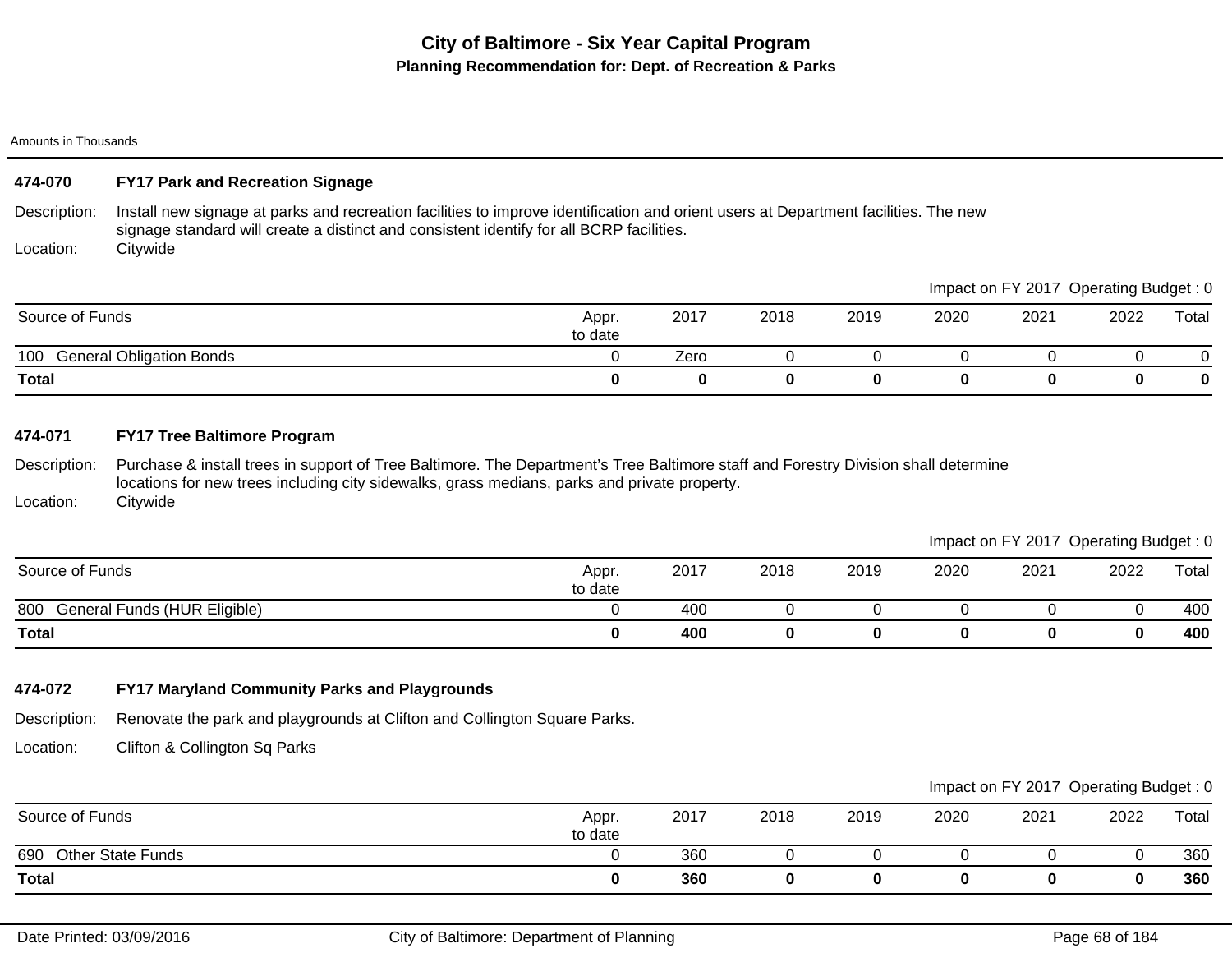# City of Baltimore - Six Year Capital Program

## Planning Recommendation for: Dept. of Recreation & Parks

Amounts in Thousands

### 474-070 FY17 Park and Recreation Signage

Description: Install new signage at parks and recreation facilities to improve identification and orient users at Department facilities. The new signage standard will create a distinct and consistent identify for all BCRP facilities.

Location: Citywide

Impact on FY 2017 Operating Budget : 0

| Source of Funds | Appr. to date | 2017 | 2018 | 2019 | 2020 | 2021 | 2022 | Total |
|---|---|---|---|---|---|---|---|---|
| 100 General Obligation Bonds | 0 | Zero | 0 | 0 | 0 | 0 | 0 | 0 |
| **Total** | **0** | **0** | **0** | **0** | **0** | **0** | **0** | **0** |

### 474-071 FY17 Tree Baltimore Program

Description: Purchase & install trees in support of Tree Baltimore. The Department's Tree Baltimore staff and Forestry Division shall determine locations for new trees including city sidewalks, grass medians, parks and private property.

Location: Citywide

Impact on FY 2017 Operating Budget : 0

| Source of Funds | Appr. to date | 2017 | 2018 | 2019 | 2020 | 2021 | 2022 | Total |
|---|---|---|---|---|---|---|---|---|
| 800 General Funds (HUR Eligible) | 0 | 400 | 0 | 0 | 0 | 0 | 0 | 400 |
| **Total** | **0** | **400** | **0** | **0** | **0** | **0** | **0** | **400** |

### 474-072 FY17 Maryland Community Parks and Playgrounds

Description: Renovate the park and playgrounds at Clifton and Collington Square Parks.

Location: Clifton & Collington Sq Parks

Impact on FY 2017 Operating Budget : 0

| Source of Funds | Appr. to date | 2017 | 2018 | 2019 | 2020 | 2021 | 2022 | Total |
|---|---|---|---|---|---|---|---|---|
| 690 Other State Funds | 0 | 360 | 0 | 0 | 0 | 0 | 0 | 360 |
| **Total** | **0** | **360** | **0** | **0** | **0** | **0** | **0** | **360** |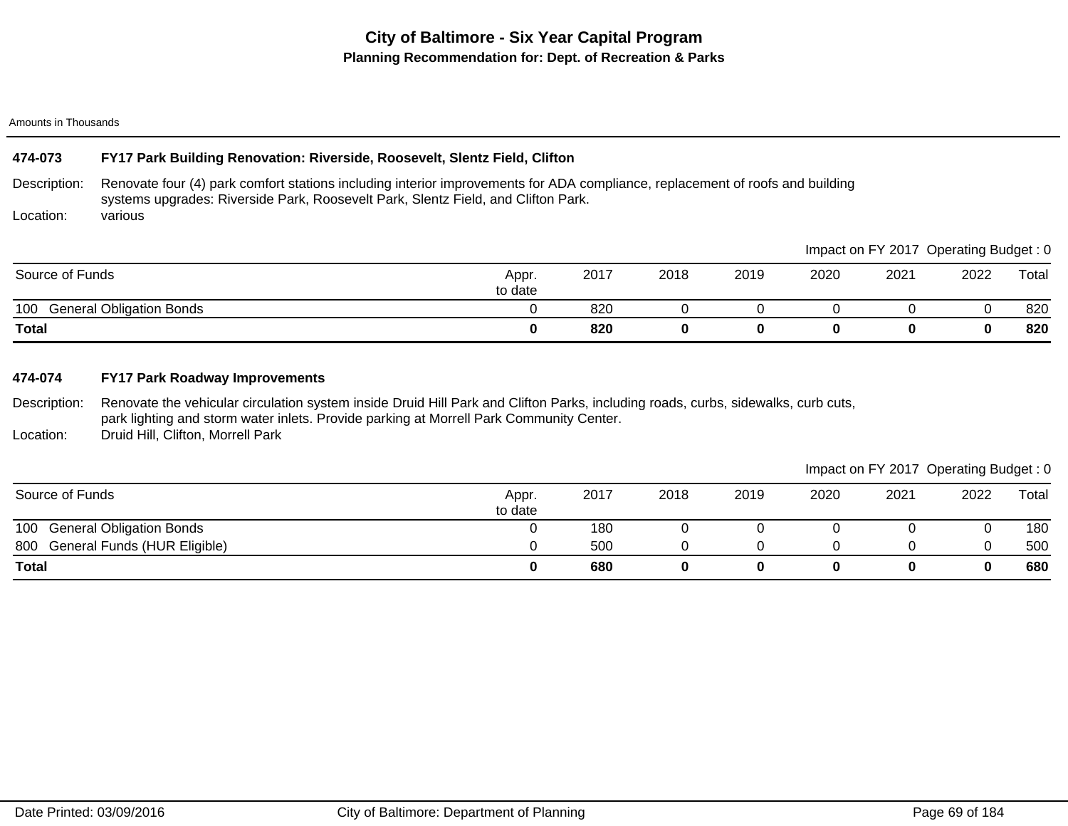# City of Baltimore - Six Year Capital Program

## Planning Recommendation for: Dept. of Recreation & Parks

Amounts in Thousands

### 474-073 FY17 Park Building Renovation: Riverside, Roosevelt, Slentz Field, Clifton

**Description:** Renovate four (4) park comfort stations including interior improvements for ADA compliance, replacement of roofs and building systems upgrades: Riverside Park, Roosevelt Park, Slentz Field, and Clifton Park.

**Location:** various

Impact on FY 2017 Operating Budget : 0

| Source of Funds | Appr. to date | 2017 | 2018 | 2019 | 2020 | 2021 | 2022 | Total |
|---|---|---|---|---|---|---|---|---|
| 100 General Obligation Bonds | 0 | 820 | 0 | 0 | 0 | 0 | 0 | 820 |
| **Total** | **0** | **820** | **0** | **0** | **0** | **0** | **0** | **820** |

### 474-074 FY17 Park Roadway Improvements

**Description:** Renovate the vehicular circulation system inside Druid Hill Park and Clifton Parks, including roads, curbs, sidewalks, curb cuts, park lighting and storm water inlets. Provide parking at Morrell Park Community Center.

**Location:** Druid Hill, Clifton, Morrell Park

Impact on FY 2017 Operating Budget : 0

| Source of Funds | Appr. to date | 2017 | 2018 | 2019 | 2020 | 2021 | 2022 | Total |
|---|---|---|---|---|---|---|---|---|
| 100 General Obligation Bonds | 0 | 180 | 0 | 0 | 0 | 0 | 0 | 180 |
| 800 General Funds (HUR Eligible) | 0 | 500 | 0 | 0 | 0 | 0 | 0 | 500 |
| **Total** | **0** | **680** | **0** | **0** | **0** | **0** | **0** | **680** |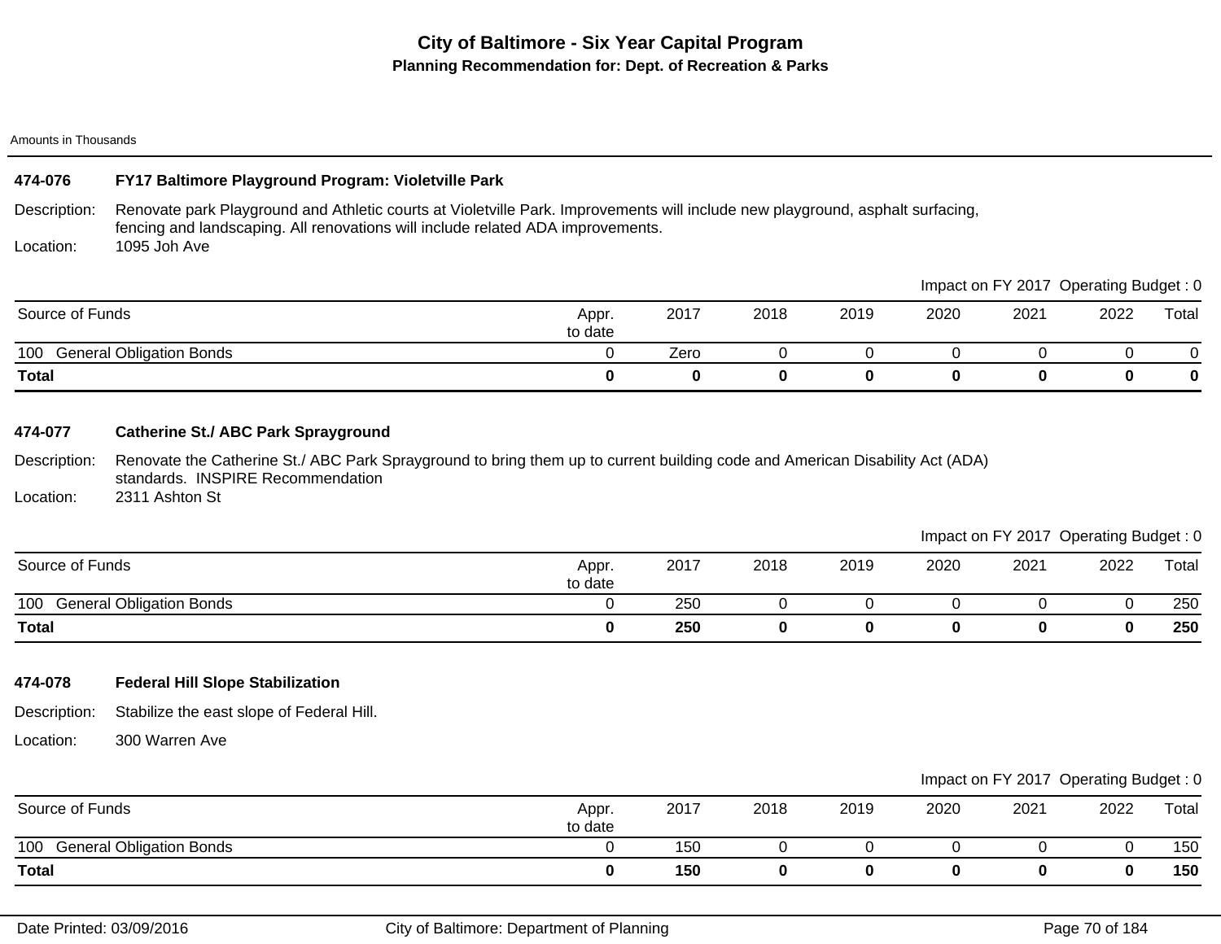# City of Baltimore - Six Year Capital Program

## Planning Recommendation for: Dept. of Recreation & Parks

Amounts in Thousands

### 474-076 FY17 Baltimore Playground Program: Violetville Park

Description: Renovate park Playground and Athletic courts at Violetville Park. Improvements will include new playground, asphalt surfacing, fencing and landscaping. All renovations will include related ADA improvements.

Location: 1095 Joh Ave

Impact on FY 2017 Operating Budget : 0

| Source of Funds | Appr. to date | 2017 | 2018 | 2019 | 2020 | 2021 | 2022 | Total |
|---|---|---|---|---|---|---|---|---|
| 100 General Obligation Bonds | 0 | Zero | 0 | 0 | 0 | 0 | 0 | 0 |
| **Total** | **0** | **0** | **0** | **0** | **0** | **0** | **0** | **0** |

### 474-077 Catherine St./ ABC Park Sprayground

Description: Renovate the Catherine St./ ABC Park Sprayground to bring them up to current building code and American Disability Act (ADA) standards. INSPIRE Recommendation

Location: 2311 Ashton St

Impact on FY 2017 Operating Budget : 0

| Source of Funds | Appr. to date | 2017 | 2018 | 2019 | 2020 | 2021 | 2022 | Total |
|---|---|---|---|---|---|---|---|---|
| 100 General Obligation Bonds | 0 | 250 | 0 | 0 | 0 | 0 | 0 | 250 |
| **Total** | **0** | **250** | **0** | **0** | **0** | **0** | **0** | **250** |

### 474-078 Federal Hill Slope Stabilization

Description: Stabilize the east slope of Federal Hill.

Location: 300 Warren Ave

Impact on FY 2017 Operating Budget : 0

| Source of Funds | Appr. to date | 2017 | 2018 | 2019 | 2020 | 2021 | 2022 | Total |
|---|---|---|---|---|---|---|---|---|
| 100 General Obligation Bonds | 0 | 150 | 0 | 0 | 0 | 0 | 0 | 150 |
| **Total** | **0** | **150** | **0** | **0** | **0** | **0** | **0** | **150** |

Date Printed: 03/09/2016 City of Baltimore: Department of Planning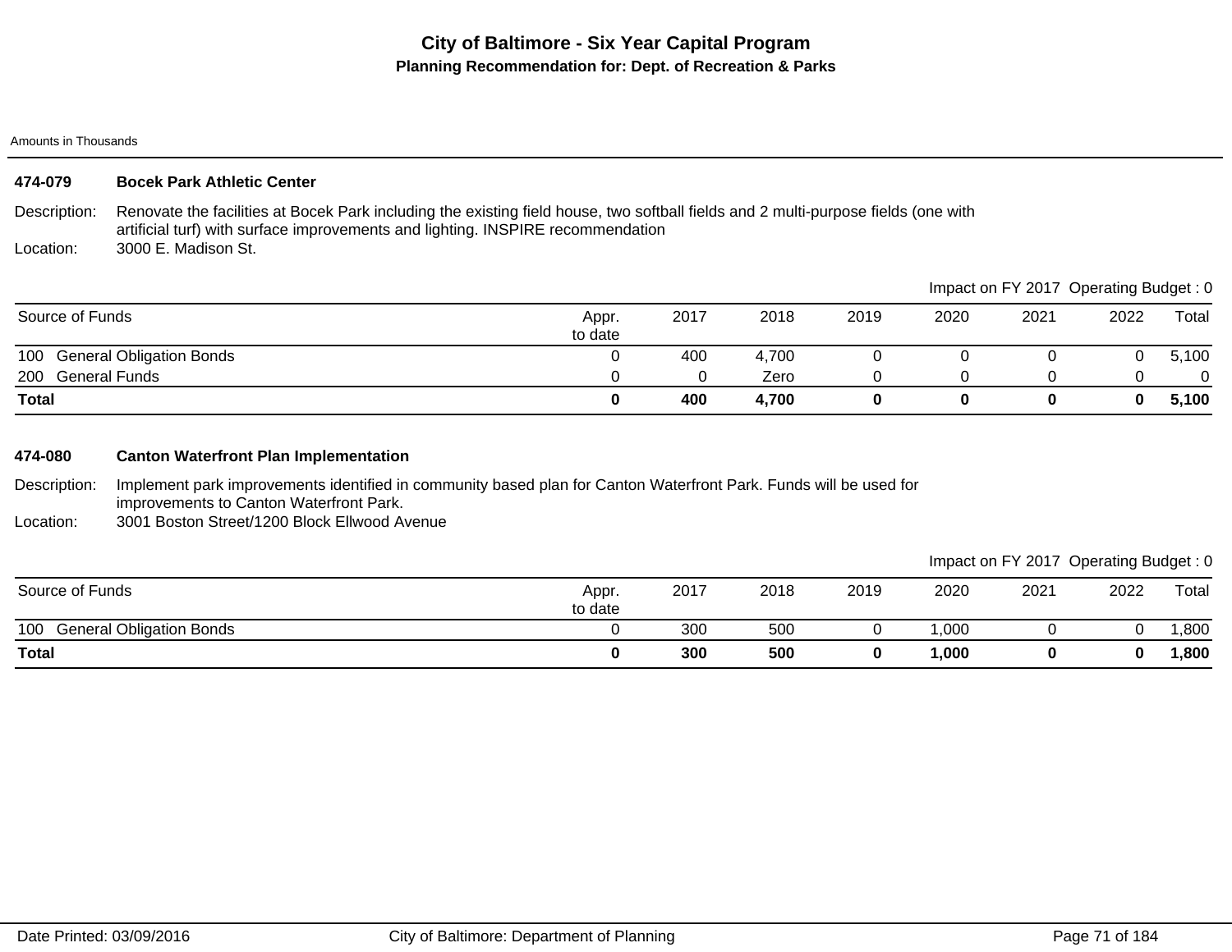# City of Baltimore - Six Year Capital Program

## Planning Recommendation for: Dept. of Recreation & Parks

Amounts in Thousands

### 474-079 Bocek Park Athletic Center

**Description:** Renovate the facilities at Bocek Park including the existing field house, two softball fields and 2 multi-purpose fields (one with artificial turf) with surface improvements and lighting. INSPIRE recommendation

**Location:** 3000 E. Madison St.

Impact on FY 2017 Operating Budget : 0

| Source of Funds | Appr. to date | 2017 | 2018 | 2019 | 2020 | 2021 | 2022 | Total |
|---|---|---|---|---|---|---|---|---|
| 100 General Obligation Bonds | 0 | 400 | 4,700 | 0 | 0 | 0 | 0 | 5,100 |
| 200 General Funds | 0 | 0 | Zero | 0 | 0 | 0 | 0 | 0 |
| **Total** | **0** | **400** | **4,700** | **0** | **0** | **0** | **0** | **5,100** |

### 474-080 Canton Waterfront Plan Implementation

**Description:** Implement park improvements identified in community based plan for Canton Waterfront Park. Funds will be used for improvements to Canton Waterfront Park.

**Location:** 3001 Boston Street/1200 Block Ellwood Avenue

Impact on FY 2017 Operating Budget : 0

| Source of Funds | Appr. to date | 2017 | 2018 | 2019 | 2020 | 2021 | 2022 | Total |
|---|---|---|---|---|---|---|---|---|
| 100 General Obligation Bonds | 0 | 300 | 500 | 0 | 1,000 | 0 | 0 | 1,800 |
| **Total** | **0** | **300** | **500** | **0** | **1,000** | **0** | **0** | **1,800** |

Date Printed: 03/09/2016 City of Baltimore: Department of Planning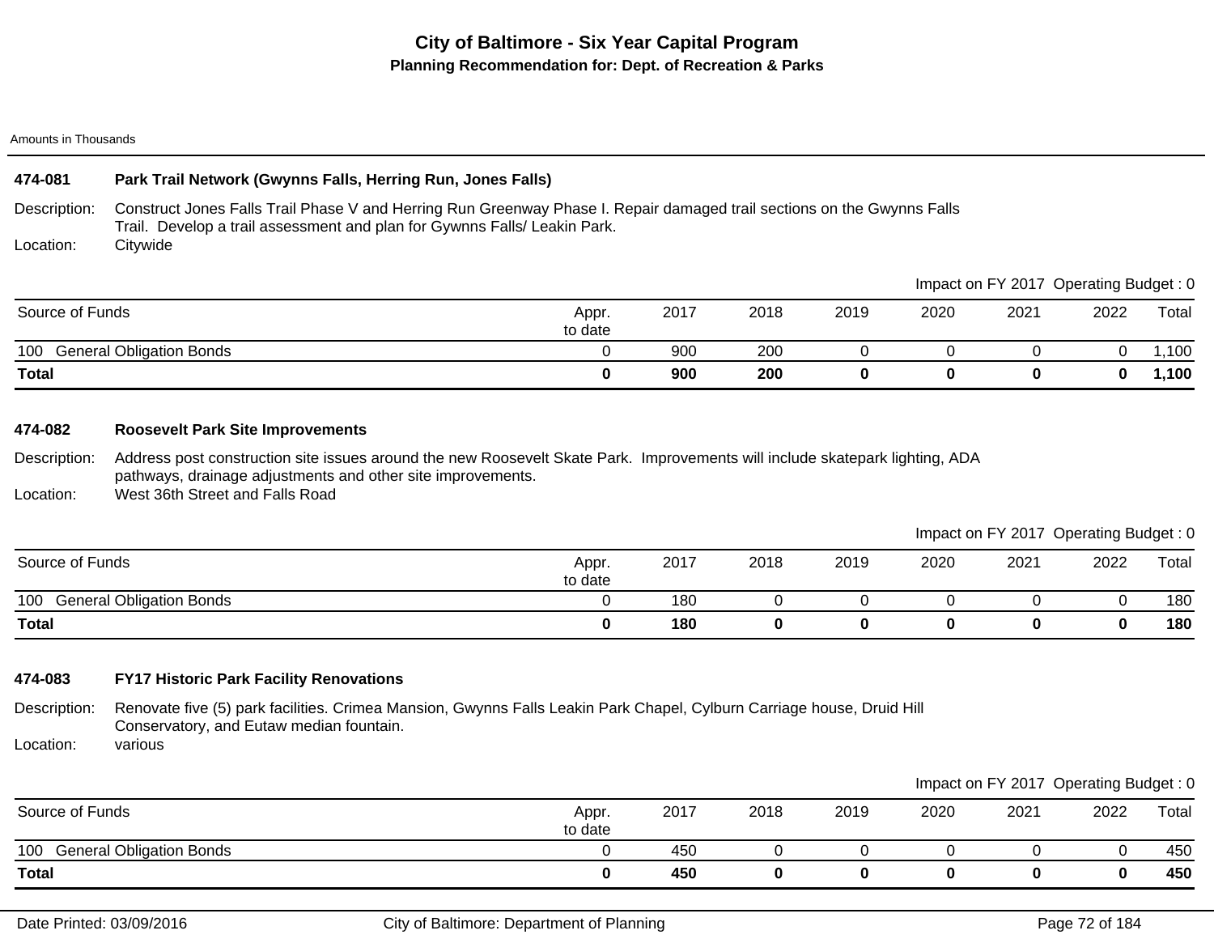# City of Baltimore - Six Year Capital Program

## Planning Recommendation for: Dept. of Recreation & Parks

Amounts in Thousands

### 474-081 Park Trail Network (Gwynns Falls, Herring Run, Jones Falls)

Description: Construct Jones Falls Trail Phase V and Herring Run Greenway Phase I. Repair damaged trail sections on the Gwynns Falls Trail. Develop a trail assessment and plan for Gywnns Falls/ Leakin Park.

Location: Citywide

Impact on FY 2017 Operating Budget : 0

| Source of Funds | Appr. to date | 2017 | 2018 | 2019 | 2020 | 2021 | 2022 | Total |
|---|---|---|---|---|---|---|---|---|
| 100 General Obligation Bonds | 0 | 900 | 200 | 0 | 0 | 0 | 0 | 1,100 |
| **Total** | **0** | **900** | **200** | **0** | **0** | **0** | **0** | **1,100** |

### 474-082 Roosevelt Park Site Improvements

Description: Address post construction site issues around the new Roosevelt Skate Park. Improvements will include skatepark lighting, ADA pathways, drainage adjustments and other site improvements.

Location: West 36th Street and Falls Road

Impact on FY 2017 Operating Budget : 0

| Source of Funds | Appr. to date | 2017 | 2018 | 2019 | 2020 | 2021 | 2022 | Total |
|---|---|---|---|---|---|---|---|---|
| 100 General Obligation Bonds | 0 | 180 | 0 | 0 | 0 | 0 | 0 | 180 |
| **Total** | **0** | **180** | **0** | **0** | **0** | **0** | **0** | **180** |

### 474-083 FY17 Historic Park Facility Renovations

Description: Renovate five (5) park facilities. Crimea Mansion, Gwynns Falls Leakin Park Chapel, Cylburn Carriage house, Druid Hill Conservatory, and Eutaw median fountain.

Location: various

Impact on FY 2017 Operating Budget : 0

| Source of Funds | Appr. to date | 2017 | 2018 | 2019 | 2020 | 2021 | 2022 | Total |
|---|---|---|---|---|---|---|---|---|
| 100 General Obligation Bonds | 0 | 450 | 0 | 0 | 0 | 0 | 0 | 450 |
| **Total** | **0** | **450** | **0** | **0** | **0** | **0** | **0** | **450** |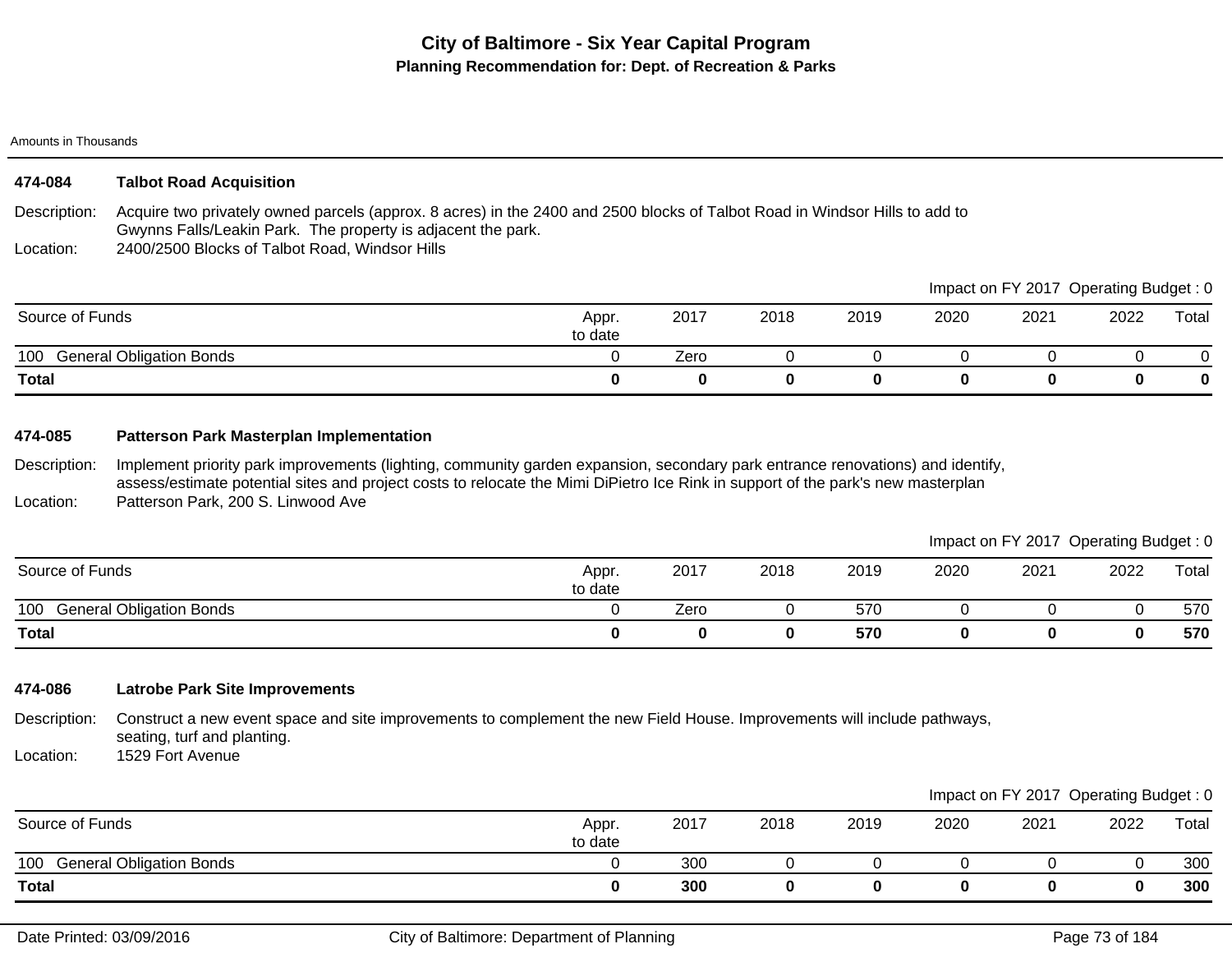# City of Baltimore - Six Year Capital Program

## Planning Recommendation for: Dept. of Recreation & Parks

Amounts in Thousands

### 474-084 Talbot Road Acquisition

Description: Acquire two privately owned parcels (approx. 8 acres) in the 2400 and 2500 blocks of Talbot Road in Windsor Hills to add to Gwynns Falls/Leakin Park. The property is adjacent the park.

Location: 2400/2500 Blocks of Talbot Road, Windsor Hills

Impact on FY 2017 Operating Budget : 0

| Source of Funds | Appr. to date | 2017 | 2018 | 2019 | 2020 | 2021 | 2022 | Total |
|---|---|---|---|---|---|---|---|---|
| 100 General Obligation Bonds | 0 | Zero | 0 | 0 | 0 | 0 | 0 | 0 |
| **Total** | **0** | **0** | **0** | **0** | **0** | **0** | **0** | **0** |

### 474-085 Patterson Park Masterplan Implementation

Description: Implement priority park improvements (lighting, community garden expansion, secondary park entrance renovations) and identify, assess/estimate potential sites and project costs to relocate the Mimi DiPietro Ice Rink in support of the park's new masterplan

Location: Patterson Park, 200 S. Linwood Ave

Impact on FY 2017 Operating Budget : 0

| Source of Funds | Appr. to date | 2017 | 2018 | 2019 | 2020 | 2021 | 2022 | Total |
|---|---|---|---|---|---|---|---|---|
| 100 General Obligation Bonds | 0 | Zero | 0 | 570 | 0 | 0 | 0 | 570 |
| **Total** | **0** | **0** | **0** | **570** | **0** | **0** | **0** | **570** |

### 474-086 Latrobe Park Site Improvements

Description: Construct a new event space and site improvements to complement the new Field House. Improvements will include pathways, seating, turf and planting.

Location: 1529 Fort Avenue

Impact on FY 2017 Operating Budget : 0

| Source of Funds | Appr. to date | 2017 | 2018 | 2019 | 2020 | 2021 | 2022 | Total |
|---|---|---|---|---|---|---|---|---|
| 100 General Obligation Bonds | 0 | 300 | 0 | 0 | 0 | 0 | 0 | 300 |
| **Total** | **0** | **300** | **0** | **0** | **0** | **0** | **0** | **300** |

Date Printed: 03/09/2016 City of Baltimore: Department of Planning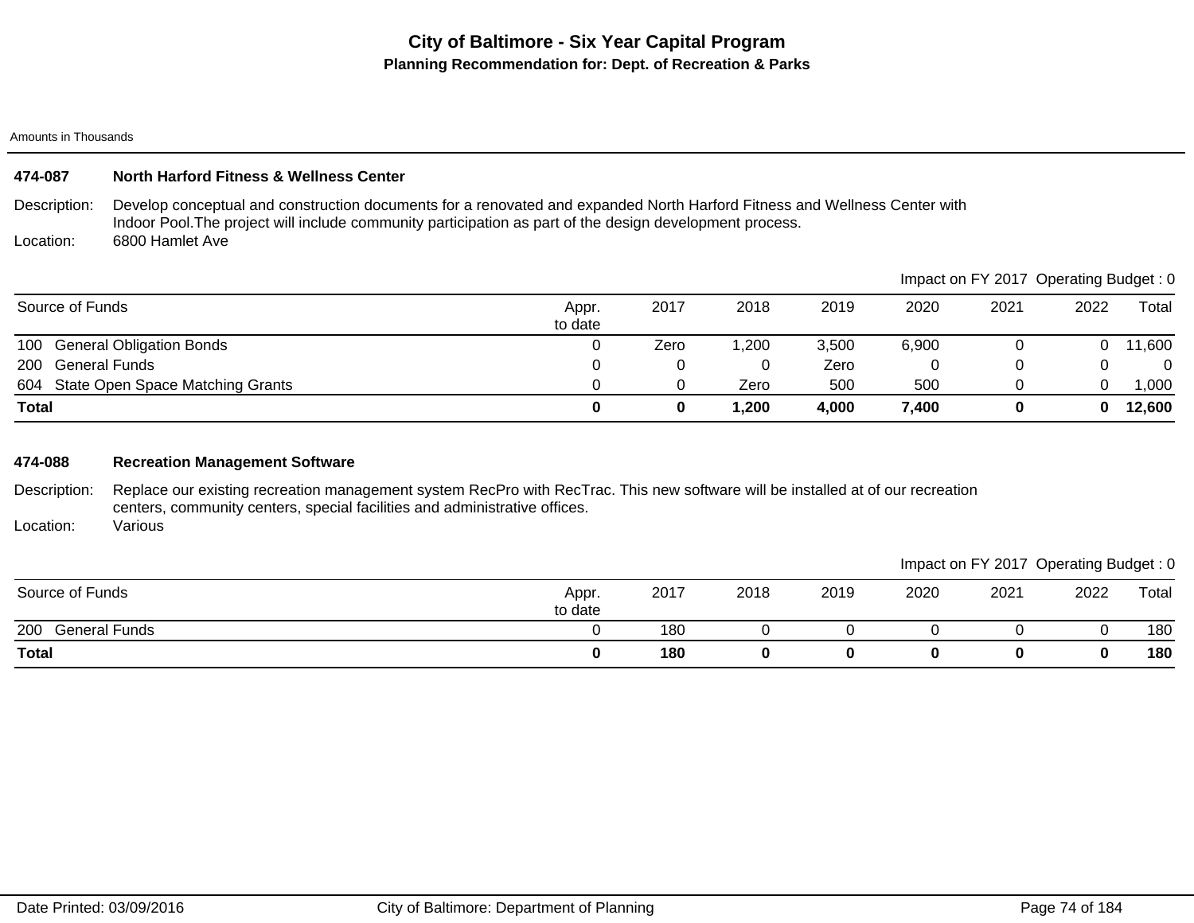# City of Baltimore - Six Year Capital Program

## Planning Recommendation for: Dept. of Recreation & Parks

Amounts in Thousands

### 474-087 North Harford Fitness & Wellness Center

Description: Develop conceptual and construction documents for a renovated and expanded North Harford Fitness and Wellness Center with Indoor Pool.The project will include community participation as part of the design development process.

Location: 6800 Hamlet Ave

Impact on FY 2017 Operating Budget : 0

| Source of Funds | Appr. to date | 2017 | 2018 | 2019 | 2020 | 2021 | 2022 | Total |
|---|---|---|---|---|---|---|---|---|
| 100 General Obligation Bonds | 0 | Zero | 1,200 | 3,500 | 6,900 | 0 | 0 | 11,600 |
| 200 General Funds | 0 | 0 | 0 | Zero | 0 | 0 | 0 | 0 |
| 604 State Open Space Matching Grants | 0 | 0 | Zero | 500 | 500 | 0 | 0 | 1,000 |
| **Total** | **0** | **0** | **1,200** | **4,000** | **7,400** | **0** | **0** | **12,600** |

### 474-088 Recreation Management Software

Description: Replace our existing recreation management system RecPro with RecTrac. This new software will be installed at of our recreation centers, community centers, special facilities and administrative offices.

Location: Various

Impact on FY 2017 Operating Budget : 0

| Source of Funds | Appr. to date | 2017 | 2018 | 2019 | 2020 | 2021 | 2022 | Total |
|---|---|---|---|---|---|---|---|---|
| 200 General Funds | 0 | 180 | 0 | 0 | 0 | 0 | 0 | 180 |
| **Total** | **0** | **180** | **0** | **0** | **0** | **0** | **0** | **180** |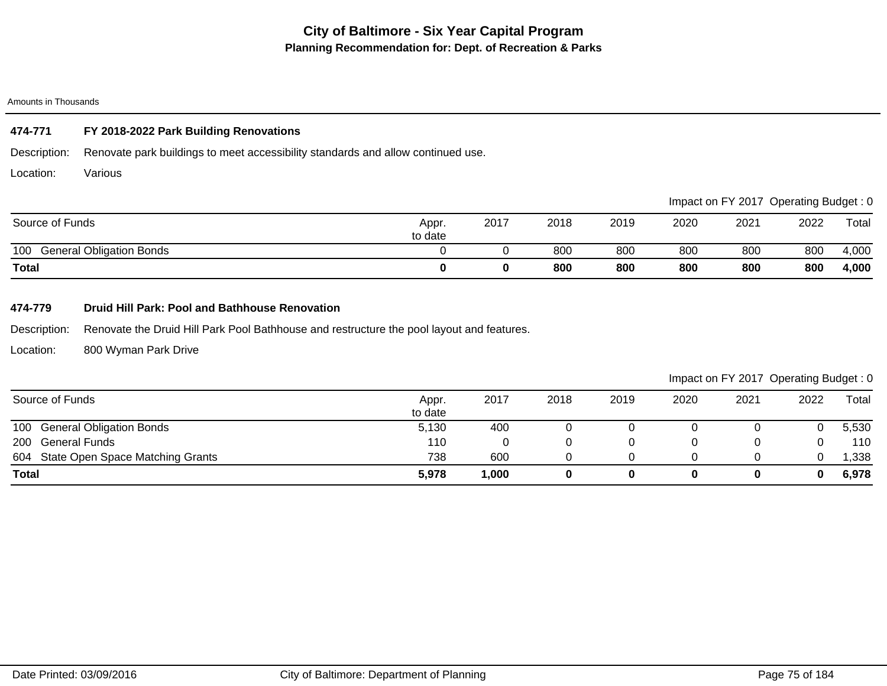# City of Baltimore - Six Year Capital Program

## Planning Recommendation for: Dept. of Recreation & Parks

Amounts in Thousands

### 474-771 FY 2018-2022 Park Building Renovations

Description: Renovate park buildings to meet accessibility standards and allow continued use.

Location: Various

Impact on FY 2017 Operating Budget : 0

| Source of Funds | Appr. to date | 2017 | 2018 | 2019 | 2020 | 2021 | 2022 | Total |
|---|---|---|---|---|---|---|---|---|
| 100 General Obligation Bonds | 0 | 0 | 800 | 800 | 800 | 800 | 800 | 4,000 |
| **Total** | **0** | **0** | **800** | **800** | **800** | **800** | **800** | **4,000** |

### 474-779 Druid Hill Park: Pool and Bathhouse Renovation

Description: Renovate the Druid Hill Park Pool Bathhouse and restructure the pool layout and features.

Location: 800 Wyman Park Drive

Impact on FY 2017 Operating Budget : 0

| Source of Funds | Appr. to date | 2017 | 2018 | 2019 | 2020 | 2021 | 2022 | Total |
|---|---|---|---|---|---|---|---|---|
| 100 General Obligation Bonds | 5,130 | 400 | 0 | 0 | 0 | 0 | 0 | 5,530 |
| 200 General Funds | 110 | 0 | 0 | 0 | 0 | 0 | 0 | 110 |
| 604 State Open Space Matching Grants | 738 | 600 | 0 | 0 | 0 | 0 | 0 | 1,338 |
| **Total** | **5,978** | **1,000** | **0** | **0** | **0** | **0** | **0** | **6,978** |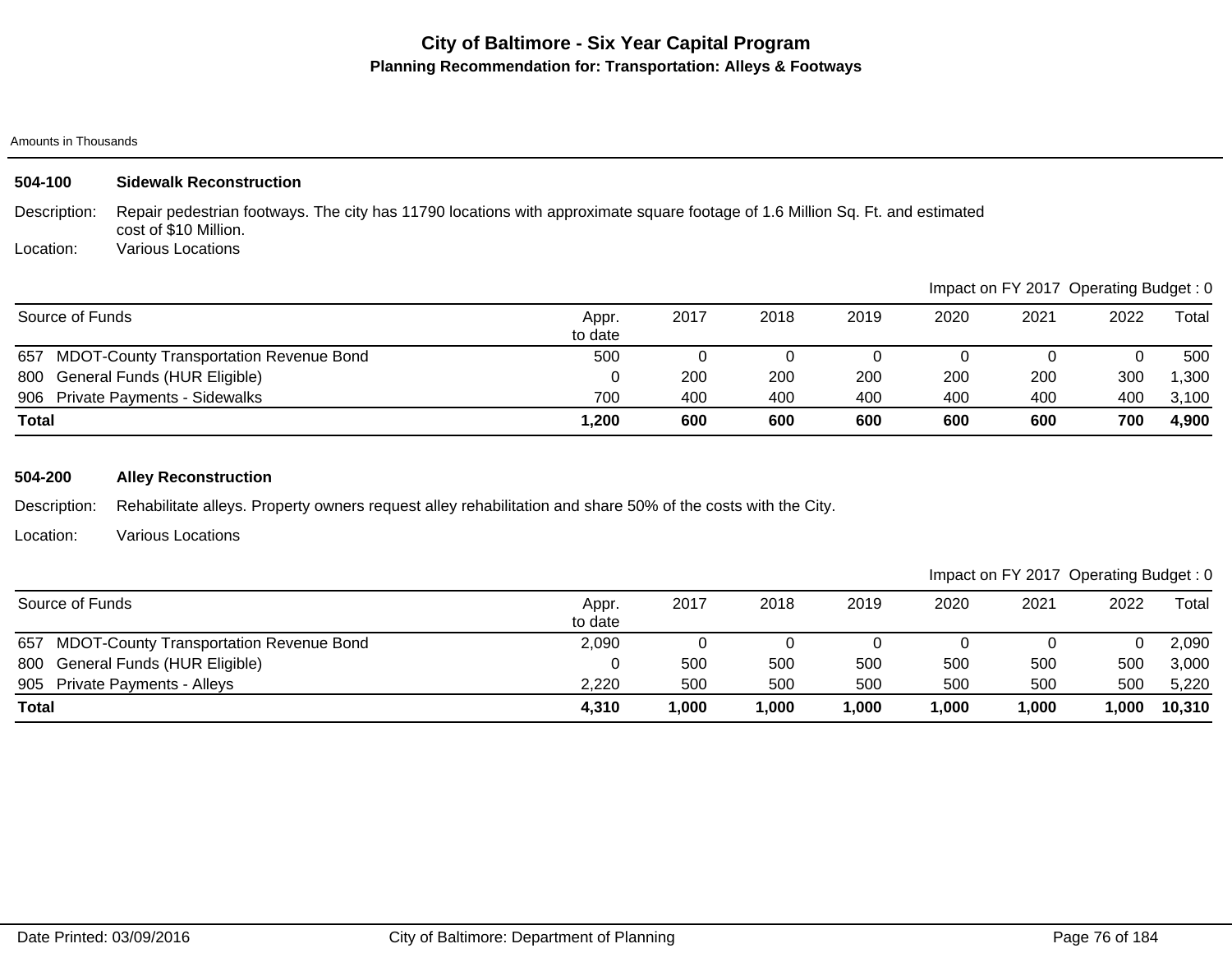# City of Baltimore - Six Year Capital Program

## Planning Recommendation for: Transportation: Alleys & Footways

Amounts in Thousands

### 504-100 Sidewalk Reconstruction

Description: Repair pedestrian footways. The city has 11790 locations with approximate square footage of 1.6 Million Sq. Ft. and estimated cost of $10 Million.

Location: Various Locations

Impact on FY 2017 Operating Budget : 0

| Source of Funds | Appr. to date | 2017 | 2018 | 2019 | 2020 | 2021 | 2022 | Total |
|---|---|---|---|---|---|---|---|---|
| 657 MDOT-County Transportation Revenue Bond | 500 | 0 | 0 | 0 | 0 | 0 | 0 | 500 |
| 800 General Funds (HUR Eligible) | 0 | 200 | 200 | 200 | 200 | 200 | 300 | 1,300 |
| 906 Private Payments - Sidewalks | 700 | 400 | 400 | 400 | 400 | 400 | 400 | 3,100 |
| **Total** | **1,200** | **600** | **600** | **600** | **600** | **600** | **700** | **4,900** |

### 504-200 Alley Reconstruction

Description: Rehabilitate alleys. Property owners request alley rehabilitation and share 50% of the costs with the City.

Location: Various Locations

Impact on FY 2017 Operating Budget : 0

| Source of Funds | Appr. to date | 2017 | 2018 | 2019 | 2020 | 2021 | 2022 | Total |
|---|---|---|---|---|---|---|---|---|
| 657 MDOT-County Transportation Revenue Bond | 2,090 | 0 | 0 | 0 | 0 | 0 | 0 | 2,090 |
| 800 General Funds (HUR Eligible) | 0 | 500 | 500 | 500 | 500 | 500 | 500 | 3,000 |
| 905 Private Payments - Alleys | 2,220 | 500 | 500 | 500 | 500 | 500 | 500 | 5,220 |
| **Total** | **4,310** | **1,000** | **1,000** | **1,000** | **1,000** | **1,000** | **1,000** | **10,310** |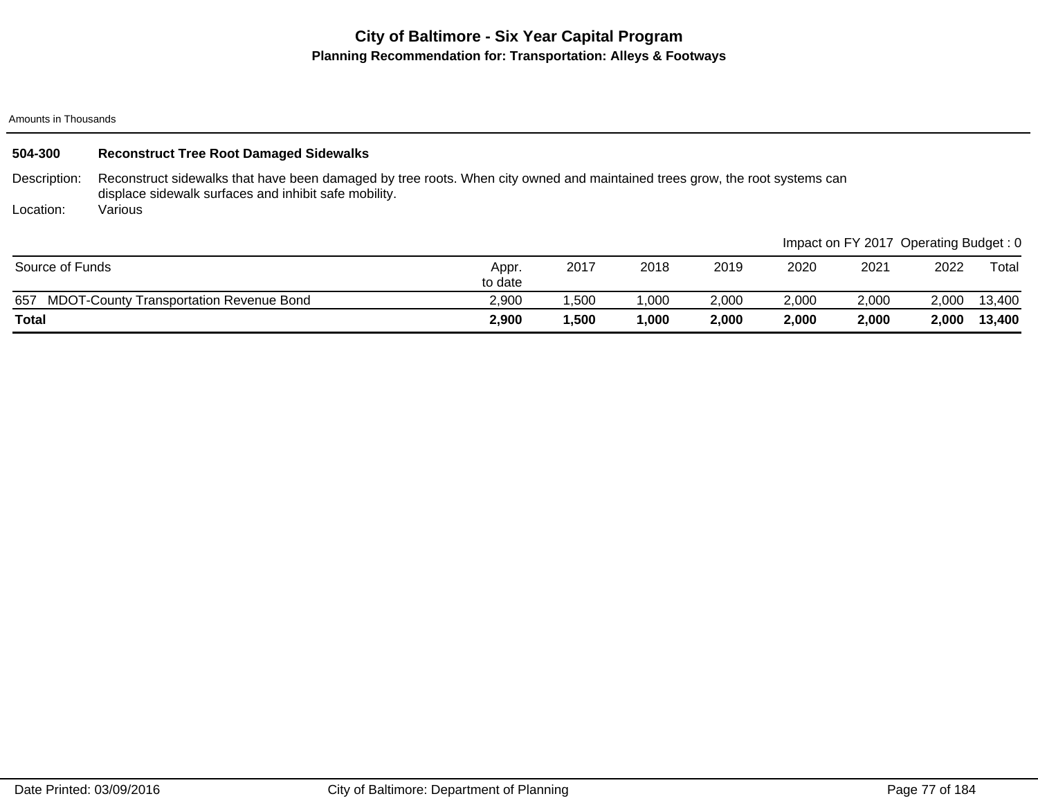# City of Baltimore - Six Year Capital Program

## Planning Recommendation for: Transportation: Alleys & Footways

Amounts in Thousands

### 504-300 Reconstruct Tree Root Damaged Sidewalks

**Description:** Reconstruct sidewalks that have been damaged by tree roots. When city owned and maintained trees grow, the root systems can displace sidewalk surfaces and inhibit safe mobility.

**Location:** Various

Impact on FY 2017 Operating Budget : 0

| Source of Funds | Appr. to date | 2017 | 2018 | 2019 | 2020 | 2021 | 2022 | Total |
|---|---|---|---|---|---|---|---|---|
| 657 MDOT-County Transportation Revenue Bond | 2,900 | 1,500 | 1,000 | 2,000 | 2,000 | 2,000 | 2,000 | 13,400 |
| **Total** | **2,900** | **1,500** | **1,000** | **2,000** | **2,000** | **2,000** | **2,000** | **13,400** |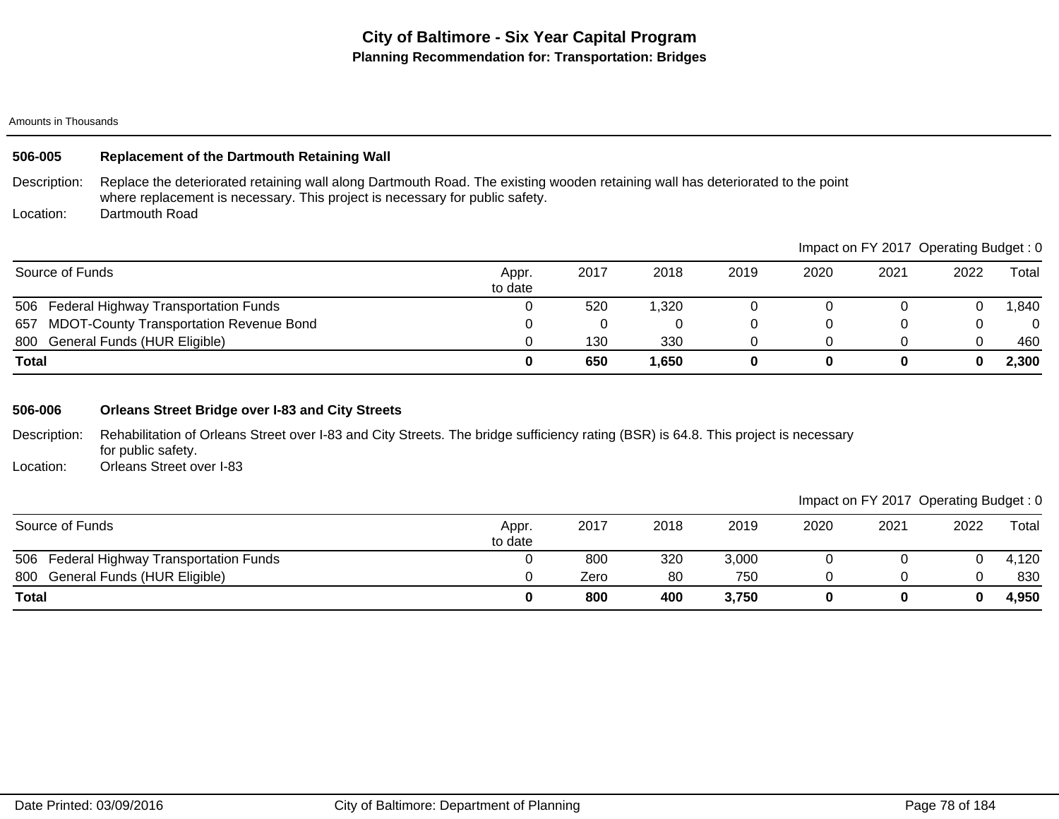# City of Baltimore - Six Year Capital Program

## Planning Recommendation for: Transportation: Bridges

Amounts in Thousands

### 506-005 Replacement of the Dartmouth Retaining Wall

Description: Replace the deteriorated retaining wall along Dartmouth Road. The existing wooden retaining wall has deteriorated to the point where replacement is necessary. This project is necessary for public safety.

Location: Dartmouth Road

Impact on FY 2017 Operating Budget : 0

| Source of Funds | Appr. to date | 2017 | 2018 | 2019 | 2020 | 2021 | 2022 | Total |
|---|---|---|---|---|---|---|---|---|
| 506 Federal Highway Transportation Funds | 0 | 520 | 1,320 | 0 | 0 | 0 | 0 | 1,840 |
| 657 MDOT-County Transportation Revenue Bond | 0 | 0 | 0 | 0 | 0 | 0 | 0 | 0 |
| 800 General Funds (HUR Eligible) | 0 | 130 | 330 | 0 | 0 | 0 | 0 | 460 |
| **Total** | **0** | **650** | **1,650** | **0** | **0** | **0** | **0** | **2,300** |

### 506-006 Orleans Street Bridge over I-83 and City Streets

Description: Rehabilitation of Orleans Street over I-83 and City Streets. The bridge sufficiency rating (BSR) is 64.8. This project is necessary for public safety.

Location: Orleans Street over I-83

Impact on FY 2017 Operating Budget : 0

| Source of Funds | Appr. to date | 2017 | 2018 | 2019 | 2020 | 2021 | 2022 | Total |
|---|---|---|---|---|---|---|---|---|
| 506 Federal Highway Transportation Funds | 0 | 800 | 320 | 3,000 | 0 | 0 | 0 | 4,120 |
| 800 General Funds (HUR Eligible) | 0 | Zero | 80 | 750 | 0 | 0 | 0 | 830 |
| **Total** | **0** | **800** | **400** | **3,750** | **0** | **0** | **0** | **4,950** |

Date Printed: 03/09/2016 City of Baltimore: Department of Planning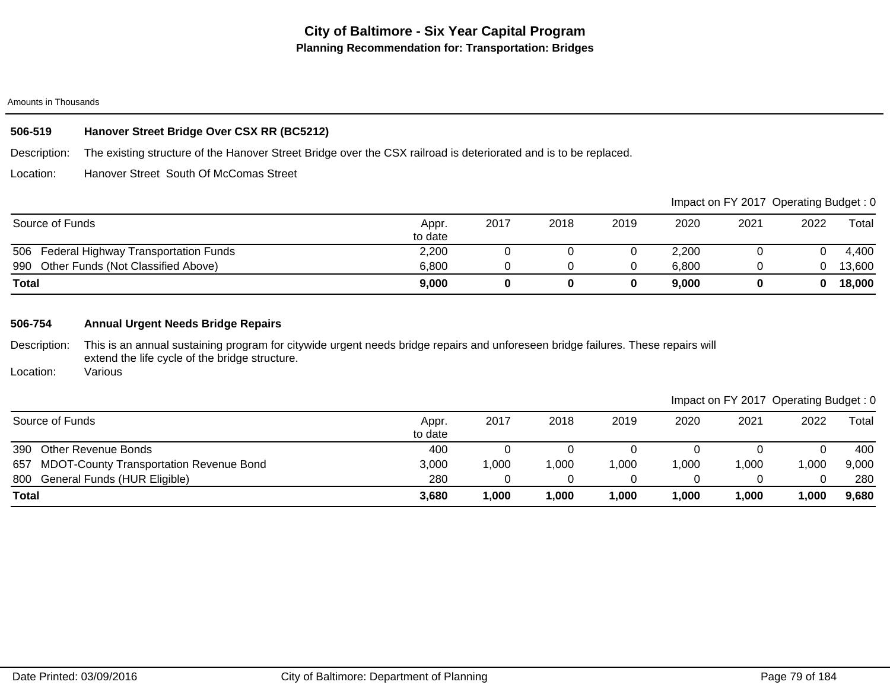# City of Baltimore - Six Year Capital Program

## Planning Recommendation for: Transportation: Bridges

Amounts in Thousands

### 506-519 Hanover Street Bridge Over CSX RR (BC5212)

Description: The existing structure of the Hanover Street Bridge over the CSX railroad is deteriorated and is to be replaced.

Location: Hanover Street South Of McComas Street

Impact on FY 2017 Operating Budget : 0

| Source of Funds | Appr. to date | 2017 | 2018 | 2019 | 2020 | 2021 | 2022 | Total |
|---|---|---|---|---|---|---|---|---|
| 506 Federal Highway Transportation Funds | 2,200 | 0 | 0 | 0 | 2,200 | 0 | 0 | 4,400 |
| 990 Other Funds (Not Classified Above) | 6,800 | 0 | 0 | 0 | 6,800 | 0 | 0 | 13,600 |
| **Total** | **9,000** | **0** | **0** | **0** | **9,000** | **0** | **0** | **18,000** |

### 506-754 Annual Urgent Needs Bridge Repairs

Description: This is an annual sustaining program for citywide urgent needs bridge repairs and unforeseen bridge failures. These repairs will extend the life cycle of the bridge structure.

Location: Various

Impact on FY 2017 Operating Budget : 0

| Source of Funds | Appr. to date | 2017 | 2018 | 2019 | 2020 | 2021 | 2022 | Total |
|---|---|---|---|---|---|---|---|---|
| 390 Other Revenue Bonds | 400 | 0 | 0 | 0 | 0 | 0 | 0 | 400 |
| 657 MDOT-County Transportation Revenue Bond | 3,000 | 1,000 | 1,000 | 1,000 | 1,000 | 1,000 | 1,000 | 9,000 |
| 800 General Funds (HUR Eligible) | 280 | 0 | 0 | 0 | 0 | 0 | 0 | 280 |
| **Total** | **3,680** | **1,000** | **1,000** | **1,000** | **1,000** | **1,000** | **1,000** | **9,680** |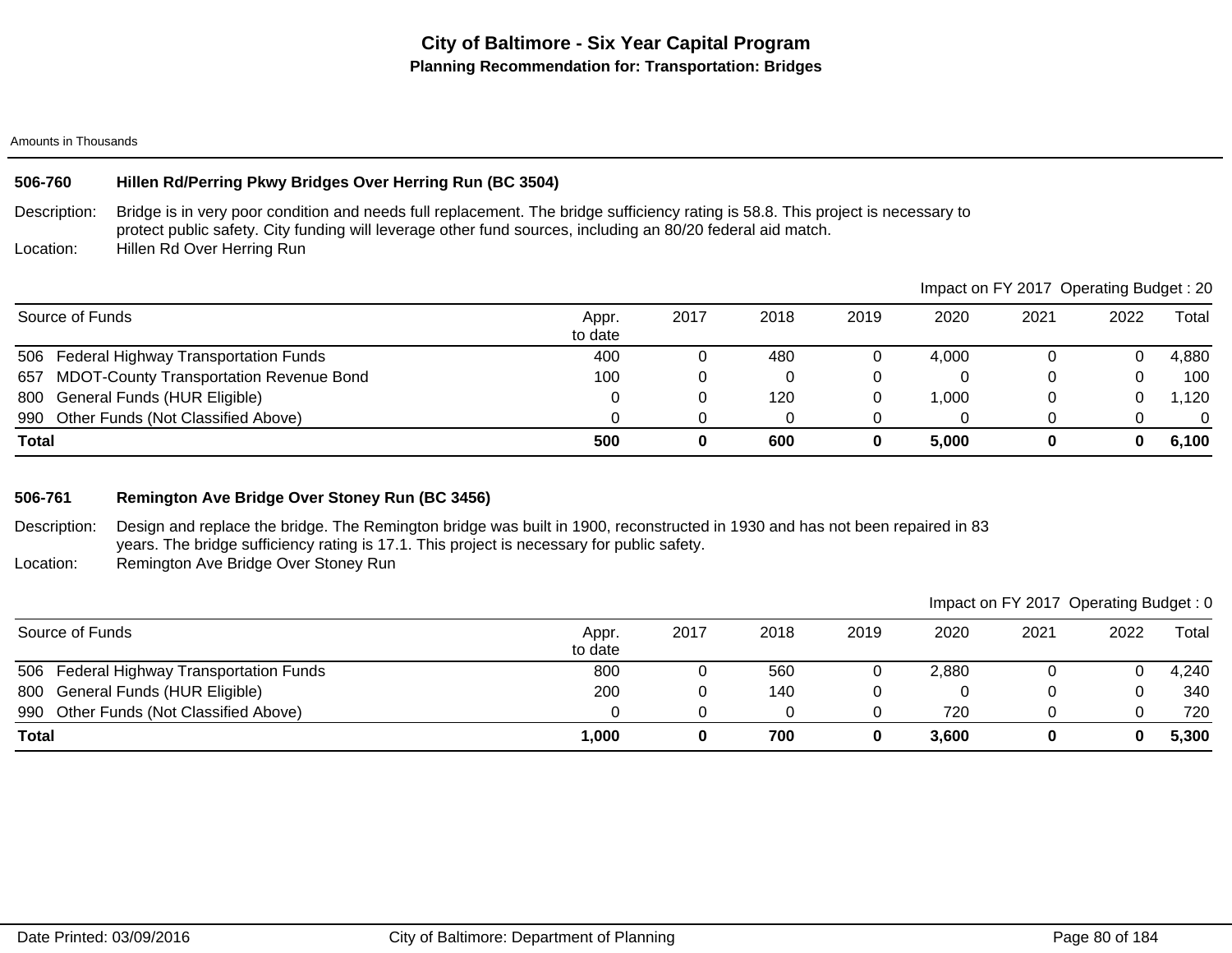# City of Baltimore - Six Year Capital Program

## Planning Recommendation for: Transportation: Bridges

Amounts in Thousands

### 506-760 Hillen Rd/Perring Pkwy Bridges Over Herring Run (BC 3504)

Description: Bridge is in very poor condition and needs full replacement. The bridge sufficiency rating is 58.8. This project is necessary to protect public safety. City funding will leverage other fund sources, including an 80/20 federal aid match.

Location: Hillen Rd Over Herring Run

Impact on FY 2017 Operating Budget : 20

| Source of Funds | Appr. to date | 2017 | 2018 | 2019 | 2020 | 2021 | 2022 | Total |
|---|---|---|---|---|---|---|---|---|
| 506 Federal Highway Transportation Funds | 400 | 0 | 480 | 0 | 4,000 | 0 | 0 | 4,880 |
| 657 MDOT-County Transportation Revenue Bond | 100 | 0 | 0 | 0 | 0 | 0 | 0 | 100 |
| 800 General Funds (HUR Eligible) | 0 | 0 | 120 | 0 | 1,000 | 0 | 0 | 1,120 |
| 990 Other Funds (Not Classified Above) | 0 | 0 | 0 | 0 | 0 | 0 | 0 | 0 |
| **Total** | **500** | **0** | **600** | **0** | **5,000** | **0** | **0** | **6,100** |

### 506-761 Remington Ave Bridge Over Stoney Run (BC 3456)

Description: Design and replace the bridge. The Remington bridge was built in 1900, reconstructed in 1930 and has not been repaired in 83 years. The bridge sufficiency rating is 17.1. This project is necessary for public safety.

Location: Remington Ave Bridge Over Stoney Run

Impact on FY 2017 Operating Budget : 0

| Source of Funds | Appr. to date | 2017 | 2018 | 2019 | 2020 | 2021 | 2022 | Total |
|---|---|---|---|---|---|---|---|---|
| 506 Federal Highway Transportation Funds | 800 | 0 | 560 | 0 | 2,880 | 0 | 0 | 4,240 |
| 800 General Funds (HUR Eligible) | 200 | 0 | 140 | 0 | 0 | 0 | 0 | 340 |
| 990 Other Funds (Not Classified Above) | 0 | 0 | 0 | 0 | 720 | 0 | 0 | 720 |
| **Total** | **1,000** | **0** | **700** | **0** | **3,600** | **0** | **0** | **5,300** |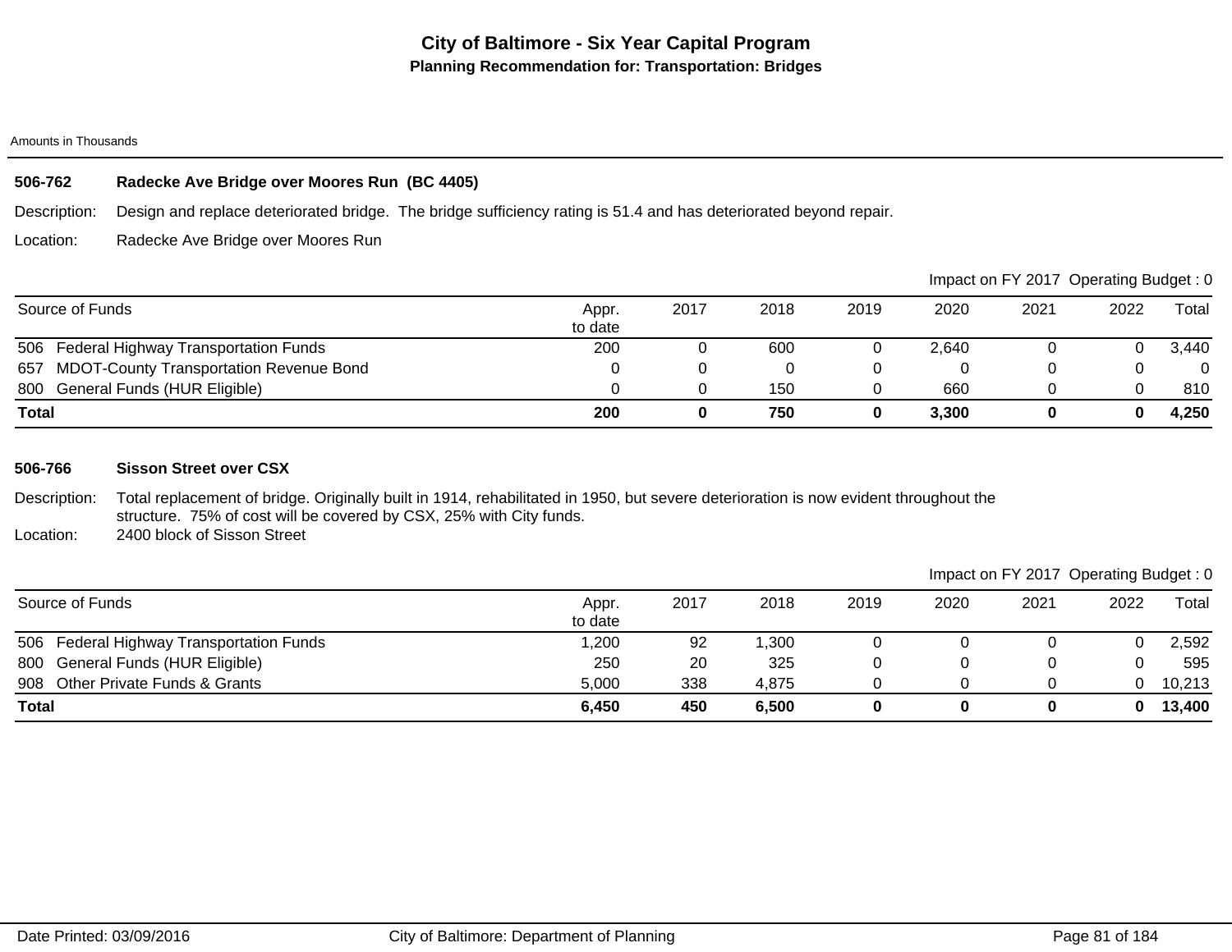# City of Baltimore - Six Year Capital Program

## Planning Recommendation for: Transportation: Bridges

Amounts in Thousands

### 506-762 Radecke Ave Bridge over Moores Run (BC 4405)

**Description:** Design and replace deteriorated bridge. The bridge sufficiency rating is 51.4 and has deteriorated beyond repair.

**Location:** Radecke Ave Bridge over Moores Run

Impact on FY 2017 Operating Budget : 0

| Source of Funds | Appr. to date | 2017 | 2018 | 2019 | 2020 | 2021 | 2022 | Total |
|---|---|---|---|---|---|---|---|---|
| 506 Federal Highway Transportation Funds | 200 | 0 | 600 | 0 | 2,640 | 0 | 0 | 3,440 |
| 657 MDOT-County Transportation Revenue Bond | 0 | 0 | 0 | 0 | 0 | 0 | 0 | 0 |
| 800 General Funds (HUR Eligible) | 0 | 0 | 150 | 0 | 660 | 0 | 0 | 810 |
| **Total** | **200** | **0** | **750** | **0** | **3,300** | **0** | **0** | **4,250** |

### 506-766 Sisson Street over CSX

**Description:** Total replacement of bridge. Originally built in 1914, rehabilitated in 1950, but severe deterioration is now evident throughout the structure. 75% of cost will be covered by CSX, 25% with City funds.

**Location:** 2400 block of Sisson Street

Impact on FY 2017 Operating Budget : 0

| Source of Funds | Appr. to date | 2017 | 2018 | 2019 | 2020 | 2021 | 2022 | Total |
|---|---|---|---|---|---|---|---|---|
| 506 Federal Highway Transportation Funds | 1,200 | 92 | 1,300 | 0 | 0 | 0 | 0 | 2,592 |
| 800 General Funds (HUR Eligible) | 250 | 20 | 325 | 0 | 0 | 0 | 0 | 595 |
| 908 Other Private Funds & Grants | 5,000 | 338 | 4,875 | 0 | 0 | 0 | 0 | 10,213 |
| **Total** | **6,450** | **450** | **6,500** | **0** | **0** | **0** | **0** | **13,400** |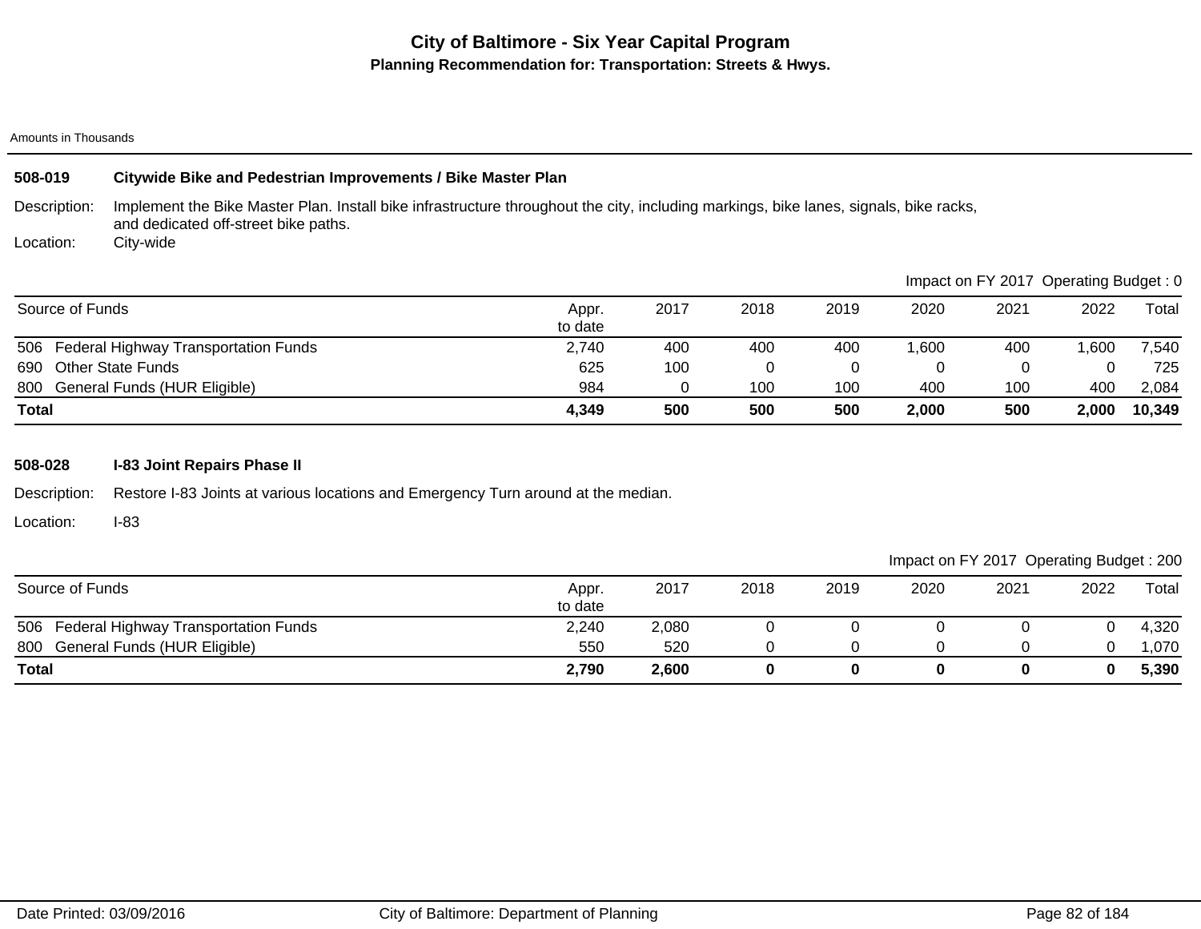# City of Baltimore - Six Year Capital Program

## Planning Recommendation for: Transportation: Streets & Hwys.

Amounts in Thousands

### 508-019 Citywide Bike and Pedestrian Improvements / Bike Master Plan

Description: Implement the Bike Master Plan. Install bike infrastructure throughout the city, including markings, bike lanes, signals, bike racks, and dedicated off-street bike paths.

Location: City-wide

Impact on FY 2017 Operating Budget : 0

| Source of Funds | Appr. to date | 2017 | 2018 | 2019 | 2020 | 2021 | 2022 | Total |
|---|---|---|---|---|---|---|---|---|
| 506 Federal Highway Transportation Funds | 2,740 | 400 | 400 | 400 | 1,600 | 400 | 1,600 | 7,540 |
| 690 Other State Funds | 625 | 100 | 0 | 0 | 0 | 0 | 0 | 725 |
| 800 General Funds (HUR Eligible) | 984 | 0 | 100 | 100 | 400 | 100 | 400 | 2,084 |
| **Total** | **4,349** | **500** | **500** | **500** | **2,000** | **500** | **2,000** | **10,349** |

### 508-028 I-83 Joint Repairs Phase II

Description: Restore I-83 Joints at various locations and Emergency Turn around at the median.

Location: I-83

Impact on FY 2017 Operating Budget : 200

| Source of Funds | Appr. to date | 2017 | 2018 | 2019 | 2020 | 2021 | 2022 | Total |
|---|---|---|---|---|---|---|---|---|
| 506 Federal Highway Transportation Funds | 2,240 | 2,080 | 0 | 0 | 0 | 0 | 0 | 4,320 |
| 800 General Funds (HUR Eligible) | 550 | 520 | 0 | 0 | 0 | 0 | 0 | 1,070 |
| **Total** | **2,790** | **2,600** | **0** | **0** | **0** | **0** | **0** | **5,390** |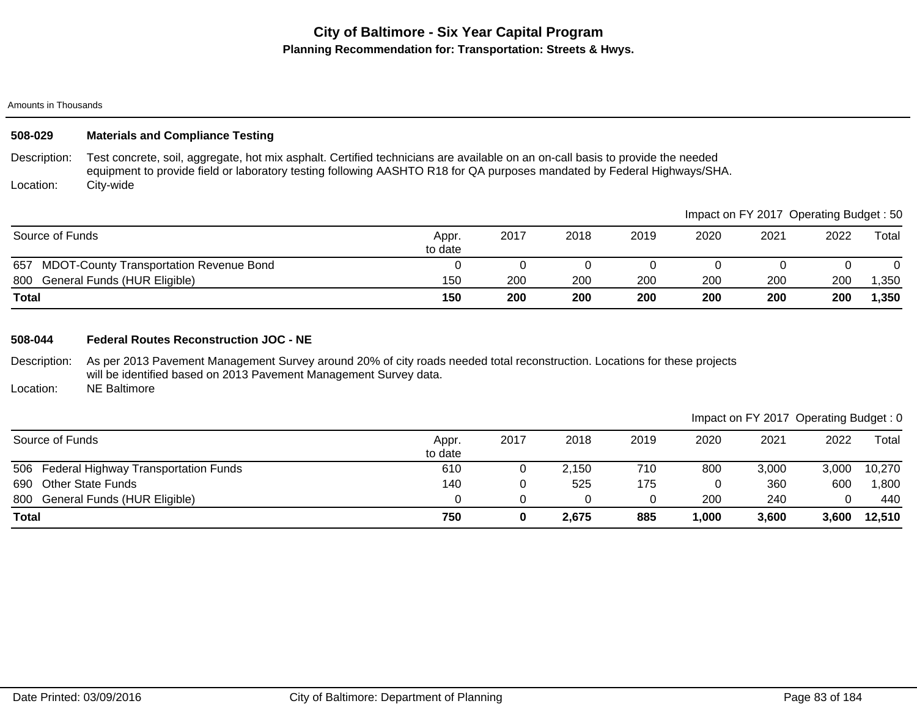# City of Baltimore - Six Year Capital Program

**Planning Recommendation for: Transportation: Streets & Hwys.**

Amounts in Thousands

## 508-029 Materials and Compliance Testing

Description: Test concrete, soil, aggregate, hot mix asphalt. Certified technicians are available on an on-call basis to provide the needed equipment to provide field or laboratory testing following AASHTO R18 for QA purposes mandated by Federal Highways/SHA.

Location: City-wide

Impact on FY 2017 Operating Budget : 50

| Source of Funds | Appr. to date | 2017 | 2018 | 2019 | 2020 | 2021 | 2022 | Total |
|---|---|---|---|---|---|---|---|---|
| 657 MDOT-County Transportation Revenue Bond | 0 | 0 | 0 | 0 | 0 | 0 | 0 | 0 |
| 800 General Funds (HUR Eligible) | 150 | 200 | 200 | 200 | 200 | 200 | 200 | 1,350 |
| **Total** | **150** | **200** | **200** | **200** | **200** | **200** | **200** | **1,350** |

## 508-044 Federal Routes Reconstruction JOC - NE

Description: As per 2013 Pavement Management Survey around 20% of city roads needed total reconstruction. Locations for these projects will be identified based on 2013 Pavement Management Survey data.

Location: NE Baltimore

Impact on FY 2017 Operating Budget : 0

| Source of Funds | Appr. to date | 2017 | 2018 | 2019 | 2020 | 2021 | 2022 | Total |
|---|---|---|---|---|---|---|---|---|
| 506 Federal Highway Transportation Funds | 610 | 0 | 2,150 | 710 | 800 | 3,000 | 3,000 | 10,270 |
| 690 Other State Funds | 140 | 0 | 525 | 175 | 0 | 360 | 600 | 1,800 |
| 800 General Funds (HUR Eligible) | 0 | 0 | 0 | 0 | 200 | 240 | 0 | 440 |
| **Total** | **750** | **0** | **2,675** | **885** | **1,000** | **3,600** | **3,600** | **12,510** |

Date Printed: 03/09/2016 City of Baltimore: Department of Planning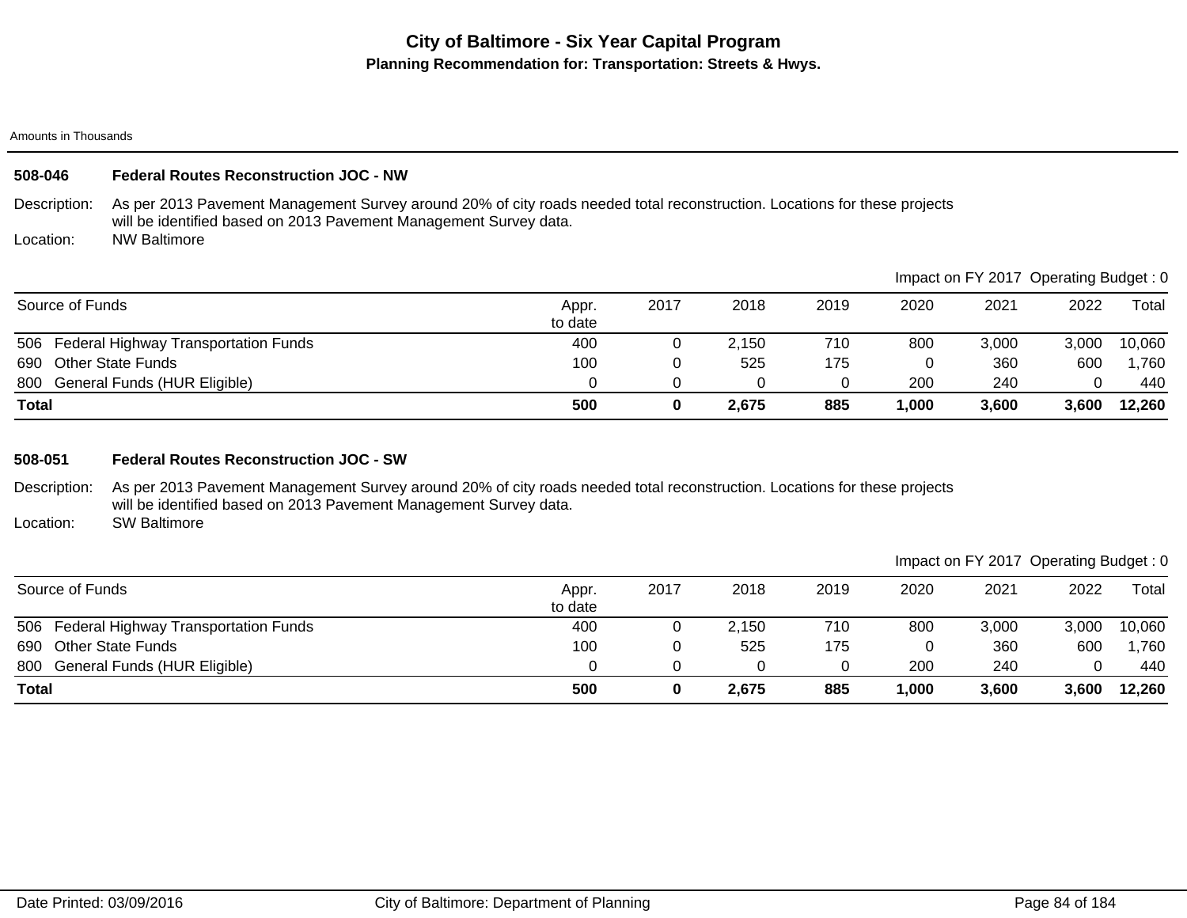# City of Baltimore - Six Year Capital Program

## Planning Recommendation for: Transportation: Streets & Hwys.

Amounts in Thousands

### 508-046 Federal Routes Reconstruction JOC - NW

Description: As per 2013 Pavement Management Survey around 20% of city roads needed total reconstruction. Locations for these projects will be identified based on 2013 Pavement Management Survey data.

Location: NW Baltimore

Impact on FY 2017 Operating Budget : 0

| Source of Funds | Appr. to date | 2017 | 2018 | 2019 | 2020 | 2021 | 2022 | Total |
|---|---|---|---|---|---|---|---|---|
| 506 Federal Highway Transportation Funds | 400 | 0 | 2,150 | 710 | 800 | 3,000 | 3,000 | 10,060 |
| 690 Other State Funds | 100 | 0 | 525 | 175 | 0 | 360 | 600 | 1,760 |
| 800 General Funds (HUR Eligible) | 0 | 0 | 0 | 0 | 200 | 240 | 0 | 440 |
| **Total** | **500** | **0** | **2,675** | **885** | **1,000** | **3,600** | **3,600** | **12,260** |

### 508-051 Federal Routes Reconstruction JOC - SW

Description: As per 2013 Pavement Management Survey around 20% of city roads needed total reconstruction. Locations for these projects will be identified based on 2013 Pavement Management Survey data.

Location: SW Baltimore

Impact on FY 2017 Operating Budget : 0

| Source of Funds | Appr. to date | 2017 | 2018 | 2019 | 2020 | 2021 | 2022 | Total |
|---|---|---|---|---|---|---|---|---|
| 506 Federal Highway Transportation Funds | 400 | 0 | 2,150 | 710 | 800 | 3,000 | 3,000 | 10,060 |
| 690 Other State Funds | 100 | 0 | 525 | 175 | 0 | 360 | 600 | 1,760 |
| 800 General Funds (HUR Eligible) | 0 | 0 | 0 | 0 | 200 | 240 | 0 | 440 |
| **Total** | **500** | **0** | **2,675** | **885** | **1,000** | **3,600** | **3,600** | **12,260** |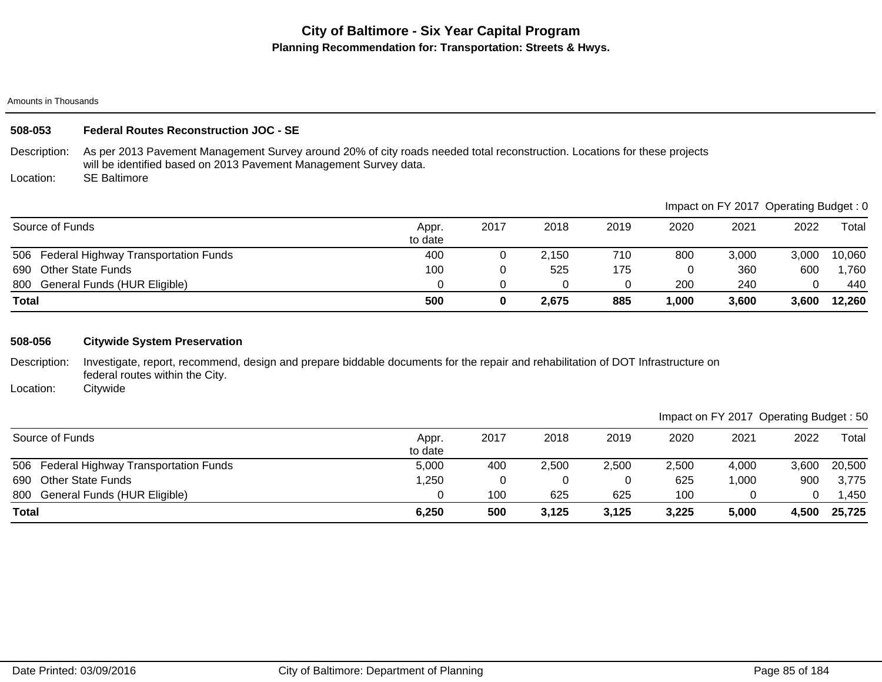# City of Baltimore - Six Year Capital Program

## Planning Recommendation for: Transportation: Streets & Hwys.

Amounts in Thousands

### 508-053 Federal Routes Reconstruction JOC - SE

Description: As per 2013 Pavement Management Survey around 20% of city roads needed total reconstruction. Locations for these projects will be identified based on 2013 Pavement Management Survey data.

Location: SE Baltimore

Impact on FY 2017 Operating Budget : 0

| Source of Funds | Appr. to date | 2017 | 2018 | 2019 | 2020 | 2021 | 2022 | Total |
|---|---|---|---|---|---|---|---|---|
| 506 Federal Highway Transportation Funds | 400 | 0 | 2,150 | 710 | 800 | 3,000 | 3,000 | 10,060 |
| 690 Other State Funds | 100 | 0 | 525 | 175 | 0 | 360 | 600 | 1,760 |
| 800 General Funds (HUR Eligible) | 0 | 0 | 0 | 0 | 200 | 240 | 0 | 440 |
| **Total** | **500** | **0** | **2,675** | **885** | **1,000** | **3,600** | **3,600** | **12,260** |

### 508-056 Citywide System Preservation

Description: Investigate, report, recommend, design and prepare biddable documents for the repair and rehabilitation of DOT Infrastructure on federal routes within the City.

Location: Citywide

Impact on FY 2017 Operating Budget : 50

| Source of Funds | Appr. to date | 2017 | 2018 | 2019 | 2020 | 2021 | 2022 | Total |
|---|---|---|---|---|---|---|---|---|
| 506 Federal Highway Transportation Funds | 5,000 | 400 | 2,500 | 2,500 | 2,500 | 4,000 | 3,600 | 20,500 |
| 690 Other State Funds | 1,250 | 0 | 0 | 0 | 625 | 1,000 | 900 | 3,775 |
| 800 General Funds (HUR Eligible) | 0 | 100 | 625 | 625 | 100 | 0 | 0 | 1,450 |
| **Total** | **6,250** | **500** | **3,125** | **3,125** | **3,225** | **5,000** | **4,500** | **25,725** |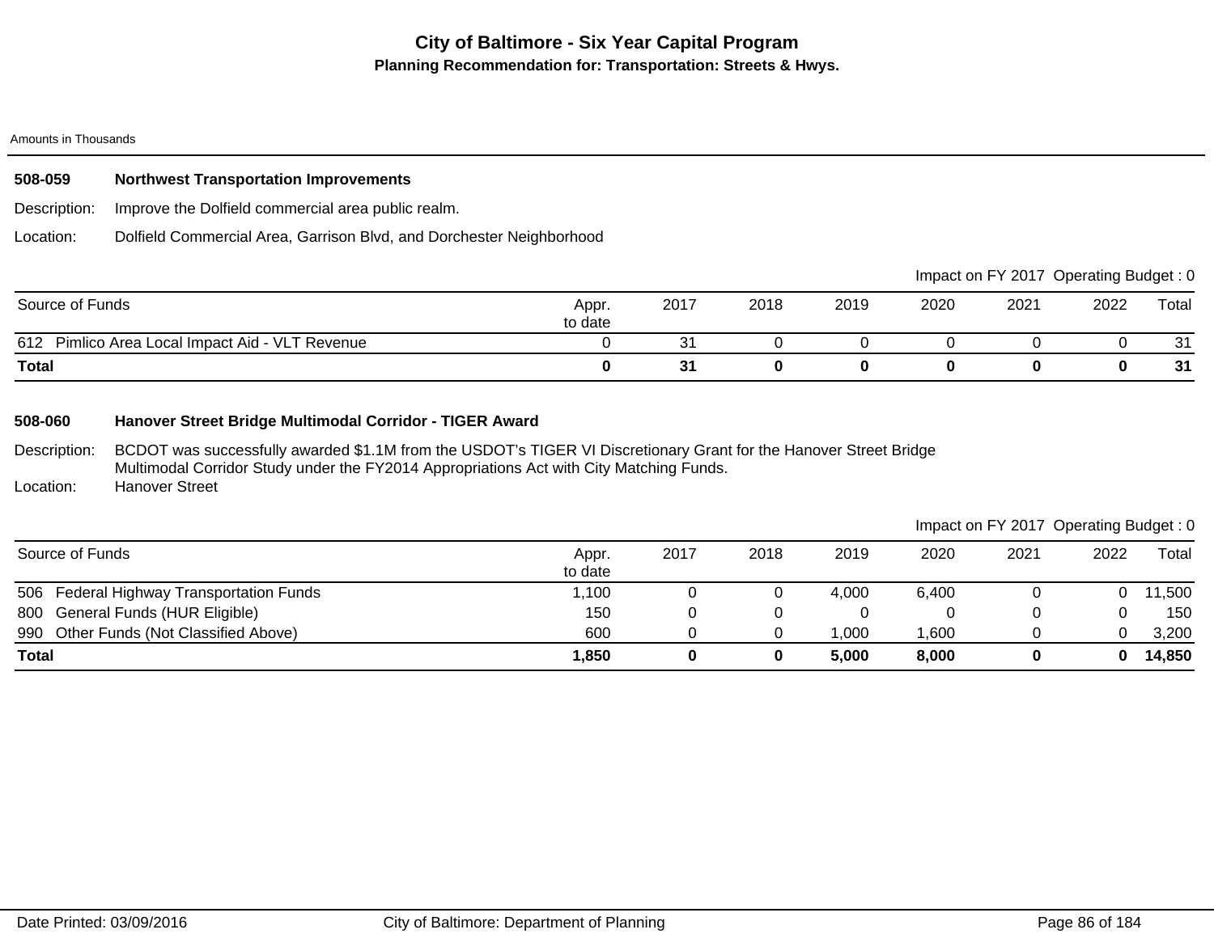# City of Baltimore - Six Year Capital Program

## Planning Recommendation for: Transportation: Streets & Hwys.

Amounts in Thousands

### 508-059 Northwest Transportation Improvements

Description: Improve the Dolfield commercial area public realm.

Location: Dolfield Commercial Area, Garrison Blvd, and Dorchester Neighborhood

Impact on FY 2017 Operating Budget : 0

| Source of Funds | Appr. to date | 2017 | 2018 | 2019 | 2020 | 2021 | 2022 | Total |
|---|---|---|---|---|---|---|---|---|
| 612 Pimlico Area Local Impact Aid - VLT Revenue | 0 | 31 | 0 | 0 | 0 | 0 | 0 | 31 |
| **Total** | **0** | **31** | **0** | **0** | **0** | **0** | **0** | **31** |

### 508-060 Hanover Street Bridge Multimodal Corridor - TIGER Award

Description: BCDOT was successfully awarded $1.1M from the USDOT's TIGER VI Discretionary Grant for the Hanover Street Bridge Multimodal Corridor Study under the FY2014 Appropriations Act with City Matching Funds.

Location: Hanover Street

Impact on FY 2017 Operating Budget : 0

| Source of Funds | Appr. to date | 2017 | 2018 | 2019 | 2020 | 2021 | 2022 | Total |
|---|---|---|---|---|---|---|---|---|
| 506 Federal Highway Transportation Funds | 1,100 | 0 | 0 | 4,000 | 6,400 | 0 | 0 | 11,500 |
| 800 General Funds (HUR Eligible) | 150 | 0 | 0 | 0 | 0 | 0 | 0 | 150 |
| 990 Other Funds (Not Classified Above) | 600 | 0 | 0 | 1,000 | 1,600 | 0 | 0 | 3,200 |
| **Total** | **1,850** | **0** | **0** | **5,000** | **8,000** | **0** | **0** | **14,850** |

Date Printed: 03/09/2016 City of Baltimore: Department of Planning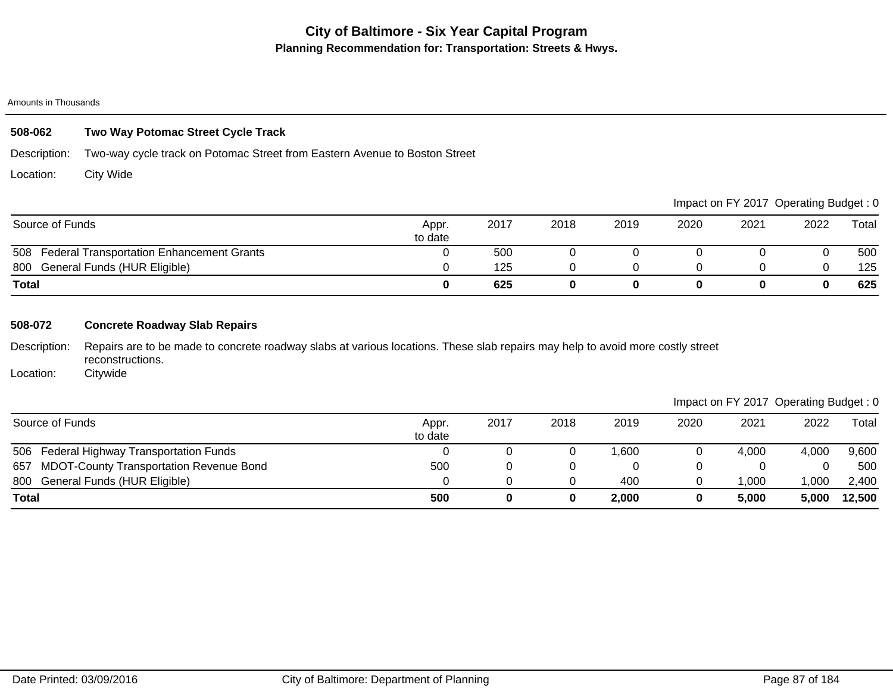# City of Baltimore - Six Year Capital Program

## Planning Recommendation for: Transportation: Streets & Hwys.

Amounts in Thousands

### 508-062 Two Way Potomac Street Cycle Track

Description: Two-way cycle track on Potomac Street from Eastern Avenue to Boston Street

Location: City Wide

Impact on FY 2017 Operating Budget : 0

| Source of Funds | Appr. to date | 2017 | 2018 | 2019 | 2020 | 2021 | 2022 | Total |
|---|---|---|---|---|---|---|---|---|
| 508 Federal Transportation Enhancement Grants | 0 | 500 | 0 | 0 | 0 | 0 | 0 | 500 |
| 800 General Funds (HUR Eligible) | 0 | 125 | 0 | 0 | 0 | 0 | 0 | 125 |
| **Total** | **0** | **625** | **0** | **0** | **0** | **0** | **0** | **625** |

### 508-072 Concrete Roadway Slab Repairs

Description: Repairs are to be made to concrete roadway slabs at various locations. These slab repairs may help to avoid more costly street reconstructions.

Location: Citywide

Impact on FY 2017 Operating Budget : 0

| Source of Funds | Appr. to date | 2017 | 2018 | 2019 | 2020 | 2021 | 2022 | Total |
|---|---|---|---|---|---|---|---|---|
| 506 Federal Highway Transportation Funds | 0 | 0 | 0 | 1,600 | 0 | 4,000 | 4,000 | 9,600 |
| 657 MDOT-County Transportation Revenue Bond | 500 | 0 | 0 | 0 | 0 | 0 | 0 | 500 |
| 800 General Funds (HUR Eligible) | 0 | 0 | 0 | 400 | 0 | 1,000 | 1,000 | 2,400 |
| **Total** | **500** | **0** | **0** | **2,000** | **0** | **5,000** | **5,000** | **12,500** |

Date Printed: 03/09/2016 City of Baltimore: Department of Planning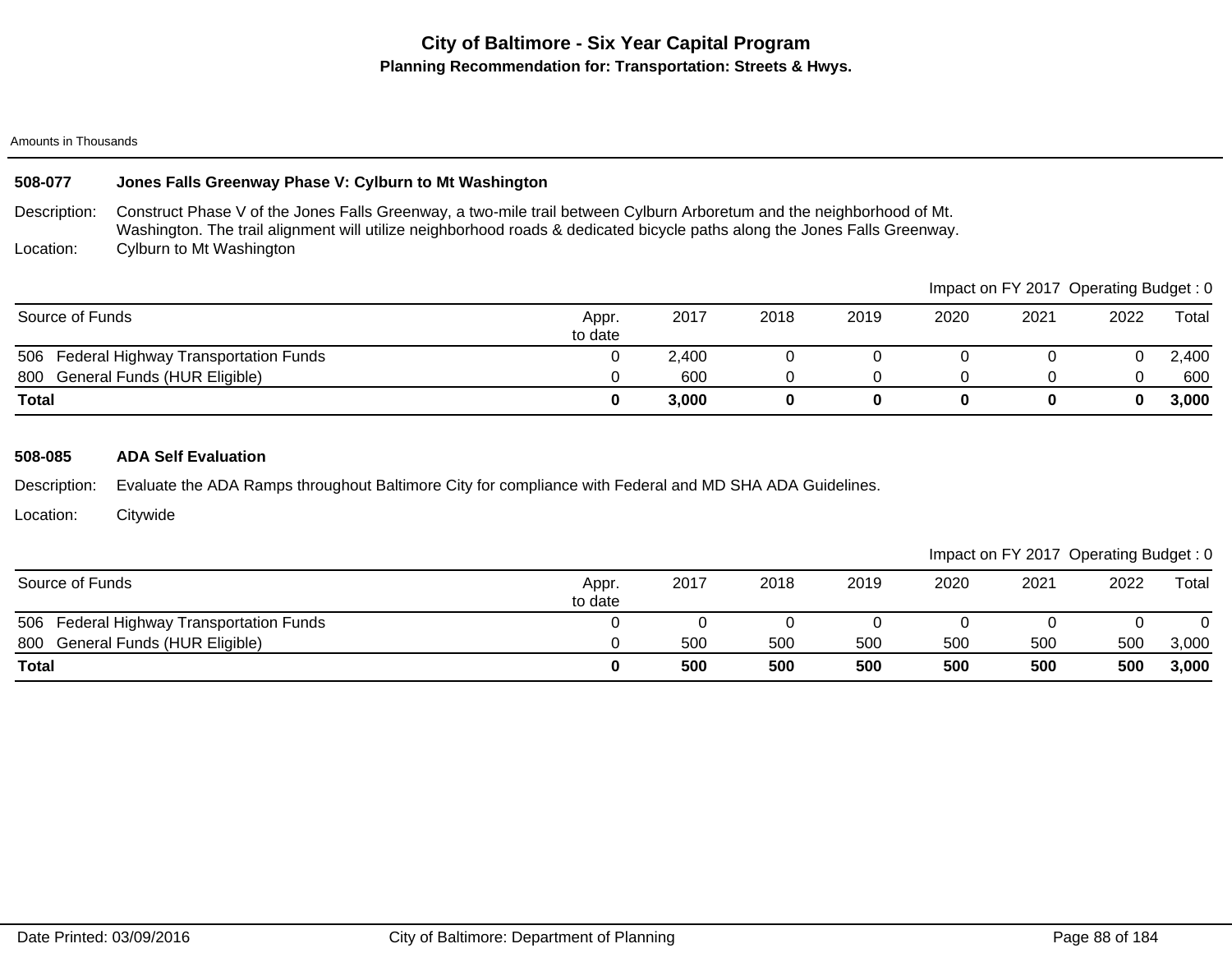# City of Baltimore - Six Year Capital Program

## Planning Recommendation for: Transportation: Streets & Hwys.

Amounts in Thousands

### 508-077 Jones Falls Greenway Phase V: Cylburn to Mt Washington

Description: Construct Phase V of the Jones Falls Greenway, a two-mile trail between Cylburn Arboretum and the neighborhood of Mt. Washington. The trail alignment will utilize neighborhood roads & dedicated bicycle paths along the Jones Falls Greenway.

Location: Cylburn to Mt Washington

Impact on FY 2017 Operating Budget : 0

| Source of Funds | Appr. to date | 2017 | 2018 | 2019 | 2020 | 2021 | 2022 | Total |
|---|---|---|---|---|---|---|---|---|
| 506 Federal Highway Transportation Funds | 0 | 2,400 | 0 | 0 | 0 | 0 | 0 | 2,400 |
| 800 General Funds (HUR Eligible) | 0 | 600 | 0 | 0 | 0 | 0 | 0 | 600 |
| **Total** | **0** | **3,000** | **0** | **0** | **0** | **0** | **0** | **3,000** |

### 508-085 ADA Self Evaluation

Description: Evaluate the ADA Ramps throughout Baltimore City for compliance with Federal and MD SHA ADA Guidelines.

Location: Citywide

Impact on FY 2017 Operating Budget : 0

| Source of Funds | Appr. to date | 2017 | 2018 | 2019 | 2020 | 2021 | 2022 | Total |
|---|---|---|---|---|---|---|---|---|
| 506 Federal Highway Transportation Funds | 0 | 0 | 0 | 0 | 0 | 0 | 0 | 0 |
| 800 General Funds (HUR Eligible) | 0 | 500 | 500 | 500 | 500 | 500 | 500 | 3,000 |
| **Total** | **0** | **500** | **500** | **500** | **500** | **500** | **500** | **3,000** |

Date Printed: 03/09/2016 City of Baltimore: Department of Planning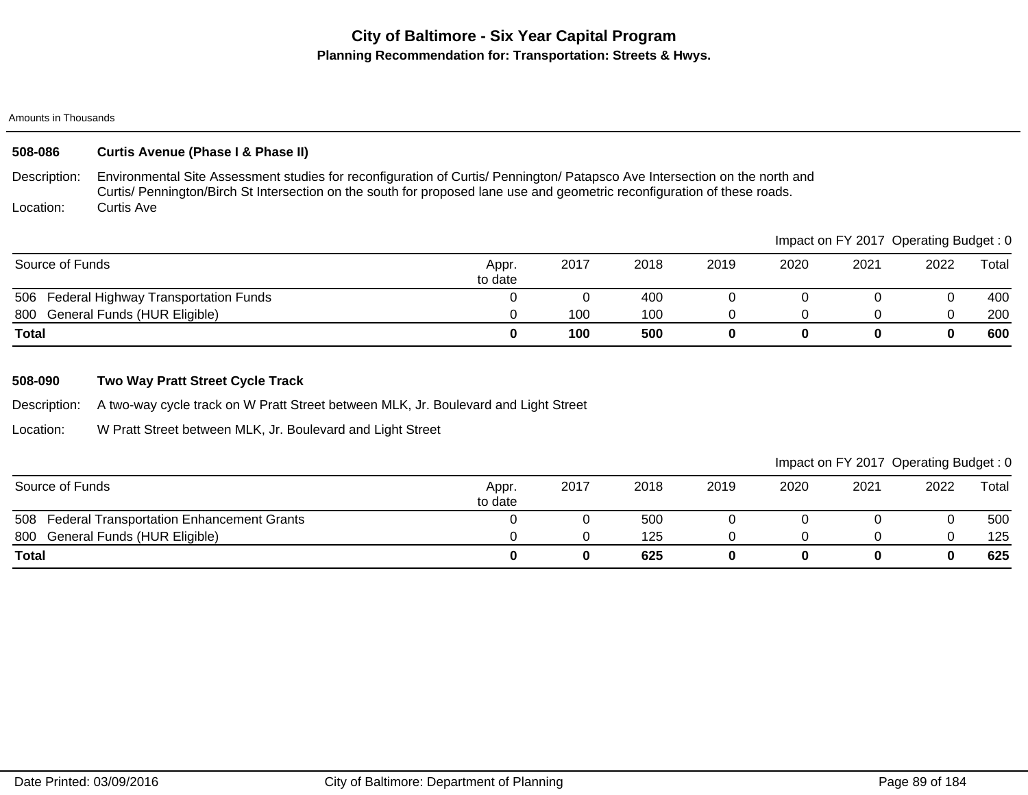# City of Baltimore - Six Year Capital Program

## Planning Recommendation for: Transportation: Streets & Hwys.

Amounts in Thousands

### 508-086 Curtis Avenue (Phase I & Phase II)

Description: Environmental Site Assessment studies for reconfiguration of Curtis/ Pennington/ Patapsco Ave Intersection on the north and Curtis/ Pennington/Birch St Intersection on the south for proposed lane use and geometric reconfiguration of these roads.

Location: Curtis Ave

Impact on FY 2017 Operating Budget : 0

| Source of Funds | Appr. to date | 2017 | 2018 | 2019 | 2020 | 2021 | 2022 | Total |
|---|---|---|---|---|---|---|---|---|
| 506 Federal Highway Transportation Funds | 0 | 0 | 400 | 0 | 0 | 0 | 0 | 400 |
| 800 General Funds (HUR Eligible) | 0 | 100 | 100 | 0 | 0 | 0 | 0 | 200 |
| **Total** | **0** | **100** | **500** | **0** | **0** | **0** | **0** | **600** |

### 508-090 Two Way Pratt Street Cycle Track

Description: A two-way cycle track on W Pratt Street between MLK, Jr. Boulevard and Light Street

Location: W Pratt Street between MLK, Jr. Boulevard and Light Street

Impact on FY 2017 Operating Budget : 0

| Source of Funds | Appr. to date | 2017 | 2018 | 2019 | 2020 | 2021 | 2022 | Total |
|---|---|---|---|---|---|---|---|---|
| 508 Federal Transportation Enhancement Grants | 0 | 0 | 500 | 0 | 0 | 0 | 0 | 500 |
| 800 General Funds (HUR Eligible) | 0 | 0 | 125 | 0 | 0 | 0 | 0 | 125 |
| **Total** | **0** | **0** | **625** | **0** | **0** | **0** | **0** | **625** |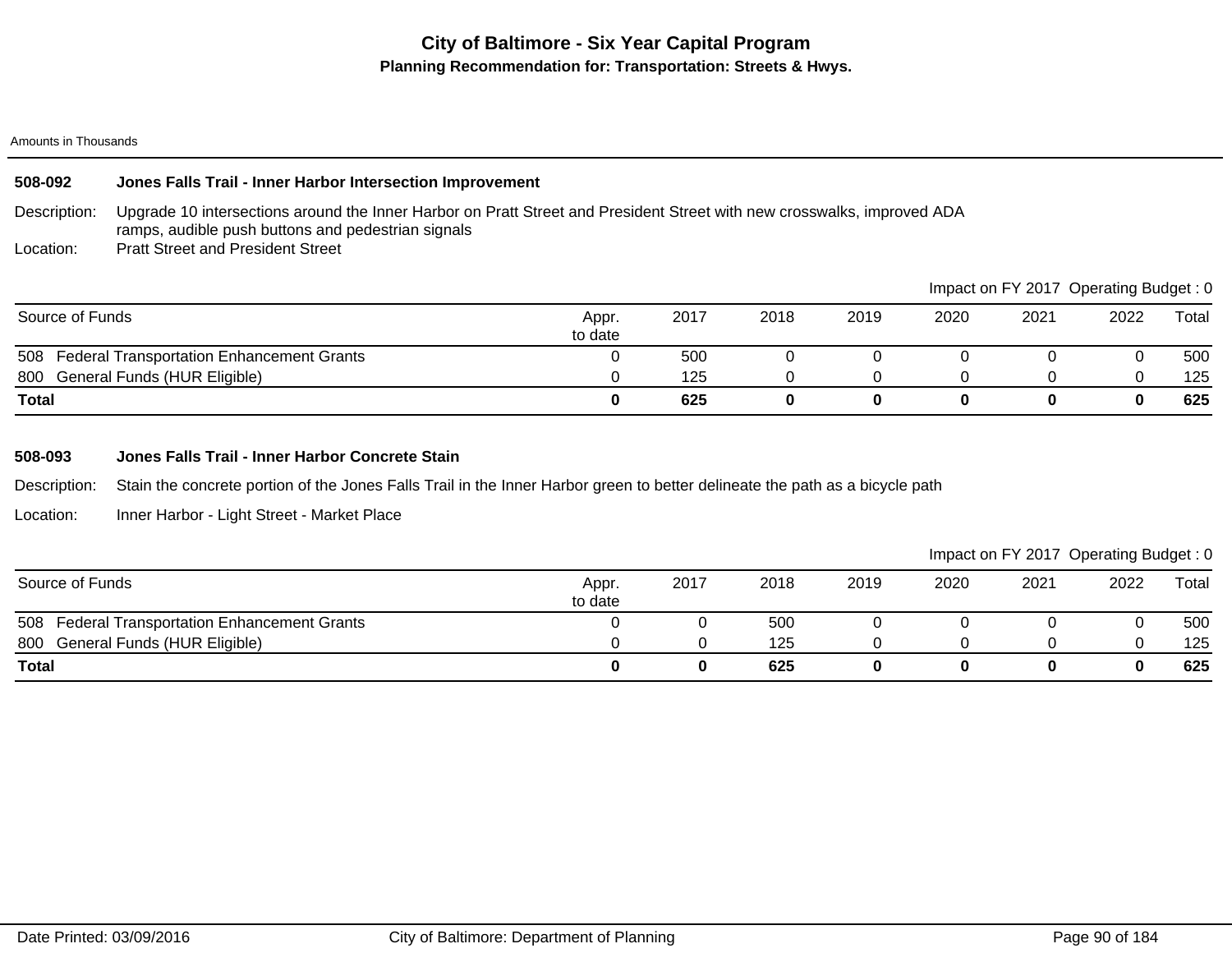# City of Baltimore - Six Year Capital Program

## Planning Recommendation for: Transportation: Streets & Hwys.

Amounts in Thousands

### 508-092 Jones Falls Trail - Inner Harbor Intersection Improvement

Description: Upgrade 10 intersections around the Inner Harbor on Pratt Street and President Street with new crosswalks, improved ADA ramps, audible push buttons and pedestrian signals

Location: Pratt Street and President Street

Impact on FY 2017 Operating Budget : 0

| Source of Funds | Appr. to date | 2017 | 2018 | 2019 | 2020 | 2021 | 2022 | Total |
|---|---|---|---|---|---|---|---|---|
| 508 Federal Transportation Enhancement Grants | 0 | 500 | 0 | 0 | 0 | 0 | 0 | 500 |
| 800 General Funds (HUR Eligible) | 0 | 125 | 0 | 0 | 0 | 0 | 0 | 125 |
| **Total** | **0** | **625** | **0** | **0** | **0** | **0** | **0** | **625** |

### 508-093 Jones Falls Trail - Inner Harbor Concrete Stain

Description: Stain the concrete portion of the Jones Falls Trail in the Inner Harbor green to better delineate the path as a bicycle path

Location: Inner Harbor - Light Street - Market Place

Impact on FY 2017 Operating Budget : 0

| Source of Funds | Appr. to date | 2017 | 2018 | 2019 | 2020 | 2021 | 2022 | Total |
|---|---|---|---|---|---|---|---|---|
| 508 Federal Transportation Enhancement Grants | 0 | 0 | 500 | 0 | 0 | 0 | 0 | 500 |
| 800 General Funds (HUR Eligible) | 0 | 0 | 125 | 0 | 0 | 0 | 0 | 125 |
| **Total** | **0** | **0** | **625** | **0** | **0** | **0** | **0** | **625** |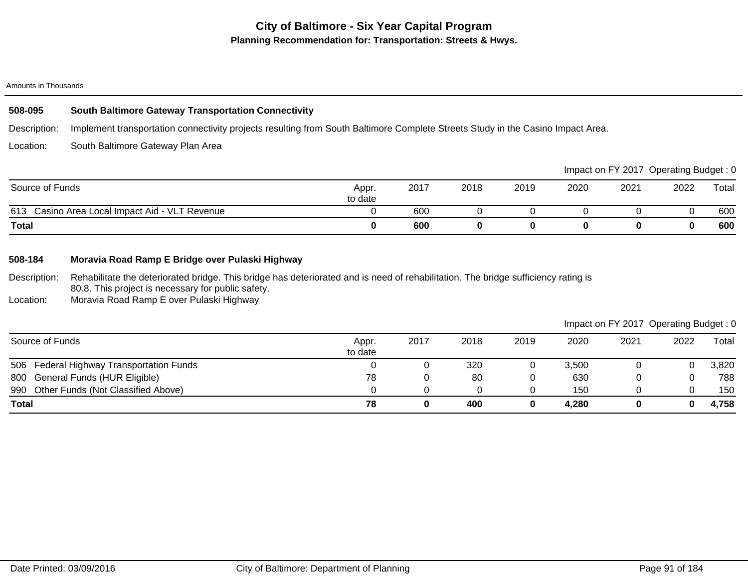# City of Baltimore - Six Year Capital Program

## Planning Recommendation for: Transportation: Streets & Hwys.

Amounts in Thousands

### 508-095 South Baltimore Gateway Transportation Connectivity

Description: Implement transportation connectivity projects resulting from South Baltimore Complete Streets Study in the Casino Impact Area.

Location: South Baltimore Gateway Plan Area

Impact on FY 2017 Operating Budget : 0

| Source of Funds | Appr. to date | 2017 | 2018 | 2019 | 2020 | 2021 | 2022 | Total |
|---|---|---|---|---|---|---|---|---|
| 613 Casino Area Local Impact Aid - VLT Revenue | 0 | 600 | 0 | 0 | 0 | 0 | 0 | 600 |
| **Total** | **0** | **600** | **0** | **0** | **0** | **0** | **0** | **600** |

### 508-184 Moravia Road Ramp E Bridge over Pulaski Highway

Description: Rehabilitate the deteriorated bridge. This bridge has deteriorated and is need of rehabilitation. The bridge sufficiency rating is 80.8. This project is necessary for public safety.

Location: Moravia Road Ramp E over Pulaski Highway

Impact on FY 2017 Operating Budget : 0

| Source of Funds | Appr. to date | 2017 | 2018 | 2019 | 2020 | 2021 | 2022 | Total |
|---|---|---|---|---|---|---|---|---|
| 506 Federal Highway Transportation Funds | 0 | 0 | 320 | 0 | 3,500 | 0 | 0 | 3,820 |
| 800 General Funds (HUR Eligible) | 78 | 0 | 80 | 0 | 630 | 0 | 0 | 788 |
| 990 Other Funds (Not Classified Above) | 0 | 0 | 0 | 0 | 150 | 0 | 0 | 150 |
| **Total** | **78** | **0** | **400** | **0** | **4,280** | **0** | **0** | **4,758** |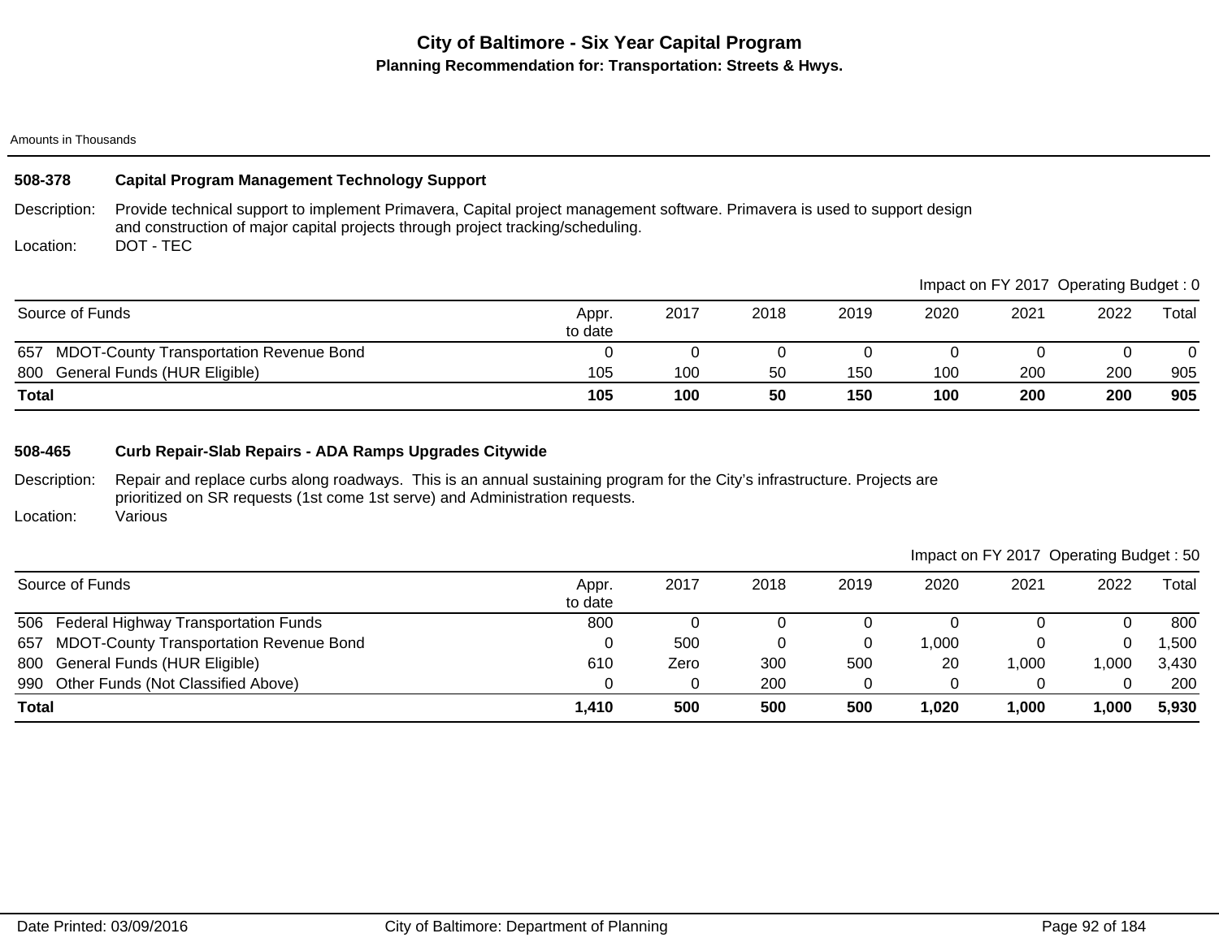# City of Baltimore - Six Year Capital Program

## Planning Recommendation for: Transportation: Streets & Hwys.

Amounts in Thousands

### 508-378 Capital Program Management Technology Support

Description: Provide technical support to implement Primavera, Capital project management software. Primavera is used to support design and construction of major capital projects through project tracking/scheduling.

Location: DOT - TEC

Impact on FY 2017 Operating Budget : 0

| Source of Funds | Appr. to date | 2017 | 2018 | 2019 | 2020 | 2021 | 2022 | Total |
|---|---|---|---|---|---|---|---|---|
| 657 MDOT-County Transportation Revenue Bond | 0 | 0 | 0 | 0 | 0 | 0 | 0 | 0 |
| 800 General Funds (HUR Eligible) | 105 | 100 | 50 | 150 | 100 | 200 | 200 | 905 |
| **Total** | **105** | **100** | **50** | **150** | **100** | **200** | **200** | **905** |

### 508-465 Curb Repair-Slab Repairs - ADA Ramps Upgrades Citywide

Description: Repair and replace curbs along roadways. This is an annual sustaining program for the City's infrastructure. Projects are prioritized on SR requests (1st come 1st serve) and Administration requests.

Location: Various

Impact on FY 2017 Operating Budget : 50

| Source of Funds | Appr. to date | 2017 | 2018 | 2019 | 2020 | 2021 | 2022 | Total |
|---|---|---|---|---|---|---|---|---|
| 506 Federal Highway Transportation Funds | 800 | 0 | 0 | 0 | 0 | 0 | 0 | 800 |
| 657 MDOT-County Transportation Revenue Bond | 0 | 500 | 0 | 0 | 1,000 | 0 | 0 | 1,500 |
| 800 General Funds (HUR Eligible) | 610 | Zero | 300 | 500 | 20 | 1,000 | 1,000 | 3,430 |
| 990 Other Funds (Not Classified Above) | 0 | 0 | 200 | 0 | 0 | 0 | 0 | 200 |
| **Total** | **1,410** | **500** | **500** | **500** | **1,020** | **1,000** | **1,000** | **5,930** |

Date Printed: 03/09/2016 City of Baltimore: Department of Planning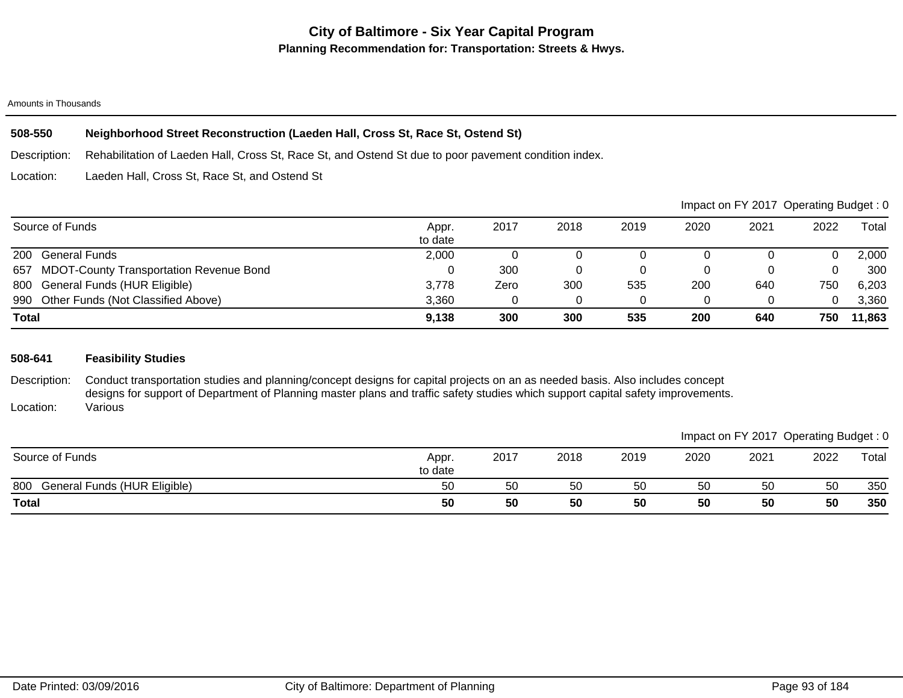# City of Baltimore - Six Year Capital Program

**Planning Recommendation for: Transportation: Streets & Hwys.**

Amounts in Thousands

## 508-550 Neighborhood Street Reconstruction (Laeden Hall, Cross St, Race St, Ostend St)

Description: Rehabilitation of Laeden Hall, Cross St, Race St, and Ostend St due to poor pavement condition index.

Location: Laeden Hall, Cross St, Race St, and Ostend St

Impact on FY 2017 Operating Budget : 0

| Source of Funds | Appr. to date | 2017 | 2018 | 2019 | 2020 | 2021 | 2022 | Total |
|---|---|---|---|---|---|---|---|---|
| 200 General Funds | 2,000 | 0 | 0 | 0 | 0 | 0 | 0 | 2,000 |
| 657 MDOT-County Transportation Revenue Bond | 0 | 300 | 0 | 0 | 0 | 0 | 0 | 300 |
| 800 General Funds (HUR Eligible) | 3,778 | Zero | 300 | 535 | 200 | 640 | 750 | 6,203 |
| 990 Other Funds (Not Classified Above) | 3,360 | 0 | 0 | 0 | 0 | 0 | 0 | 3,360 |
| **Total** | **9,138** | **300** | **300** | **535** | **200** | **640** | **750** | **11,863** |

## 508-641 Feasibility Studies

Description: Conduct transportation studies and planning/concept designs for capital projects on an as needed basis. Also includes concept designs for support of Department of Planning master plans and traffic safety studies which support capital safety improvements.

Location: Various

Impact on FY 2017 Operating Budget : 0

| Source of Funds | Appr. to date | 2017 | 2018 | 2019 | 2020 | 2021 | 2022 | Total |
|---|---|---|---|---|---|---|---|---|
| 800 General Funds (HUR Eligible) | 50 | 50 | 50 | 50 | 50 | 50 | 50 | 350 |
| **Total** | **50** | **50** | **50** | **50** | **50** | **50** | **50** | **350** |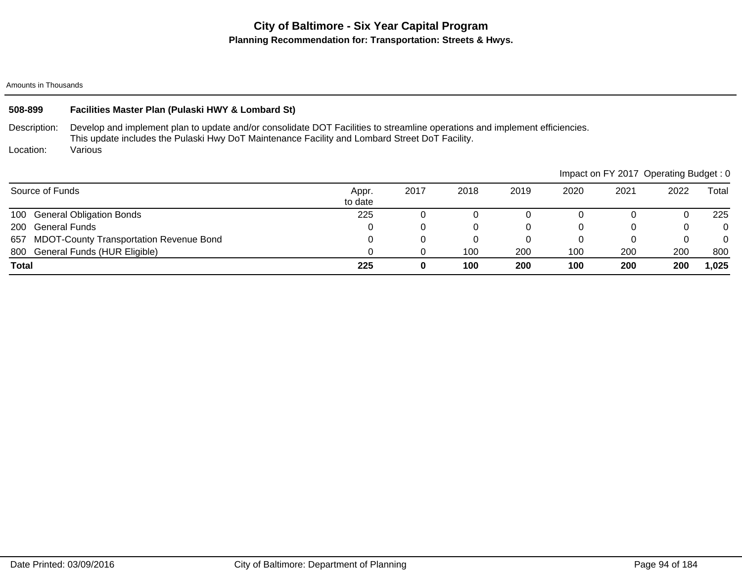# City of Baltimore - Six Year Capital Program

## Planning Recommendation for: Transportation: Streets & Hwys.

Amounts in Thousands

**508-899 Facilities Master Plan (Pulaski HWY & Lombard St)**

Description: Develop and implement plan to update and/or consolidate DOT Facilities to streamline operations and implement efficiencies. This update includes the Pulaski Hwy DoT Maintenance Facility and Lombard Street DoT Facility.

Location: Various

Impact on FY 2017 Operating Budget : 0

| Source of Funds | Appr. to date | 2017 | 2018 | 2019 | 2020 | 2021 | 2022 | Total |
|---|---|---|---|---|---|---|---|---|
| 100 General Obligation Bonds | 225 | 0 | 0 | 0 | 0 | 0 | 0 | 225 |
| 200 General Funds | 0 | 0 | 0 | 0 | 0 | 0 | 0 | 0 |
| 657 MDOT-County Transportation Revenue Bond | 0 | 0 | 0 | 0 | 0 | 0 | 0 | 0 |
| 800 General Funds (HUR Eligible) | 0 | 0 | 100 | 200 | 100 | 200 | 200 | 800 |
| **Total** | **225** | **0** | **100** | **200** | **100** | **200** | **200** | **1,025** |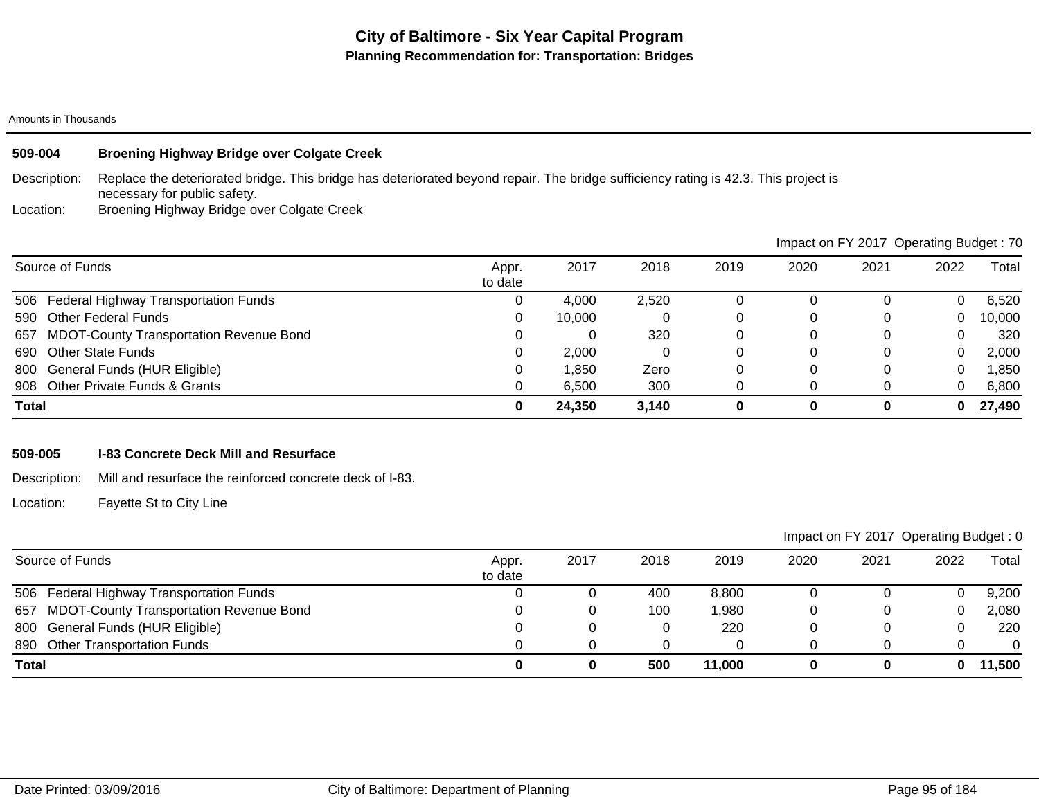# City of Baltimore - Six Year Capital Program

## Planning Recommendation for: Transportation: Bridges

Amounts in Thousands

### 509-004 Broening Highway Bridge over Colgate Creek

Description: Replace the deteriorated bridge. This bridge has deteriorated beyond repair. The bridge sufficiency rating is 42.3. This project is necessary for public safety.

Location: Broening Highway Bridge over Colgate Creek

Impact on FY 2017 Operating Budget : 70

| Source of Funds | Appr. to date | 2017 | 2018 | 2019 | 2020 | 2021 | 2022 | Total |
|---|---|---|---|---|---|---|---|---|
| 506 Federal Highway Transportation Funds | 0 | 4,000 | 2,520 | 0 | 0 | 0 | 0 | 6,520 |
| 590 Other Federal Funds | 0 | 10,000 | 0 | 0 | 0 | 0 | 0 | 10,000 |
| 657 MDOT-County Transportation Revenue Bond | 0 | 0 | 320 | 0 | 0 | 0 | 0 | 320 |
| 690 Other State Funds | 0 | 2,000 | 0 | 0 | 0 | 0 | 0 | 2,000 |
| 800 General Funds (HUR Eligible) | 0 | 1,850 | Zero | 0 | 0 | 0 | 0 | 1,850 |
| 908 Other Private Funds & Grants | 0 | 6,500 | 300 | 0 | 0 | 0 | 0 | 6,800 |
| **Total** | **0** | **24,350** | **3,140** | **0** | **0** | **0** | **0** | **27,490** |

### 509-005 I-83 Concrete Deck Mill and Resurface

Description: Mill and resurface the reinforced concrete deck of I-83.

Location: Fayette St to City Line

Impact on FY 2017 Operating Budget : 0

| Source of Funds | Appr. to date | 2017 | 2018 | 2019 | 2020 | 2021 | 2022 | Total |
|---|---|---|---|---|---|---|---|---|
| 506 Federal Highway Transportation Funds | 0 | 0 | 400 | 8,800 | 0 | 0 | 0 | 9,200 |
| 657 MDOT-County Transportation Revenue Bond | 0 | 0 | 100 | 1,980 | 0 | 0 | 0 | 2,080 |
| 800 General Funds (HUR Eligible) | 0 | 0 | 0 | 220 | 0 | 0 | 0 | 220 |
| 890 Other Transportation Funds | 0 | 0 | 0 | 0 | 0 | 0 | 0 | 0 |
| **Total** | **0** | **0** | **500** | **11,000** | **0** | **0** | **0** | **11,500** |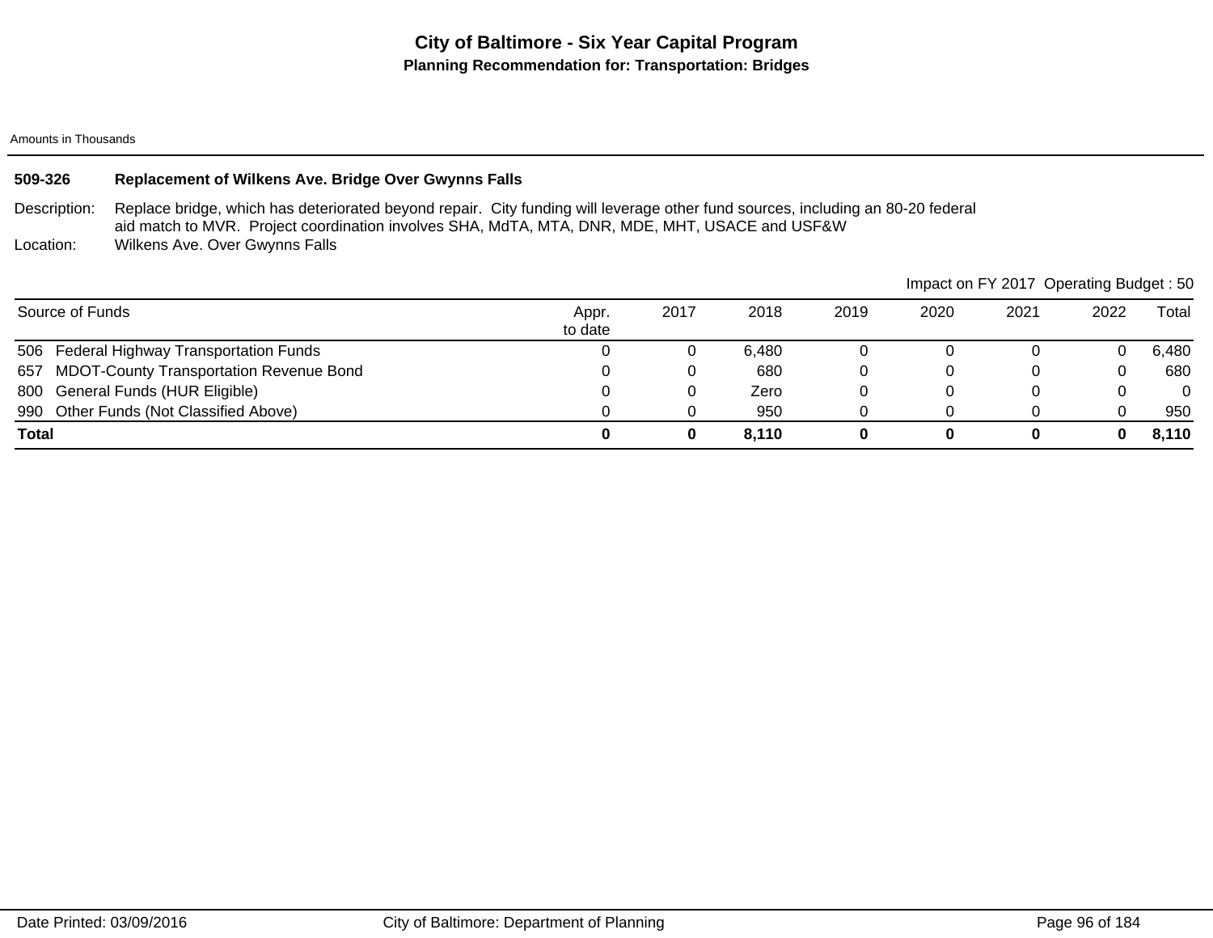# City of Baltimore - Six Year Capital Program

## Planning Recommendation for: Transportation: Bridges

Amounts in Thousands

### 509-326 Replacement of Wilkens Ave. Bridge Over Gwynns Falls

Description: Replace bridge, which has deteriorated beyond repair. City funding will leverage other fund sources, including an 80-20 federal aid match to MVR. Project coordination involves SHA, MdTA, MTA, DNR, MDE, MHT, USACE and USF&W

Location: Wilkens Ave. Over Gwynns Falls

Impact on FY 2017 Operating Budget : 50

| Source of Funds | Appr. to date | 2017 | 2018 | 2019 | 2020 | 2021 | 2022 | Total |
|---|---|---|---|---|---|---|---|---|
| 506 Federal Highway Transportation Funds | 0 | 0 | 6,480 | 0 | 0 | 0 | 0 | 6,480 |
| 657 MDOT-County Transportation Revenue Bond | 0 | 0 | 680 | 0 | 0 | 0 | 0 | 680 |
| 800 General Funds (HUR Eligible) | 0 | 0 | Zero | 0 | 0 | 0 | 0 | 0 |
| 990 Other Funds (Not Classified Above) | 0 | 0 | 950 | 0 | 0 | 0 | 0 | 950 |
| **Total** | **0** | **0** | **8,110** | **0** | **0** | **0** | **0** | **8,110** |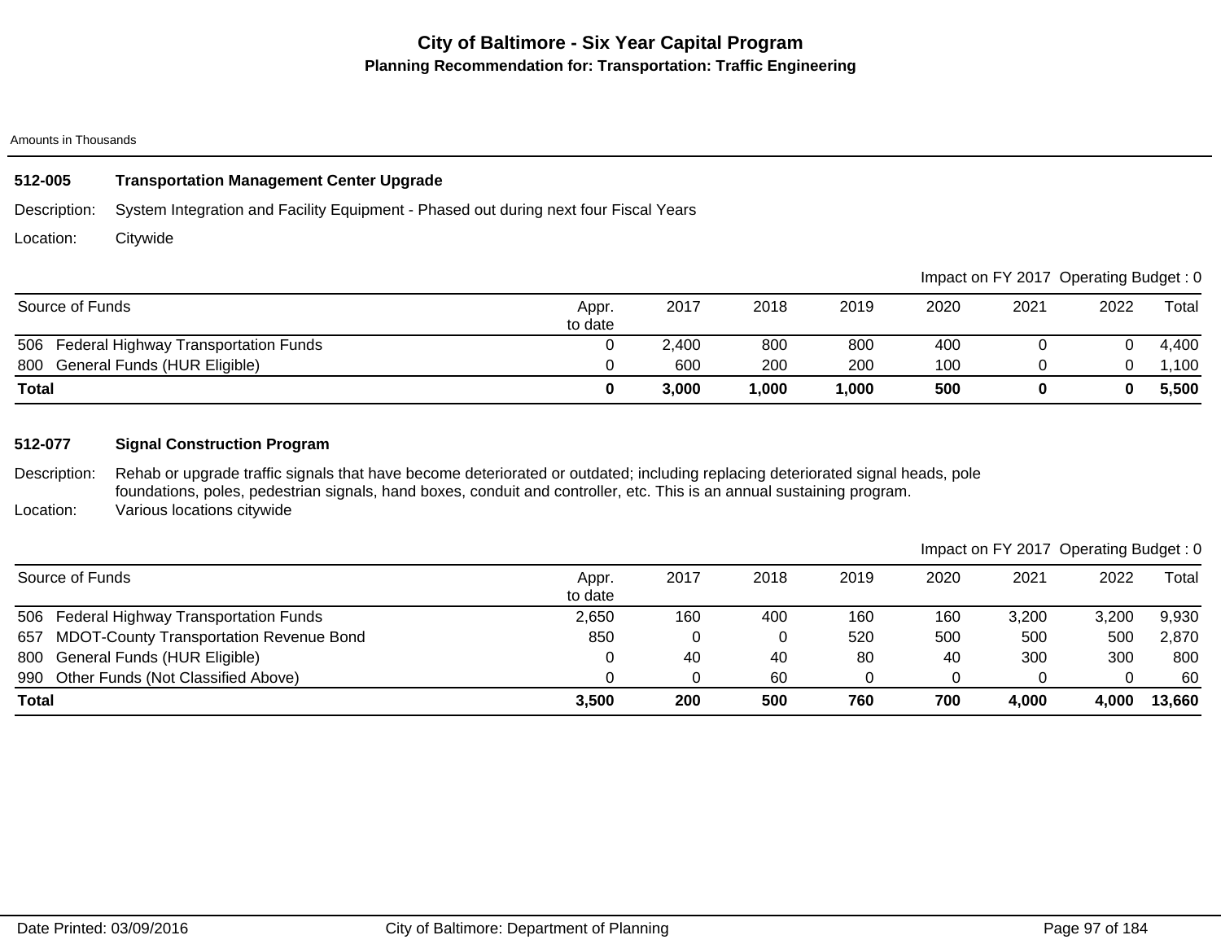# City of Baltimore - Six Year Capital Program

## Planning Recommendation for: Transportation: Traffic Engineering

Amounts in Thousands

### 512-005 Transportation Management Center Upgrade

Description: System Integration and Facility Equipment - Phased out during next four Fiscal Years

Location: Citywide

Impact on FY 2017 Operating Budget : 0

| Source of Funds | Appr. to date | 2017 | 2018 | 2019 | 2020 | 2021 | 2022 | Total |
|---|---|---|---|---|---|---|---|---|
| 506 Federal Highway Transportation Funds | 0 | 2,400 | 800 | 800 | 400 | 0 | 0 | 4,400 |
| 800 General Funds (HUR Eligible) | 0 | 600 | 200 | 200 | 100 | 0 | 0 | 1,100 |
| **Total** | **0** | **3,000** | **1,000** | **1,000** | **500** | **0** | **0** | **5,500** |

### 512-077 Signal Construction Program

Description: Rehab or upgrade traffic signals that have become deteriorated or outdated; including replacing deteriorated signal heads, pole foundations, poles, pedestrian signals, hand boxes, conduit and controller, etc. This is an annual sustaining program.

Location: Various locations citywide

Impact on FY 2017 Operating Budget : 0

| Source of Funds | Appr. to date | 2017 | 2018 | 2019 | 2020 | 2021 | 2022 | Total |
|---|---|---|---|---|---|---|---|---|
| 506 Federal Highway Transportation Funds | 2,650 | 160 | 400 | 160 | 160 | 3,200 | 3,200 | 9,930 |
| 657 MDOT-County Transportation Revenue Bond | 850 | 0 | 0 | 520 | 500 | 500 | 500 | 2,870 |
| 800 General Funds (HUR Eligible) | 0 | 40 | 40 | 80 | 40 | 300 | 300 | 800 |
| 990 Other Funds (Not Classified Above) | 0 | 0 | 60 | 0 | 0 | 0 | 0 | 60 |
| **Total** | **3,500** | **200** | **500** | **760** | **700** | **4,000** | **4,000** | **13,660** |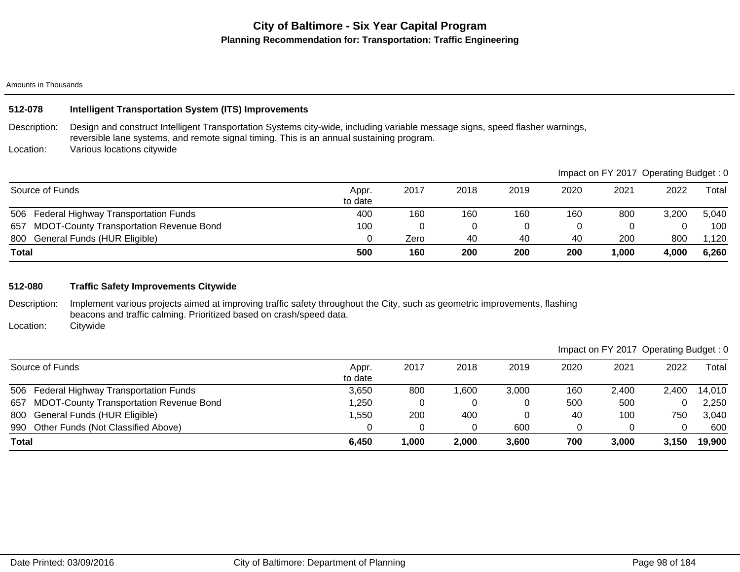# City of Baltimore - Six Year Capital Program

## Planning Recommendation for: Transportation: Traffic Engineering

Amounts in Thousands

### 512-078 Intelligent Transportation System (ITS) Improvements

Description: Design and construct Intelligent Transportation Systems city-wide, including variable message signs, speed flasher warnings, reversible lane systems, and remote signal timing. This is an annual sustaining program.

Location: Various locations citywide

Impact on FY 2017 Operating Budget : 0

| Source of Funds | Appr. to date | 2017 | 2018 | 2019 | 2020 | 2021 | 2022 | Total |
|---|---|---|---|---|---|---|---|---|
| 506 Federal Highway Transportation Funds | 400 | 160 | 160 | 160 | 160 | 800 | 3,200 | 5,040 |
| 657 MDOT-County Transportation Revenue Bond | 100 | 0 | 0 | 0 | 0 | 0 | 0 | 100 |
| 800 General Funds (HUR Eligible) | 0 | Zero | 40 | 40 | 40 | 200 | 800 | 1,120 |
| **Total** | **500** | **160** | **200** | **200** | **200** | **1,000** | **4,000** | **6,260** |

### 512-080 Traffic Safety Improvements Citywide

Description: Implement various projects aimed at improving traffic safety throughout the City, such as geometric improvements, flashing beacons and traffic calming. Prioritized based on crash/speed data.

Location: Citywide

Impact on FY 2017 Operating Budget : 0

| Source of Funds | Appr. to date | 2017 | 2018 | 2019 | 2020 | 2021 | 2022 | Total |
|---|---|---|---|---|---|---|---|---|
| 506 Federal Highway Transportation Funds | 3,650 | 800 | 1,600 | 3,000 | 160 | 2,400 | 2,400 | 14,010 |
| 657 MDOT-County Transportation Revenue Bond | 1,250 | 0 | 0 | 0 | 500 | 500 | 0 | 2,250 |
| 800 General Funds (HUR Eligible) | 1,550 | 200 | 400 | 0 | 40 | 100 | 750 | 3,040 |
| 990 Other Funds (Not Classified Above) | 0 | 0 | 0 | 600 | 0 | 0 | 0 | 600 |
| **Total** | **6,450** | **1,000** | **2,000** | **3,600** | **700** | **3,000** | **3,150** | **19,900** |

Date Printed: 03/09/2016 City of Baltimore: Department of Planning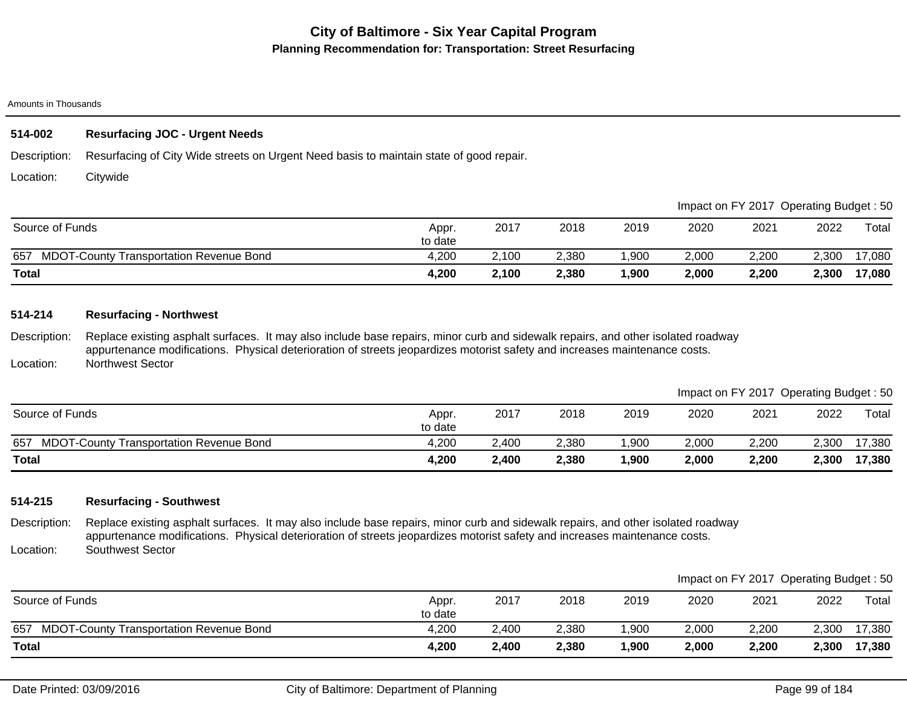# City of Baltimore - Six Year Capital Program

## Planning Recommendation for: Transportation: Street Resurfacing

Amounts in Thousands

### 514-002 Resurfacing JOC - Urgent Needs

Description: Resurfacing of City Wide streets on Urgent Need basis to maintain state of good repair.

Location: Citywide

Impact on FY 2017 Operating Budget : 50

| Source of Funds | Appr. to date | 2017 | 2018 | 2019 | 2020 | 2021 | 2022 | Total |
|---|---|---|---|---|---|---|---|---|
| 657 MDOT-County Transportation Revenue Bond | 4,200 | 2,100 | 2,380 | 1,900 | 2,000 | 2,200 | 2,300 | 17,080 |
| **Total** | **4,200** | **2,100** | **2,380** | **1,900** | **2,000** | **2,200** | **2,300** | **17,080** |

### 514-214 Resurfacing - Northwest

Description: Replace existing asphalt surfaces. It may also include base repairs, minor curb and sidewalk repairs, and other isolated roadway appurtenance modifications. Physical deterioration of streets jeopardizes motorist safety and increases maintenance costs.

Location: Northwest Sector

Impact on FY 2017 Operating Budget : 50

| Source of Funds | Appr. to date | 2017 | 2018 | 2019 | 2020 | 2021 | 2022 | Total |
|---|---|---|---|---|---|---|---|---|
| 657 MDOT-County Transportation Revenue Bond | 4,200 | 2,400 | 2,380 | 1,900 | 2,000 | 2,200 | 2,300 | 17,380 |
| **Total** | **4,200** | **2,400** | **2,380** | **1,900** | **2,000** | **2,200** | **2,300** | **17,380** |

### 514-215 Resurfacing - Southwest

Description: Replace existing asphalt surfaces. It may also include base repairs, minor curb and sidewalk repairs, and other isolated roadway appurtenance modifications. Physical deterioration of streets jeopardizes motorist safety and increases maintenance costs.

Location: Southwest Sector

Impact on FY 2017 Operating Budget : 50

| Source of Funds | Appr. to date | 2017 | 2018 | 2019 | 2020 | 2021 | 2022 | Total |
|---|---|---|---|---|---|---|---|---|
| 657 MDOT-County Transportation Revenue Bond | 4,200 | 2,400 | 2,380 | 1,900 | 2,000 | 2,200 | 2,300 | 17,380 |
| **Total** | **4,200** | **2,400** | **2,380** | **1,900** | **2,000** | **2,200** | **2,300** | **17,380** |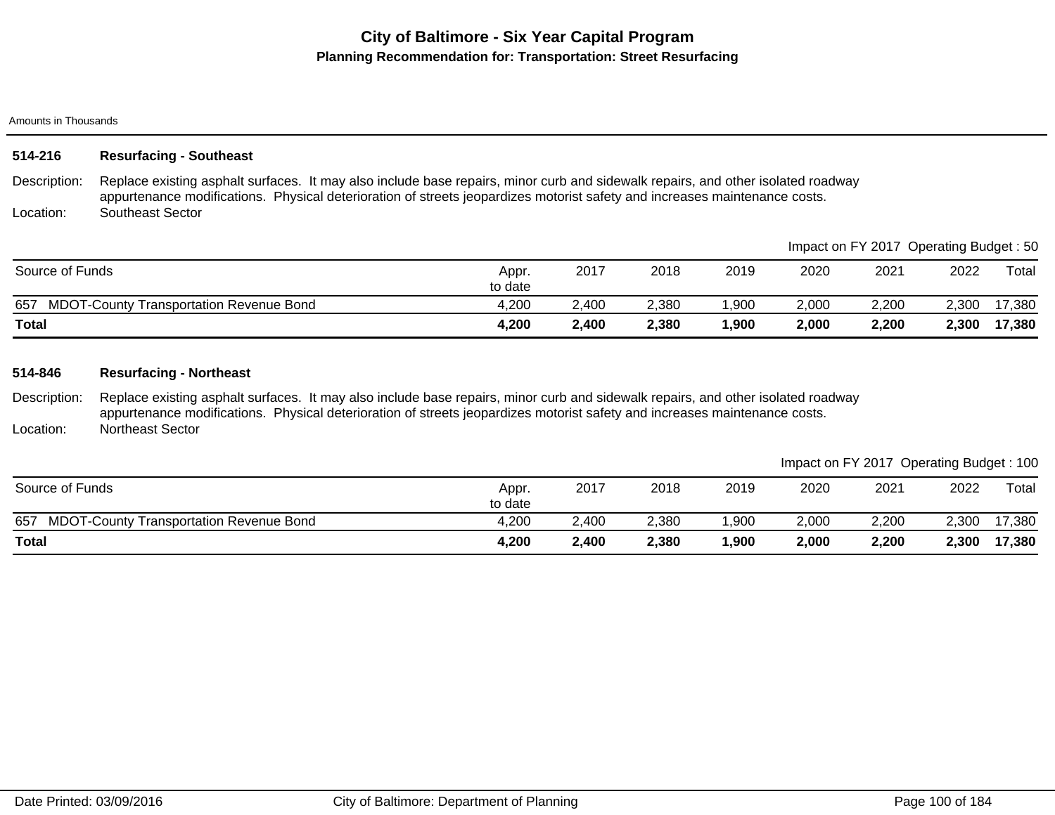# City of Baltimore - Six Year Capital Program

## Planning Recommendation for: Transportation: Street Resurfacing

Amounts in Thousands

### 514-216 Resurfacing - Southeast

**Description:** Replace existing asphalt surfaces. It may also include base repairs, minor curb and sidewalk repairs, and other isolated roadway appurtenance modifications. Physical deterioration of streets jeopardizes motorist safety and increases maintenance costs.

**Location:** Southeast Sector

Impact on FY 2017 Operating Budget : 50

| Source of Funds | Appr. to date | 2017 | 2018 | 2019 | 2020 | 2021 | 2022 | Total |
|---|---|---|---|---|---|---|---|---|
| 657 MDOT-County Transportation Revenue Bond | 4,200 | 2,400 | 2,380 | 1,900 | 2,000 | 2,200 | 2,300 | 17,380 |
| **Total** | **4,200** | **2,400** | **2,380** | **1,900** | **2,000** | **2,200** | **2,300** | **17,380** |

### 514-846 Resurfacing - Northeast

**Description:** Replace existing asphalt surfaces. It may also include base repairs, minor curb and sidewalk repairs, and other isolated roadway appurtenance modifications. Physical deterioration of streets jeopardizes motorist safety and increases maintenance costs.

**Location:** Northeast Sector

Impact on FY 2017 Operating Budget : 100

| Source of Funds | Appr. to date | 2017 | 2018 | 2019 | 2020 | 2021 | 2022 | Total |
|---|---|---|---|---|---|---|---|---|
| 657 MDOT-County Transportation Revenue Bond | 4,200 | 2,400 | 2,380 | 1,900 | 2,000 | 2,200 | 2,300 | 17,380 |
| **Total** | **4,200** | **2,400** | **2,380** | **1,900** | **2,000** | **2,200** | **2,300** | **17,380** |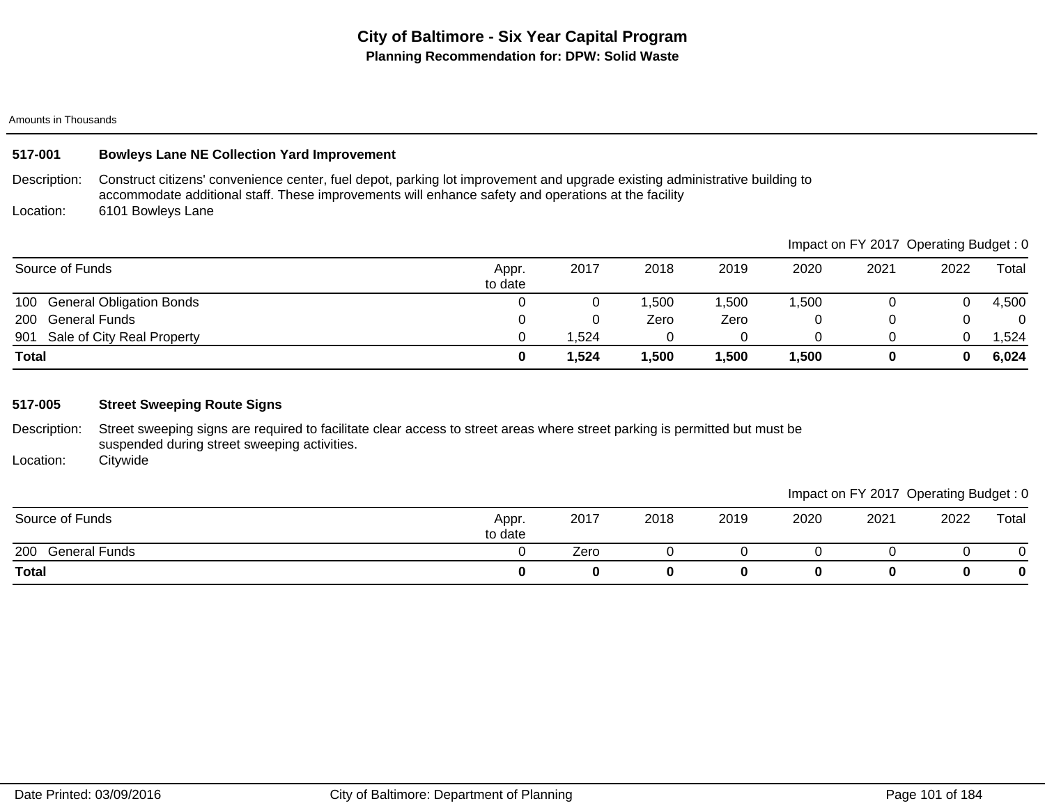# City of Baltimore - Six Year Capital Program

## Planning Recommendation for: DPW: Solid Waste

Amounts in Thousands

### 517-001 Bowleys Lane NE Collection Yard Improvement

Description: Construct citizens' convenience center, fuel depot, parking lot improvement and upgrade existing administrative building to accommodate additional staff. These improvements will enhance safety and operations at the facility

Location: 6101 Bowleys Lane

Impact on FY 2017 Operating Budget : 0

| Source of Funds | Appr. to date | 2017 | 2018 | 2019 | 2020 | 2021 | 2022 | Total |
|---|---|---|---|---|---|---|---|---|
| 100 General Obligation Bonds | 0 | 0 | 1,500 | 1,500 | 1,500 | 0 | 0 | 4,500 |
| 200 General Funds | 0 | 0 | Zero | Zero | 0 | 0 | 0 | 0 |
| 901 Sale of City Real Property | 0 | 1,524 | 0 | 0 | 0 | 0 | 0 | 1,524 |
| **Total** | **0** | **1,524** | **1,500** | **1,500** | **1,500** | **0** | **0** | **6,024** |

### 517-005 Street Sweeping Route Signs

Description: Street sweeping signs are required to facilitate clear access to street areas where street parking is permitted but must be suspended during street sweeping activities.

Location: Citywide

Impact on FY 2017 Operating Budget : 0

| Source of Funds | Appr. to date | 2017 | 2018 | 2019 | 2020 | 2021 | 2022 | Total |
|---|---|---|---|---|---|---|---|---|
| 200 General Funds | 0 | Zero | 0 | 0 | 0 | 0 | 0 | 0 |
| **Total** | **0** | **0** | **0** | **0** | **0** | **0** | **0** | **0** |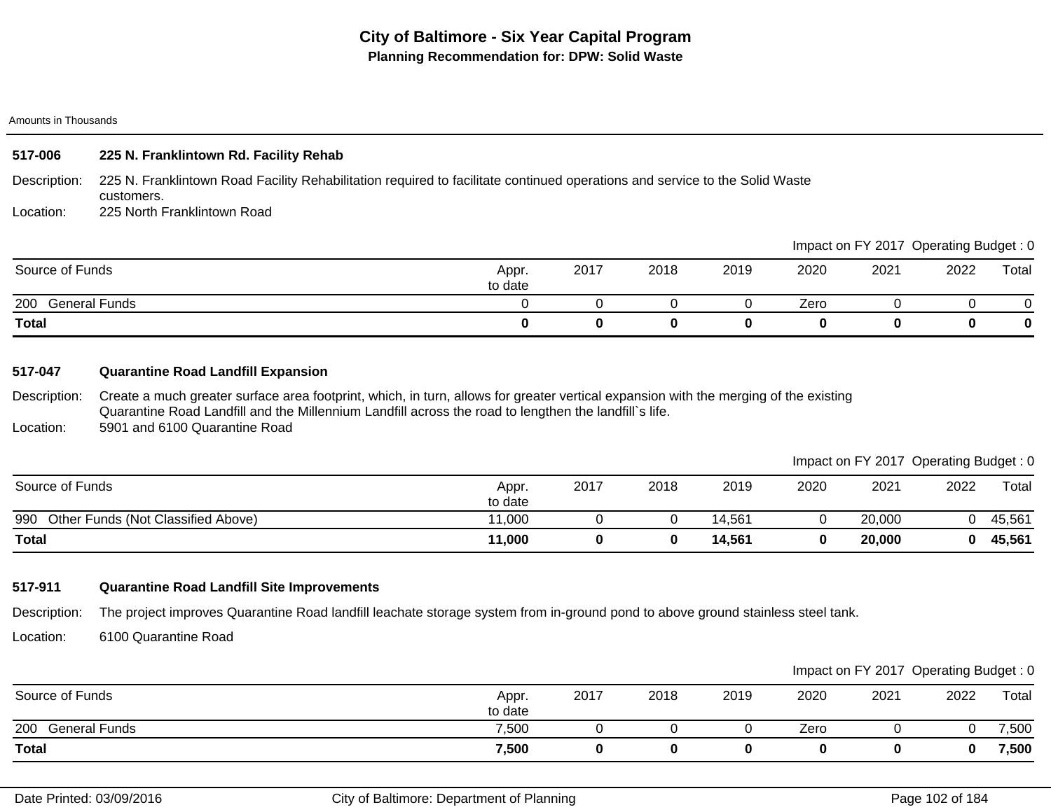# City of Baltimore - Six Year Capital Program

## Planning Recommendation for: DPW: Solid Waste

Amounts in Thousands

### 517-006 225 N. Franklintown Rd. Facility Rehab

Description: 225 N. Franklintown Road Facility Rehabilitation required to facilitate continued operations and service to the Solid Waste customers.

Location: 225 North Franklintown Road

Impact on FY 2017 Operating Budget : 0

| Source of Funds | Appr. to date | 2017 | 2018 | 2019 | 2020 | 2021 | 2022 | Total |
|---|---|---|---|---|---|---|---|---|
| 200 General Funds | 0 | 0 | 0 | 0 | Zero | 0 | 0 | 0 |
| **Total** | **0** | **0** | **0** | **0** | **0** | **0** | **0** | **0** |

### 517-047 Quarantine Road Landfill Expansion

Description: Create a much greater surface area footprint, which, in turn, allows for greater vertical expansion with the merging of the existing Quarantine Road Landfill and the Millennium Landfill across the road to lengthen the landfill`s life.

Location: 5901 and 6100 Quarantine Road

Impact on FY 2017 Operating Budget : 0

| Source of Funds | Appr. to date | 2017 | 2018 | 2019 | 2020 | 2021 | 2022 | Total |
|---|---|---|---|---|---|---|---|---|
| 990 Other Funds (Not Classified Above) | 11,000 | 0 | 0 | 14,561 | 0 | 20,000 | 0 | 45,561 |
| **Total** | **11,000** | **0** | **0** | **14,561** | **0** | **20,000** | **0** | **45,561** |

### 517-911 Quarantine Road Landfill Site Improvements

Description: The project improves Quarantine Road landfill leachate storage system from in-ground pond to above ground stainless steel tank.

Location: 6100 Quarantine Road

Impact on FY 2017 Operating Budget : 0

| Source of Funds | Appr. to date | 2017 | 2018 | 2019 | 2020 | 2021 | 2022 | Total |
|---|---|---|---|---|---|---|---|---|
| 200 General Funds | 7,500 | 0 | 0 | 0 | Zero | 0 | 0 | 7,500 |
| **Total** | **7,500** | **0** | **0** | **0** | **0** | **0** | **0** | **7,500** |

Date Printed: 03/09/2016 City of Baltimore: Department of Planning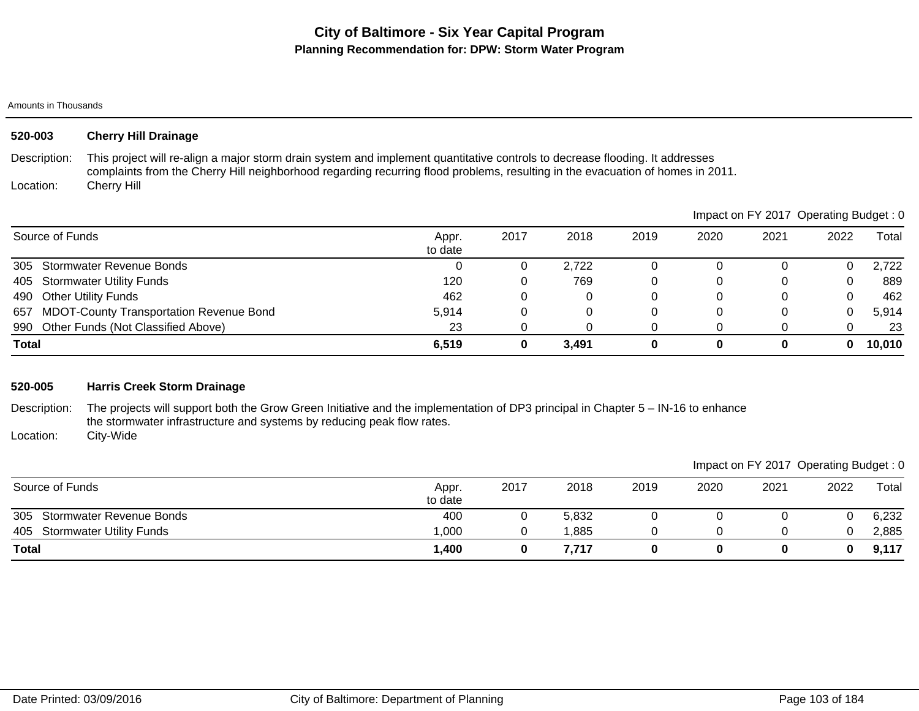# City of Baltimore - Six Year Capital Program

## Planning Recommendation for: DPW: Storm Water Program

Amounts in Thousands

### 520-003 Cherry Hill Drainage

**Description:** This project will re-align a major storm drain system and implement quantitative controls to decrease flooding. It addresses complaints from the Cherry Hill neighborhood regarding recurring flood problems, resulting in the evacuation of homes in 2011.

**Location:** Cherry Hill

Impact on FY 2017 Operating Budget : 0

| Source of Funds | Appr. to date | 2017 | 2018 | 2019 | 2020 | 2021 | 2022 | Total |
|---|---|---|---|---|---|---|---|---|
| 305 Stormwater Revenue Bonds | 0 | 0 | 2,722 | 0 | 0 | 0 | 0 | 2,722 |
| 405 Stormwater Utility Funds | 120 | 0 | 769 | 0 | 0 | 0 | 0 | 889 |
| 490 Other Utility Funds | 462 | 0 | 0 | 0 | 0 | 0 | 0 | 462 |
| 657 MDOT-County Transportation Revenue Bond | 5,914 | 0 | 0 | 0 | 0 | 0 | 0 | 5,914 |
| 990 Other Funds (Not Classified Above) | 23 | 0 | 0 | 0 | 0 | 0 | 0 | 23 |
| **Total** | **6,519** | **0** | **3,491** | **0** | **0** | **0** | **0** | **10,010** |

### 520-005 Harris Creek Storm Drainage

**Description:** The projects will support both the Grow Green Initiative and the implementation of DP3 principal in Chapter 5 – IN-16 to enhance the stormwater infrastructure and systems by reducing peak flow rates.

**Location:** City-Wide

Impact on FY 2017 Operating Budget : 0

| Source of Funds | Appr. to date | 2017 | 2018 | 2019 | 2020 | 2021 | 2022 | Total |
|---|---|---|---|---|---|---|---|---|
| 305 Stormwater Revenue Bonds | 400 | 0 | 5,832 | 0 | 0 | 0 | 0 | 6,232 |
| 405 Stormwater Utility Funds | 1,000 | 0 | 1,885 | 0 | 0 | 0 | 0 | 2,885 |
| **Total** | **1,400** | **0** | **7,717** | **0** | **0** | **0** | **0** | **9,117** |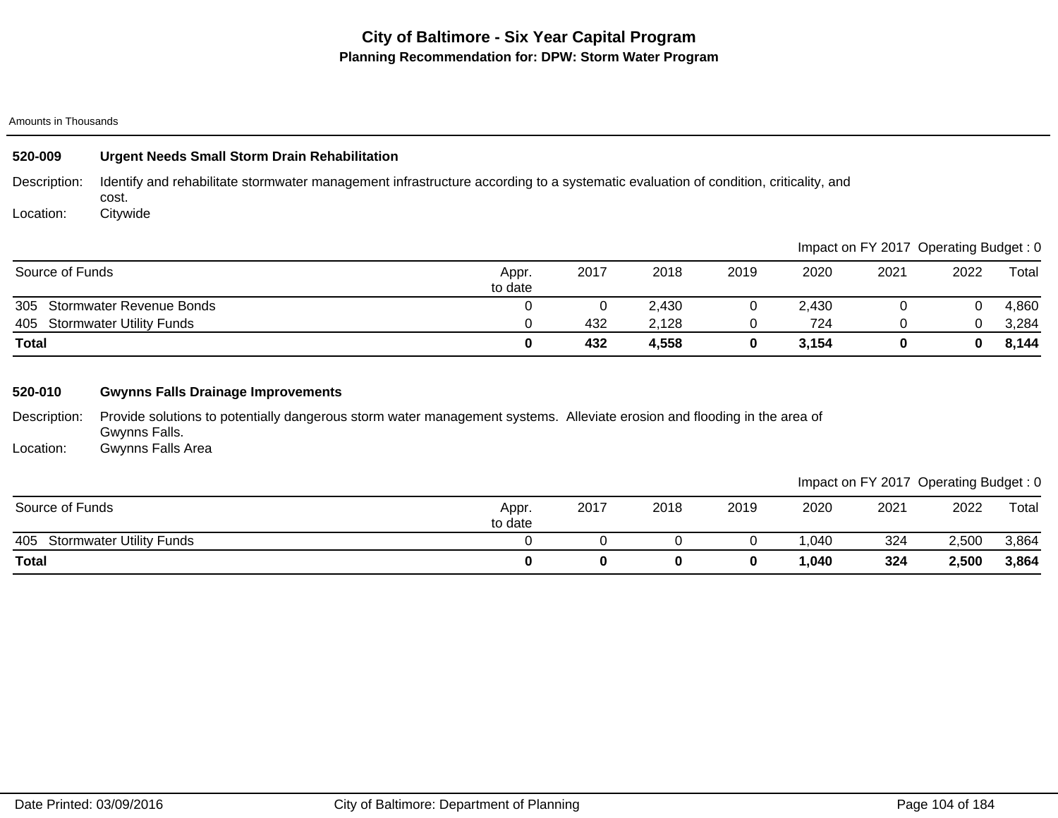# City of Baltimore - Six Year Capital Program

## Planning Recommendation for: DPW: Storm Water Program

Amounts in Thousands

### 520-009 Urgent Needs Small Storm Drain Rehabilitation

Description: Identify and rehabilitate stormwater management infrastructure according to a systematic evaluation of condition, criticality, and cost.

Location: Citywide

Impact on FY 2017 Operating Budget : 0

| Source of Funds | Appr. to date | 2017 | 2018 | 2019 | 2020 | 2021 | 2022 | Total |
|---|---|---|---|---|---|---|---|---|
| 305 Stormwater Revenue Bonds | 0 | 0 | 2,430 | 0 | 2,430 | 0 | 0 | 4,860 |
| 405 Stormwater Utility Funds | 0 | 432 | 2,128 | 0 | 724 | 0 | 0 | 3,284 |
| **Total** | **0** | **432** | **4,558** | **0** | **3,154** | **0** | **0** | **8,144** |

### 520-010 Gwynns Falls Drainage Improvements

Description: Provide solutions to potentially dangerous storm water management systems. Alleviate erosion and flooding in the area of Gwynns Falls.

Location: Gwynns Falls Area

Impact on FY 2017 Operating Budget : 0

| Source of Funds | Appr. to date | 2017 | 2018 | 2019 | 2020 | 2021 | 2022 | Total |
|---|---|---|---|---|---|---|---|---|
| 405 Stormwater Utility Funds | 0 | 0 | 0 | 0 | 1,040 | 324 | 2,500 | 3,864 |
| **Total** | **0** | **0** | **0** | **0** | **1,040** | **324** | **2,500** | **3,864** |

Date Printed: 03/09/2016 City of Baltimore: Department of Planning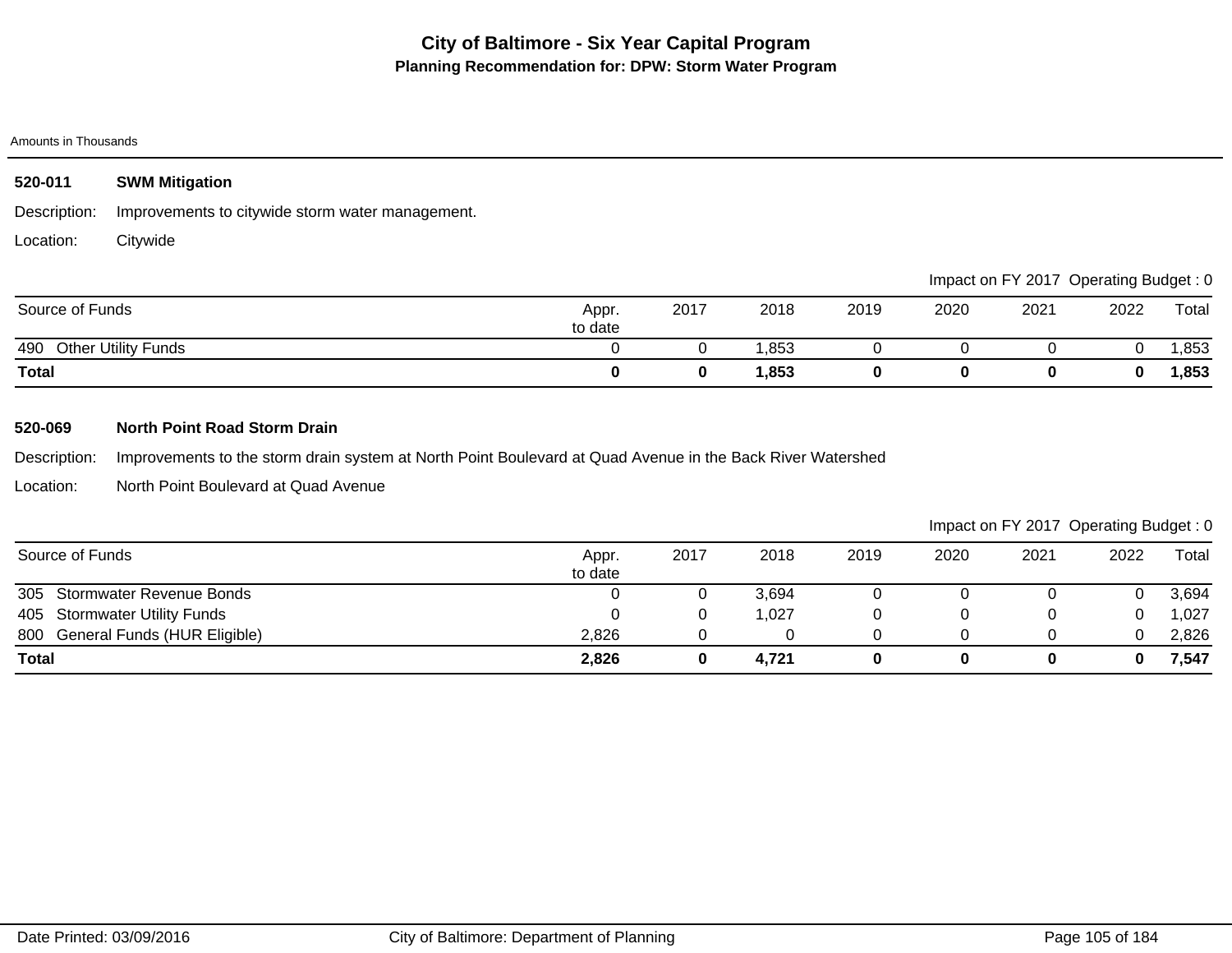# City of Baltimore - Six Year Capital Program

## Planning Recommendation for: DPW: Storm Water Program

Amounts in Thousands

### 520-011 SWM Mitigation

Description: Improvements to citywide storm water management.

Location: Citywide

Impact on FY 2017 Operating Budget : 0

| Source of Funds | Appr. to date | 2017 | 2018 | 2019 | 2020 | 2021 | 2022 | Total |
|---|---|---|---|---|---|---|---|---|
| 490 Other Utility Funds | 0 | 0 | 1,853 | 0 | 0 | 0 | 0 | 1,853 |
| **Total** | **0** | **0** | **1,853** | **0** | **0** | **0** | **0** | **1,853** |

### 520-069 North Point Road Storm Drain

Description: Improvements to the storm drain system at North Point Boulevard at Quad Avenue in the Back River Watershed

Location: North Point Boulevard at Quad Avenue

Impact on FY 2017 Operating Budget : 0

| Source of Funds | Appr. to date | 2017 | 2018 | 2019 | 2020 | 2021 | 2022 | Total |
|---|---|---|---|---|---|---|---|---|
| 305 Stormwater Revenue Bonds | 0 | 0 | 3,694 | 0 | 0 | 0 | 0 | 3,694 |
| 405 Stormwater Utility Funds | 0 | 0 | 1,027 | 0 | 0 | 0 | 0 | 1,027 |
| 800 General Funds (HUR Eligible) | 2,826 | 0 | 0 | 0 | 0 | 0 | 0 | 2,826 |
| **Total** | **2,826** | **0** | **4,721** | **0** | **0** | **0** | **0** | **7,547** |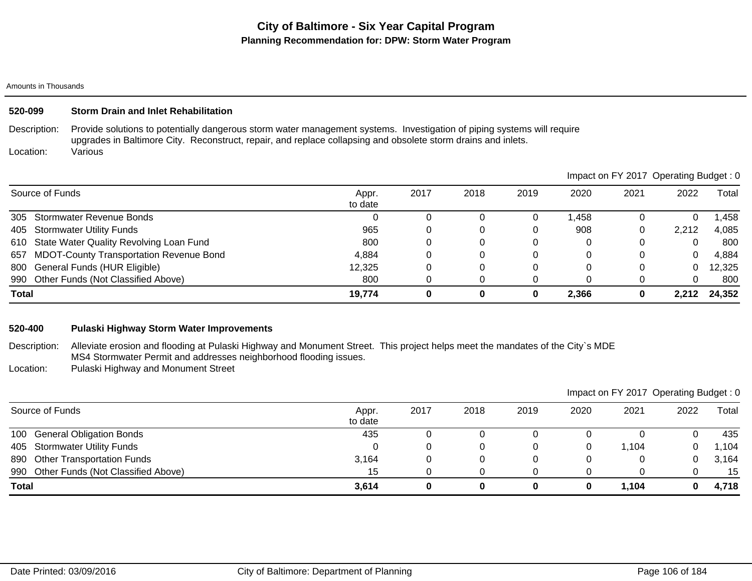# City of Baltimore - Six Year Capital Program

## Planning Recommendation for: DPW: Storm Water Program

Amounts in Thousands

### 520-099 Storm Drain and Inlet Rehabilitation

Description: Provide solutions to potentially dangerous storm water management systems. Investigation of piping systems will require upgrades in Baltimore City. Reconstruct, repair, and replace collapsing and obsolete storm drains and inlets.

Location: Various

Impact on FY 2017 Operating Budget : 0

| Source of Funds | Appr. to date | 2017 | 2018 | 2019 | 2020 | 2021 | 2022 | Total |
|---|---|---|---|---|---|---|---|---|
| 305 Stormwater Revenue Bonds | 0 | 0 | 0 | 0 | 1,458 | 0 | 0 | 1,458 |
| 405 Stormwater Utility Funds | 965 | 0 | 0 | 0 | 908 | 0 | 2,212 | 4,085 |
| 610 State Water Quality Revolving Loan Fund | 800 | 0 | 0 | 0 | 0 | 0 | 0 | 800 |
| 657 MDOT-County Transportation Revenue Bond | 4,884 | 0 | 0 | 0 | 0 | 0 | 0 | 4,884 |
| 800 General Funds (HUR Eligible) | 12,325 | 0 | 0 | 0 | 0 | 0 | 0 | 12,325 |
| 990 Other Funds (Not Classified Above) | 800 | 0 | 0 | 0 | 0 | 0 | 0 | 800 |
| **Total** | **19,774** | **0** | **0** | **0** | **2,366** | **0** | **2,212** | **24,352** |

### 520-400 Pulaski Highway Storm Water Improvements

Description: Alleviate erosion and flooding at Pulaski Highway and Monument Street. This project helps meet the mandates of the City`s MDE MS4 Stormwater Permit and addresses neighborhood flooding issues.

Location: Pulaski Highway and Monument Street

Impact on FY 2017 Operating Budget : 0

| Source of Funds | Appr. to date | 2017 | 2018 | 2019 | 2020 | 2021 | 2022 | Total |
|---|---|---|---|---|---|---|---|---|
| 100 General Obligation Bonds | 435 | 0 | 0 | 0 | 0 | 0 | 0 | 435 |
| 405 Stormwater Utility Funds | 0 | 0 | 0 | 0 | 0 | 1,104 | 0 | 1,104 |
| 890 Other Transportation Funds | 3,164 | 0 | 0 | 0 | 0 | 0 | 0 | 3,164 |
| 990 Other Funds (Not Classified Above) | 15 | 0 | 0 | 0 | 0 | 0 | 0 | 15 |
| **Total** | **3,614** | **0** | **0** | **0** | **0** | **1,104** | **0** | **4,718** |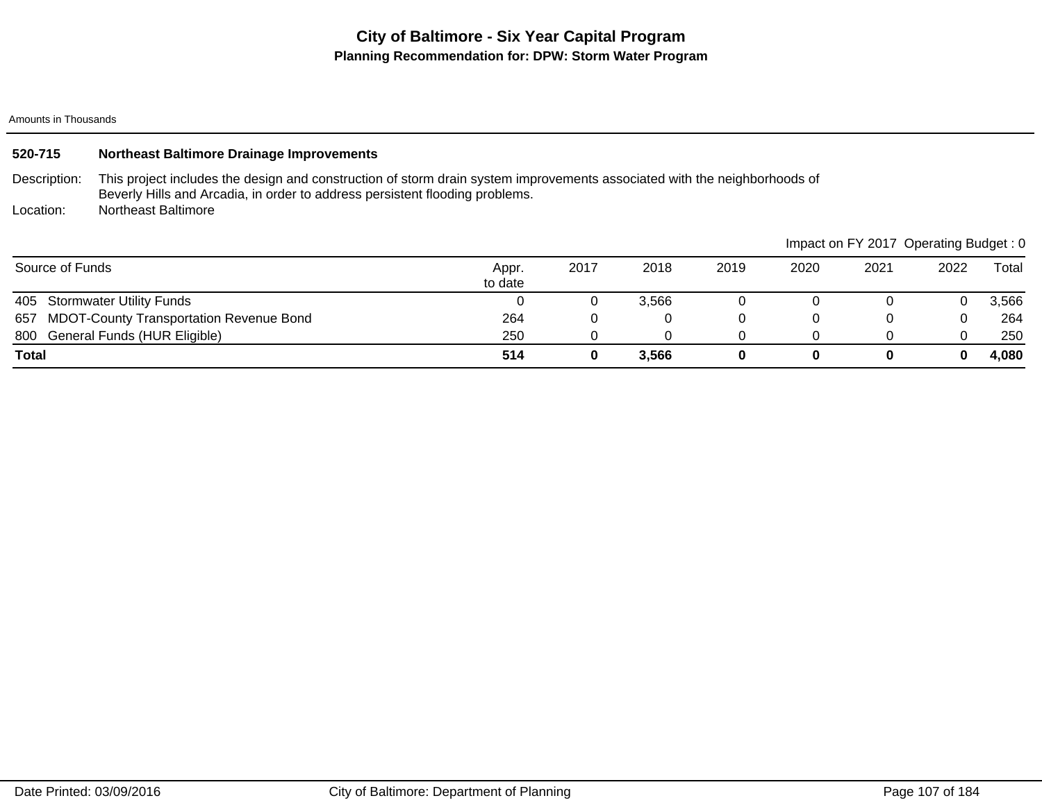# City of Baltimore - Six Year Capital Program

## Planning Recommendation for: DPW: Storm Water Program

Amounts in Thousands

### 520-715 Northeast Baltimore Drainage Improvements

Description: This project includes the design and construction of storm drain system improvements associated with the neighborhoods of Beverly Hills and Arcadia, in order to address persistent flooding problems.

Location: Northeast Baltimore

Impact on FY 2017 Operating Budget : 0

| Source of Funds | Appr. to date | 2017 | 2018 | 2019 | 2020 | 2021 | 2022 | Total |
|---|---|---|---|---|---|---|---|---|
| 405 Stormwater Utility Funds | 0 | 0 | 3,566 | 0 | 0 | 0 | 0 | 3,566 |
| 657 MDOT-County Transportation Revenue Bond | 264 | 0 | 0 | 0 | 0 | 0 | 0 | 264 |
| 800 General Funds (HUR Eligible) | 250 | 0 | 0 | 0 | 0 | 0 | 0 | 250 |
| **Total** | **514** | **0** | **3,566** | **0** | **0** | **0** | **0** | **4,080** |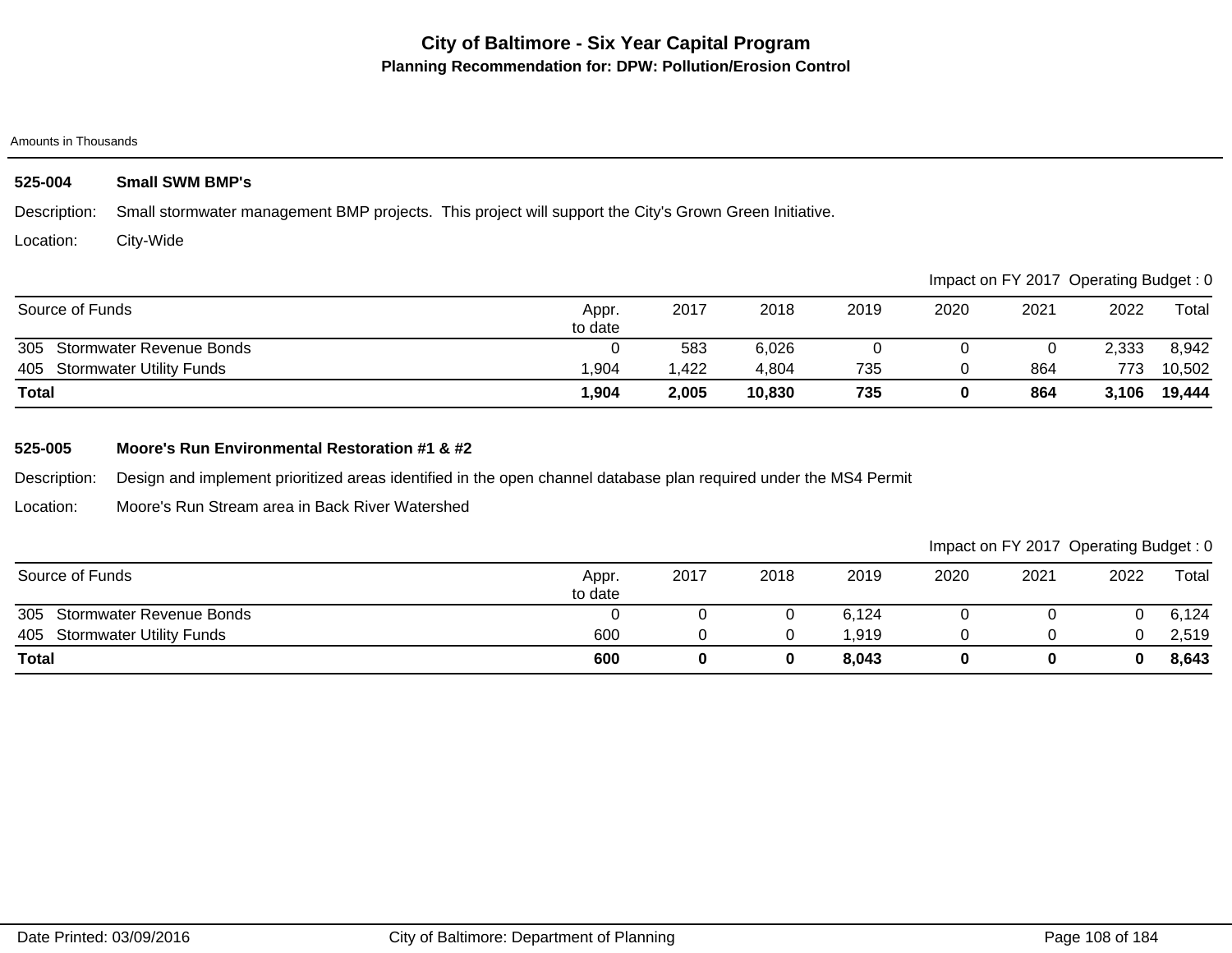# City of Baltimore - Six Year Capital Program

## Planning Recommendation for: DPW: Pollution/Erosion Control

Amounts in Thousands

### 525-004 Small SWM BMP's

Description: Small stormwater management BMP projects. This project will support the City's Grown Green Initiative.

Location: City-Wide

Impact on FY 2017 Operating Budget : 0

| Source of Funds | Appr. to date | 2017 | 2018 | 2019 | 2020 | 2021 | 2022 | Total |
|---|---|---|---|---|---|---|---|---|
| 305 Stormwater Revenue Bonds | 0 | 583 | 6,026 | 0 | 0 | 0 | 2,333 | 8,942 |
| 405 Stormwater Utility Funds | 1,904 | 1,422 | 4,804 | 735 | 0 | 864 | 773 | 10,502 |
| **Total** | **1,904** | **2,005** | **10,830** | **735** | **0** | **864** | **3,106** | **19,444** |

### 525-005 Moore's Run Environmental Restoration #1 & #2

Description: Design and implement prioritized areas identified in the open channel database plan required under the MS4 Permit

Location: Moore's Run Stream area in Back River Watershed

Impact on FY 2017 Operating Budget : 0

| Source of Funds | Appr. to date | 2017 | 2018 | 2019 | 2020 | 2021 | 2022 | Total |
|---|---|---|---|---|---|---|---|---|
| 305 Stormwater Revenue Bonds | 0 | 0 | 0 | 6,124 | 0 | 0 | 0 | 6,124 |
| 405 Stormwater Utility Funds | 600 | 0 | 0 | 1,919 | 0 | 0 | 0 | 2,519 |
| **Total** | **600** | **0** | **0** | **8,043** | **0** | **0** | **0** | **8,643** |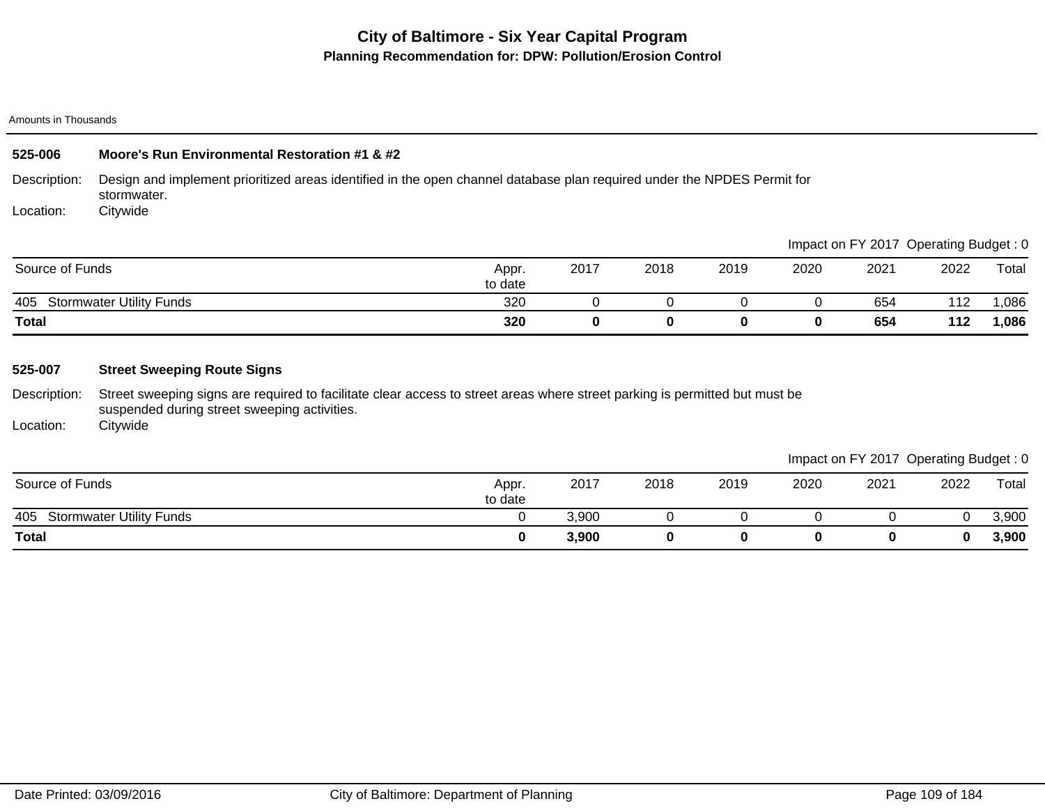# City of Baltimore - Six Year Capital Program

## Planning Recommendation for: DPW: Pollution/Erosion Control

Amounts in Thousands

### 525-006 Moore's Run Environmental Restoration #1 & #2

Description: Design and implement prioritized areas identified in the open channel database plan required under the NPDES Permit for stormwater.

Location: Citywide

Impact on FY 2017 Operating Budget : 0

| Source of Funds | Appr. to date | 2017 | 2018 | 2019 | 2020 | 2021 | 2022 | Total |
|---|---|---|---|---|---|---|---|---|
| 405 Stormwater Utility Funds | 320 | 0 | 0 | 0 | 0 | 654 | 112 | 1,086 |
| **Total** | **320** | **0** | **0** | **0** | **0** | **654** | **112** | **1,086** |

### 525-007 Street Sweeping Route Signs

Description: Street sweeping signs are required to facilitate clear access to street areas where street parking is permitted but must be suspended during street sweeping activities.

Location: Citywide

Impact on FY 2017 Operating Budget : 0

| Source of Funds | Appr. to date | 2017 | 2018 | 2019 | 2020 | 2021 | 2022 | Total |
|---|---|---|---|---|---|---|---|---|
| 405 Stormwater Utility Funds | 0 | 3,900 | 0 | 0 | 0 | 0 | 0 | 3,900 |
| **Total** | **0** | **3,900** | **0** | **0** | **0** | **0** | **0** | **3,900** |

Date Printed: 03/09/2016 City of Baltimore: Department of Planning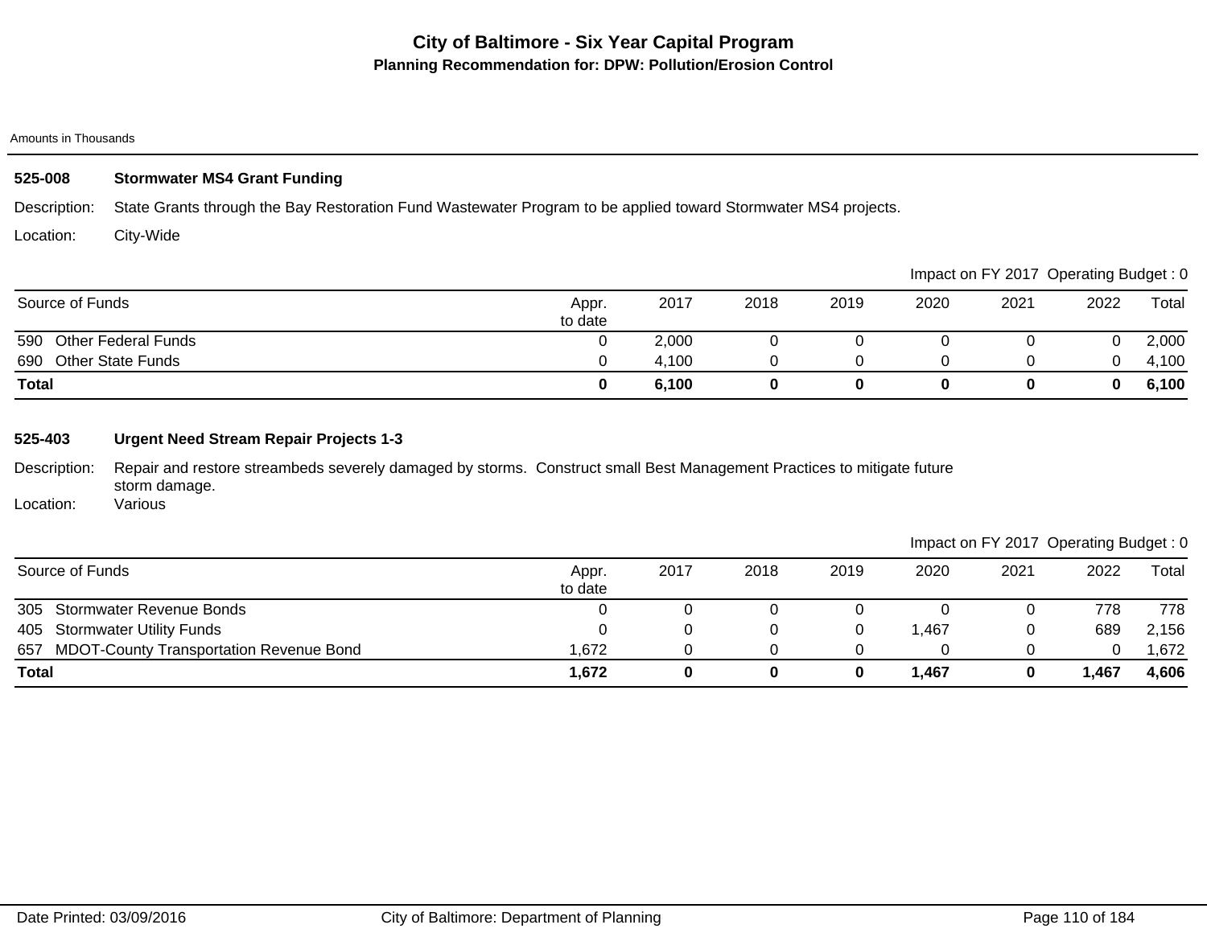# City of Baltimore - Six Year Capital Program

## Planning Recommendation for: DPW: Pollution/Erosion Control

Amounts in Thousands

### 525-008 Stormwater MS4 Grant Funding

Description: State Grants through the Bay Restoration Fund Wastewater Program to be applied toward Stormwater MS4 projects.

Location: City-Wide

Impact on FY 2017 Operating Budget : 0

| Source of Funds | Appr. to date | 2017 | 2018 | 2019 | 2020 | 2021 | 2022 | Total |
|---|---|---|---|---|---|---|---|---|
| 590 Other Federal Funds | 0 | 2,000 | 0 | 0 | 0 | 0 | 0 | 2,000 |
| 690 Other State Funds | 0 | 4,100 | 0 | 0 | 0 | 0 | 0 | 4,100 |
| **Total** | **0** | **6,100** | **0** | **0** | **0** | **0** | **0** | **6,100** |

### 525-403 Urgent Need Stream Repair Projects 1-3

Description: Repair and restore streambeds severely damaged by storms. Construct small Best Management Practices to mitigate future storm damage.

Location: Various

Impact on FY 2017 Operating Budget : 0

| Source of Funds | Appr. to date | 2017 | 2018 | 2019 | 2020 | 2021 | 2022 | Total |
|---|---|---|---|---|---|---|---|---|
| 305 Stormwater Revenue Bonds | 0 | 0 | 0 | 0 | 0 | 0 | 778 | 778 |
| 405 Stormwater Utility Funds | 0 | 0 | 0 | 0 | 1,467 | 0 | 689 | 2,156 |
| 657 MDOT-County Transportation Revenue Bond | 1,672 | 0 | 0 | 0 | 0 | 0 | 0 | 1,672 |
| **Total** | **1,672** | **0** | **0** | **0** | **1,467** | **0** | **1,467** | **4,606** |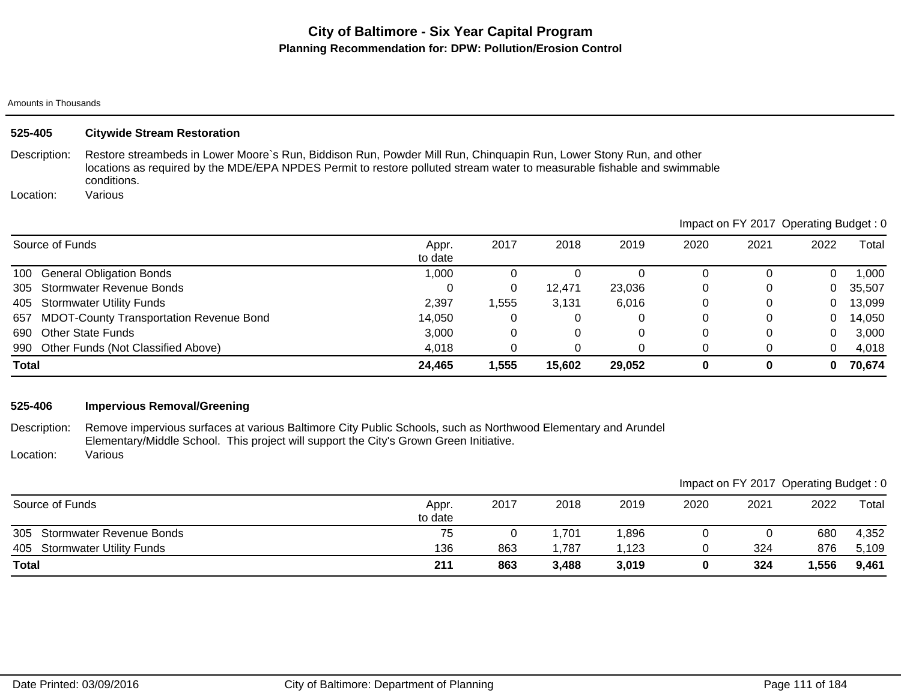# City of Baltimore - Six Year Capital Program

## Planning Recommendation for: DPW: Pollution/Erosion Control

Amounts in Thousands

### 525-405 Citywide Stream Restoration

Description: Restore streambeds in Lower Moore`s Run, Biddison Run, Powder Mill Run, Chinquapin Run, Lower Stony Run, and other locations as required by the MDE/EPA NPDES Permit to restore polluted stream water to measurable fishable and swimmable conditions.

Location: Various

Impact on FY 2017 Operating Budget : 0

| Source of Funds | Appr. to date | 2017 | 2018 | 2019 | 2020 | 2021 | 2022 | Total |
|---|---|---|---|---|---|---|---|---|
| 100 General Obligation Bonds | 1,000 | 0 | 0 | 0 | 0 | 0 | 0 | 1,000 |
| 305 Stormwater Revenue Bonds | 0 | 0 | 12,471 | 23,036 | 0 | 0 | 0 | 35,507 |
| 405 Stormwater Utility Funds | 2,397 | 1,555 | 3,131 | 6,016 | 0 | 0 | 0 | 13,099 |
| 657 MDOT-County Transportation Revenue Bond | 14,050 | 0 | 0 | 0 | 0 | 0 | 0 | 14,050 |
| 690 Other State Funds | 3,000 | 0 | 0 | 0 | 0 | 0 | 0 | 3,000 |
| 990 Other Funds (Not Classified Above) | 4,018 | 0 | 0 | 0 | 0 | 0 | 0 | 4,018 |
| **Total** | **24,465** | **1,555** | **15,602** | **29,052** | **0** | **0** | **0** | **70,674** |

### 525-406 Impervious Removal/Greening

Description: Remove impervious surfaces at various Baltimore City Public Schools, such as Northwood Elementary and Arundel Elementary/Middle School. This project will support the City's Grown Green Initiative.

Location: Various

Impact on FY 2017 Operating Budget : 0

| Source of Funds | Appr. to date | 2017 | 2018 | 2019 | 2020 | 2021 | 2022 | Total |
|---|---|---|---|---|---|---|---|---|
| 305 Stormwater Revenue Bonds | 75 | 0 | 1,701 | 1,896 | 0 | 0 | 680 | 4,352 |
| 405 Stormwater Utility Funds | 136 | 863 | 1,787 | 1,123 | 0 | 324 | 876 | 5,109 |
| **Total** | **211** | **863** | **3,488** | **3,019** | **0** | **324** | **1,556** | **9,461** |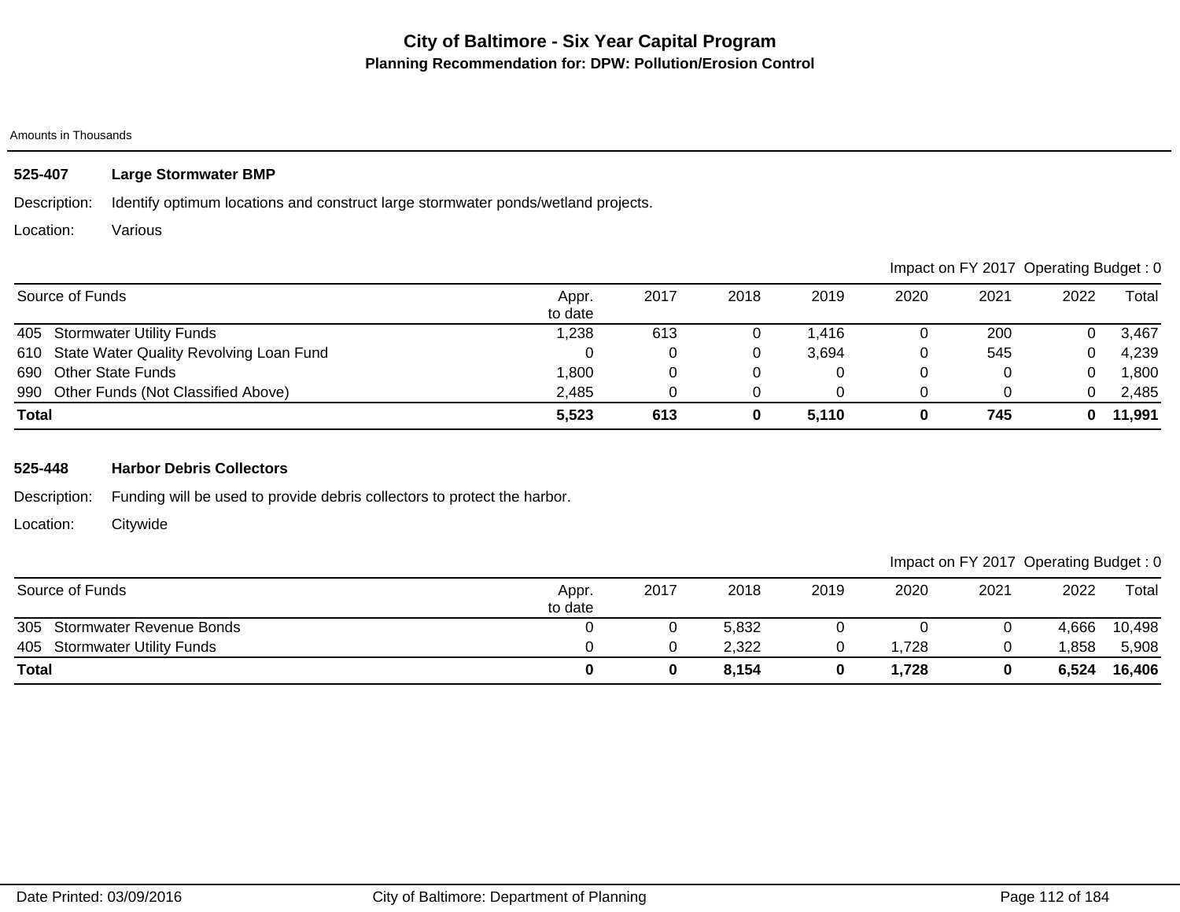# City of Baltimore - Six Year Capital Program

## Planning Recommendation for: DPW: Pollution/Erosion Control

Amounts in Thousands

### 525-407 Large Stormwater BMP

Description: Identify optimum locations and construct large stormwater ponds/wetland projects.

Location: Various

Impact on FY 2017 Operating Budget : 0

| Source of Funds | Appr. to date | 2017 | 2018 | 2019 | 2020 | 2021 | 2022 | Total |
|---|---|---|---|---|---|---|---|---|
| 405 Stormwater Utility Funds | 1,238 | 613 | 0 | 1,416 | 0 | 200 | 0 | 3,467 |
| 610 State Water Quality Revolving Loan Fund | 0 | 0 | 0 | 3,694 | 0 | 545 | 0 | 4,239 |
| 690 Other State Funds | 1,800 | 0 | 0 | 0 | 0 | 0 | 0 | 1,800 |
| 990 Other Funds (Not Classified Above) | 2,485 | 0 | 0 | 0 | 0 | 0 | 0 | 2,485 |
| **Total** | **5,523** | **613** | **0** | **5,110** | **0** | **745** | **0** | **11,991** |

### 525-448 Harbor Debris Collectors

Description: Funding will be used to provide debris collectors to protect the harbor.

Location: Citywide

Impact on FY 2017 Operating Budget : 0

| Source of Funds | Appr. to date | 2017 | 2018 | 2019 | 2020 | 2021 | 2022 | Total |
|---|---|---|---|---|---|---|---|---|
| 305 Stormwater Revenue Bonds | 0 | 0 | 5,832 | 0 | 0 | 0 | 4,666 | 10,498 |
| 405 Stormwater Utility Funds | 0 | 0 | 2,322 | 0 | 1,728 | 0 | 1,858 | 5,908 |
| **Total** | **0** | **0** | **8,154** | **0** | **1,728** | **0** | **6,524** | **16,406** |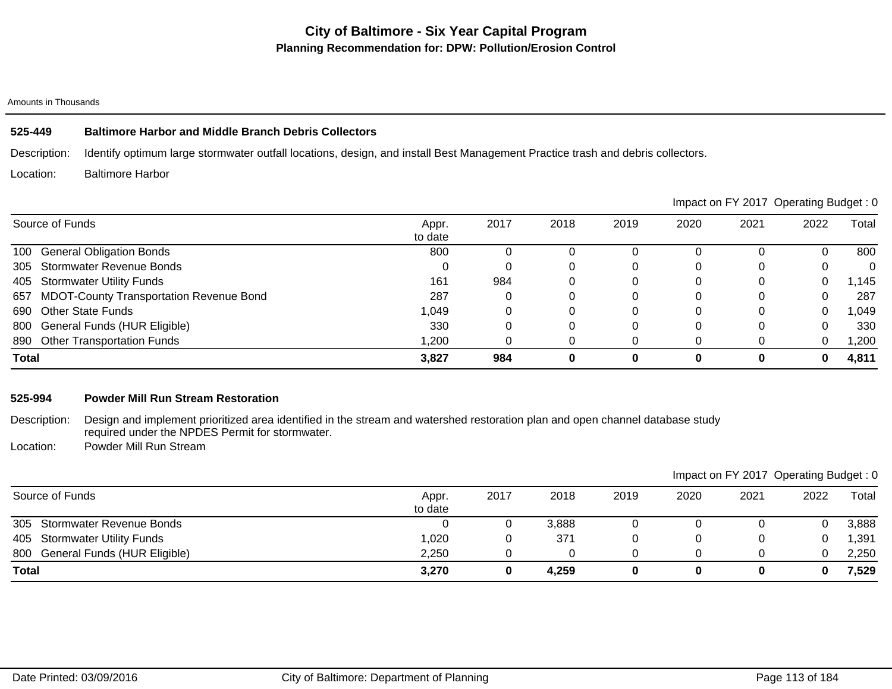# City of Baltimore - Six Year Capital Program

## Planning Recommendation for: DPW: Pollution/Erosion Control

Amounts in Thousands

### 525-449 Baltimore Harbor and Middle Branch Debris Collectors

Description: Identify optimum large stormwater outfall locations, design, and install Best Management Practice trash and debris collectors.

Location: Baltimore Harbor

Impact on FY 2017 Operating Budget : 0

| Source of Funds | Appr. to date | 2017 | 2018 | 2019 | 2020 | 2021 | 2022 | Total |
|---|---|---|---|---|---|---|---|---|
| 100 General Obligation Bonds | 800 | 0 | 0 | 0 | 0 | 0 | 0 | 800 |
| 305 Stormwater Revenue Bonds | 0 | 0 | 0 | 0 | 0 | 0 | 0 | 0 |
| 405 Stormwater Utility Funds | 161 | 984 | 0 | 0 | 0 | 0 | 0 | 1,145 |
| 657 MDOT-County Transportation Revenue Bond | 287 | 0 | 0 | 0 | 0 | 0 | 0 | 287 |
| 690 Other State Funds | 1,049 | 0 | 0 | 0 | 0 | 0 | 0 | 1,049 |
| 800 General Funds (HUR Eligible) | 330 | 0 | 0 | 0 | 0 | 0 | 0 | 330 |
| 890 Other Transportation Funds | 1,200 | 0 | 0 | 0 | 0 | 0 | 0 | 1,200 |
| **Total** | **3,827** | **984** | **0** | **0** | **0** | **0** | **0** | **4,811** |

### 525-994 Powder Mill Run Stream Restoration

Description: Design and implement prioritized area identified in the stream and watershed restoration plan and open channel database study required under the NPDES Permit for stormwater.

Location: Powder Mill Run Stream

Impact on FY 2017 Operating Budget : 0

| Source of Funds | Appr. to date | 2017 | 2018 | 2019 | 2020 | 2021 | 2022 | Total |
|---|---|---|---|---|---|---|---|---|
| 305 Stormwater Revenue Bonds | 0 | 0 | 3,888 | 0 | 0 | 0 | 0 | 3,888 |
| 405 Stormwater Utility Funds | 1,020 | 0 | 371 | 0 | 0 | 0 | 0 | 1,391 |
| 800 General Funds (HUR Eligible) | 2,250 | 0 | 0 | 0 | 0 | 0 | 0 | 2,250 |
| **Total** | **3,270** | **0** | **4,259** | **0** | **0** | **0** | **0** | **7,529** |

Date Printed: 03/09/2016 City of Baltimore: Department of Planning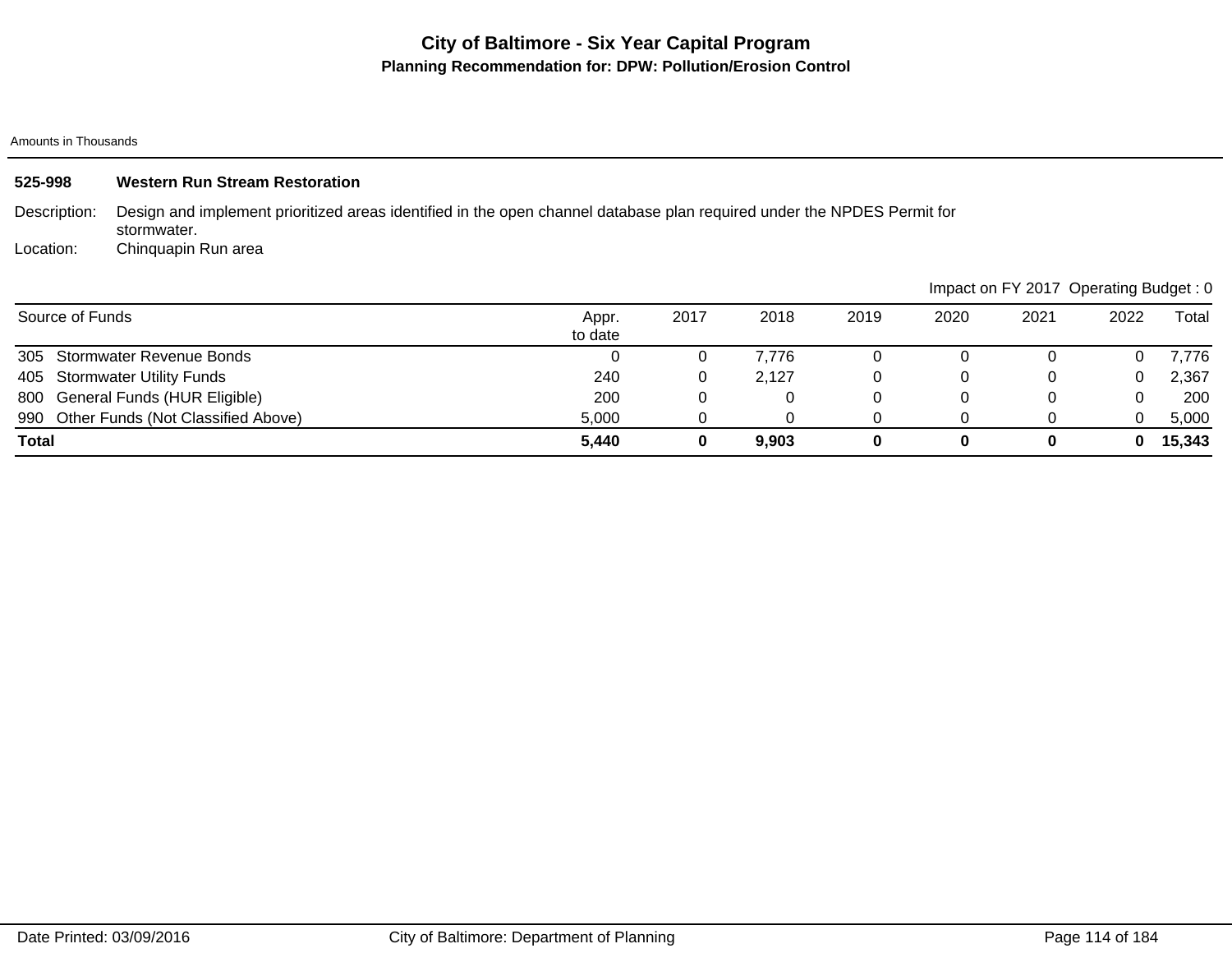# City of Baltimore - Six Year Capital Program

## Planning Recommendation for: DPW: Pollution/Erosion Control

Amounts in Thousands

**525-998 Western Run Stream Restoration**

Description: Design and implement prioritized areas identified in the open channel database plan required under the NPDES Permit for stormwater.

Location: Chinquapin Run area

Impact on FY 2017 Operating Budget : 0

| Source of Funds | Appr. to date | 2017 | 2018 | 2019 | 2020 | 2021 | 2022 | Total |
|---|---|---|---|---|---|---|---|---|
| 305 Stormwater Revenue Bonds | 0 | 0 | 7,776 | 0 | 0 | 0 | 0 | 7,776 |
| 405 Stormwater Utility Funds | 240 | 0 | 2,127 | 0 | 0 | 0 | 0 | 2,367 |
| 800 General Funds (HUR Eligible) | 200 | 0 | 0 | 0 | 0 | 0 | 0 | 200 |
| 990 Other Funds (Not Classified Above) | 5,000 | 0 | 0 | 0 | 0 | 0 | 0 | 5,000 |
| **Total** | **5,440** | **0** | **9,903** | **0** | **0** | **0** | **0** | **15,343** |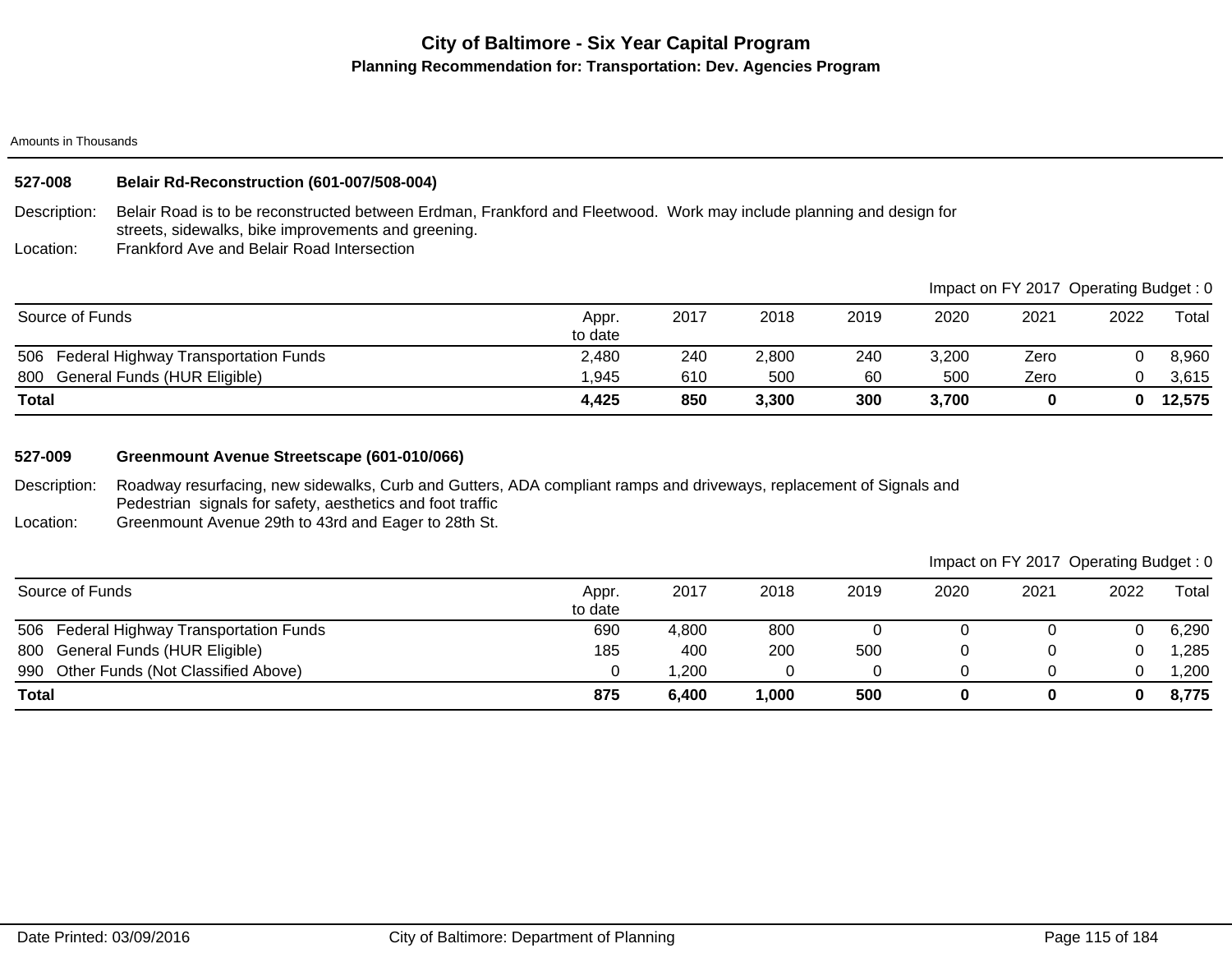# City of Baltimore - Six Year Capital Program

## Planning Recommendation for: Transportation: Dev. Agencies Program

Amounts in Thousands

### 527-008 Belair Rd-Reconstruction (601-007/508-004)

Description: Belair Road is to be reconstructed between Erdman, Frankford and Fleetwood. Work may include planning and design for streets, sidewalks, bike improvements and greening.

Location: Frankford Ave and Belair Road Intersection

Impact on FY 2017 Operating Budget : 0

| Source of Funds | Appr. to date | 2017 | 2018 | 2019 | 2020 | 2021 | 2022 | Total |
|---|---|---|---|---|---|---|---|---|
| 506 Federal Highway Transportation Funds | 2,480 | 240 | 2,800 | 240 | 3,200 | Zero | 0 | 8,960 |
| 800 General Funds (HUR Eligible) | 1,945 | 610 | 500 | 60 | 500 | Zero | 0 | 3,615 |
| **Total** | **4,425** | **850** | **3,300** | **300** | **3,700** | **0** | **0** | **12,575** |

### 527-009 Greenmount Avenue Streetscape (601-010/066)

Description: Roadway resurfacing, new sidewalks, Curb and Gutters, ADA compliant ramps and driveways, replacement of Signals and Pedestrian signals for safety, aesthetics and foot traffic

Location: Greenmount Avenue 29th to 43rd and Eager to 28th St.

Impact on FY 2017 Operating Budget : 0

| Source of Funds | Appr. to date | 2017 | 2018 | 2019 | 2020 | 2021 | 2022 | Total |
|---|---|---|---|---|---|---|---|---|
| 506 Federal Highway Transportation Funds | 690 | 4,800 | 800 | 0 | 0 | 0 | 0 | 6,290 |
| 800 General Funds (HUR Eligible) | 185 | 400 | 200 | 500 | 0 | 0 | 0 | 1,285 |
| 990 Other Funds (Not Classified Above) | 0 | 1,200 | 0 | 0 | 0 | 0 | 0 | 1,200 |
| **Total** | **875** | **6,400** | **1,000** | **500** | **0** | **0** | **0** | **8,775** |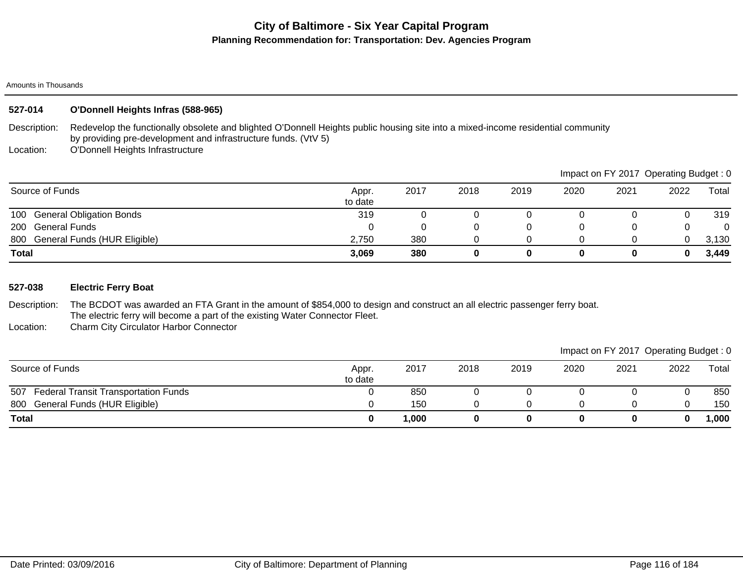# City of Baltimore - Six Year Capital Program

## Planning Recommendation for: Transportation: Dev. Agencies Program

Amounts in Thousands

### 527-014 O'Donnell Heights Infras (588-965)

Description: Redevelop the functionally obsolete and blighted O'Donnell Heights public housing site into a mixed-income residential community by providing pre-development and infrastructure funds. (VtV 5)

Location: O'Donnell Heights Infrastructure

Impact on FY 2017 Operating Budget : 0

| Source of Funds | Appr. to date | 2017 | 2018 | 2019 | 2020 | 2021 | 2022 | Total |
|---|---|---|---|---|---|---|---|---|
| 100 General Obligation Bonds | 319 | 0 | 0 | 0 | 0 | 0 | 0 | 319 |
| 200 General Funds | 0 | 0 | 0 | 0 | 0 | 0 | 0 | 0 |
| 800 General Funds (HUR Eligible) | 2,750 | 380 | 0 | 0 | 0 | 0 | 0 | 3,130 |
| **Total** | **3,069** | **380** | **0** | **0** | **0** | **0** | **0** | **3,449** |

### 527-038 Electric Ferry Boat

Description: The BCDOT was awarded an FTA Grant in the amount of $854,000 to design and construct an all electric passenger ferry boat. The electric ferry will become a part of the existing Water Connector Fleet.

Location: Charm City Circulator Harbor Connector

Impact on FY 2017 Operating Budget : 0

| Source of Funds | Appr. to date | 2017 | 2018 | 2019 | 2020 | 2021 | 2022 | Total |
|---|---|---|---|---|---|---|---|---|
| 507 Federal Transit Transportation Funds | 0 | 850 | 0 | 0 | 0 | 0 | 0 | 850 |
| 800 General Funds (HUR Eligible) | 0 | 150 | 0 | 0 | 0 | 0 | 0 | 150 |
| **Total** | **0** | **1,000** | **0** | **0** | **0** | **0** | **0** | **1,000** |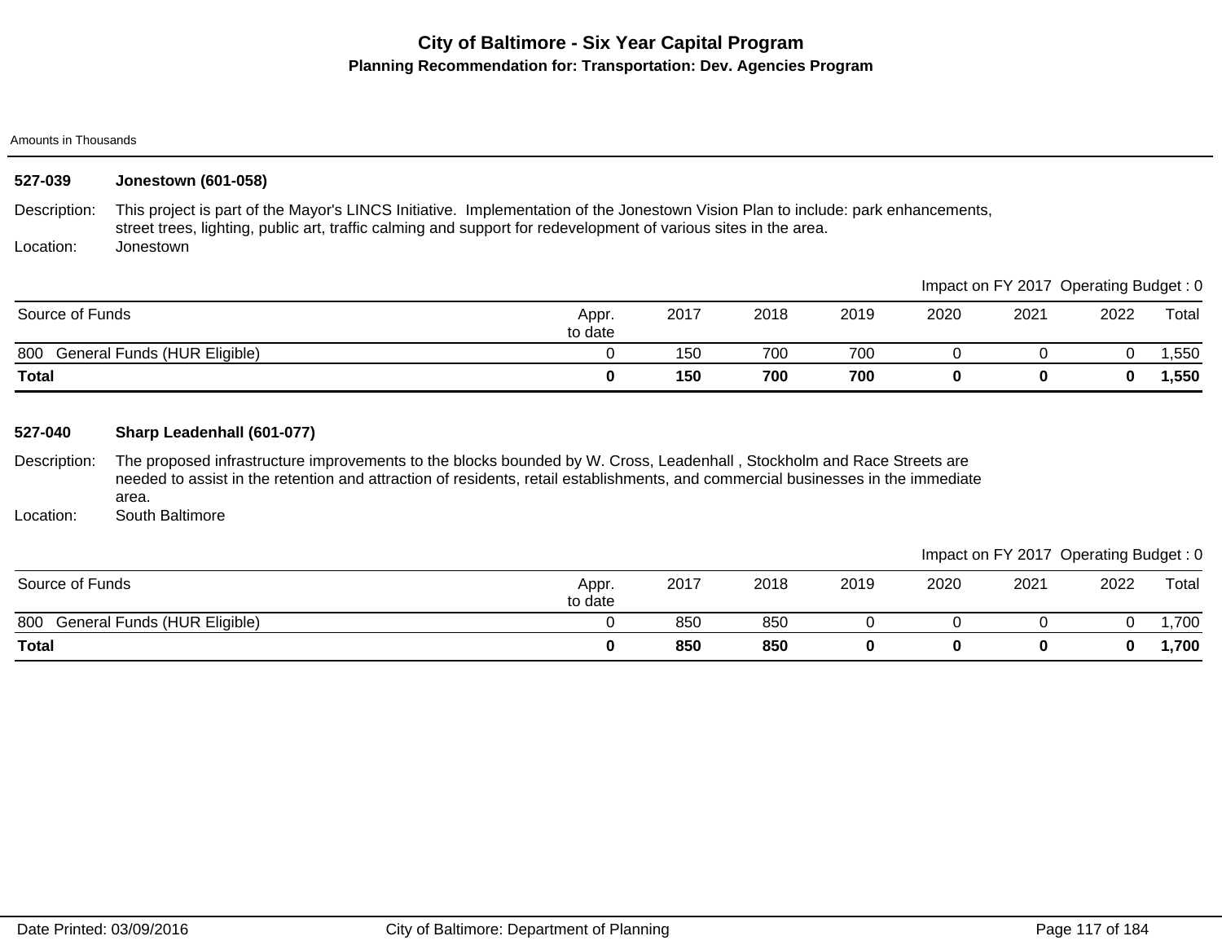# City of Baltimore - Six Year Capital Program

## Planning Recommendation for: Transportation: Dev. Agencies Program

Amounts in Thousands

### 527-039 Jonestown (601-058)

Description: This project is part of the Mayor's LINCS Initiative. Implementation of the Jonestown Vision Plan to include: park enhancements, street trees, lighting, public art, traffic calming and support for redevelopment of various sites in the area.

Location: Jonestown

Impact on FY 2017 Operating Budget : 0

| Source of Funds | Appr. to date | 2017 | 2018 | 2019 | 2020 | 2021 | 2022 | Total |
|---|---|---|---|---|---|---|---|---|
| 800 General Funds (HUR Eligible) | 0 | 150 | 700 | 700 | 0 | 0 | 0 | 1,550 |
| **Total** | **0** | **150** | **700** | **700** | **0** | **0** | **0** | **1,550** |

### 527-040 Sharp Leadenhall (601-077)

Description: The proposed infrastructure improvements to the blocks bounded by W. Cross, Leadenhall , Stockholm and Race Streets are needed to assist in the retention and attraction of residents, retail establishments, and commercial businesses in the immediate area.

Location: South Baltimore

Impact on FY 2017 Operating Budget : 0

| Source of Funds | Appr. to date | 2017 | 2018 | 2019 | 2020 | 2021 | 2022 | Total |
|---|---|---|---|---|---|---|---|---|
| 800 General Funds (HUR Eligible) | 0 | 850 | 850 | 0 | 0 | 0 | 0 | 1,700 |
| **Total** | **0** | **850** | **850** | **0** | **0** | **0** | **0** | **1,700** |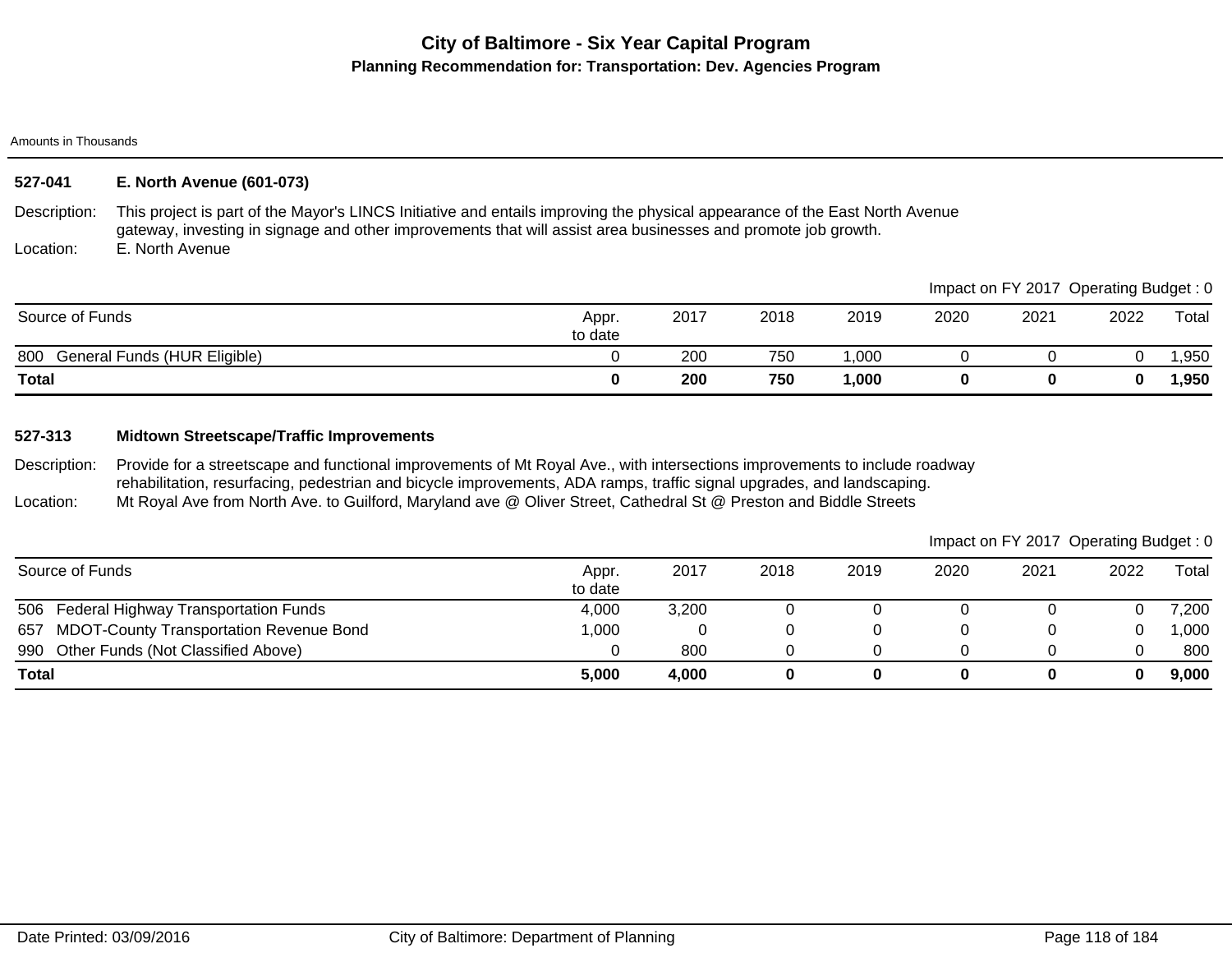# City of Baltimore - Six Year Capital Program

## Planning Recommendation for: Transportation: Dev. Agencies Program

Amounts in Thousands

### 527-041 E. North Avenue (601-073)

**Description:** This project is part of the Mayor's LINCS Initiative and entails improving the physical appearance of the East North Avenue gateway, investing in signage and other improvements that will assist area businesses and promote job growth.

**Location:** E. North Avenue

Impact on FY 2017 Operating Budget : 0

| Source of Funds | Appr. to date | 2017 | 2018 | 2019 | 2020 | 2021 | 2022 | Total |
|---|---|---|---|---|---|---|---|---|
| 800 General Funds (HUR Eligible) | 0 | 200 | 750 | 1,000 | 0 | 0 | 0 | 1,950 |
| **Total** | **0** | **200** | **750** | **1,000** | **0** | **0** | **0** | **1,950** |

### 527-313 Midtown Streetscape/Traffic Improvements

**Description:** Provide for a streetscape and functional improvements of Mt Royal Ave., with intersections improvements to include roadway rehabilitation, resurfacing, pedestrian and bicycle improvements, ADA ramps, traffic signal upgrades, and landscaping.

**Location:** Mt Royal Ave from North Ave. to Guilford, Maryland ave @ Oliver Street, Cathedral St @ Preston and Biddle Streets

Impact on FY 2017 Operating Budget : 0

| Source of Funds | Appr. to date | 2017 | 2018 | 2019 | 2020 | 2021 | 2022 | Total |
|---|---|---|---|---|---|---|---|---|
| 506 Federal Highway Transportation Funds | 4,000 | 3,200 | 0 | 0 | 0 | 0 | 0 | 7,200 |
| 657 MDOT-County Transportation Revenue Bond | 1,000 | 0 | 0 | 0 | 0 | 0 | 0 | 1,000 |
| 990 Other Funds (Not Classified Above) | 0 | 800 | 0 | 0 | 0 | 0 | 0 | 800 |
| **Total** | **5,000** | **4,000** | **0** | **0** | **0** | **0** | **0** | **9,000** |

Date Printed: 03/09/2016 City of Baltimore: Department of Planning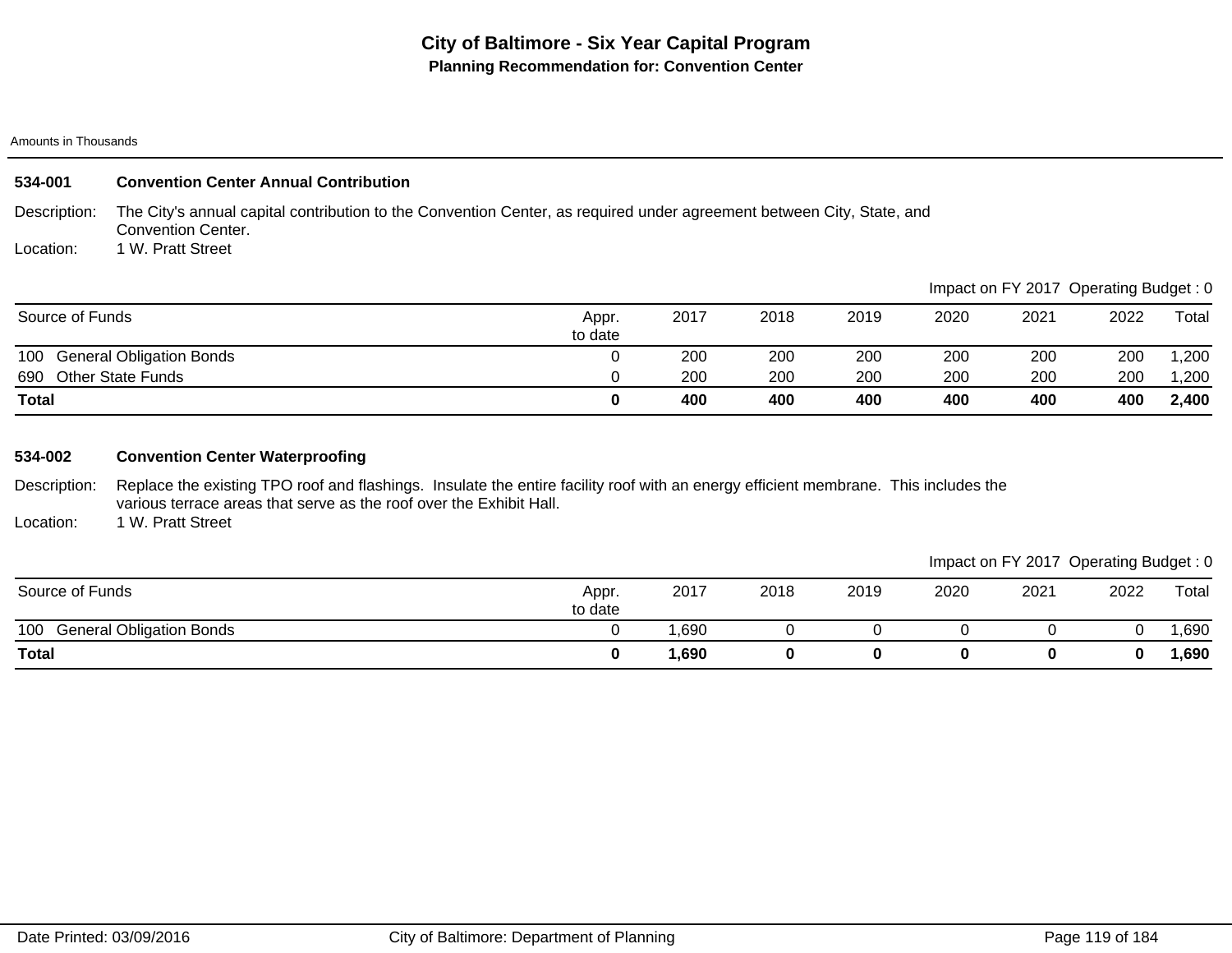# City of Baltimore - Six Year Capital Program

## Planning Recommendation for: Convention Center

Amounts in Thousands

### 534-001 Convention Center Annual Contribution

Description: The City's annual capital contribution to the Convention Center, as required under agreement between City, State, and Convention Center.

Location: 1 W. Pratt Street

Impact on FY 2017 Operating Budget : 0

| Source of Funds | Appr. to date | 2017 | 2018 | 2019 | 2020 | 2021 | 2022 | Total |
|---|---|---|---|---|---|---|---|---|
| 100 General Obligation Bonds | 0 | 200 | 200 | 200 | 200 | 200 | 200 | 1,200 |
| 690 Other State Funds | 0 | 200 | 200 | 200 | 200 | 200 | 200 | 1,200 |
| **Total** | **0** | **400** | **400** | **400** | **400** | **400** | **400** | **2,400** |

### 534-002 Convention Center Waterproofing

Description: Replace the existing TPO roof and flashings. Insulate the entire facility roof with an energy efficient membrane. This includes the various terrace areas that serve as the roof over the Exhibit Hall.

Location: 1 W. Pratt Street

Impact on FY 2017 Operating Budget : 0

| Source of Funds | Appr. to date | 2017 | 2018 | 2019 | 2020 | 2021 | 2022 | Total |
|---|---|---|---|---|---|---|---|---|
| 100 General Obligation Bonds | 0 | 1,690 | 0 | 0 | 0 | 0 | 0 | 1,690 |
| **Total** | **0** | **1,690** | **0** | **0** | **0** | **0** | **0** | **1,690** |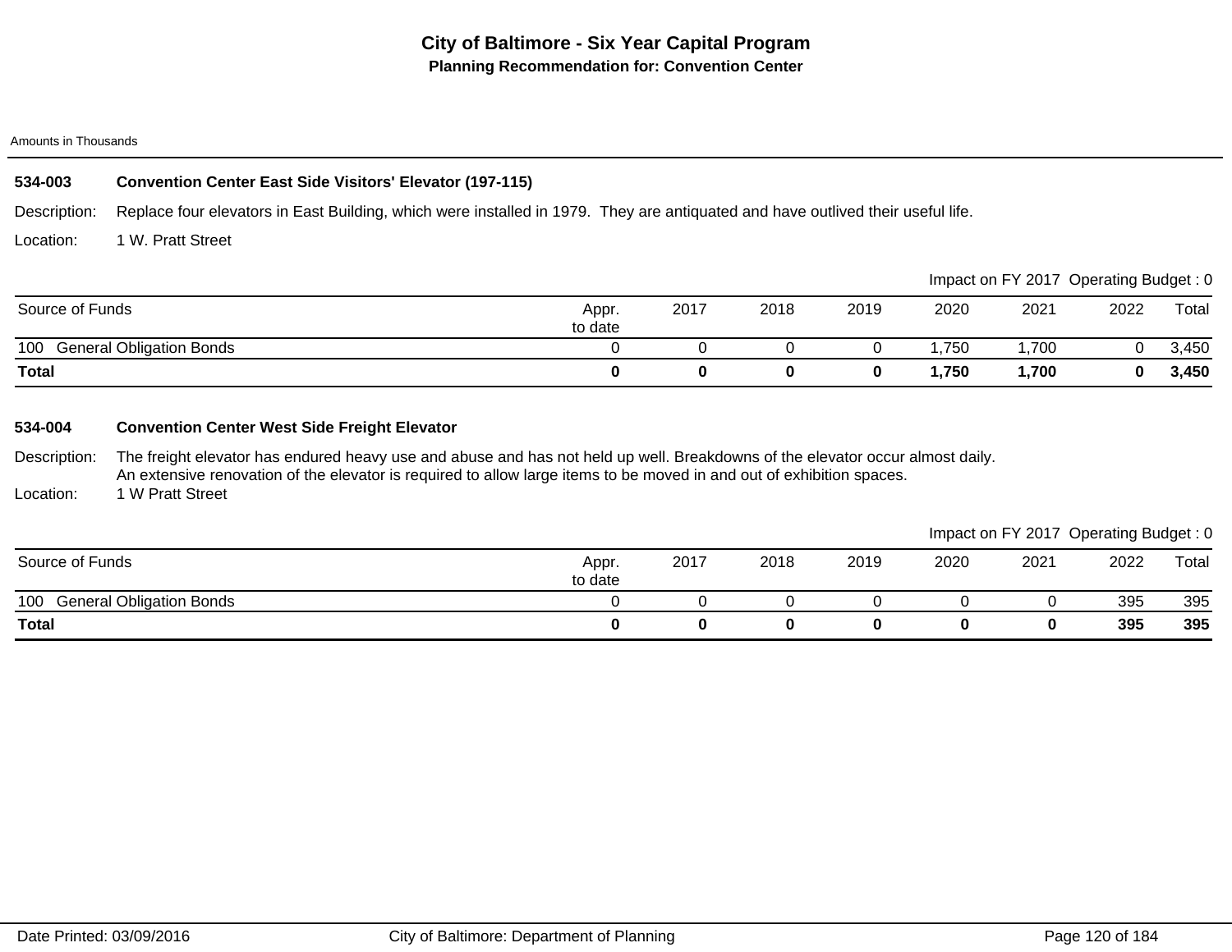# City of Baltimore - Six Year Capital Program

## Planning Recommendation for: Convention Center

Amounts in Thousands

### 534-003 Convention Center East Side Visitors' Elevator (197-115)

Description: Replace four elevators in East Building, which were installed in 1979. They are antiquated and have outlived their useful life.

Location: 1 W. Pratt Street

Impact on FY 2017 Operating Budget : 0

| Source of Funds | Appr. to date | 2017 | 2018 | 2019 | 2020 | 2021 | 2022 | Total |
|---|---|---|---|---|---|---|---|---|
| 100 General Obligation Bonds | 0 | 0 | 0 | 0 | 1,750 | 1,700 | 0 | 3,450 |
| **Total** | **0** | **0** | **0** | **0** | **1,750** | **1,700** | **0** | **3,450** |

### 534-004 Convention Center West Side Freight Elevator

Description: The freight elevator has endured heavy use and abuse and has not held up well. Breakdowns of the elevator occur almost daily. An extensive renovation of the elevator is required to allow large items to be moved in and out of exhibition spaces.

Location: 1 W Pratt Street

Impact on FY 2017 Operating Budget : 0

| Source of Funds | Appr. to date | 2017 | 2018 | 2019 | 2020 | 2021 | 2022 | Total |
|---|---|---|---|---|---|---|---|---|
| 100 General Obligation Bonds | 0 | 0 | 0 | 0 | 0 | 0 | 395 | 395 |
| **Total** | **0** | **0** | **0** | **0** | **0** | **0** | **395** | **395** |

Date Printed: 03/09/2016 City of Baltimore: Department of Planning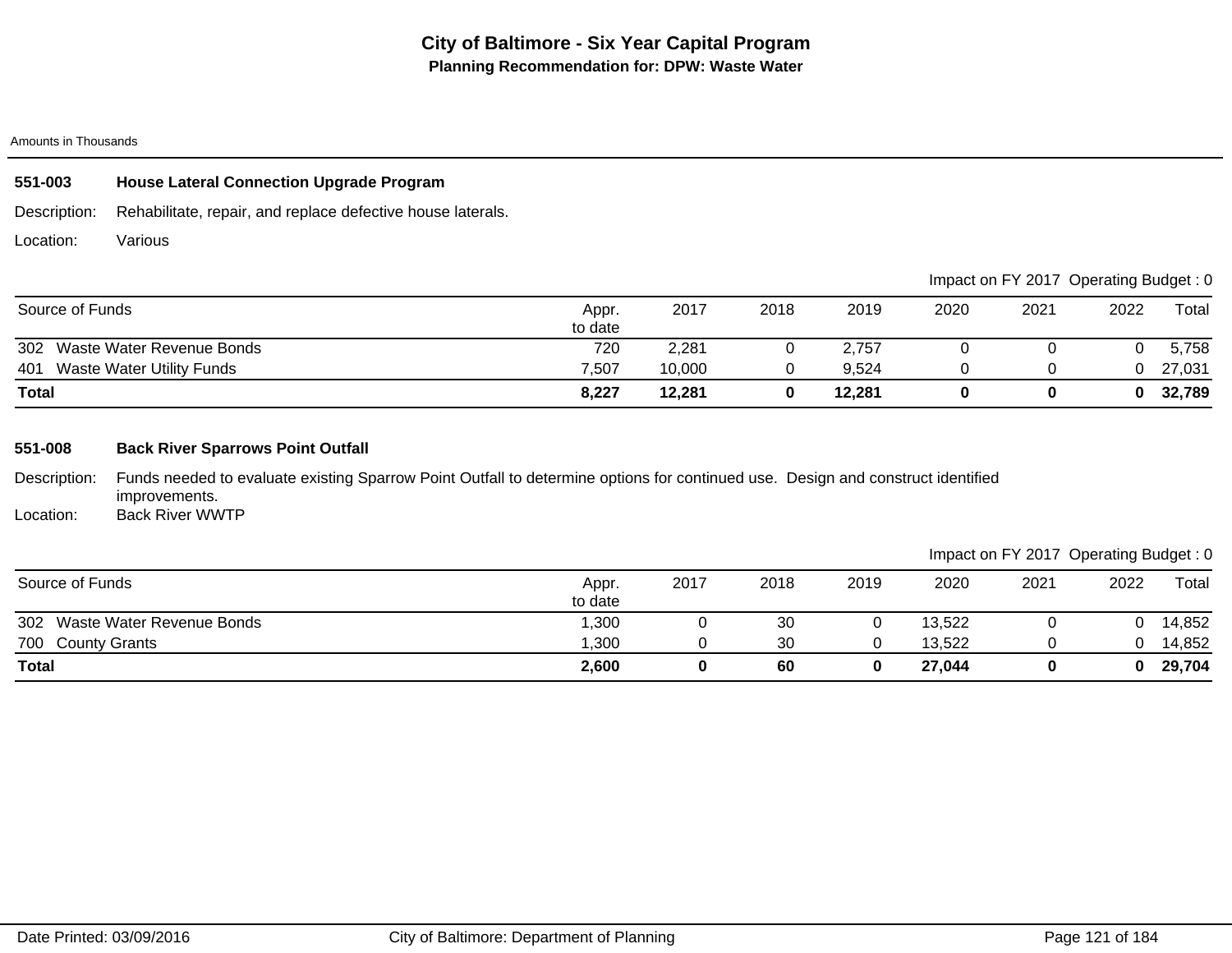# City of Baltimore - Six Year Capital Program

## Planning Recommendation for: DPW: Waste Water

Amounts in Thousands

### 551-003 House Lateral Connection Upgrade Program

Description: Rehabilitate, repair, and replace defective house laterals.

Location: Various

Impact on FY 2017 Operating Budget : 0

| Source of Funds | Appr. to date | 2017 | 2018 | 2019 | 2020 | 2021 | 2022 | Total |
|---|---|---|---|---|---|---|---|---|
| 302 Waste Water Revenue Bonds | 720 | 2,281 | 0 | 2,757 | 0 | 0 | 0 | 5,758 |
| 401 Waste Water Utility Funds | 7,507 | 10,000 | 0 | 9,524 | 0 | 0 | 0 | 27,031 |
| **Total** | **8,227** | **12,281** | **0** | **12,281** | **0** | **0** | **0** | **32,789** |

### 551-008 Back River Sparrows Point Outfall

Description: Funds needed to evaluate existing Sparrow Point Outfall to determine options for continued use. Design and construct identified improvements.

Location: Back River WWTP

Impact on FY 2017 Operating Budget : 0

| Source of Funds | Appr. to date | 2017 | 2018 | 2019 | 2020 | 2021 | 2022 | Total |
|---|---|---|---|---|---|---|---|---|
| 302 Waste Water Revenue Bonds | 1,300 | 0 | 30 | 0 | 13,522 | 0 | 0 | 14,852 |
| 700 County Grants | 1,300 | 0 | 30 | 0 | 13,522 | 0 | 0 | 14,852 |
| **Total** | **2,600** | **0** | **60** | **0** | **27,044** | **0** | **0** | **29,704** |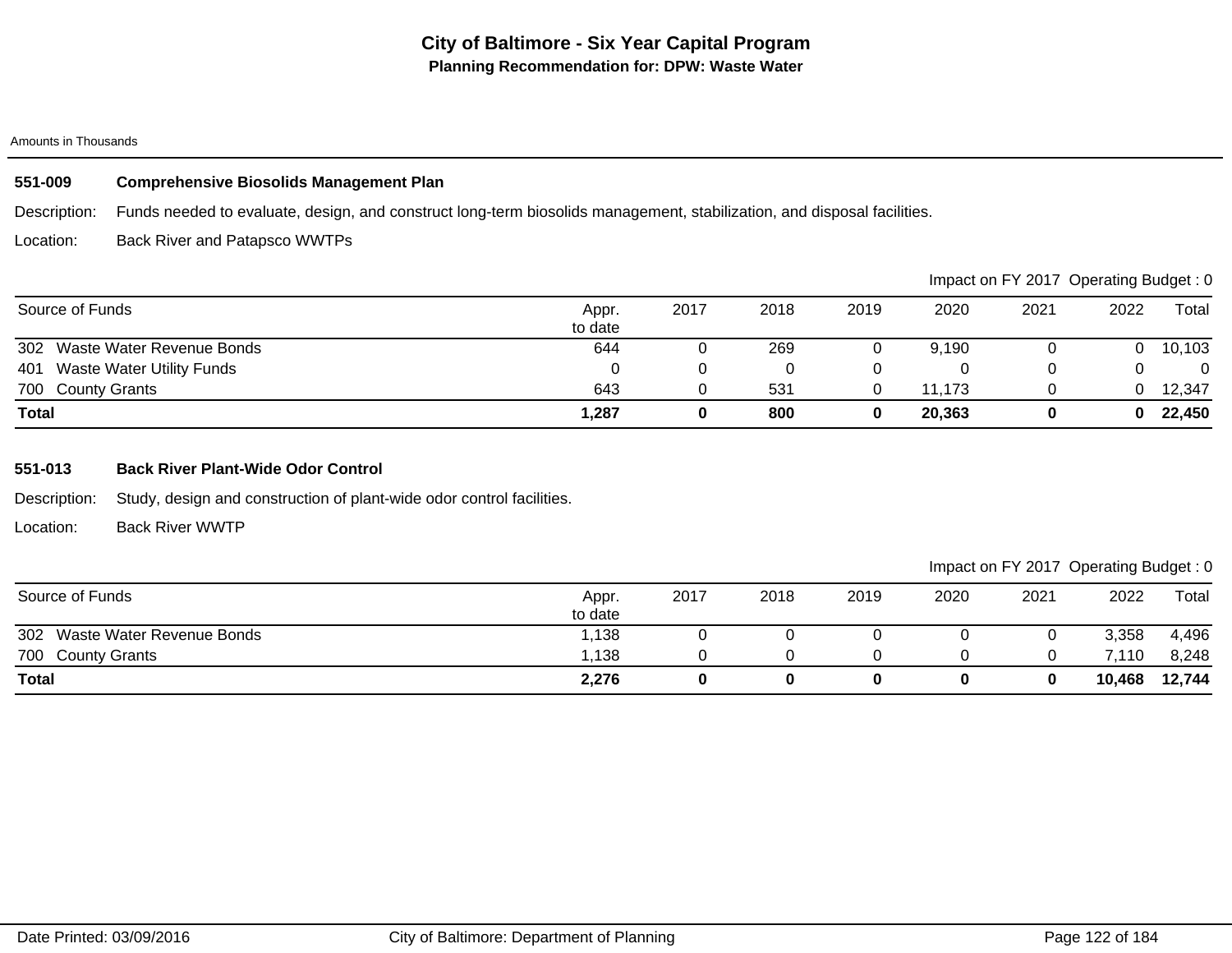# City of Baltimore - Six Year Capital Program

**Planning Recommendation for: DPW: Waste Water**

Amounts in Thousands

## 551-009 Comprehensive Biosolids Management Plan

Description: Funds needed to evaluate, design, and construct long-term biosolids management, stabilization, and disposal facilities.

Location: Back River and Patapsco WWTPs

Impact on FY 2017 Operating Budget : 0

| Source of Funds | Appr. to date | 2017 | 2018 | 2019 | 2020 | 2021 | 2022 | Total |
|---|---|---|---|---|---|---|---|---|
| 302 Waste Water Revenue Bonds | 644 | 0 | 269 | 0 | 9,190 | 0 | 0 | 10,103 |
| 401 Waste Water Utility Funds | 0 | 0 | 0 | 0 | 0 | 0 | 0 | 0 |
| 700 County Grants | 643 | 0 | 531 | 0 | 11,173 | 0 | 0 | 12,347 |
| **Total** | **1,287** | **0** | **800** | **0** | **20,363** | **0** | **0** | **22,450** |

## 551-013 Back River Plant-Wide Odor Control

Description: Study, design and construction of plant-wide odor control facilities.

Location: Back River WWTP

Impact on FY 2017 Operating Budget : 0

| Source of Funds | Appr. to date | 2017 | 2018 | 2019 | 2020 | 2021 | 2022 | Total |
|---|---|---|---|---|---|---|---|---|
| 302 Waste Water Revenue Bonds | 1,138 | 0 | 0 | 0 | 0 | 0 | 3,358 | 4,496 |
| 700 County Grants | 1,138 | 0 | 0 | 0 | 0 | 0 | 7,110 | 8,248 |
| **Total** | **2,276** | **0** | **0** | **0** | **0** | **0** | **10,468** | **12,744** |

Date Printed: 03/09/2016 City of Baltimore: Department of Planning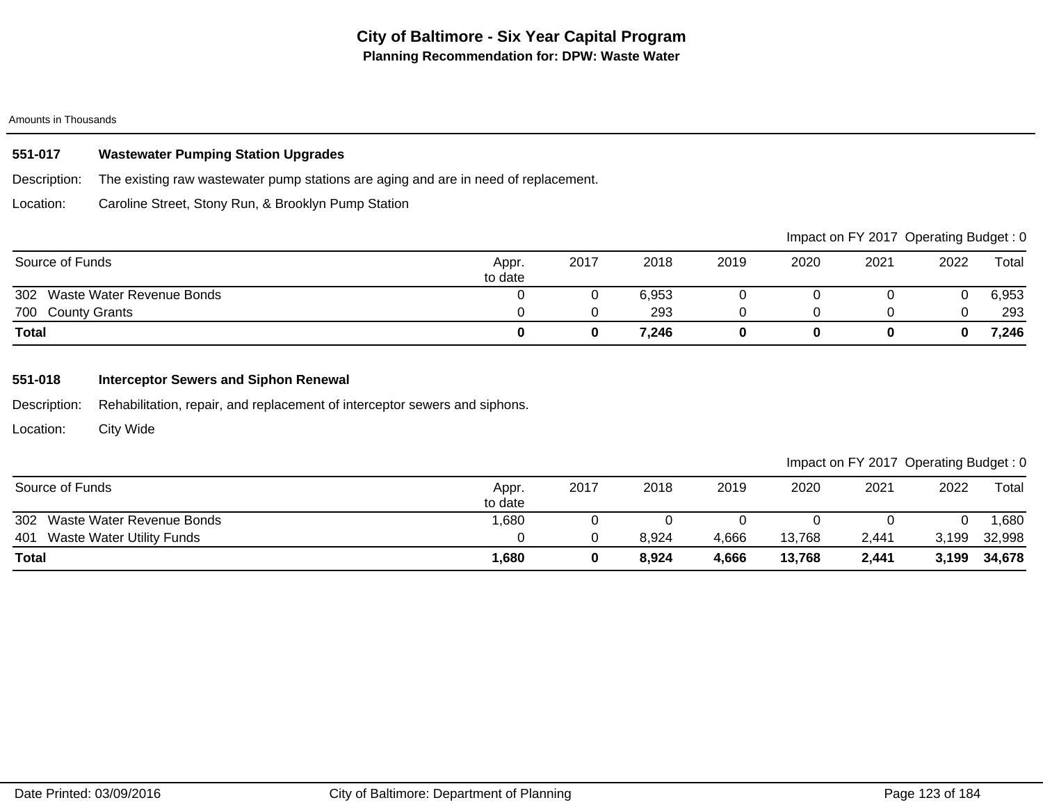# City of Baltimore - Six Year Capital Program

## Planning Recommendation for: DPW: Waste Water

Amounts in Thousands

### 551-017 Wastewater Pumping Station Upgrades

**Description:** The existing raw wastewater pump stations are aging and are in need of replacement.

**Location:** Caroline Street, Stony Run, & Brooklyn Pump Station

Impact on FY 2017 Operating Budget : 0

| Source of Funds | Appr. to date | 2017 | 2018 | 2019 | 2020 | 2021 | 2022 | Total |
|---|---|---|---|---|---|---|---|---|
| 302 Waste Water Revenue Bonds | 0 | 0 | 6,953 | 0 | 0 | 0 | 0 | 6,953 |
| 700 County Grants | 0 | 0 | 293 | 0 | 0 | 0 | 0 | 293 |
| **Total** | **0** | **0** | **7,246** | **0** | **0** | **0** | **0** | **7,246** |

### 551-018 Interceptor Sewers and Siphon Renewal

**Description:** Rehabilitation, repair, and replacement of interceptor sewers and siphons.

**Location:** City Wide

Impact on FY 2017 Operating Budget : 0

| Source of Funds | Appr. to date | 2017 | 2018 | 2019 | 2020 | 2021 | 2022 | Total |
|---|---|---|---|---|---|---|---|---|
| 302 Waste Water Revenue Bonds | 1,680 | 0 | 0 | 0 | 0 | 0 | 0 | 1,680 |
| 401 Waste Water Utility Funds | 0 | 0 | 8,924 | 4,666 | 13,768 | 2,441 | 3,199 | 32,998 |
| **Total** | **1,680** | **0** | **8,924** | **4,666** | **13,768** | **2,441** | **3,199** | **34,678** |

Date Printed: 03/09/2016 City of Baltimore: Department of Planning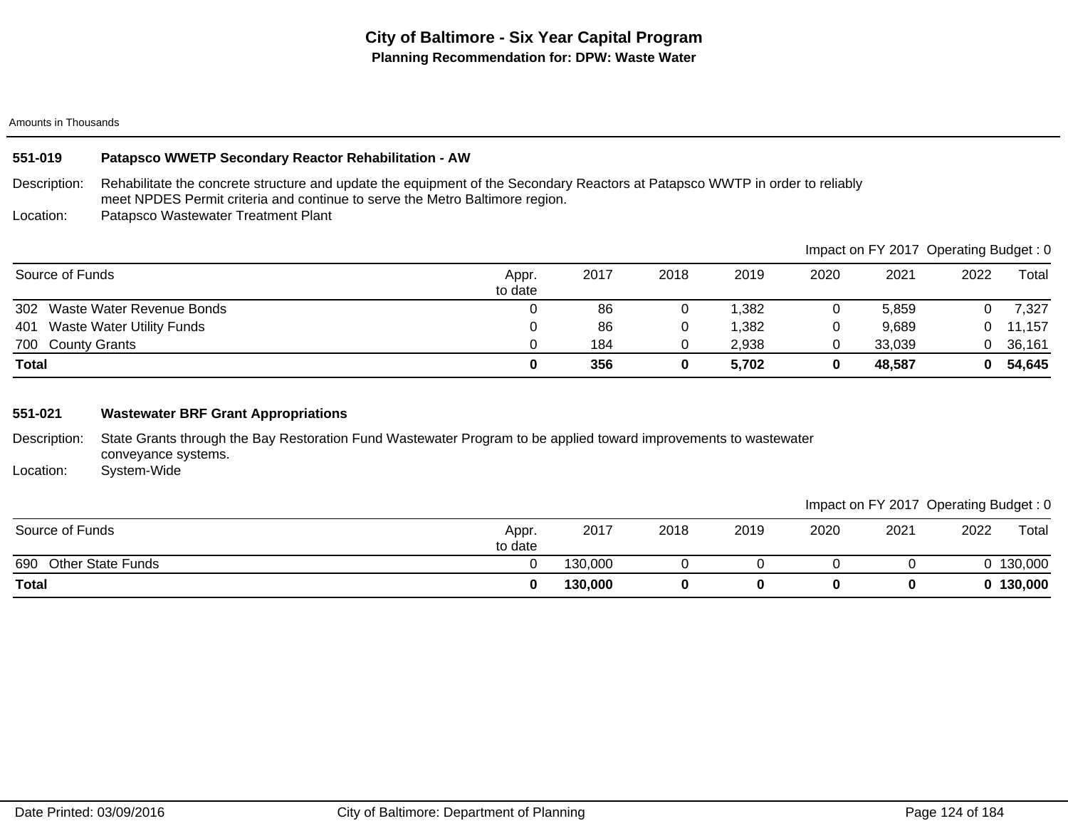# City of Baltimore - Six Year Capital Program

## Planning Recommendation for: DPW: Waste Water

Amounts in Thousands

### 551-019 Patapsco WWETP Secondary Reactor Rehabilitation - AW

Description: Rehabilitate the concrete structure and update the equipment of the Secondary Reactors at Patapsco WWTP in order to reliably meet NPDES Permit criteria and continue to serve the Metro Baltimore region.

Location: Patapsco Wastewater Treatment Plant

Impact on FY 2017 Operating Budget : 0

| Source of Funds | Appr. to date | 2017 | 2018 | 2019 | 2020 | 2021 | 2022 | Total |
|---|---|---|---|---|---|---|---|---|
| 302 Waste Water Revenue Bonds | 0 | 86 | 0 | 1,382 | 0 | 5,859 | 0 | 7,327 |
| 401 Waste Water Utility Funds | 0 | 86 | 0 | 1,382 | 0 | 9,689 | 0 | 11,157 |
| 700 County Grants | 0 | 184 | 0 | 2,938 | 0 | 33,039 | 0 | 36,161 |
| **Total** | **0** | **356** | **0** | **5,702** | **0** | **48,587** | **0** | **54,645** |

### 551-021 Wastewater BRF Grant Appropriations

Description: State Grants through the Bay Restoration Fund Wastewater Program to be applied toward improvements to wastewater conveyance systems.

Location: System-Wide

Impact on FY 2017 Operating Budget : 0

| Source of Funds | Appr. to date | 2017 | 2018 | 2019 | 2020 | 2021 | 2022 | Total |
|---|---|---|---|---|---|---|---|---|
| 690 Other State Funds | 0 | 130,000 | 0 | 0 | 0 | 0 | 0 | 130,000 |
| **Total** | **0** | **130,000** | **0** | **0** | **0** | **0** | **0** | **130,000** |

Date Printed: 03/09/2016 City of Baltimore: Department of Planning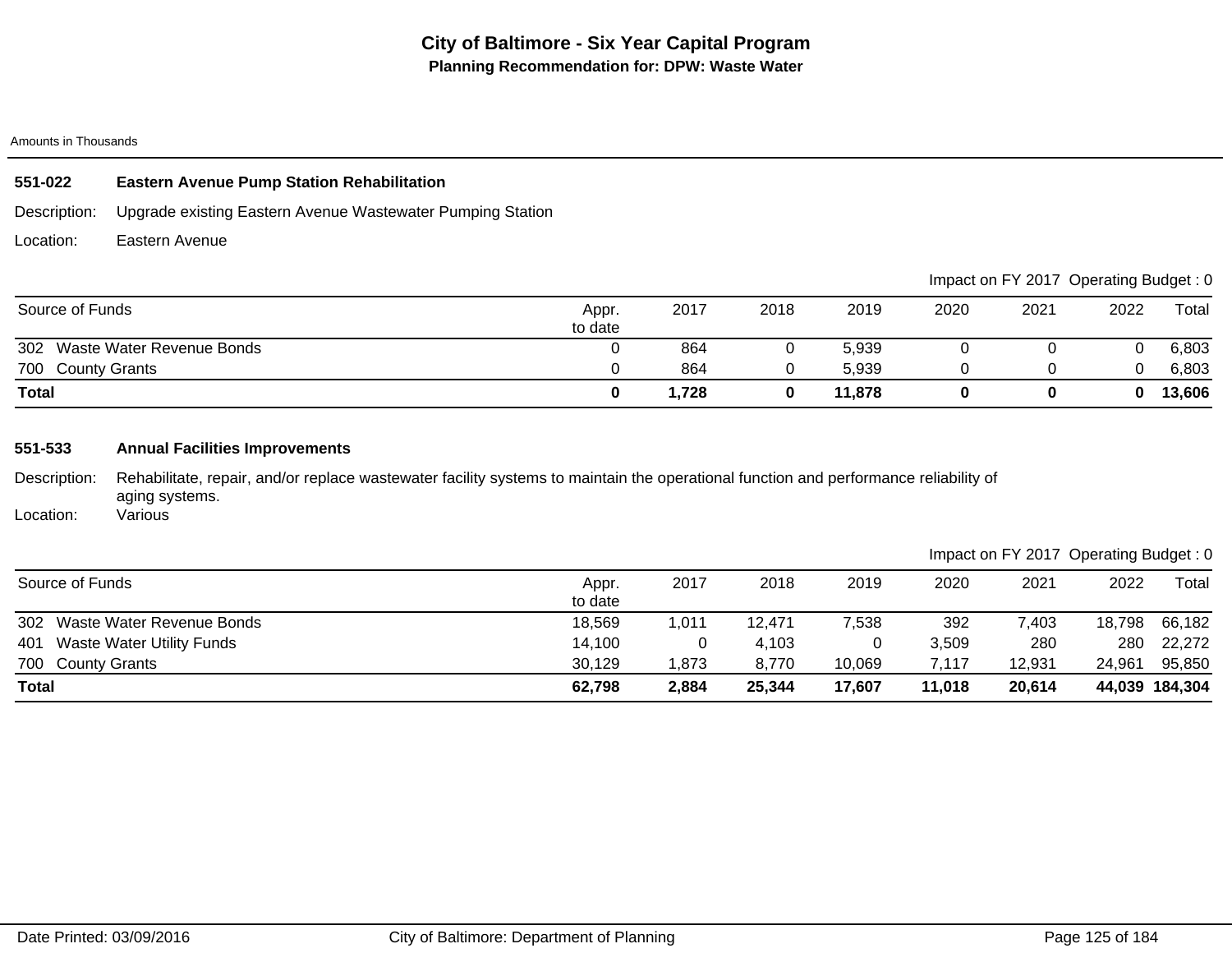# City of Baltimore - Six Year Capital Program

## Planning Recommendation for: DPW: Waste Water

Amounts in Thousands

### 551-022 Eastern Avenue Pump Station Rehabilitation

Description: Upgrade existing Eastern Avenue Wastewater Pumping Station

Location: Eastern Avenue

Impact on FY 2017 Operating Budget : 0

| Source of Funds | Appr. to date | 2017 | 2018 | 2019 | 2020 | 2021 | 2022 | Total |
|---|---|---|---|---|---|---|---|---|
| 302 Waste Water Revenue Bonds | 0 | 864 | 0 | 5,939 | 0 | 0 | 0 | 6,803 |
| 700 County Grants | 0 | 864 | 0 | 5,939 | 0 | 0 | 0 | 6,803 |
| **Total** | **0** | **1,728** | **0** | **11,878** | **0** | **0** | **0** | **13,606** |

### 551-533 Annual Facilities Improvements

Description: Rehabilitate, repair, and/or replace wastewater facility systems to maintain the operational function and performance reliability of aging systems.

Location: Various

Impact on FY 2017 Operating Budget : 0

| Source of Funds | Appr. to date | 2017 | 2018 | 2019 | 2020 | 2021 | 2022 | Total |
|---|---|---|---|---|---|---|---|---|
| 302 Waste Water Revenue Bonds | 18,569 | 1,011 | 12,471 | 7,538 | 392 | 7,403 | 18,798 | 66,182 |
| 401 Waste Water Utility Funds | 14,100 | 0 | 4,103 | 0 | 3,509 | 280 | 280 | 22,272 |
| 700 County Grants | 30,129 | 1,873 | 8,770 | 10,069 | 7,117 | 12,931 | 24,961 | 95,850 |
| **Total** | **62,798** | **2,884** | **25,344** | **17,607** | **11,018** | **20,614** | **44,039** | **184,304** |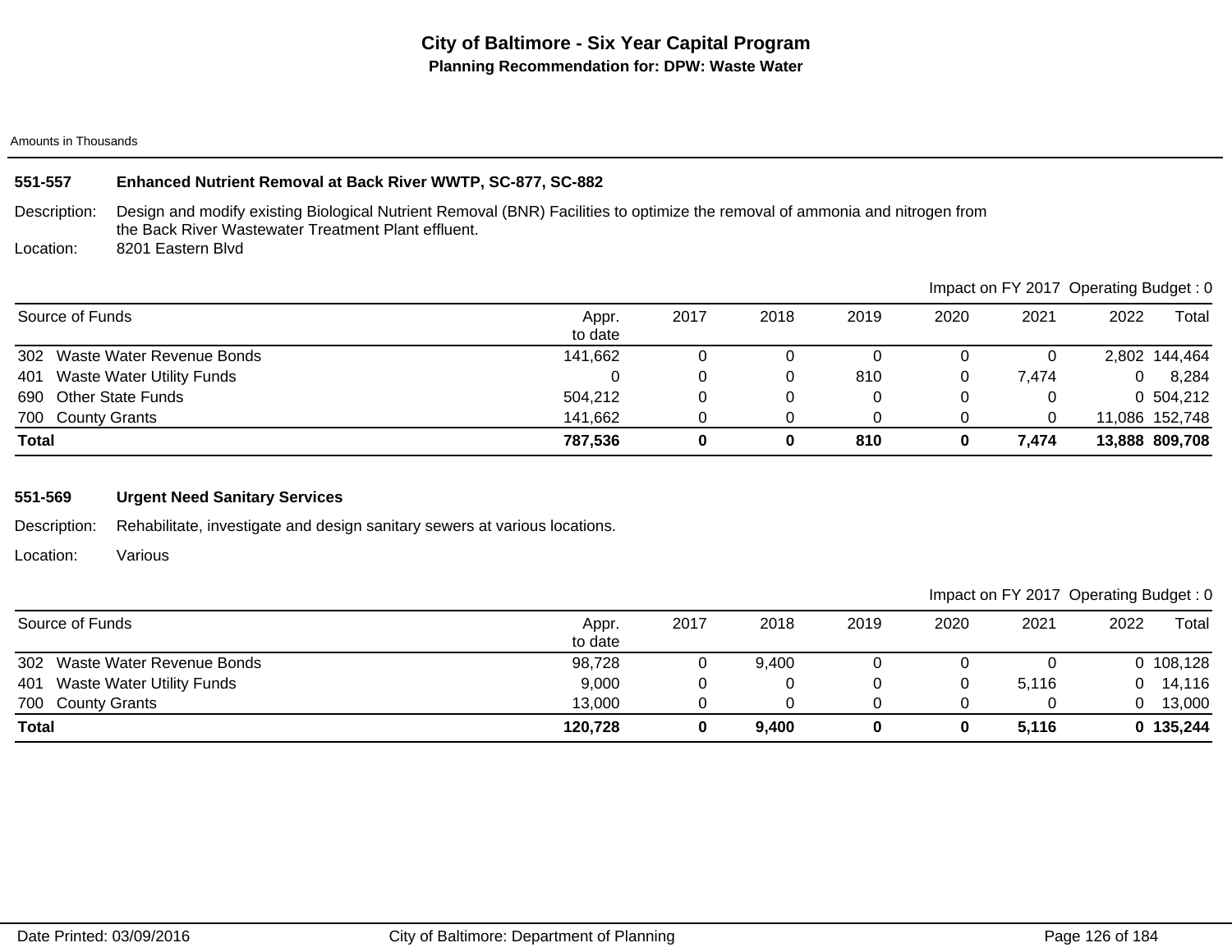# City of Baltimore - Six Year Capital Program

## Planning Recommendation for: DPW: Waste Water

Amounts in Thousands

### 551-557 Enhanced Nutrient Removal at Back River WWTP, SC-877, SC-882

Description: Design and modify existing Biological Nutrient Removal (BNR) Facilities to optimize the removal of ammonia and nitrogen from the Back River Wastewater Treatment Plant effluent.

Location: 8201 Eastern Blvd

Impact on FY 2017 Operating Budget : 0

| Source of Funds | Appr. to date | 2017 | 2018 | 2019 | 2020 | 2021 | 2022 | Total |
|---|---|---|---|---|---|---|---|---|
| 302 Waste Water Revenue Bonds | 141,662 | 0 | 0 | 0 | 0 | 0 | 2,802 | 144,464 |
| 401 Waste Water Utility Funds | 0 | 0 | 0 | 810 | 0 | 7,474 | 0 | 8,284 |
| 690 Other State Funds | 504,212 | 0 | 0 | 0 | 0 | 0 | 0 | 504,212 |
| 700 County Grants | 141,662 | 0 | 0 | 0 | 0 | 0 | 11,086 | 152,748 |
| **Total** | **787,536** | **0** | **0** | **810** | **0** | **7,474** | **13,888** | **809,708** |

### 551-569 Urgent Need Sanitary Services

Description: Rehabilitate, investigate and design sanitary sewers at various locations.

Location: Various

Impact on FY 2017 Operating Budget : 0

| Source of Funds | Appr. to date | 2017 | 2018 | 2019 | 2020 | 2021 | 2022 | Total |
|---|---|---|---|---|---|---|---|---|
| 302 Waste Water Revenue Bonds | 98,728 | 0 | 9,400 | 0 | 0 | 0 | 0 | 108,128 |
| 401 Waste Water Utility Funds | 9,000 | 0 | 0 | 0 | 0 | 5,116 | 0 | 14,116 |
| 700 County Grants | 13,000 | 0 | 0 | 0 | 0 | 0 | 0 | 13,000 |
| **Total** | **120,728** | **0** | **9,400** | **0** | **0** | **5,116** | **0** | **135,244** |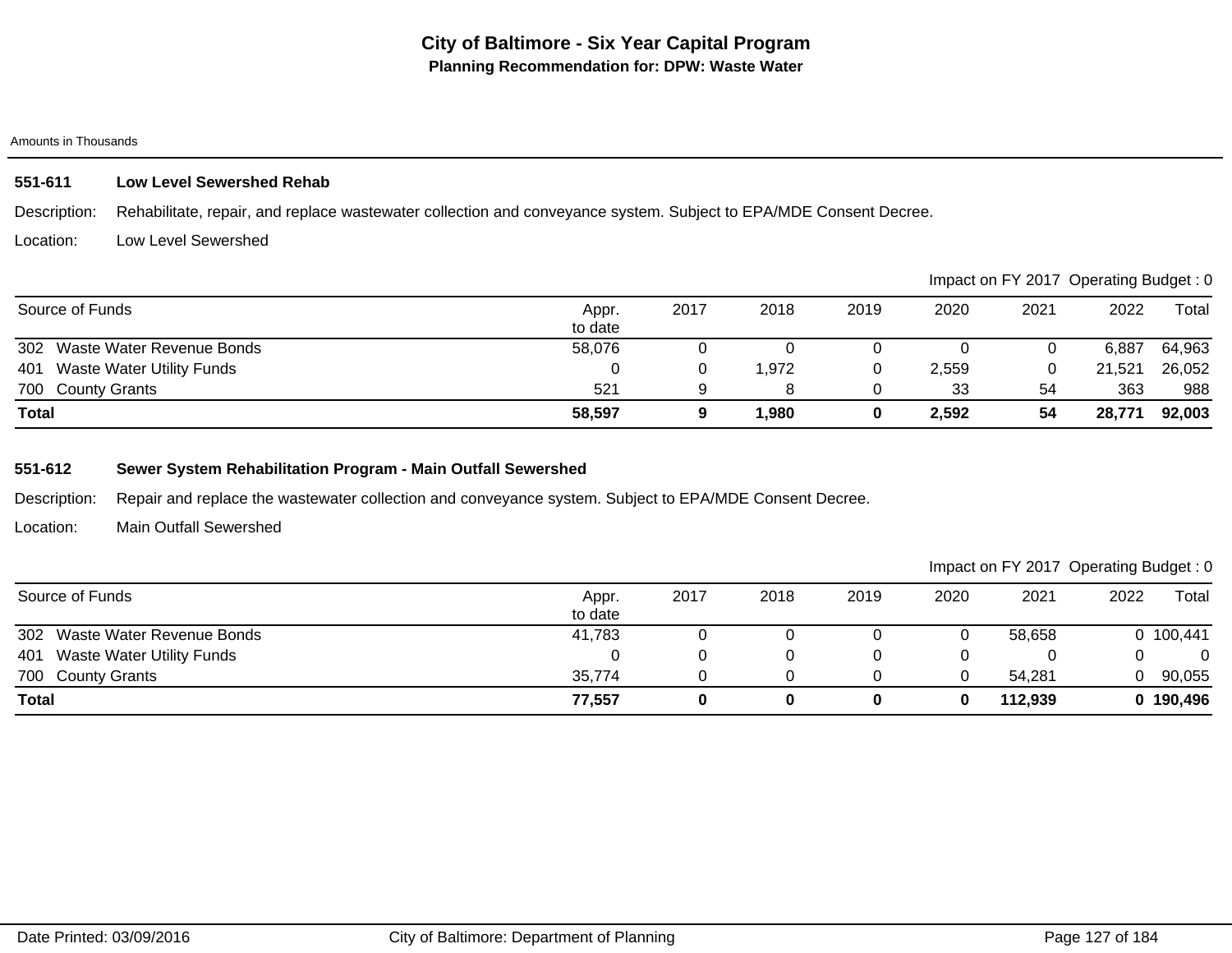# City of Baltimore - Six Year Capital Program

## Planning Recommendation for: DPW: Waste Water

Amounts in Thousands

### 551-611 Low Level Sewershed Rehab

Description: Rehabilitate, repair, and replace wastewater collection and conveyance system. Subject to EPA/MDE Consent Decree.

Location: Low Level Sewershed

Impact on FY 2017 Operating Budget : 0

| Source of Funds | Appr. to date | 2017 | 2018 | 2019 | 2020 | 2021 | 2022 | Total |
|---|---|---|---|---|---|---|---|---|
| 302 Waste Water Revenue Bonds | 58,076 | 0 | 0 | 0 | 0 | 0 | 6,887 | 64,963 |
| 401 Waste Water Utility Funds | 0 | 0 | 1,972 | 0 | 2,559 | 0 | 21,521 | 26,052 |
| 700 County Grants | 521 | 9 | 8 | 0 | 33 | 54 | 363 | 988 |
| **Total** | **58,597** | **9** | **1,980** | **0** | **2,592** | **54** | **28,771** | **92,003** |

### 551-612 Sewer System Rehabilitation Program - Main Outfall Sewershed

Description: Repair and replace the wastewater collection and conveyance system. Subject to EPA/MDE Consent Decree.

Location: Main Outfall Sewershed

Impact on FY 2017 Operating Budget : 0

| Source of Funds | Appr. to date | 2017 | 2018 | 2019 | 2020 | 2021 | 2022 | Total |
|---|---|---|---|---|---|---|---|---|
| 302 Waste Water Revenue Bonds | 41,783 | 0 | 0 | 0 | 0 | 58,658 | 0 | 100,441 |
| 401 Waste Water Utility Funds | 0 | 0 | 0 | 0 | 0 | 0 | 0 | 0 |
| 700 County Grants | 35,774 | 0 | 0 | 0 | 0 | 54,281 | 0 | 90,055 |
| **Total** | **77,557** | **0** | **0** | **0** | **0** | **112,939** | **0** | **190,496** |

Date Printed: 03/09/2016 City of Baltimore: Department of Planning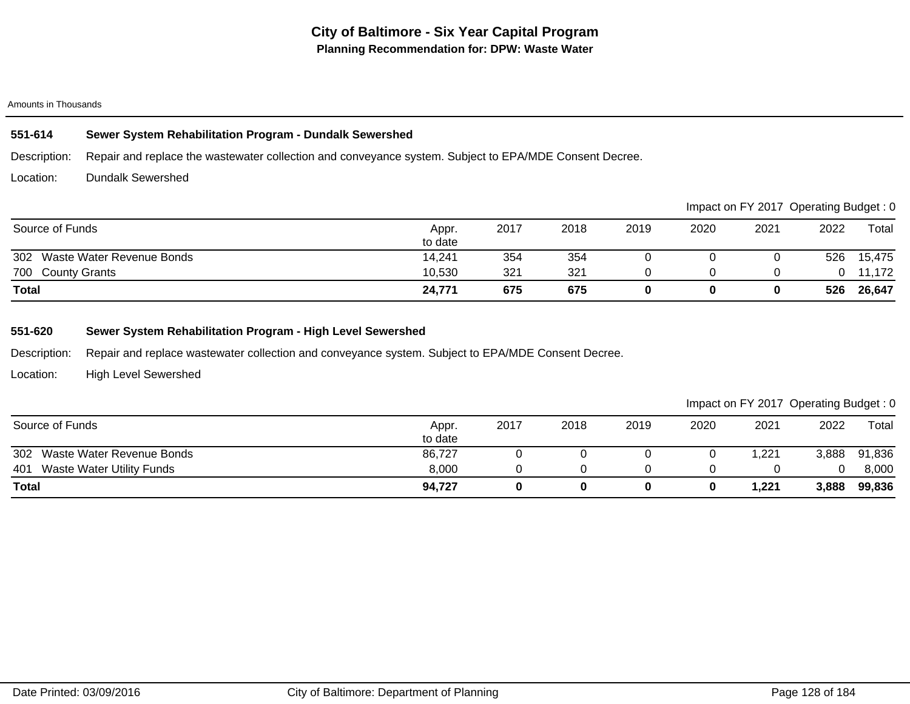# City of Baltimore - Six Year Capital Program

## Planning Recommendation for: DPW: Waste Water

Amounts in Thousands

### 551-614 Sewer System Rehabilitation Program - Dundalk Sewershed

Description: Repair and replace the wastewater collection and conveyance system. Subject to EPA/MDE Consent Decree.

Location: Dundalk Sewershed

Impact on FY 2017 Operating Budget : 0

| Source of Funds | Appr. to date | 2017 | 2018 | 2019 | 2020 | 2021 | 2022 | Total |
|---|---|---|---|---|---|---|---|---|
| 302 Waste Water Revenue Bonds | 14,241 | 354 | 354 | 0 | 0 | 0 | 526 | 15,475 |
| 700 County Grants | 10,530 | 321 | 321 | 0 | 0 | 0 | 0 | 11,172 |
| **Total** | **24,771** | **675** | **675** | **0** | **0** | **0** | **526** | **26,647** |

### 551-620 Sewer System Rehabilitation Program - High Level Sewershed

Description: Repair and replace wastewater collection and conveyance system. Subject to EPA/MDE Consent Decree.

Location: High Level Sewershed

Impact on FY 2017 Operating Budget : 0

| Source of Funds | Appr. to date | 2017 | 2018 | 2019 | 2020 | 2021 | 2022 | Total |
|---|---|---|---|---|---|---|---|---|
| 302 Waste Water Revenue Bonds | 86,727 | 0 | 0 | 0 | 0 | 1,221 | 3,888 | 91,836 |
| 401 Waste Water Utility Funds | 8,000 | 0 | 0 | 0 | 0 | 0 | 0 | 8,000 |
| **Total** | **94,727** | **0** | **0** | **0** | **0** | **1,221** | **3,888** | **99,836** |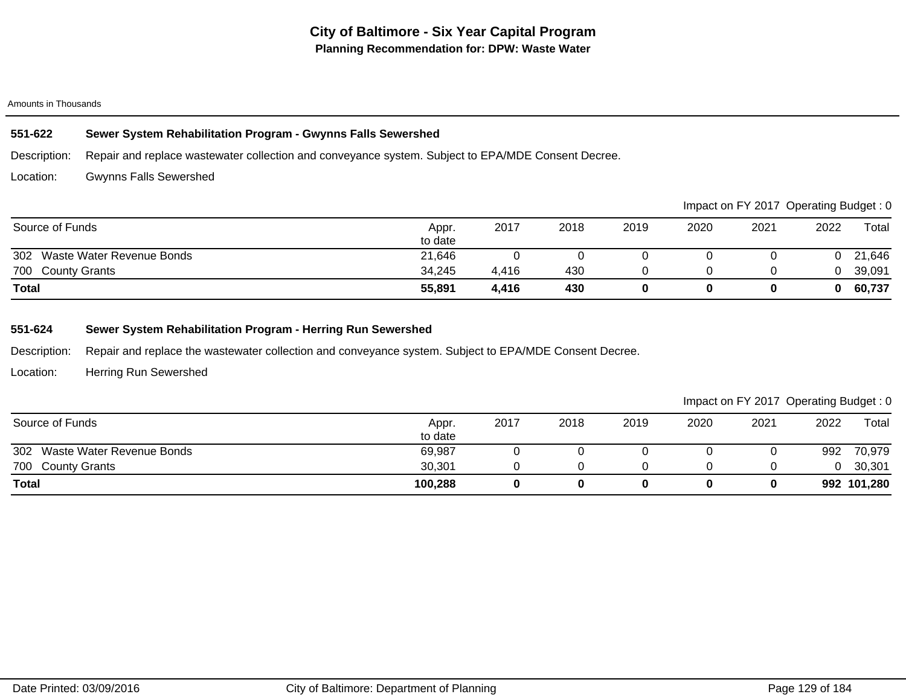# City of Baltimore - Six Year Capital Program

**Planning Recommendation for: DPW: Waste Water**

Amounts in Thousands

### 551-622 Sewer System Rehabilitation Program - Gwynns Falls Sewershed

Description: Repair and replace wastewater collection and conveyance system. Subject to EPA/MDE Consent Decree.

Location: Gwynns Falls Sewershed

Impact on FY 2017 Operating Budget : 0

| Source of Funds | Appr. to date | 2017 | 2018 | 2019 | 2020 | 2021 | 2022 | Total |
|---|---|---|---|---|---|---|---|---|
| 302 Waste Water Revenue Bonds | 21,646 | 0 | 0 | 0 | 0 | 0 | 0 | 21,646 |
| 700 County Grants | 34,245 | 4,416 | 430 | 0 | 0 | 0 | 0 | 39,091 |
| **Total** | **55,891** | **4,416** | **430** | **0** | **0** | **0** | **0** | **60,737** |

### 551-624 Sewer System Rehabilitation Program - Herring Run Sewershed

Description: Repair and replace the wastewater collection and conveyance system. Subject to EPA/MDE Consent Decree.

Location: Herring Run Sewershed

Impact on FY 2017 Operating Budget : 0

| Source of Funds | Appr. to date | 2017 | 2018 | 2019 | 2020 | 2021 | 2022 | Total |
|---|---|---|---|---|---|---|---|---|
| 302 Waste Water Revenue Bonds | 69,987 | 0 | 0 | 0 | 0 | 0 | 992 | 70,979 |
| 700 County Grants | 30,301 | 0 | 0 | 0 | 0 | 0 | 0 | 30,301 |
| **Total** | **100,288** | **0** | **0** | **0** | **0** | **0** | **992** | **101,280** |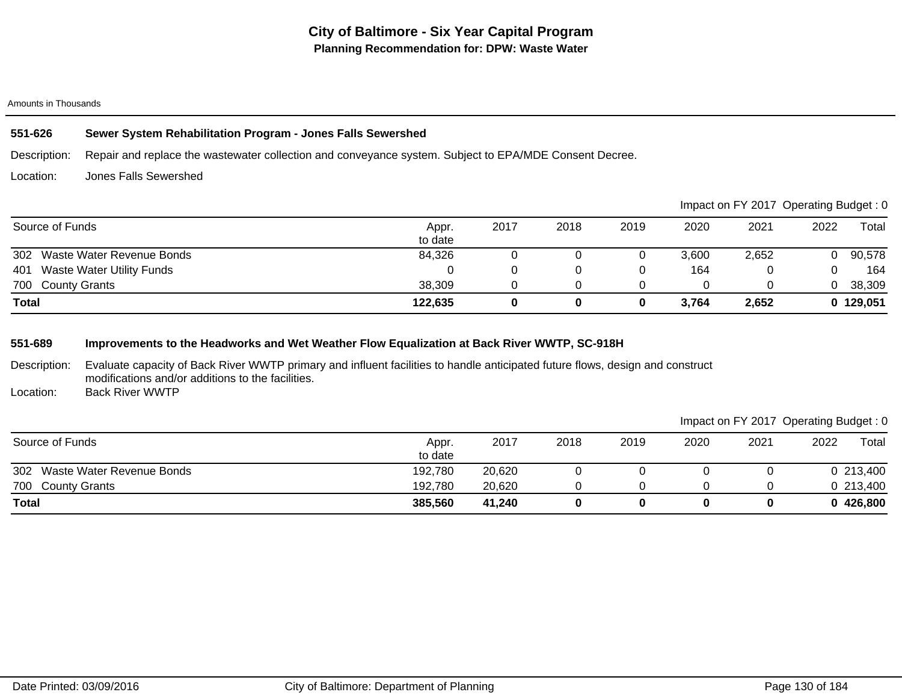# City of Baltimore - Six Year Capital Program

## Planning Recommendation for: DPW: Waste Water

Amounts in Thousands

### 551-626 Sewer System Rehabilitation Program - Jones Falls Sewershed

Description: Repair and replace the wastewater collection and conveyance system. Subject to EPA/MDE Consent Decree.

Location: Jones Falls Sewershed

Impact on FY 2017 Operating Budget : 0

| Source of Funds | Appr. to date | 2017 | 2018 | 2019 | 2020 | 2021 | 2022 | Total |
|---|---|---|---|---|---|---|---|---|
| 302 Waste Water Revenue Bonds | 84,326 | 0 | 0 | 0 | 3,600 | 2,652 | 0 | 90,578 |
| 401 Waste Water Utility Funds | 0 | 0 | 0 | 0 | 164 | 0 | 0 | 164 |
| 700 County Grants | 38,309 | 0 | 0 | 0 | 0 | 0 | 0 | 38,309 |
| **Total** | **122,635** | **0** | **0** | **0** | **3,764** | **2,652** | **0** | **129,051** |

### 551-689 Improvements to the Headworks and Wet Weather Flow Equalization at Back River WWTP, SC-918H

Description: Evaluate capacity of Back River WWTP primary and influent facilities to handle anticipated future flows, design and construct modifications and/or additions to the facilities.

Location: Back River WWTP

Impact on FY 2017 Operating Budget : 0

| Source of Funds | Appr. to date | 2017 | 2018 | 2019 | 2020 | 2021 | 2022 | Total |
|---|---|---|---|---|---|---|---|---|
| 302 Waste Water Revenue Bonds | 192,780 | 20,620 | 0 | 0 | 0 | 0 | 0 | 213,400 |
| 700 County Grants | 192,780 | 20,620 | 0 | 0 | 0 | 0 | 0 | 213,400 |
| **Total** | **385,560** | **41,240** | **0** | **0** | **0** | **0** | **0** | **426,800** |

Date Printed: 03/09/2016 City of Baltimore: Department of Planning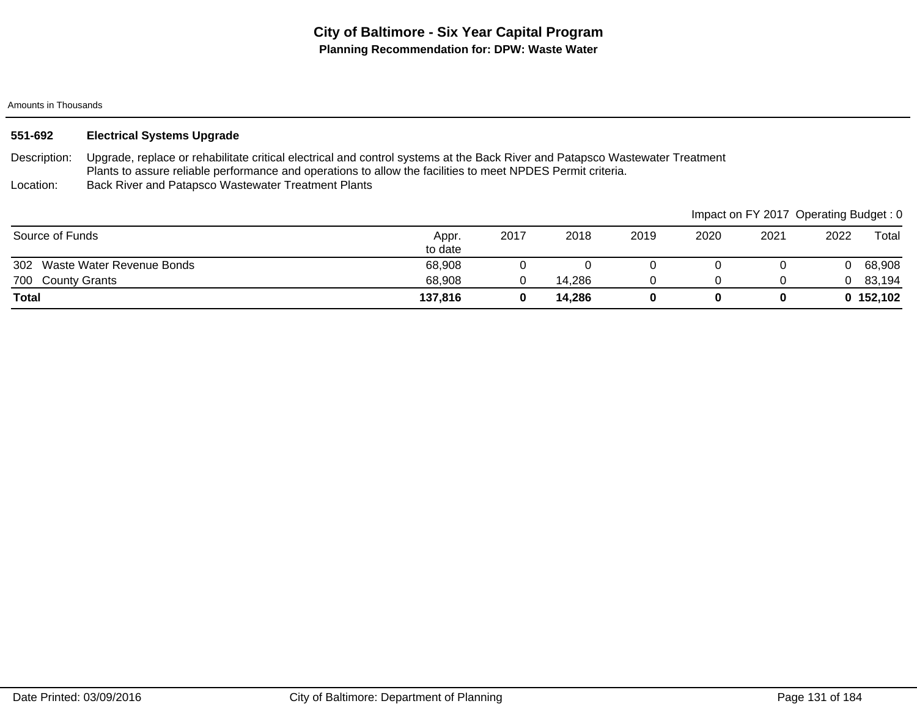# City of Baltimore - Six Year Capital Program

## Planning Recommendation for: DPW: Waste Water

Amounts in Thousands

**551-692 Electrical Systems Upgrade**

Description: Upgrade, replace or rehabilitate critical electrical and control systems at the Back River and Patapsco Wastewater Treatment Plants to assure reliable performance and operations to allow the facilities to meet NPDES Permit criteria.

Location: Back River and Patapsco Wastewater Treatment Plants

Impact on FY 2017 Operating Budget : 0

| Source of Funds | Appr. to date | 2017 | 2018 | 2019 | 2020 | 2021 | 2022 | Total |
|---|---|---|---|---|---|---|---|---|
| 302 Waste Water Revenue Bonds | 68,908 | 0 | 0 | 0 | 0 | 0 | 0 | 68,908 |
| 700 County Grants | 68,908 | 0 | 14,286 | 0 | 0 | 0 | 0 | 83,194 |
| **Total** | **137,816** | **0** | **14,286** | **0** | **0** | **0** | **0** | **152,102** |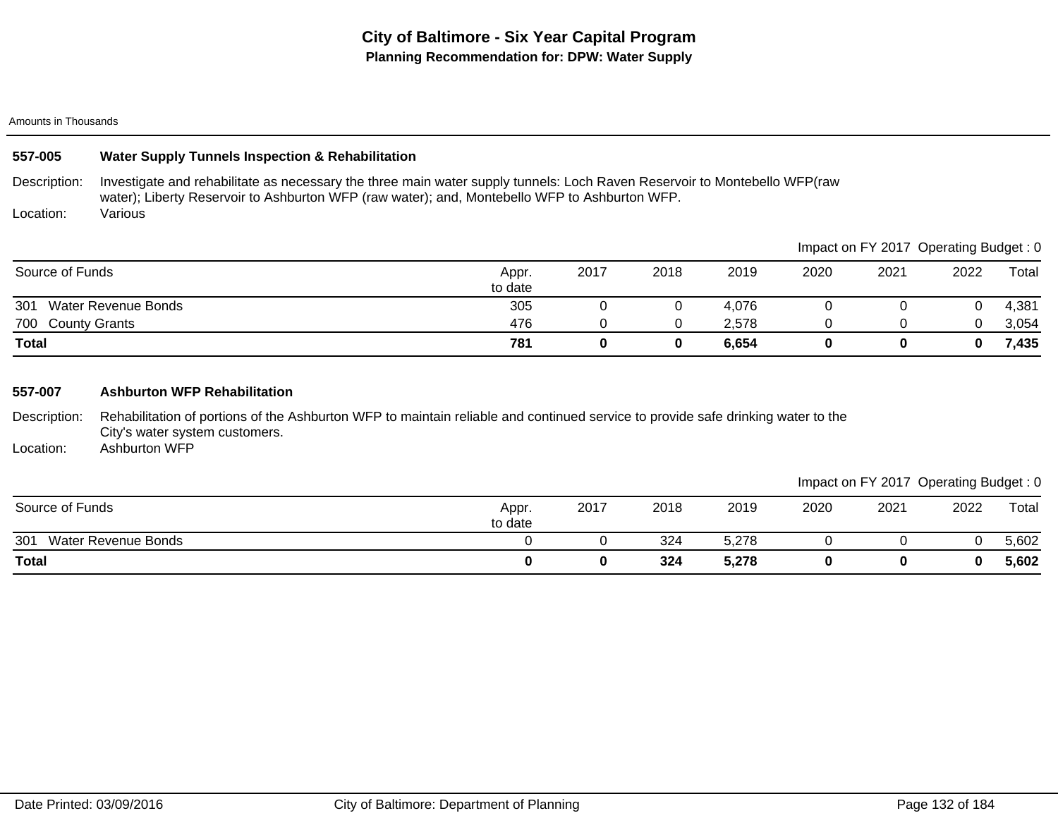# City of Baltimore - Six Year Capital Program

## Planning Recommendation for: DPW: Water Supply

Amounts in Thousands

### 557-005 Water Supply Tunnels Inspection & Rehabilitation

Description: Investigate and rehabilitate as necessary the three main water supply tunnels: Loch Raven Reservoir to Montebello WFP(raw water); Liberty Reservoir to Ashburton WFP (raw water); and, Montebello WFP to Ashburton WFP.

Location: Various

Impact on FY 2017 Operating Budget : 0

| Source of Funds | Appr. to date | 2017 | 2018 | 2019 | 2020 | 2021 | 2022 | Total |
|---|---|---|---|---|---|---|---|---|
| 301 Water Revenue Bonds | 305 | 0 | 0 | 4,076 | 0 | 0 | 0 | 4,381 |
| 700 County Grants | 476 | 0 | 0 | 2,578 | 0 | 0 | 0 | 3,054 |
| **Total** | **781** | **0** | **0** | **6,654** | **0** | **0** | **0** | **7,435** |

### 557-007 Ashburton WFP Rehabilitation

Description: Rehabilitation of portions of the Ashburton WFP to maintain reliable and continued service to provide safe drinking water to the City's water system customers.

Location: Ashburton WFP

Impact on FY 2017 Operating Budget : 0

| Source of Funds | Appr. to date | 2017 | 2018 | 2019 | 2020 | 2021 | 2022 | Total |
|---|---|---|---|---|---|---|---|---|
| 301 Water Revenue Bonds | 0 | 0 | 324 | 5,278 | 0 | 0 | 0 | 5,602 |
| **Total** | **0** | **0** | **324** | **5,278** | **0** | **0** | **0** | **5,602** |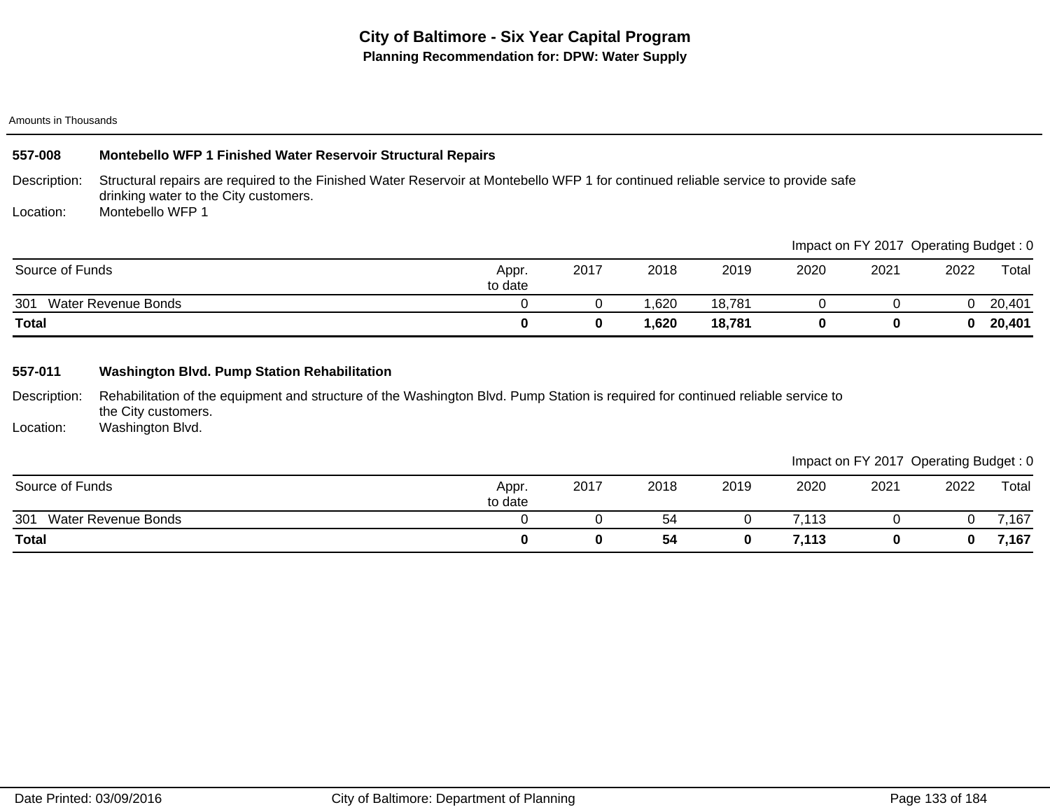# City of Baltimore - Six Year Capital Program

## Planning Recommendation for: DPW: Water Supply

Amounts in Thousands

### 557-008 Montebello WFP 1 Finished Water Reservoir Structural Repairs

Description: Structural repairs are required to the Finished Water Reservoir at Montebello WFP 1 for continued reliable service to provide safe drinking water to the City customers.

Location: Montebello WFP 1

Impact on FY 2017 Operating Budget : 0

| Source of Funds | Appr. to date | 2017 | 2018 | 2019 | 2020 | 2021 | 2022 | Total |
|---|---|---|---|---|---|---|---|---|
| 301 Water Revenue Bonds | 0 | 0 | 1,620 | 18,781 | 0 | 0 | 0 | 20,401 |
| **Total** | **0** | **0** | **1,620** | **18,781** | **0** | **0** | **0** | **20,401** |

### 557-011 Washington Blvd. Pump Station Rehabilitation

Description: Rehabilitation of the equipment and structure of the Washington Blvd. Pump Station is required for continued reliable service to the City customers.

Location: Washington Blvd.

Impact on FY 2017 Operating Budget : 0

| Source of Funds | Appr. to date | 2017 | 2018 | 2019 | 2020 | 2021 | 2022 | Total |
|---|---|---|---|---|---|---|---|---|
| 301 Water Revenue Bonds | 0 | 0 | 54 | 0 | 7,113 | 0 | 0 | 7,167 |
| **Total** | **0** | **0** | **54** | **0** | **7,113** | **0** | **0** | **7,167** |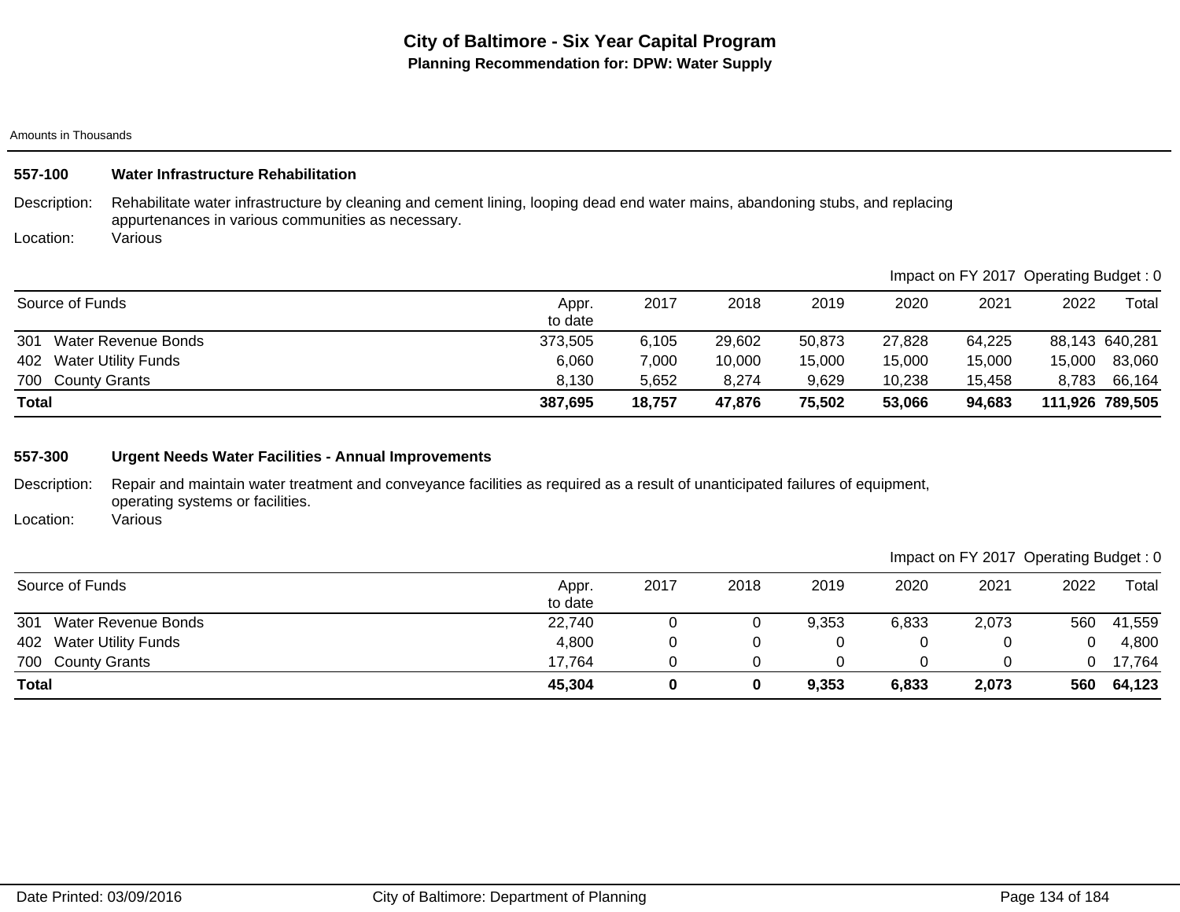# City of Baltimore - Six Year Capital Program

## Planning Recommendation for: DPW: Water Supply

Amounts in Thousands

### 557-100 Water Infrastructure Rehabilitation

Description: Rehabilitate water infrastructure by cleaning and cement lining, looping dead end water mains, abandoning stubs, and replacing appurtenances in various communities as necessary.

Location: Various

Impact on FY 2017 Operating Budget : 0

| Source of Funds | Appr. to date | 2017 | 2018 | 2019 | 2020 | 2021 | 2022 | Total |
|---|---|---|---|---|---|---|---|---|
| 301 Water Revenue Bonds | 373,505 | 6,105 | 29,602 | 50,873 | 27,828 | 64,225 | 88,143 | 640,281 |
| 402 Water Utility Funds | 6,060 | 7,000 | 10,000 | 15,000 | 15,000 | 15,000 | 15,000 | 83,060 |
| 700 County Grants | 8,130 | 5,652 | 8,274 | 9,629 | 10,238 | 15,458 | 8,783 | 66,164 |
| **Total** | **387,695** | **18,757** | **47,876** | **75,502** | **53,066** | **94,683** | **111,926** | **789,505** |

### 557-300 Urgent Needs Water Facilities - Annual Improvements

Description: Repair and maintain water treatment and conveyance facilities as required as a result of unanticipated failures of equipment, operating systems or facilities.

Location: Various

Impact on FY 2017 Operating Budget : 0

| Source of Funds | Appr. to date | 2017 | 2018 | 2019 | 2020 | 2021 | 2022 | Total |
|---|---|---|---|---|---|---|---|---|
| 301 Water Revenue Bonds | 22,740 | 0 | 0 | 9,353 | 6,833 | 2,073 | 560 | 41,559 |
| 402 Water Utility Funds | 4,800 | 0 | 0 | 0 | 0 | 0 | 0 | 4,800 |
| 700 County Grants | 17,764 | 0 | 0 | 0 | 0 | 0 | 0 | 17,764 |
| **Total** | **45,304** | **0** | **0** | **9,353** | **6,833** | **2,073** | **560** | **64,123** |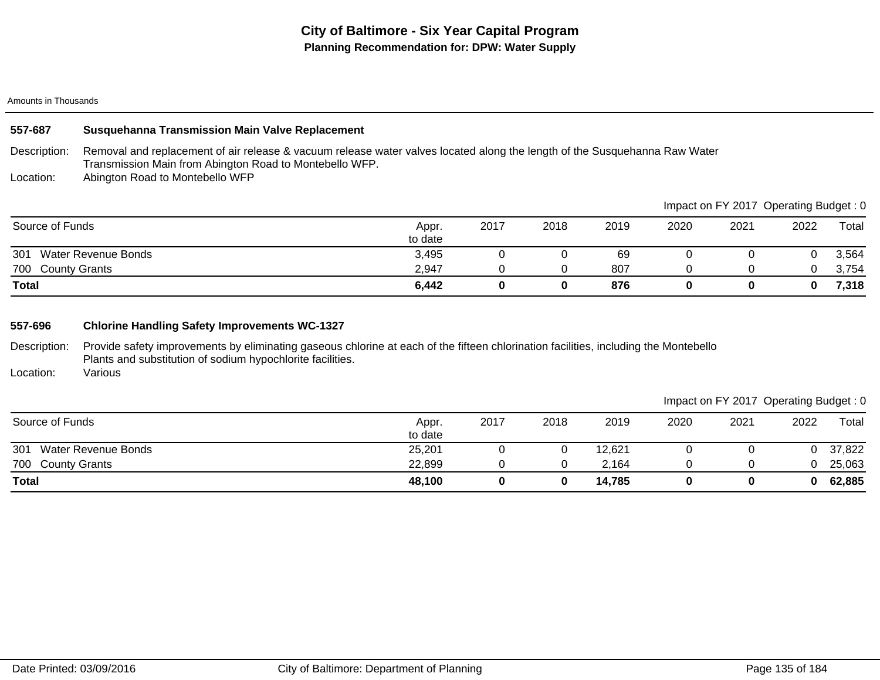# City of Baltimore - Six Year Capital Program

**Planning Recommendation for: DPW: Water Supply**

Amounts in Thousands

### 557-687 Susquehanna Transmission Main Valve Replacement

Description: Removal and replacement of air release & vacuum release water valves located along the length of the Susquehanna Raw Water Transmission Main from Abington Road to Montebello WFP.

Location: Abington Road to Montebello WFP

Impact on FY 2017 Operating Budget : 0

| Source of Funds | Appr. to date | 2017 | 2018 | 2019 | 2020 | 2021 | 2022 | Total |
|---|---|---|---|---|---|---|---|---|
| 301 Water Revenue Bonds | 3,495 | 0 | 0 | 69 | 0 | 0 | 0 | 3,564 |
| 700 County Grants | 2,947 | 0 | 0 | 807 | 0 | 0 | 0 | 3,754 |
| **Total** | **6,442** | **0** | **0** | **876** | **0** | **0** | **0** | **7,318** |

### 557-696 Chlorine Handling Safety Improvements WC-1327

Description: Provide safety improvements by eliminating gaseous chlorine at each of the fifteen chlorination facilities, including the Montebello Plants and substitution of sodium hypochlorite facilities.

Location: Various

Impact on FY 2017 Operating Budget : 0

| Source of Funds | Appr. to date | 2017 | 2018 | 2019 | 2020 | 2021 | 2022 | Total |
|---|---|---|---|---|---|---|---|---|
| 301 Water Revenue Bonds | 25,201 | 0 | 0 | 12,621 | 0 | 0 | 0 | 37,822 |
| 700 County Grants | 22,899 | 0 | 0 | 2,164 | 0 | 0 | 0 | 25,063 |
| **Total** | **48,100** | **0** | **0** | **14,785** | **0** | **0** | **0** | **62,885** |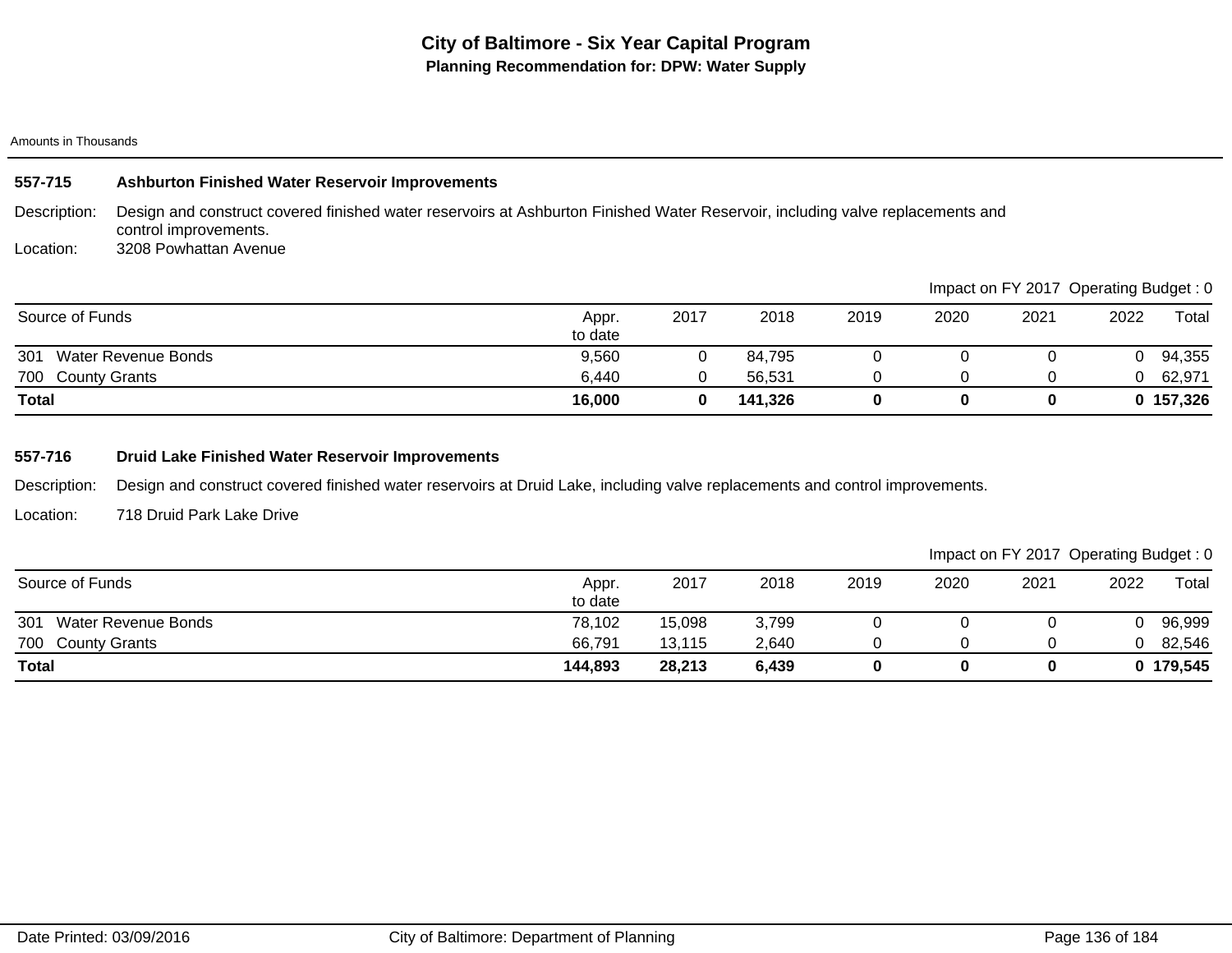# City of Baltimore - Six Year Capital Program

## Planning Recommendation for: DPW: Water Supply

Amounts in Thousands

### 557-715 Ashburton Finished Water Reservoir Improvements

Description: Design and construct covered finished water reservoirs at Ashburton Finished Water Reservoir, including valve replacements and control improvements.

Location: 3208 Powhattan Avenue

Impact on FY 2017 Operating Budget : 0

| Source of Funds | Appr. to date | 2017 | 2018 | 2019 | 2020 | 2021 | 2022 | Total |
|---|---|---|---|---|---|---|---|---|
| 301 Water Revenue Bonds | 9,560 | 0 | 84,795 | 0 | 0 | 0 | 0 | 94,355 |
| 700 County Grants | 6,440 | 0 | 56,531 | 0 | 0 | 0 | 0 | 62,971 |
| **Total** | **16,000** | **0** | **141,326** | **0** | **0** | **0** | **0** | **157,326** |

### 557-716 Druid Lake Finished Water Reservoir Improvements

Description: Design and construct covered finished water reservoirs at Druid Lake, including valve replacements and control improvements.

Location: 718 Druid Park Lake Drive

Impact on FY 2017 Operating Budget : 0

| Source of Funds | Appr. to date | 2017 | 2018 | 2019 | 2020 | 2021 | 2022 | Total |
|---|---|---|---|---|---|---|---|---|
| 301 Water Revenue Bonds | 78,102 | 15,098 | 3,799 | 0 | 0 | 0 | 0 | 96,999 |
| 700 County Grants | 66,791 | 13,115 | 2,640 | 0 | 0 | 0 | 0 | 82,546 |
| **Total** | **144,893** | **28,213** | **6,439** | **0** | **0** | **0** | **0** | **179,545** |

Date Printed: 03/09/2016 City of Baltimore: Department of Planning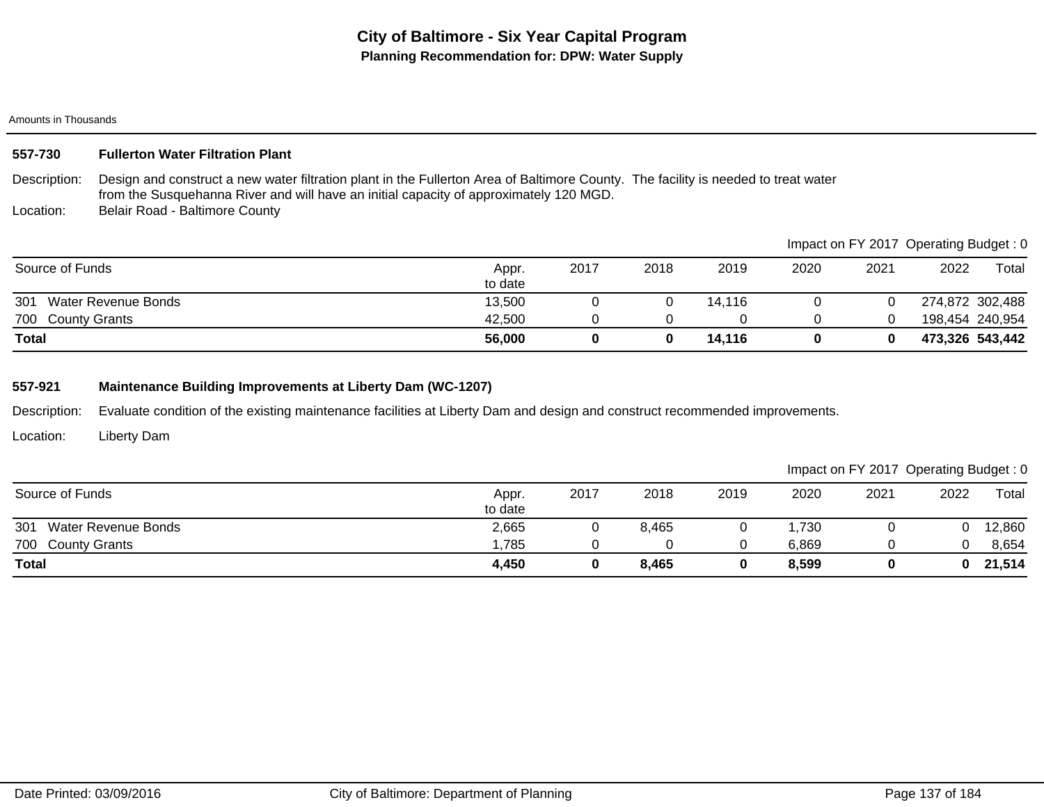# City of Baltimore - Six Year Capital Program

## Planning Recommendation for: DPW: Water Supply

Amounts in Thousands

### 557-730 Fullerton Water Filtration Plant

Description: Design and construct a new water filtration plant in the Fullerton Area of Baltimore County. The facility is needed to treat water from the Susquehanna River and will have an initial capacity of approximately 120 MGD.

Location: Belair Road - Baltimore County

Impact on FY 2017 Operating Budget : 0

| Source of Funds | Appr. to date | 2017 | 2018 | 2019 | 2020 | 2021 | 2022 | Total |
|---|---|---|---|---|---|---|---|---|
| 301 Water Revenue Bonds | 13,500 | 0 | 0 | 14,116 | 0 | 0 | 274,872 | 302,488 |
| 700 County Grants | 42,500 | 0 | 0 | 0 | 0 | 0 | 198,454 | 240,954 |
| **Total** | **56,000** | **0** | **0** | **14,116** | **0** | **0** | **473,326** | **543,442** |

### 557-921 Maintenance Building Improvements at Liberty Dam (WC-1207)

Description: Evaluate condition of the existing maintenance facilities at Liberty Dam and design and construct recommended improvements.

Location: Liberty Dam

Impact on FY 2017 Operating Budget : 0

| Source of Funds | Appr. to date | 2017 | 2018 | 2019 | 2020 | 2021 | 2022 | Total |
|---|---|---|---|---|---|---|---|---|
| 301 Water Revenue Bonds | 2,665 | 0 | 8,465 | 0 | 1,730 | 0 | 0 | 12,860 |
| 700 County Grants | 1,785 | 0 | 0 | 0 | 6,869 | 0 | 0 | 8,654 |
| **Total** | **4,450** | **0** | **8,465** | **0** | **8,599** | **0** | **0** | **21,514** |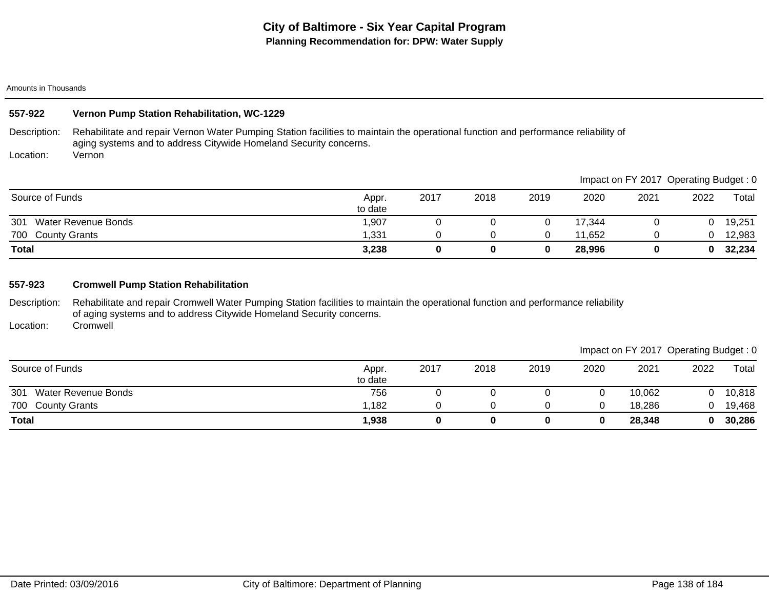# City of Baltimore - Six Year Capital Program

**Planning Recommendation for: DPW: Water Supply**

Amounts in Thousands

## 557-922 Vernon Pump Station Rehabilitation, WC-1229

Description: Rehabilitate and repair Vernon Water Pumping Station facilities to maintain the operational function and performance reliability of aging systems and to address Citywide Homeland Security concerns.

Location: Vernon

Impact on FY 2017 Operating Budget : 0

| Source of Funds | Appr. to date | 2017 | 2018 | 2019 | 2020 | 2021 | 2022 | Total |
|---|---|---|---|---|---|---|---|---|
| 301 Water Revenue Bonds | 1,907 | 0 | 0 | 0 | 17,344 | 0 | 0 | 19,251 |
| 700 County Grants | 1,331 | 0 | 0 | 0 | 11,652 | 0 | 0 | 12,983 |
| **Total** | **3,238** | **0** | **0** | **0** | **28,996** | **0** | **0** | **32,234** |

## 557-923 Cromwell Pump Station Rehabilitation

Description: Rehabilitate and repair Cromwell Water Pumping Station facilities to maintain the operational function and performance reliability of aging systems and to address Citywide Homeland Security concerns.

Location: Cromwell

Impact on FY 2017 Operating Budget : 0

| Source of Funds | Appr. to date | 2017 | 2018 | 2019 | 2020 | 2021 | 2022 | Total |
|---|---|---|---|---|---|---|---|---|
| 301 Water Revenue Bonds | 756 | 0 | 0 | 0 | 0 | 10,062 | 0 | 10,818 |
| 700 County Grants | 1,182 | 0 | 0 | 0 | 0 | 18,286 | 0 | 19,468 |
| **Total** | **1,938** | **0** | **0** | **0** | **0** | **28,348** | **0** | **30,286** |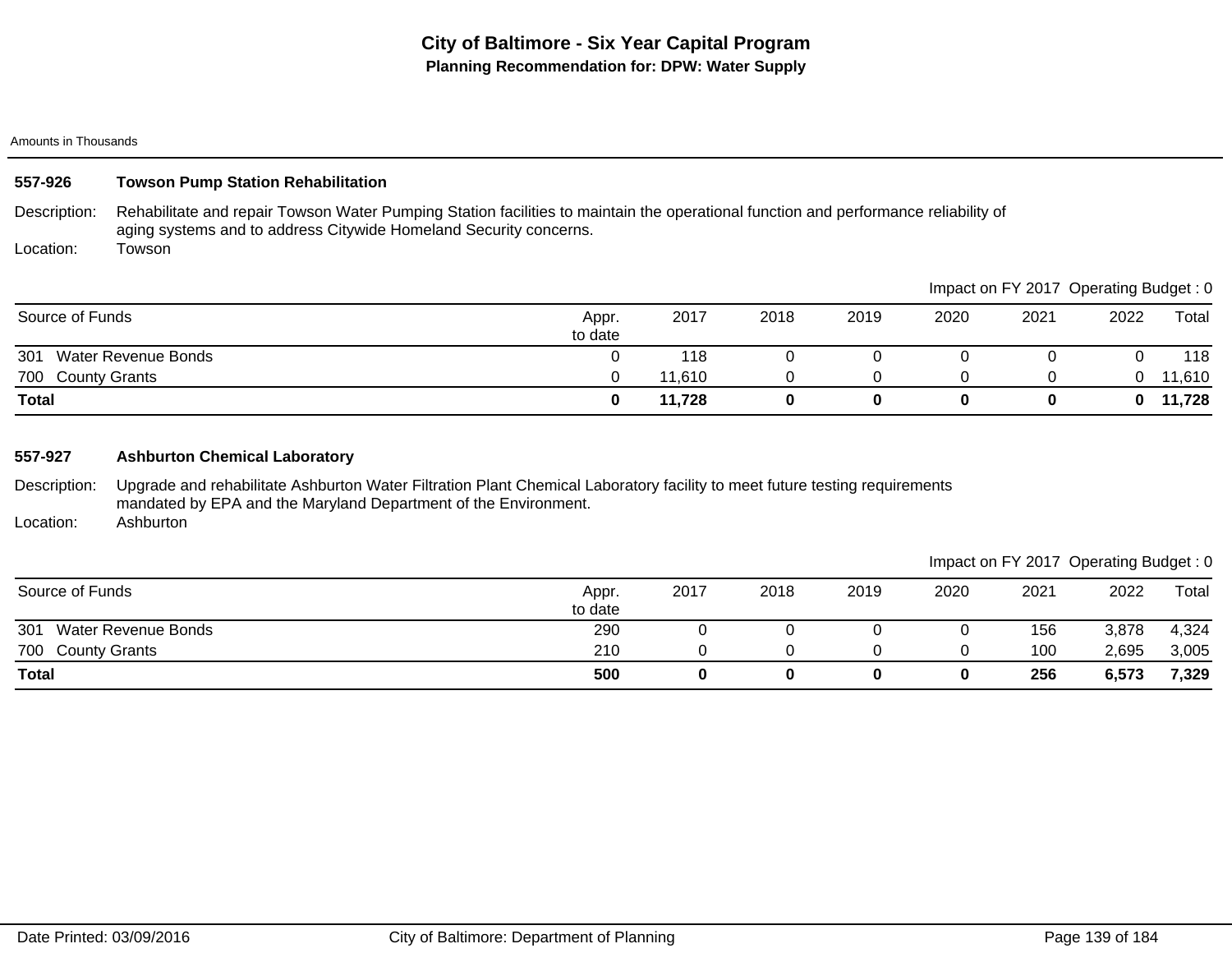# City of Baltimore - Six Year Capital Program

## Planning Recommendation for: DPW: Water Supply

Amounts in Thousands

### 557-926 Towson Pump Station Rehabilitation

Description: Rehabilitate and repair Towson Water Pumping Station facilities to maintain the operational function and performance reliability of aging systems and to address Citywide Homeland Security concerns.

Location: Towson

Impact on FY 2017 Operating Budget : 0

| Source of Funds | Appr. to date | 2017 | 2018 | 2019 | 2020 | 2021 | 2022 | Total |
|---|---|---|---|---|---|---|---|---|
| 301 Water Revenue Bonds | 0 | 118 | 0 | 0 | 0 | 0 | 0 | 118 |
| 700 County Grants | 0 | 11,610 | 0 | 0 | 0 | 0 | 0 | 11,610 |
| **Total** | **0** | **11,728** | **0** | **0** | **0** | **0** | **0** | **11,728** |

### 557-927 Ashburton Chemical Laboratory

Description: Upgrade and rehabilitate Ashburton Water Filtration Plant Chemical Laboratory facility to meet future testing requirements mandated by EPA and the Maryland Department of the Environment.

Location: Ashburton

Impact on FY 2017 Operating Budget : 0

| Source of Funds | Appr. to date | 2017 | 2018 | 2019 | 2020 | 2021 | 2022 | Total |
|---|---|---|---|---|---|---|---|---|
| 301 Water Revenue Bonds | 290 | 0 | 0 | 0 | 0 | 156 | 3,878 | 4,324 |
| 700 County Grants | 210 | 0 | 0 | 0 | 0 | 100 | 2,695 | 3,005 |
| **Total** | **500** | **0** | **0** | **0** | **0** | **256** | **6,573** | **7,329** |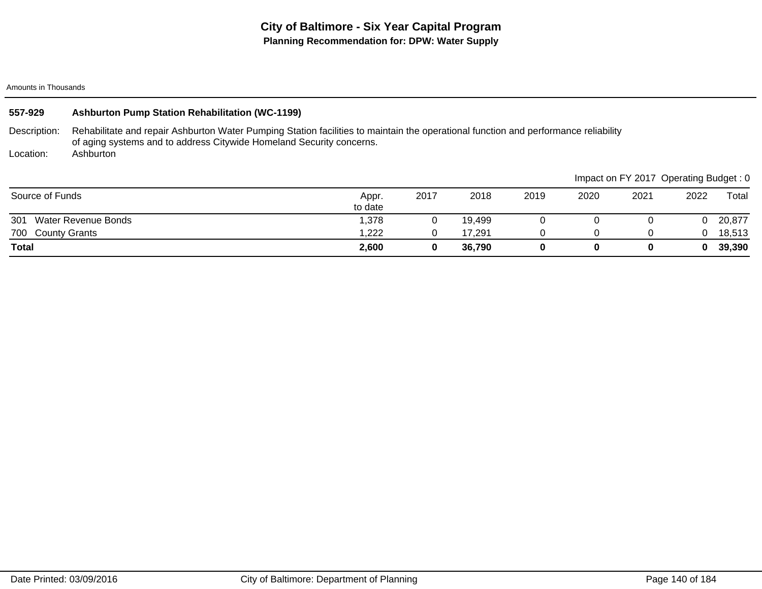# City of Baltimore - Six Year Capital Program

**Planning Recommendation for: DPW: Water Supply**

Amounts in Thousands

**557-929 Ashburton Pump Station Rehabilitation (WC-1199)**

Description: Rehabilitate and repair Ashburton Water Pumping Station facilities to maintain the operational function and performance reliability of aging systems and to address Citywide Homeland Security concerns.

Location: Ashburton

Impact on FY 2017 Operating Budget : 0

| Source of Funds | Appr. to date | 2017 | 2018 | 2019 | 2020 | 2021 | 2022 | Total |
|---|---|---|---|---|---|---|---|---|
| 301 Water Revenue Bonds | 1,378 | 0 | 19,499 | 0 | 0 | 0 | 0 | 20,877 |
| 700 County Grants | 1,222 | 0 | 17,291 | 0 | 0 | 0 | 0 | 18,513 |
| **Total** | **2,600** | **0** | **36,790** | **0** | **0** | **0** | **0** | **39,390** |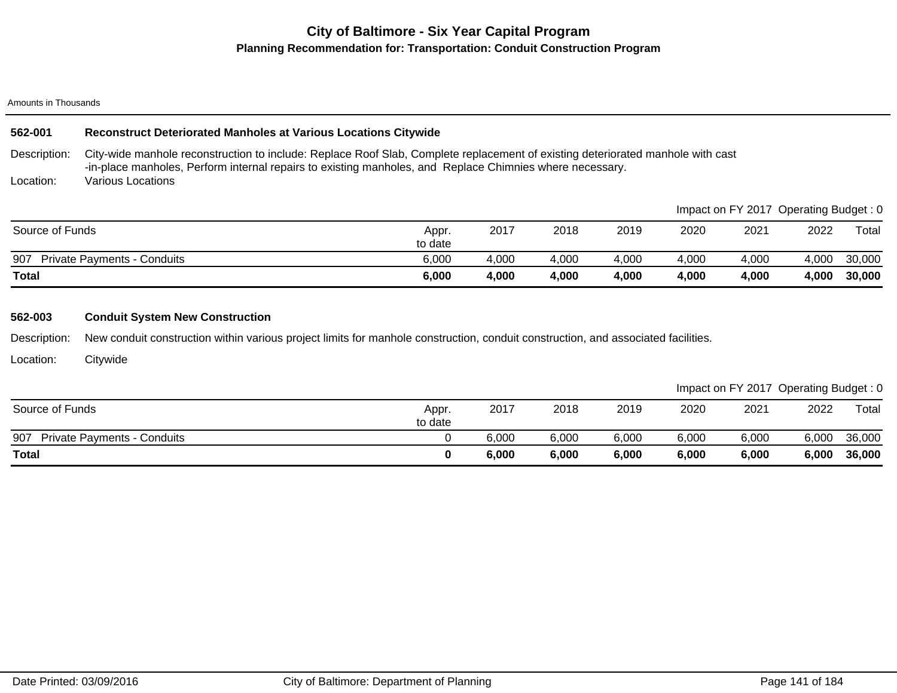# City of Baltimore - Six Year Capital Program

## Planning Recommendation for: Transportation: Conduit Construction Program

Amounts in Thousands

### 562-001 Reconstruct Deteriorated Manholes at Various Locations Citywide

Description: City-wide manhole reconstruction to include: Replace Roof Slab, Complete replacement of existing deteriorated manhole with cast -in-place manholes, Perform internal repairs to existing manholes, and Replace Chimnies where necessary.

Location: Various Locations

Impact on FY 2017 Operating Budget : 0

| Source of Funds | Appr. to date | 2017 | 2018 | 2019 | 2020 | 2021 | 2022 | Total |
|---|---|---|---|---|---|---|---|---|
| 907 Private Payments - Conduits | 6,000 | 4,000 | 4,000 | 4,000 | 4,000 | 4,000 | 4,000 | 30,000 |
| **Total** | **6,000** | **4,000** | **4,000** | **4,000** | **4,000** | **4,000** | **4,000** | **30,000** |

### 562-003 Conduit System New Construction

Description: New conduit construction within various project limits for manhole construction, conduit construction, and associated facilities.

Location: Citywide

Impact on FY 2017 Operating Budget : 0

| Source of Funds | Appr. to date | 2017 | 2018 | 2019 | 2020 | 2021 | 2022 | Total |
|---|---|---|---|---|---|---|---|---|
| 907 Private Payments - Conduits | 0 | 6,000 | 6,000 | 6,000 | 6,000 | 6,000 | 6,000 | 36,000 |
| **Total** | **0** | **6,000** | **6,000** | **6,000** | **6,000** | **6,000** | **6,000** | **36,000** |

Date Printed: 03/09/2016 City of Baltimore: Department of Planning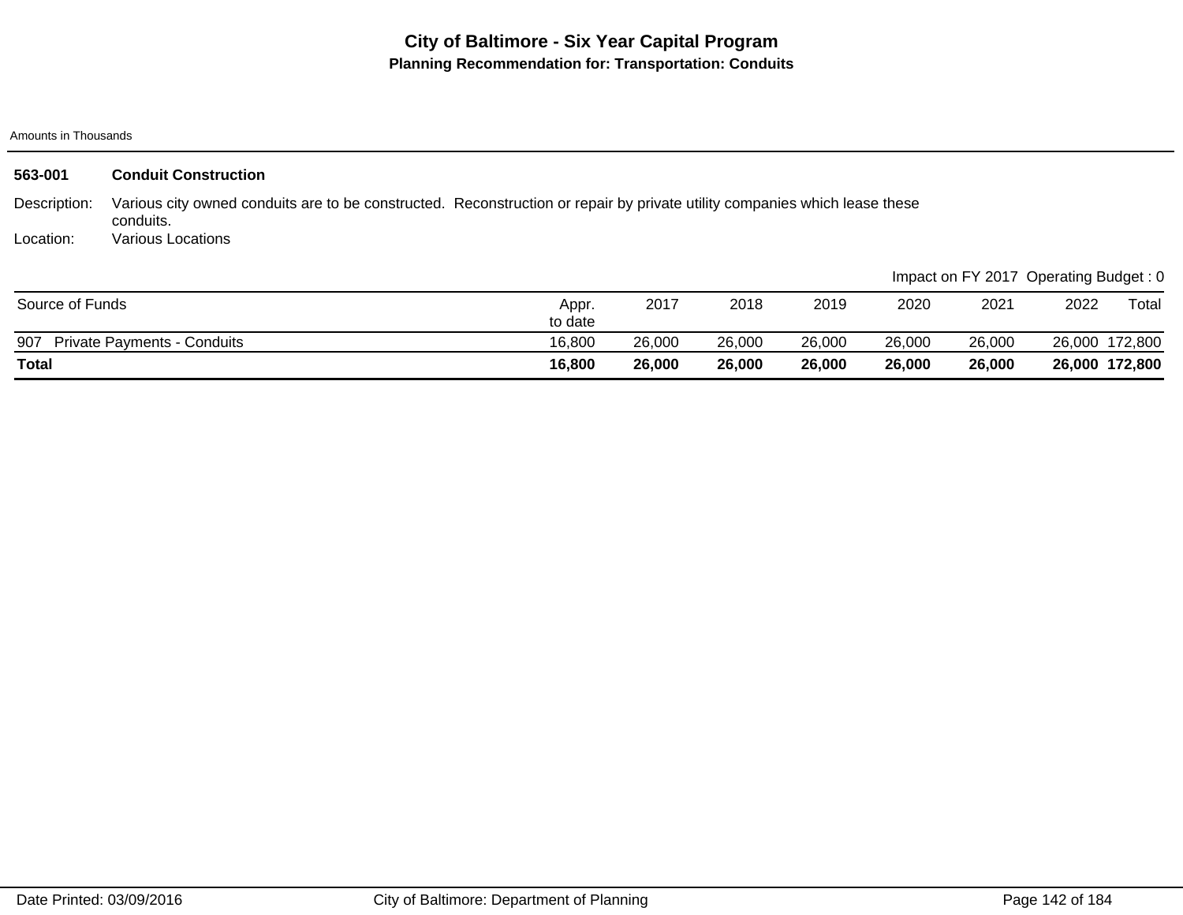# City of Baltimore - Six Year Capital Program

## Planning Recommendation for: Transportation: Conduits

Amounts in Thousands

**563-001 Conduit Construction**

Description: Various city owned conduits are to be constructed. Reconstruction or repair by private utility companies which lease these conduits.

Location: Various Locations

Impact on FY 2017 Operating Budget : 0

| Source of Funds | Appr. to date | 2017 | 2018 | 2019 | 2020 | 2021 | 2022 | Total |
|---|---|---|---|---|---|---|---|---|
| 907 Private Payments - Conduits | 16,800 | 26,000 | 26,000 | 26,000 | 26,000 | 26,000 | 26,000 | 172,800 |
| **Total** | **16,800** | **26,000** | **26,000** | **26,000** | **26,000** | **26,000** | **26,000** | **172,800** |

Date Printed: 03/09/2016 City of Baltimore: Department of Planning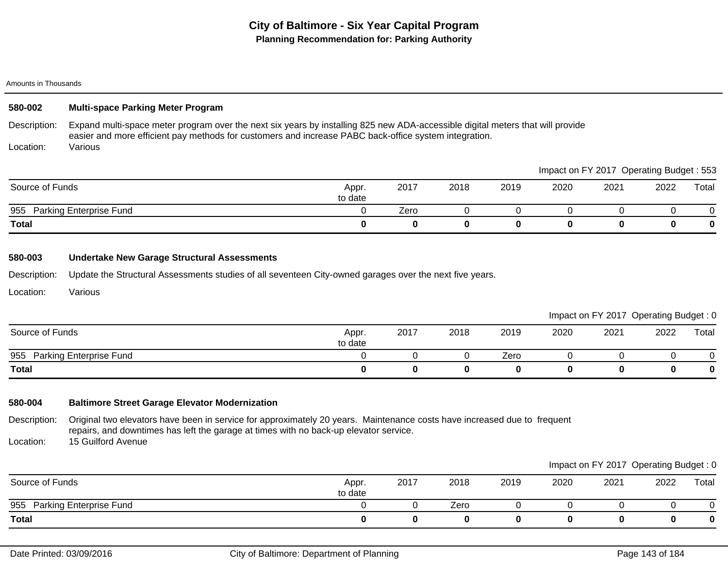# City of Baltimore - Six Year Capital Program

## Planning Recommendation for: Parking Authority

Amounts in Thousands

### 580-002 Multi-space Parking Meter Program

Description: Expand multi-space meter program over the next six years by installing 825 new ADA-accessible digital meters that will provide easier and more efficient pay methods for customers and increase PABC back-office system integration.

Location: Various

Impact on FY 2017 Operating Budget : 553

| Source of Funds | Appr. to date | 2017 | 2018 | 2019 | 2020 | 2021 | 2022 | Total |
|---|---|---|---|---|---|---|---|---|
| 955 Parking Enterprise Fund | 0 | Zero | 0 | 0 | 0 | 0 | 0 | 0 |
| **Total** | **0** | **0** | **0** | **0** | **0** | **0** | **0** | **0** |

### 580-003 Undertake New Garage Structural Assessments

Description: Update the Structural Assessments studies of all seventeen City-owned garages over the next five years.

Location: Various

Impact on FY 2017 Operating Budget : 0

| Source of Funds | Appr. to date | 2017 | 2018 | 2019 | 2020 | 2021 | 2022 | Total |
|---|---|---|---|---|---|---|---|---|
| 955 Parking Enterprise Fund | 0 | 0 | 0 | Zero | 0 | 0 | 0 | 0 |
| **Total** | **0** | **0** | **0** | **0** | **0** | **0** | **0** | **0** |

### 580-004 Baltimore Street Garage Elevator Modernization

Description: Original two elevators have been in service for approximately 20 years. Maintenance costs have increased due to frequent repairs, and downtimes has left the garage at times with no back-up elevator service.

Location: 15 Guilford Avenue

Impact on FY 2017 Operating Budget : 0

| Source of Funds | Appr. to date | 2017 | 2018 | 2019 | 2020 | 2021 | 2022 | Total |
|---|---|---|---|---|---|---|---|---|
| 955 Parking Enterprise Fund | 0 | 0 | Zero | 0 | 0 | 0 | 0 | 0 |
| **Total** | **0** | **0** | **0** | **0** | **0** | **0** | **0** | **0** |

Date Printed: 03/09/2016 City of Baltimore: Department of Planning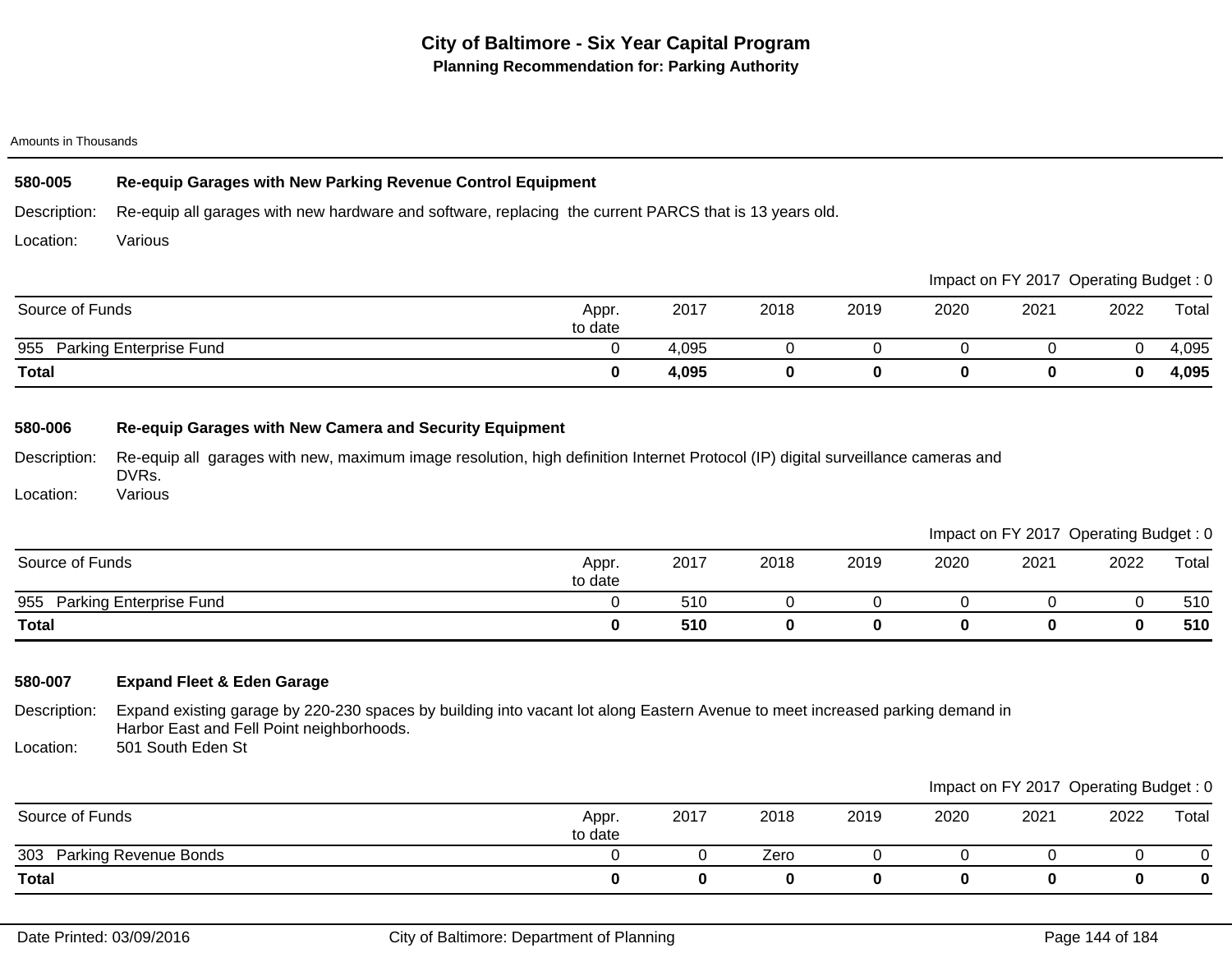# City of Baltimore - Six Year Capital Program

## Planning Recommendation for: Parking Authority

Amounts in Thousands

### 580-005 Re-equip Garages with New Parking Revenue Control Equipment

Description: Re-equip all garages with new hardware and software, replacing the current PARCS that is 13 years old.

Location: Various

Impact on FY 2017 Operating Budget : 0

| Source of Funds | Appr. to date | 2017 | 2018 | 2019 | 2020 | 2021 | 2022 | Total |
|---|---|---|---|---|---|---|---|---|
| 955 Parking Enterprise Fund | 0 | 4,095 | 0 | 0 | 0 | 0 | 0 | 4,095 |
| **Total** | **0** | **4,095** | **0** | **0** | **0** | **0** | **0** | **4,095** |

### 580-006 Re-equip Garages with New Camera and Security Equipment

Description: Re-equip all garages with new, maximum image resolution, high definition Internet Protocol (IP) digital surveillance cameras and DVRs.

Location: Various

Impact on FY 2017 Operating Budget : 0

| Source of Funds | Appr. to date | 2017 | 2018 | 2019 | 2020 | 2021 | 2022 | Total |
|---|---|---|---|---|---|---|---|---|
| 955 Parking Enterprise Fund | 0 | 510 | 0 | 0 | 0 | 0 | 0 | 510 |
| **Total** | **0** | **510** | **0** | **0** | **0** | **0** | **0** | **510** |

### 580-007 Expand Fleet & Eden Garage

Description: Expand existing garage by 220-230 spaces by building into vacant lot along Eastern Avenue to meet increased parking demand in Harbor East and Fell Point neighborhoods.

Location: 501 South Eden St

Impact on FY 2017 Operating Budget : 0

| Source of Funds | Appr. to date | 2017 | 2018 | 2019 | 2020 | 2021 | 2022 | Total |
|---|---|---|---|---|---|---|---|---|
| 303 Parking Revenue Bonds | 0 | 0 | Zero | 0 | 0 | 0 | 0 | 0 |
| **Total** | **0** | **0** | **0** | **0** | **0** | **0** | **0** | **0** |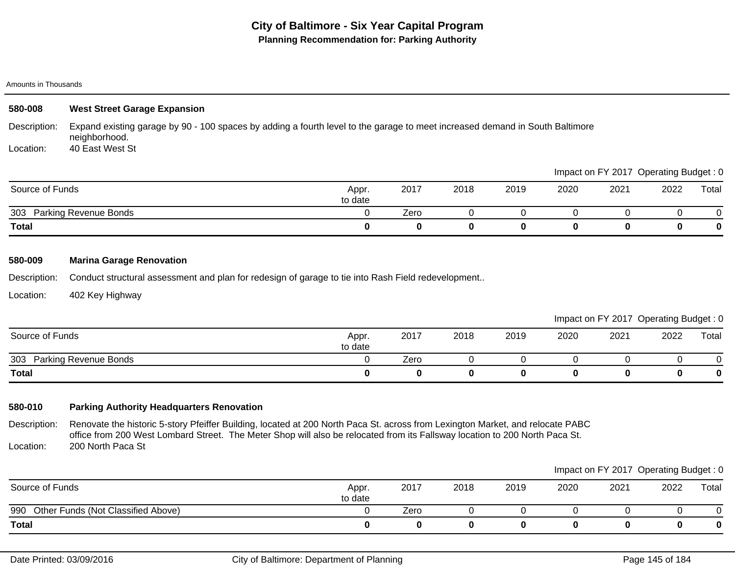# City of Baltimore - Six Year Capital Program

## Planning Recommendation for: Parking Authority

Amounts in Thousands

### 580-008 West Street Garage Expansion

Description: Expand existing garage by 90 - 100 spaces by adding a fourth level to the garage to meet increased demand in South Baltimore neighborhood.

Location: 40 East West St

Impact on FY 2017 Operating Budget : 0

| Source of Funds | Appr. to date | 2017 | 2018 | 2019 | 2020 | 2021 | 2022 | Total |
|---|---|---|---|---|---|---|---|---|
| 303 Parking Revenue Bonds | 0 | Zero | 0 | 0 | 0 | 0 | 0 | 0 |
| **Total** | **0** | **0** | **0** | **0** | **0** | **0** | **0** | **0** |

### 580-009 Marina Garage Renovation

Description: Conduct structural assessment and plan for redesign of garage to tie into Rash Field redevelopment..

Location: 402 Key Highway

Impact on FY 2017 Operating Budget : 0

| Source of Funds | Appr. to date | 2017 | 2018 | 2019 | 2020 | 2021 | 2022 | Total |
|---|---|---|---|---|---|---|---|---|
| 303 Parking Revenue Bonds | 0 | Zero | 0 | 0 | 0 | 0 | 0 | 0 |
| **Total** | **0** | **0** | **0** | **0** | **0** | **0** | **0** | **0** |

### 580-010 Parking Authority Headquarters Renovation

Description: Renovate the historic 5-story Pfeiffer Building, located at 200 North Paca St. across from Lexington Market, and relocate PABC office from 200 West Lombard Street. The Meter Shop will also be relocated from its Fallsway location to 200 North Paca St.

Location: 200 North Paca St

Impact on FY 2017 Operating Budget : 0

| Source of Funds | Appr. to date | 2017 | 2018 | 2019 | 2020 | 2021 | 2022 | Total |
|---|---|---|---|---|---|---|---|---|
| 990 Other Funds (Not Classified Above) | 0 | Zero | 0 | 0 | 0 | 0 | 0 | 0 |
| **Total** | **0** | **0** | **0** | **0** | **0** | **0** | **0** | **0** |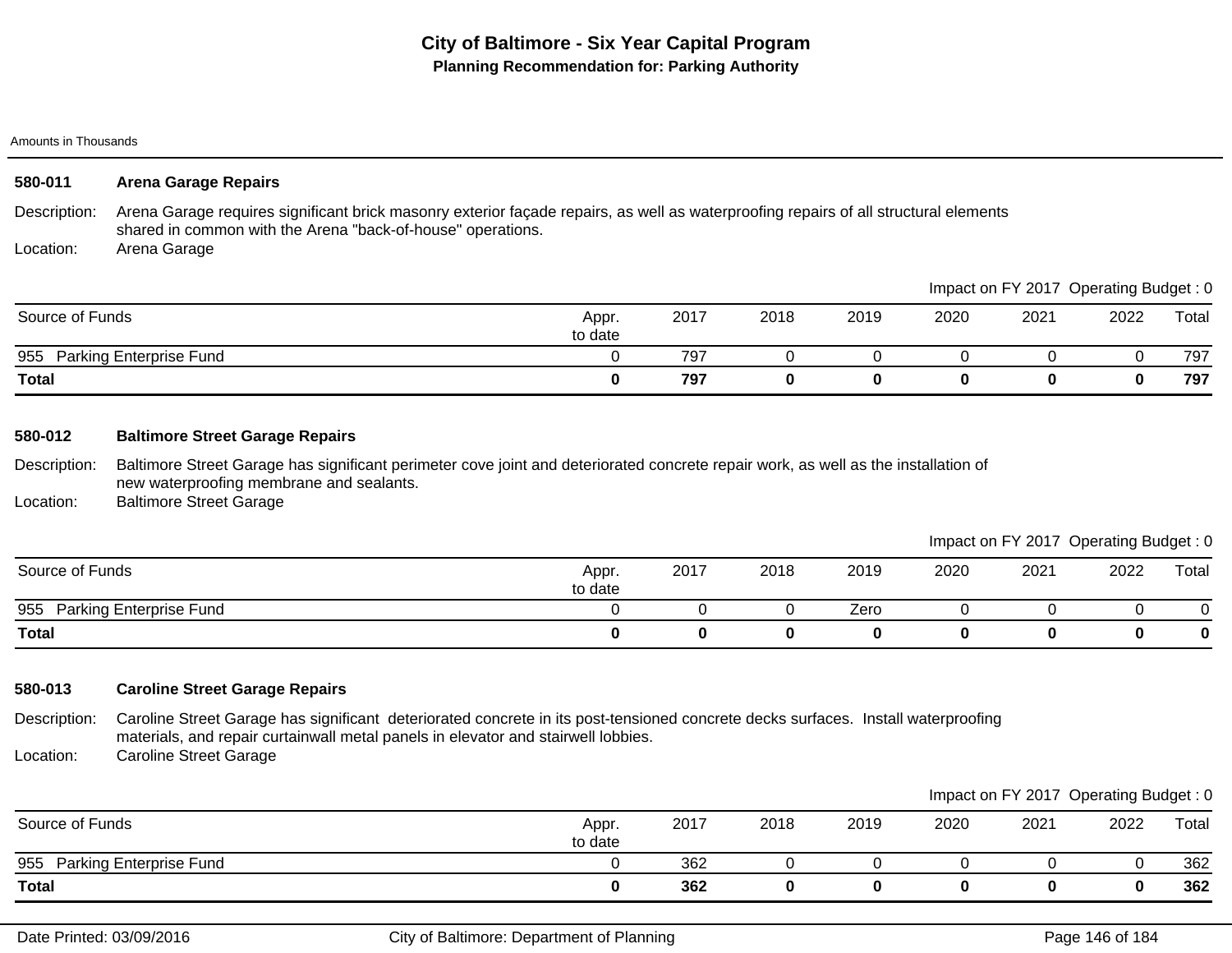# City of Baltimore - Six Year Capital Program

**Planning Recommendation for: Parking Authority**

Amounts in Thousands

### 580-011 Arena Garage Repairs

Description: Arena Garage requires significant brick masonry exterior façade repairs, as well as waterproofing repairs of all structural elements shared in common with the Arena "back-of-house" operations.

Location: Arena Garage

Impact on FY 2017 Operating Budget : 0

| Source of Funds | Appr. to date | 2017 | 2018 | 2019 | 2020 | 2021 | 2022 | Total |
|---|---|---|---|---|---|---|---|---|
| 955 Parking Enterprise Fund | 0 | 797 | 0 | 0 | 0 | 0 | 0 | 797 |
| **Total** | **0** | **797** | **0** | **0** | **0** | **0** | **0** | **797** |

### 580-012 Baltimore Street Garage Repairs

Description: Baltimore Street Garage has significant perimeter cove joint and deteriorated concrete repair work, as well as the installation of new waterproofing membrane and sealants.

Location: Baltimore Street Garage

Impact on FY 2017 Operating Budget : 0

| Source of Funds | Appr. to date | 2017 | 2018 | 2019 | 2020 | 2021 | 2022 | Total |
|---|---|---|---|---|---|---|---|---|
| 955 Parking Enterprise Fund | 0 | 0 | 0 | Zero | 0 | 0 | 0 | 0 |
| **Total** | **0** | **0** | **0** | **0** | **0** | **0** | **0** | **0** |

### 580-013 Caroline Street Garage Repairs

Description: Caroline Street Garage has significant deteriorated concrete in its post-tensioned concrete decks surfaces. Install waterproofing materials, and repair curtainwall metal panels in elevator and stairwell lobbies.

Location: Caroline Street Garage

Impact on FY 2017 Operating Budget : 0

| Source of Funds | Appr. to date | 2017 | 2018 | 2019 | 2020 | 2021 | 2022 | Total |
|---|---|---|---|---|---|---|---|---|
| 955 Parking Enterprise Fund | 0 | 362 | 0 | 0 | 0 | 0 | 0 | 362 |
| **Total** | **0** | **362** | **0** | **0** | **0** | **0** | **0** | **362** |

Date Printed: 03/09/2016 City of Baltimore: Department of Planning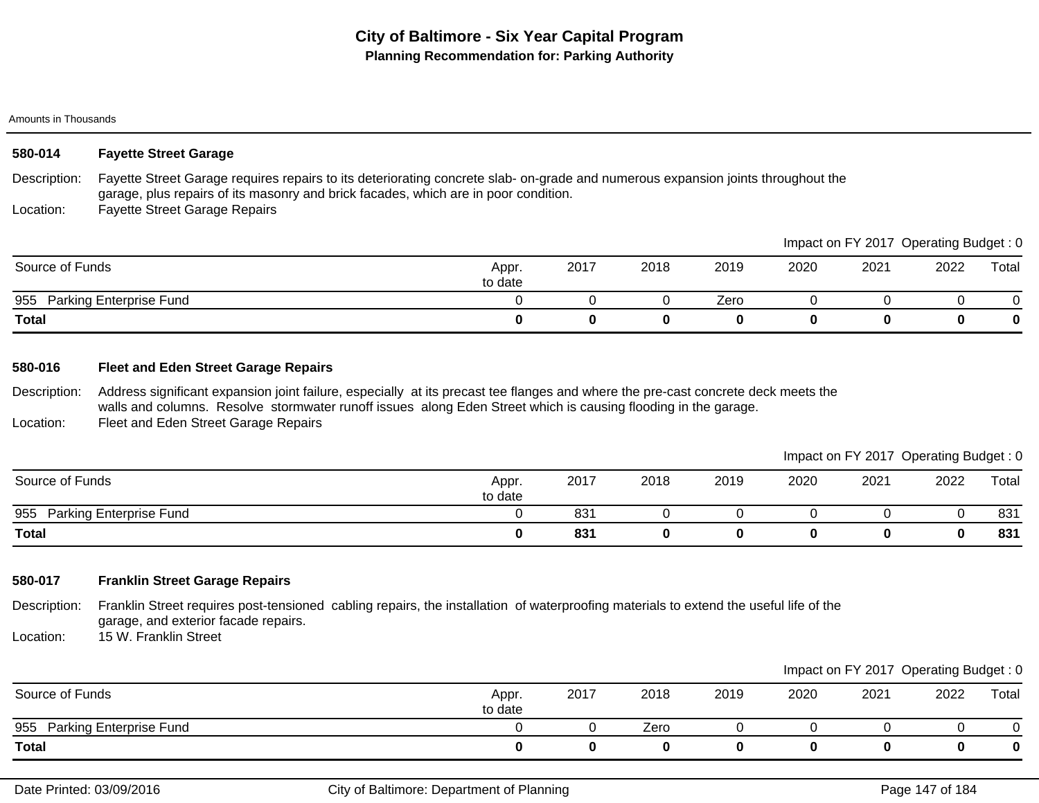# City of Baltimore - Six Year Capital Program

## Planning Recommendation for: Parking Authority

Amounts in Thousands

### 580-014 Fayette Street Garage

Description: Fayette Street Garage requires repairs to its deteriorating concrete slab- on-grade and numerous expansion joints throughout the garage, plus repairs of its masonry and brick facades, which are in poor condition.

Location: Fayette Street Garage Repairs

Impact on FY 2017 Operating Budget : 0

| Source of Funds | Appr. to date | 2017 | 2018 | 2019 | 2020 | 2021 | 2022 | Total |
|---|---|---|---|---|---|---|---|---|
| 955 Parking Enterprise Fund | 0 | 0 | 0 | Zero | 0 | 0 | 0 | 0 |
| **Total** | **0** | **0** | **0** | **0** | **0** | **0** | **0** | **0** |

### 580-016 Fleet and Eden Street Garage Repairs

Description: Address significant expansion joint failure, especially at its precast tee flanges and where the pre-cast concrete deck meets the walls and columns. Resolve stormwater runoff issues along Eden Street which is causing flooding in the garage.

Location: Fleet and Eden Street Garage Repairs

Impact on FY 2017 Operating Budget : 0

| Source of Funds | Appr. to date | 2017 | 2018 | 2019 | 2020 | 2021 | 2022 | Total |
|---|---|---|---|---|---|---|---|---|
| 955 Parking Enterprise Fund | 0 | 831 | 0 | 0 | 0 | 0 | 0 | 831 |
| **Total** | **0** | **831** | **0** | **0** | **0** | **0** | **0** | **831** |

### 580-017 Franklin Street Garage Repairs

Description: Franklin Street requires post-tensioned cabling repairs, the installation of waterproofing materials to extend the useful life of the garage, and exterior facade repairs.

Location: 15 W. Franklin Street

Impact on FY 2017 Operating Budget : 0

| Source of Funds | Appr. to date | 2017 | 2018 | 2019 | 2020 | 2021 | 2022 | Total |
|---|---|---|---|---|---|---|---|---|
| 955 Parking Enterprise Fund | 0 | 0 | Zero | 0 | 0 | 0 | 0 | 0 |
| **Total** | **0** | **0** | **0** | **0** | **0** | **0** | **0** | **0** |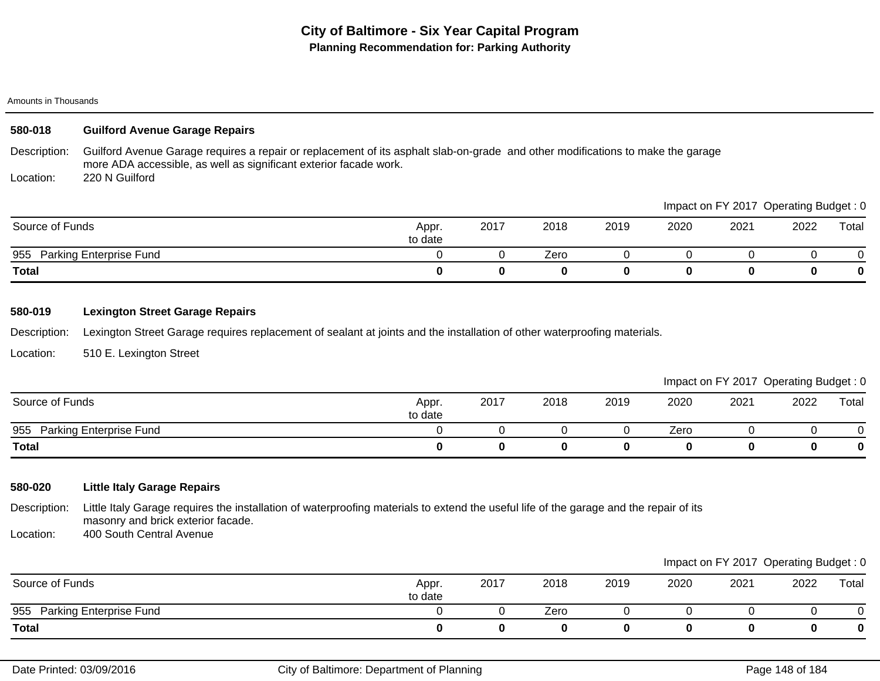# City of Baltimore - Six Year Capital Program

## Planning Recommendation for: Parking Authority

Amounts in Thousands

### 580-018 Guilford Avenue Garage Repairs

Description: Guilford Avenue Garage requires a repair or replacement of its asphalt slab-on-grade and other modifications to make the garage more ADA accessible, as well as significant exterior facade work.

Location: 220 N Guilford

Impact on FY 2017 Operating Budget : 0

| Source of Funds | Appr. to date | 2017 | 2018 | 2019 | 2020 | 2021 | 2022 | Total |
|---|---|---|---|---|---|---|---|---|
| 955 Parking Enterprise Fund | 0 | 0 | Zero | 0 | 0 | 0 | 0 | 0 |
| **Total** | **0** | **0** | **0** | **0** | **0** | **0** | **0** | **0** |

### 580-019 Lexington Street Garage Repairs

Description: Lexington Street Garage requires replacement of sealant at joints and the installation of other waterproofing materials.

Location: 510 E. Lexington Street

Impact on FY 2017 Operating Budget : 0

| Source of Funds | Appr. to date | 2017 | 2018 | 2019 | 2020 | 2021 | 2022 | Total |
|---|---|---|---|---|---|---|---|---|
| 955 Parking Enterprise Fund | 0 | 0 | 0 | 0 | Zero | 0 | 0 | 0 |
| **Total** | **0** | **0** | **0** | **0** | **0** | **0** | **0** | **0** |

### 580-020 Little Italy Garage Repairs

Description: Little Italy Garage requires the installation of waterproofing materials to extend the useful life of the garage and the repair of its masonry and brick exterior facade.

Location: 400 South Central Avenue

Impact on FY 2017 Operating Budget : 0

| Source of Funds | Appr. to date | 2017 | 2018 | 2019 | 2020 | 2021 | 2022 | Total |
|---|---|---|---|---|---|---|---|---|
| 955 Parking Enterprise Fund | 0 | 0 | Zero | 0 | 0 | 0 | 0 | 0 |
| **Total** | **0** | **0** | **0** | **0** | **0** | **0** | **0** | **0** |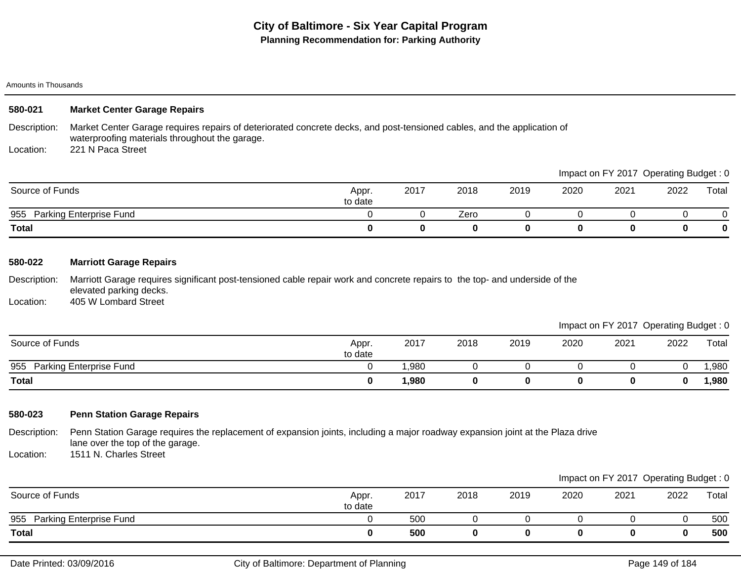# City of Baltimore - Six Year Capital Program

## Planning Recommendation for: Parking Authority

Amounts in Thousands

### 580-021 Market Center Garage Repairs

Description: Market Center Garage requires repairs of deteriorated concrete decks, and post-tensioned cables, and the application of waterproofing materials throughout the garage.

Location: 221 N Paca Street

Impact on FY 2017 Operating Budget : 0

| Source of Funds | Appr. to date | 2017 | 2018 | 2019 | 2020 | 2021 | 2022 | Total |
|---|---|---|---|---|---|---|---|---|
| 955 Parking Enterprise Fund | 0 | 0 | Zero | 0 | 0 | 0 | 0 | 0 |
| **Total** | **0** | **0** | **0** | **0** | **0** | **0** | **0** | **0** |

### 580-022 Marriott Garage Repairs

Description: Marriott Garage requires significant post-tensioned cable repair work and concrete repairs to the top- and underside of the elevated parking decks.

Location: 405 W Lombard Street

Impact on FY 2017 Operating Budget : 0

| Source of Funds | Appr. to date | 2017 | 2018 | 2019 | 2020 | 2021 | 2022 | Total |
|---|---|---|---|---|---|---|---|---|
| 955 Parking Enterprise Fund | 0 | 1,980 | 0 | 0 | 0 | 0 | 0 | 1,980 |
| **Total** | **0** | **1,980** | **0** | **0** | **0** | **0** | **0** | **1,980** |

### 580-023 Penn Station Garage Repairs

Description: Penn Station Garage requires the replacement of expansion joints, including a major roadway expansion joint at the Plaza drive lane over the top of the garage.

Location: 1511 N. Charles Street

Impact on FY 2017 Operating Budget : 0

| Source of Funds | Appr. to date | 2017 | 2018 | 2019 | 2020 | 2021 | 2022 | Total |
|---|---|---|---|---|---|---|---|---|
| 955 Parking Enterprise Fund | 0 | 500 | 0 | 0 | 0 | 0 | 0 | 500 |
| **Total** | **0** | **500** | **0** | **0** | **0** | **0** | **0** | **500** |

Date Printed: 03/09/2016 City of Baltimore: Department of Planning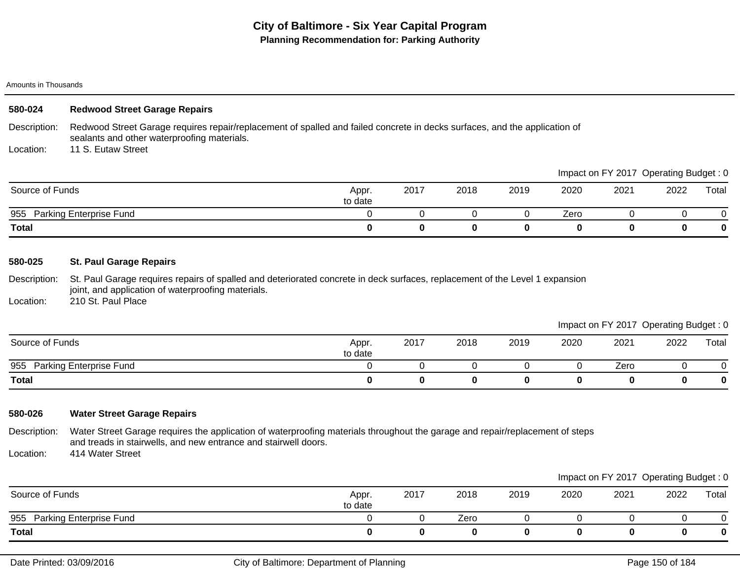# City of Baltimore - Six Year Capital Program

## Planning Recommendation for: Parking Authority

Amounts in Thousands

### 580-024 Redwood Street Garage Repairs

Description: Redwood Street Garage requires repair/replacement of spalled and failed concrete in decks surfaces, and the application of sealants and other waterproofing materials.

Location: 11 S. Eutaw Street

Impact on FY 2017 Operating Budget : 0

| Source of Funds | Appr. to date | 2017 | 2018 | 2019 | 2020 | 2021 | 2022 | Total |
|---|---|---|---|---|---|---|---|---|
| 955 Parking Enterprise Fund | 0 | 0 | 0 | 0 | Zero | 0 | 0 | 0 |
| **Total** | **0** | **0** | **0** | **0** | **0** | **0** | **0** | **0** |

### 580-025 St. Paul Garage Repairs

Description: St. Paul Garage requires repairs of spalled and deteriorated concrete in deck surfaces, replacement of the Level 1 expansion joint, and application of waterproofing materials.

Location: 210 St. Paul Place

Impact on FY 2017 Operating Budget : 0

| Source of Funds | Appr. to date | 2017 | 2018 | 2019 | 2020 | 2021 | 2022 | Total |
|---|---|---|---|---|---|---|---|---|
| 955 Parking Enterprise Fund | 0 | 0 | 0 | 0 | 0 | Zero | 0 | 0 |
| **Total** | **0** | **0** | **0** | **0** | **0** | **0** | **0** | **0** |

### 580-026 Water Street Garage Repairs

Description: Water Street Garage requires the application of waterproofing materials throughout the garage and repair/replacement of steps and treads in stairwells, and new entrance and stairwell doors.

Location: 414 Water Street

Impact on FY 2017 Operating Budget : 0

| Source of Funds | Appr. to date | 2017 | 2018 | 2019 | 2020 | 2021 | 2022 | Total |
|---|---|---|---|---|---|---|---|---|
| 955 Parking Enterprise Fund | 0 | 0 | Zero | 0 | 0 | 0 | 0 | 0 |
| **Total** | **0** | **0** | **0** | **0** | **0** | **0** | **0** | **0** |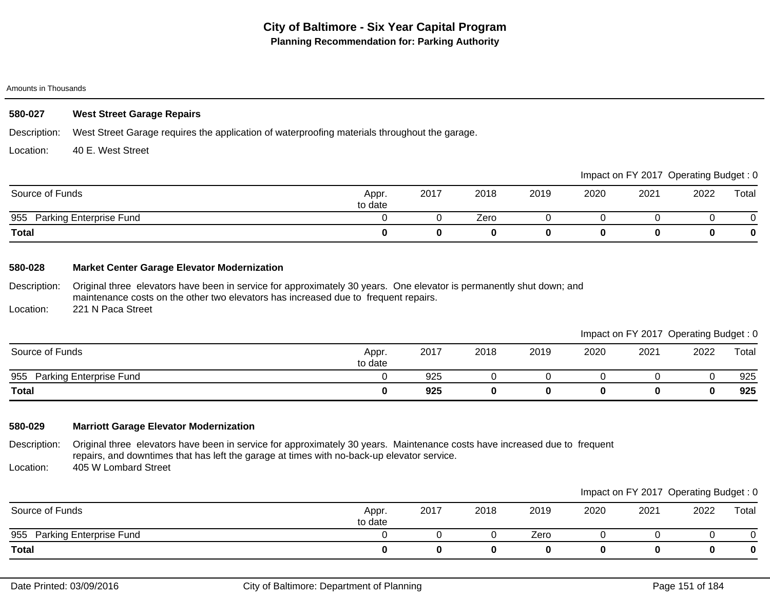# City of Baltimore - Six Year Capital Program

## Planning Recommendation for: Parking Authority

Amounts in Thousands

### 580-027 West Street Garage Repairs

Description: West Street Garage requires the application of waterproofing materials throughout the garage.

Location: 40 E. West Street

Impact on FY 2017 Operating Budget : 0

| Source of Funds | Appr. to date | 2017 | 2018 | 2019 | 2020 | 2021 | 2022 | Total |
|---|---|---|---|---|---|---|---|---|
| 955 Parking Enterprise Fund | 0 | 0 | Zero | 0 | 0 | 0 | 0 | 0 |
| **Total** | **0** | **0** | **0** | **0** | **0** | **0** | **0** | **0** |

### 580-028 Market Center Garage Elevator Modernization

Description: Original three elevators have been in service for approximately 30 years. One elevator is permanently shut down; and maintenance costs on the other two elevators has increased due to frequent repairs.

Location: 221 N Paca Street

Impact on FY 2017 Operating Budget : 0

| Source of Funds | Appr. to date | 2017 | 2018 | 2019 | 2020 | 2021 | 2022 | Total |
|---|---|---|---|---|---|---|---|---|
| 955 Parking Enterprise Fund | 0 | 925 | 0 | 0 | 0 | 0 | 0 | 925 |
| **Total** | **0** | **925** | **0** | **0** | **0** | **0** | **0** | **925** |

### 580-029 Marriott Garage Elevator Modernization

Description: Original three elevators have been in service for approximately 30 years. Maintenance costs have increased due to frequent repairs, and downtimes that has left the garage at times with no-back-up elevator service.

Location: 405 W Lombard Street

Impact on FY 2017 Operating Budget : 0

| Source of Funds | Appr. to date | 2017 | 2018 | 2019 | 2020 | 2021 | 2022 | Total |
|---|---|---|---|---|---|---|---|---|
| 955 Parking Enterprise Fund | 0 | 0 | 0 | Zero | 0 | 0 | 0 | 0 |
| **Total** | **0** | **0** | **0** | **0** | **0** | **0** | **0** | **0** |

Date Printed: 03/09/2016 — City of Baltimore: Department of Planning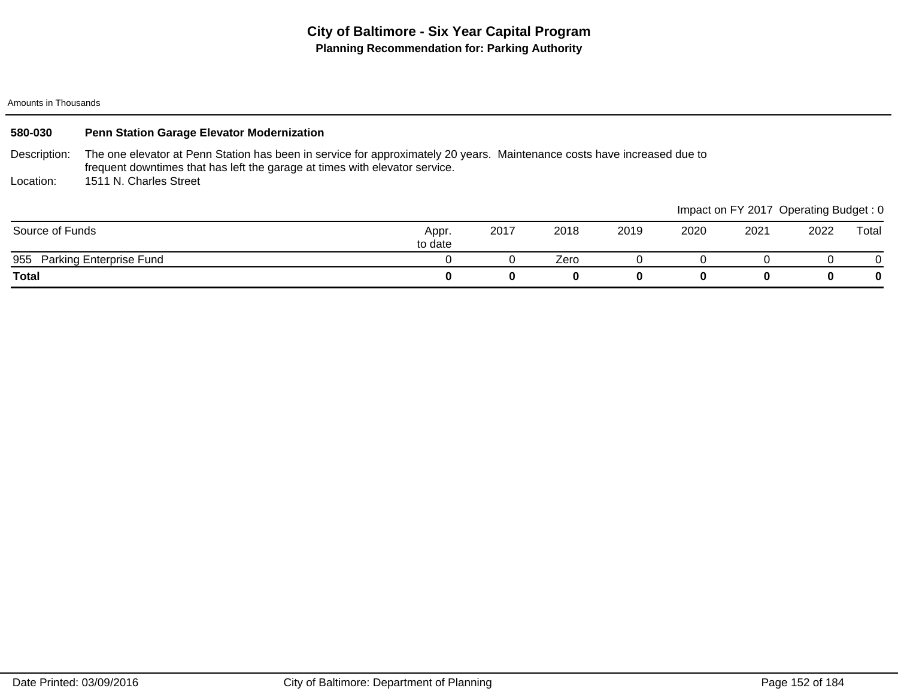# City of Baltimore - Six Year Capital Program

## Planning Recommendation for: Parking Authority

Amounts in Thousands

### 580-030 Penn Station Garage Elevator Modernization

Description: The one elevator at Penn Station has been in service for approximately 20 years. Maintenance costs have increased due to frequent downtimes that has left the garage at times with elevator service.

Location: 1511 N. Charles Street

Impact on FY 2017 Operating Budget : 0

| Source of Funds | Appr. to date | 2017 | 2018 | 2019 | 2020 | 2021 | 2022 | Total |
|---|---|---|---|---|---|---|---|---|
| 955 Parking Enterprise Fund | 0 | 0 | Zero | 0 | 0 | 0 | 0 | 0 |
| **Total** | **0** | **0** | **0** | **0** | **0** | **0** | **0** | **0** |

Date Printed: 03/09/2016 City of Baltimore: Department of Planning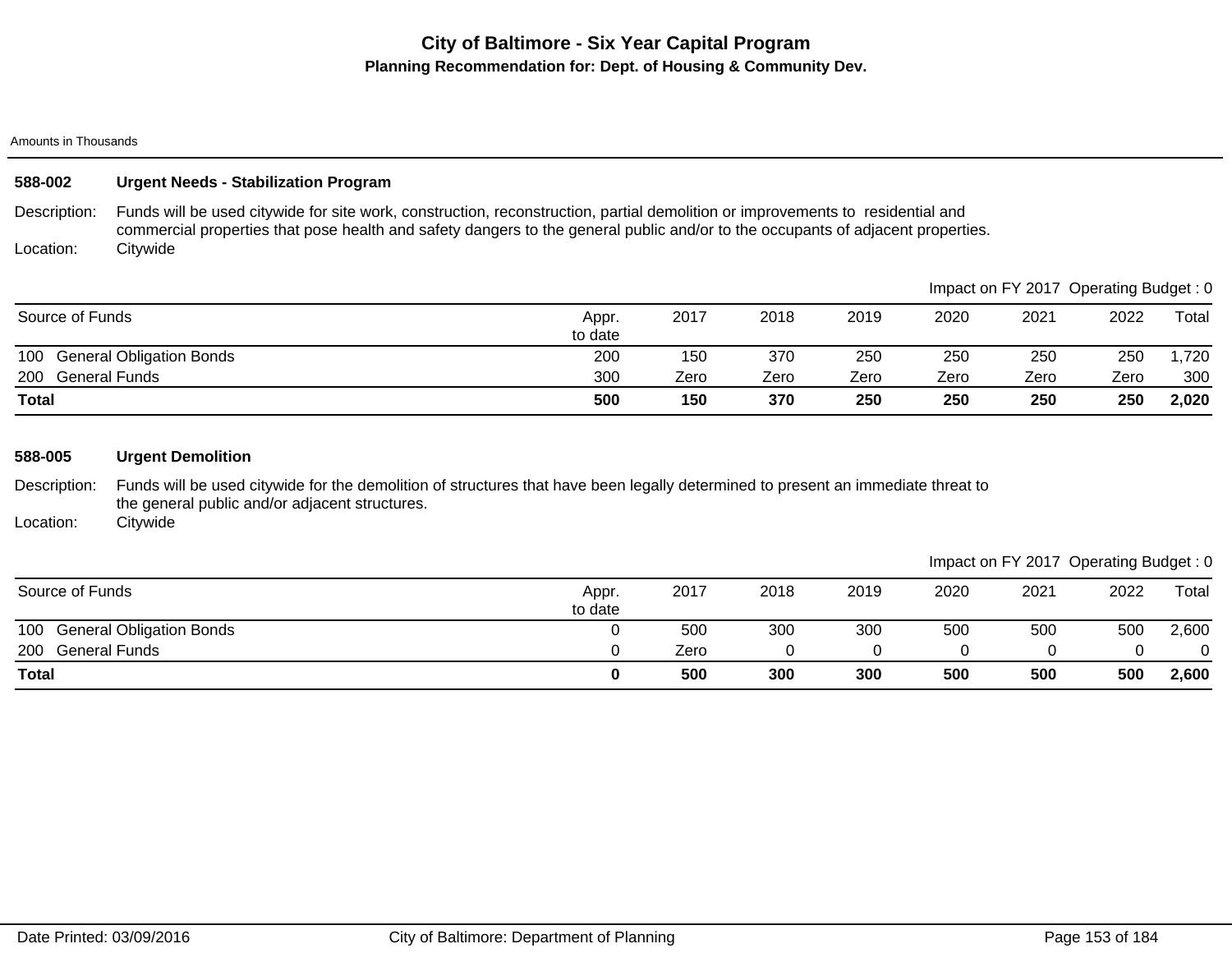# City of Baltimore - Six Year Capital Program

## Planning Recommendation for: Dept. of Housing & Community Dev.

Amounts in Thousands

### 588-002 Urgent Needs - Stabilization Program

Description: Funds will be used citywide for site work, construction, reconstruction, partial demolition or improvements to residential and commercial properties that pose health and safety dangers to the general public and/or to the occupants of adjacent properties.

Location: Citywide

Impact on FY 2017 Operating Budget : 0

| Source of Funds | Appr. to date | 2017 | 2018 | 2019 | 2020 | 2021 | 2022 | Total |
|---|---|---|---|---|---|---|---|---|
| 100 General Obligation Bonds | 200 | 150 | 370 | 250 | 250 | 250 | 250 | 1,720 |
| 200 General Funds | 300 | Zero | Zero | Zero | Zero | Zero | Zero | 300 |
| **Total** | **500** | **150** | **370** | **250** | **250** | **250** | **250** | **2,020** |

### 588-005 Urgent Demolition

Description: Funds will be used citywide for the demolition of structures that have been legally determined to present an immediate threat to the general public and/or adjacent structures.

Location: Citywide

Impact on FY 2017 Operating Budget : 0

| Source of Funds | Appr. to date | 2017 | 2018 | 2019 | 2020 | 2021 | 2022 | Total |
|---|---|---|---|---|---|---|---|---|
| 100 General Obligation Bonds | 0 | 500 | 300 | 300 | 500 | 500 | 500 | 2,600 |
| 200 General Funds | 0 | Zero | 0 | 0 | 0 | 0 | 0 | 0 |
| **Total** | **0** | **500** | **300** | **300** | **500** | **500** | **500** | **2,600** |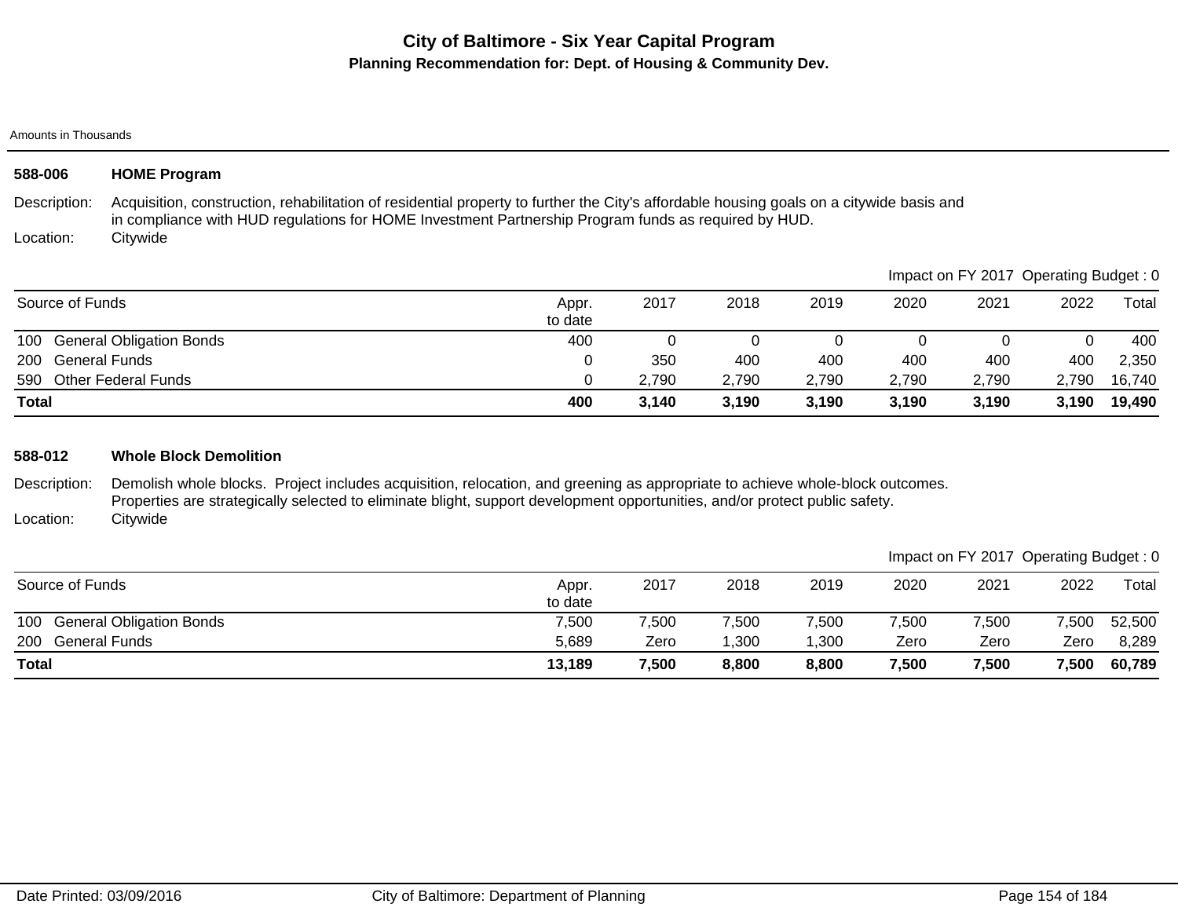# City of Baltimore - Six Year Capital Program

**Planning Recommendation for: Dept. of Housing & Community Dev.**

Amounts in Thousands

## 588-006 HOME Program

Description: Acquisition, construction, rehabilitation of residential property to further the City's affordable housing goals on a citywide basis and in compliance with HUD regulations for HOME Investment Partnership Program funds as required by HUD.

Location: Citywide

Impact on FY 2017 Operating Budget : 0

| Source of Funds | Appr. to date | 2017 | 2018 | 2019 | 2020 | 2021 | 2022 | Total |
|---|---|---|---|---|---|---|---|---|
| 100 General Obligation Bonds | 400 | 0 | 0 | 0 | 0 | 0 | 0 | 400 |
| 200 General Funds | 0 | 350 | 400 | 400 | 400 | 400 | 400 | 2,350 |
| 590 Other Federal Funds | 0 | 2,790 | 2,790 | 2,790 | 2,790 | 2,790 | 2,790 | 16,740 |
| **Total** | **400** | **3,140** | **3,190** | **3,190** | **3,190** | **3,190** | **3,190** | **19,490** |

## 588-012 Whole Block Demolition

Description: Demolish whole blocks. Project includes acquisition, relocation, and greening as appropriate to achieve whole-block outcomes. Properties are strategically selected to eliminate blight, support development opportunities, and/or protect public safety.

Location: Citywide

Impact on FY 2017 Operating Budget : 0

| Source of Funds | Appr. to date | 2017 | 2018 | 2019 | 2020 | 2021 | 2022 | Total |
|---|---|---|---|---|---|---|---|---|
| 100 General Obligation Bonds | 7,500 | 7,500 | 7,500 | 7,500 | 7,500 | 7,500 | 7,500 | 52,500 |
| 200 General Funds | 5,689 | Zero | 1,300 | 1,300 | Zero | Zero | Zero | 8,289 |
| **Total** | **13,189** | **7,500** | **8,800** | **8,800** | **7,500** | **7,500** | **7,500** | **60,789** |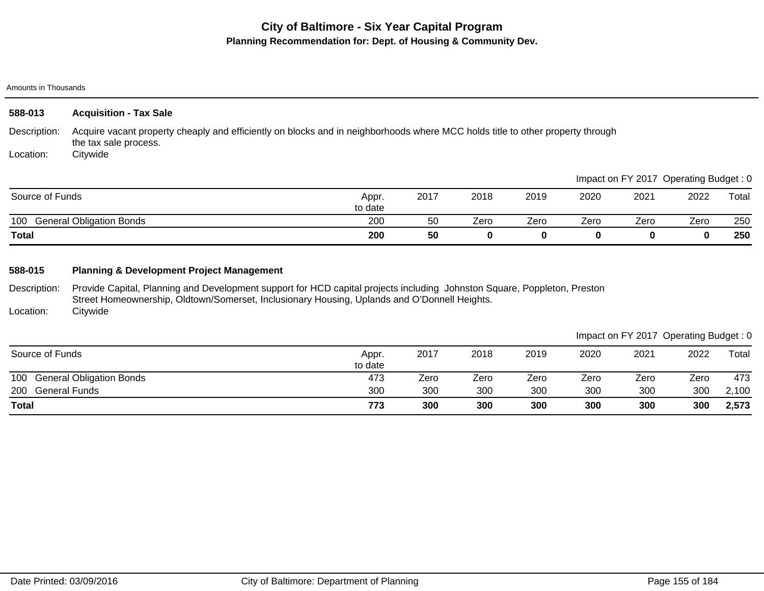# City of Baltimore - Six Year Capital Program

## Planning Recommendation for: Dept. of Housing & Community Dev.

Amounts in Thousands

### 588-013 Acquisition - Tax Sale

Description: Acquire vacant property cheaply and efficiently on blocks and in neighborhoods where MCC holds title to other property through the tax sale process.

Location: Citywide

Impact on FY 2017 Operating Budget : 0

| Source of Funds | Appr. to date | 2017 | 2018 | 2019 | 2020 | 2021 | 2022 | Total |
|---|---|---|---|---|---|---|---|---|
| 100 General Obligation Bonds | 200 | 50 | Zero | Zero | Zero | Zero | Zero | 250 |
| **Total** | **200** | **50** | **0** | **0** | **0** | **0** | **0** | **250** |

### 588-015 Planning & Development Project Management

Description: Provide Capital, Planning and Development support for HCD capital projects including Johnston Square, Poppleton, Preston Street Homeownership, Oldtown/Somerset, Inclusionary Housing, Uplands and O'Donnell Heights.

Location: Citywide

Impact on FY 2017 Operating Budget : 0

| Source of Funds | Appr. to date | 2017 | 2018 | 2019 | 2020 | 2021 | 2022 | Total |
|---|---|---|---|---|---|---|---|---|
| 100 General Obligation Bonds | 473 | Zero | Zero | Zero | Zero | Zero | Zero | 473 |
| 200 General Funds | 300 | 300 | 300 | 300 | 300 | 300 | 300 | 2,100 |
| **Total** | **773** | **300** | **300** | **300** | **300** | **300** | **300** | **2,573** |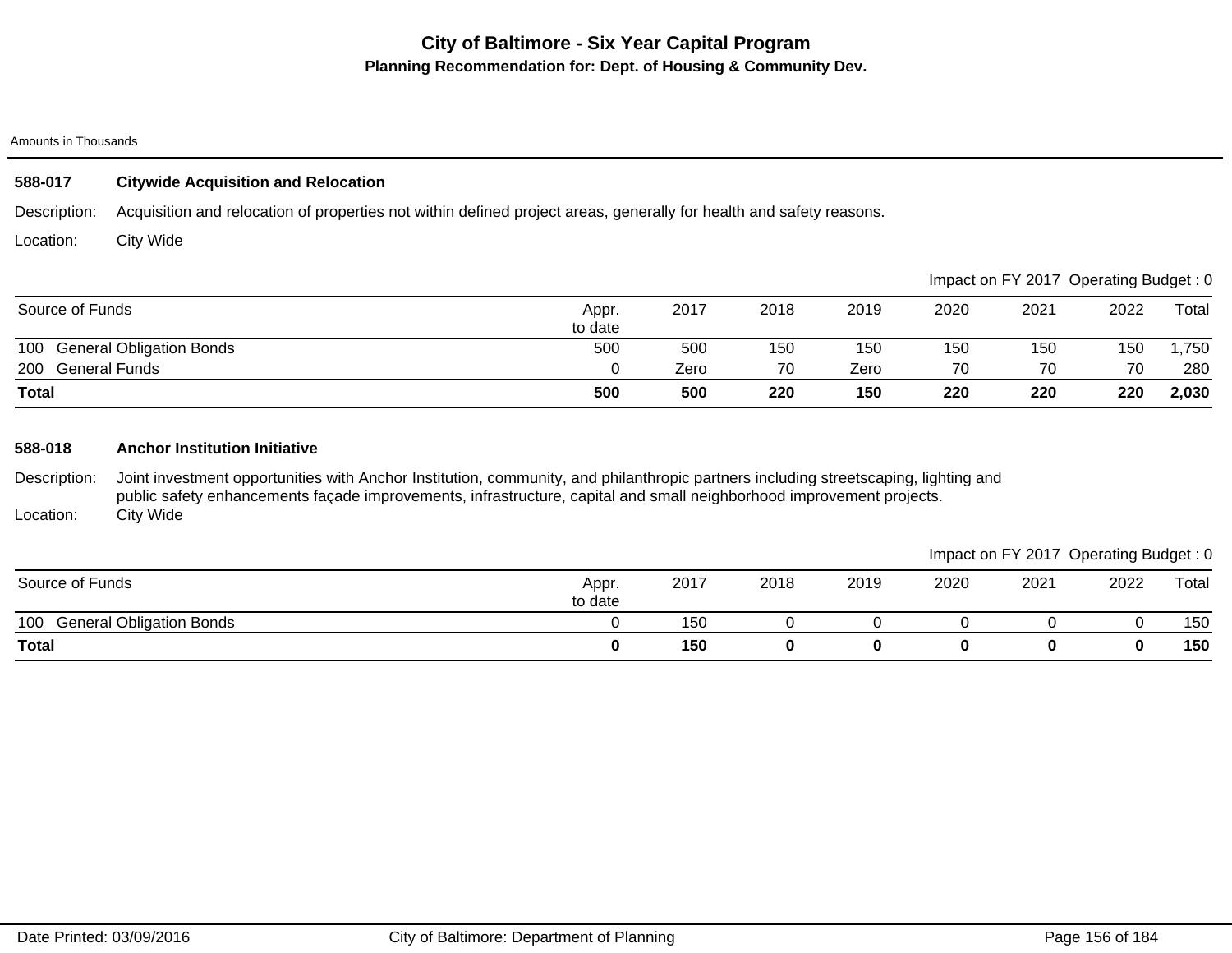# City of Baltimore - Six Year Capital Program

## Planning Recommendation for: Dept. of Housing & Community Dev.

Amounts in Thousands

### 588-017 Citywide Acquisition and Relocation

Description: Acquisition and relocation of properties not within defined project areas, generally for health and safety reasons.

Location: City Wide

Impact on FY 2017 Operating Budget : 0

| Source of Funds | Appr. to date | 2017 | 2018 | 2019 | 2020 | 2021 | 2022 | Total |
|---|---|---|---|---|---|---|---|---|
| 100 General Obligation Bonds | 500 | 500 | 150 | 150 | 150 | 150 | 150 | 1,750 |
| 200 General Funds | 0 | Zero | 70 | Zero | 70 | 70 | 70 | 280 |
| **Total** | **500** | **500** | **220** | **150** | **220** | **220** | **220** | **2,030** |

### 588-018 Anchor Institution Initiative

Description: Joint investment opportunities with Anchor Institution, community, and philanthropic partners including streetscaping, lighting and public safety enhancements façade improvements, infrastructure, capital and small neighborhood improvement projects.

Location: City Wide

Impact on FY 2017 Operating Budget : 0

| Source of Funds | Appr. to date | 2017 | 2018 | 2019 | 2020 | 2021 | 2022 | Total |
|---|---|---|---|---|---|---|---|---|
| 100 General Obligation Bonds | 0 | 150 | 0 | 0 | 0 | 0 | 0 | 150 |
| **Total** | **0** | **150** | **0** | **0** | **0** | **0** | **0** | **150** |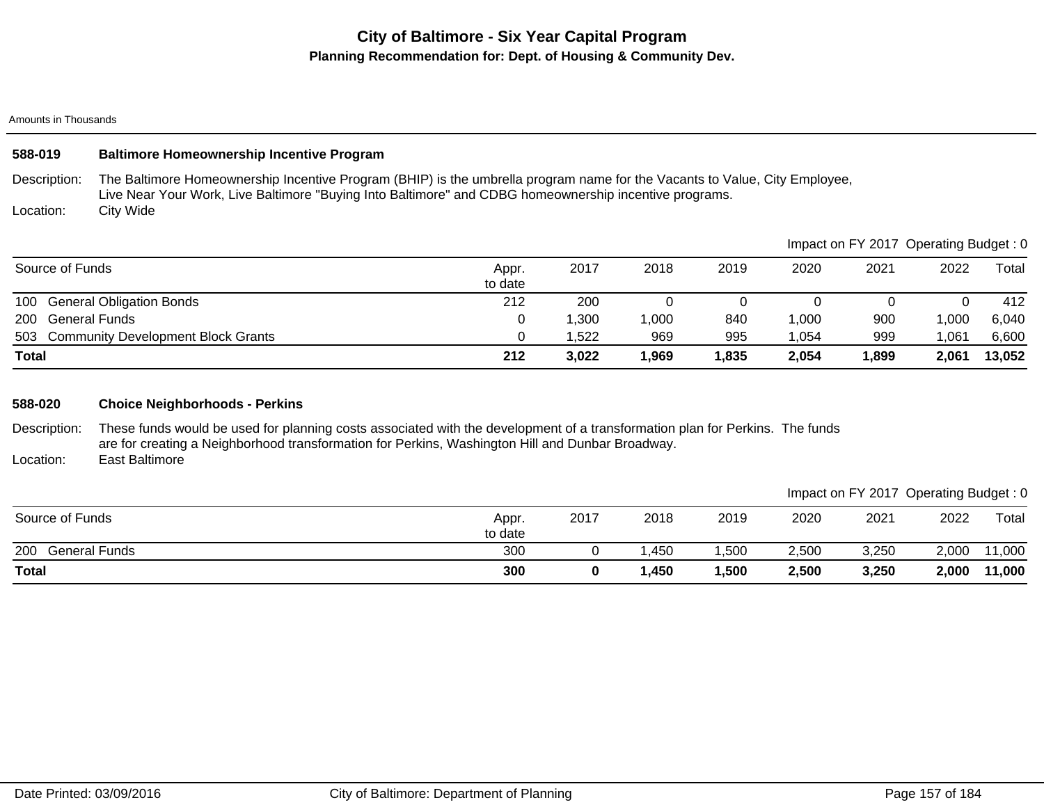# City of Baltimore - Six Year Capital Program

## Planning Recommendation for: Dept. of Housing & Community Dev.

Amounts in Thousands

### 588-019 Baltimore Homeownership Incentive Program

Description: The Baltimore Homeownership Incentive Program (BHIP) is the umbrella program name for the Vacants to Value, City Employee, Live Near Your Work, Live Baltimore "Buying Into Baltimore" and CDBG homeownership incentive programs.

Location: City Wide

Impact on FY 2017 Operating Budget : 0

| Source of Funds | Appr. to date | 2017 | 2018 | 2019 | 2020 | 2021 | 2022 | Total |
|---|---|---|---|---|---|---|---|---|
| 100 General Obligation Bonds | 212 | 200 | 0 | 0 | 0 | 0 | 0 | 412 |
| 200 General Funds | 0 | 1,300 | 1,000 | 840 | 1,000 | 900 | 1,000 | 6,040 |
| 503 Community Development Block Grants | 0 | 1,522 | 969 | 995 | 1,054 | 999 | 1,061 | 6,600 |
| **Total** | **212** | **3,022** | **1,969** | **1,835** | **2,054** | **1,899** | **2,061** | **13,052** |

### 588-020 Choice Neighborhoods - Perkins

Description: These funds would be used for planning costs associated with the development of a transformation plan for Perkins. The funds are for creating a Neighborhood transformation for Perkins, Washington Hill and Dunbar Broadway.

Location: East Baltimore

Impact on FY 2017 Operating Budget : 0

| Source of Funds | Appr. to date | 2017 | 2018 | 2019 | 2020 | 2021 | 2022 | Total |
|---|---|---|---|---|---|---|---|---|
| 200 General Funds | 300 | 0 | 1,450 | 1,500 | 2,500 | 3,250 | 2,000 | 11,000 |
| **Total** | **300** | **0** | **1,450** | **1,500** | **2,500** | **3,250** | **2,000** | **11,000** |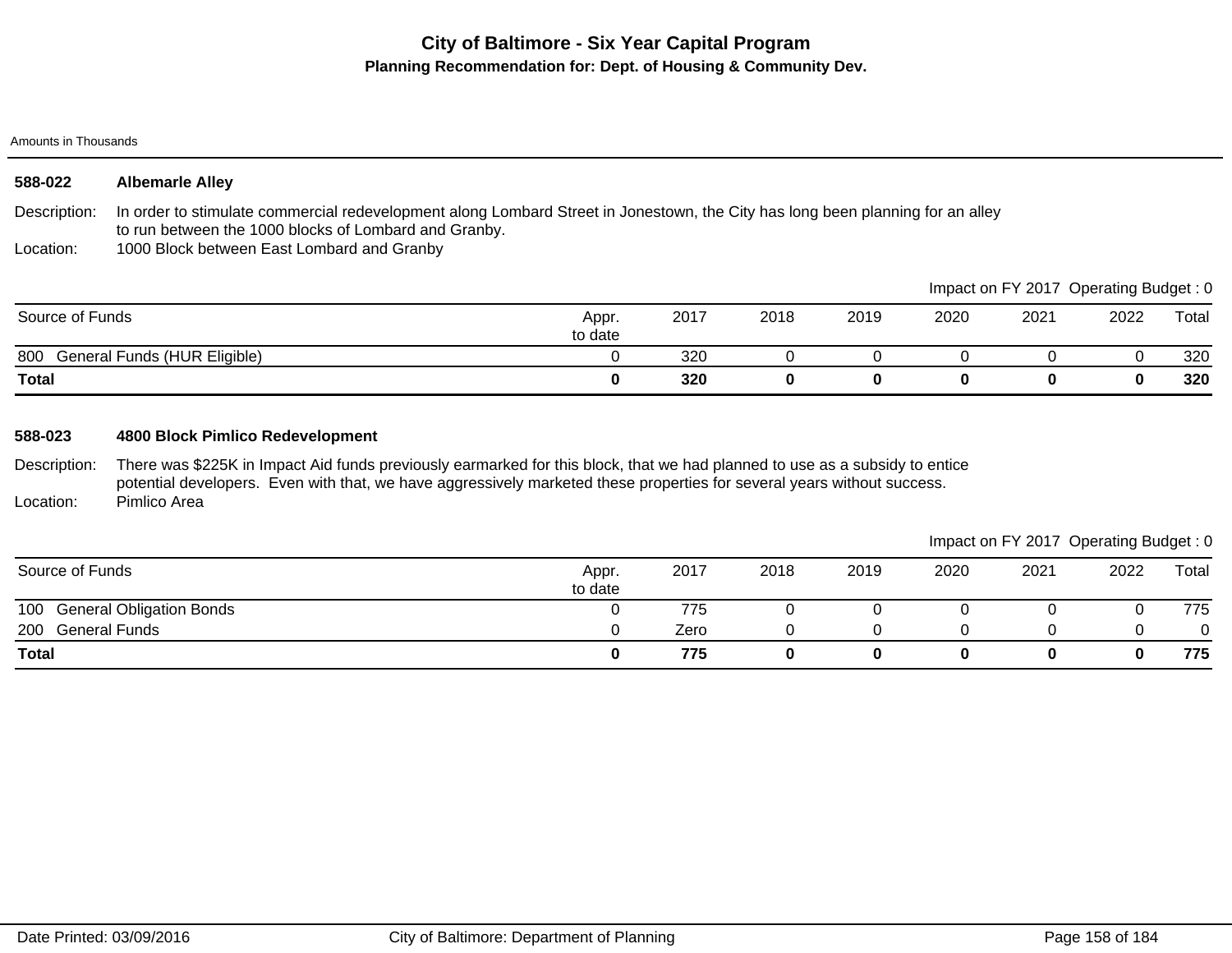# City of Baltimore - Six Year Capital Program

## Planning Recommendation for: Dept. of Housing & Community Dev.

Amounts in Thousands

### 588-022 Albemarle Alley

Description: In order to stimulate commercial redevelopment along Lombard Street in Jonestown, the City has long been planning for an alley to run between the 1000 blocks of Lombard and Granby.

Location: 1000 Block between East Lombard and Granby

Impact on FY 2017 Operating Budget : 0

| Source of Funds | Appr. to date | 2017 | 2018 | 2019 | 2020 | 2021 | 2022 | Total |
|---|---|---|---|---|---|---|---|---|
| 800 General Funds (HUR Eligible) | 0 | 320 | 0 | 0 | 0 | 0 | 0 | 320 |
| **Total** | **0** | **320** | **0** | **0** | **0** | **0** | **0** | **320** |

### 588-023 4800 Block Pimlico Redevelopment

Description: There was $225K in Impact Aid funds previously earmarked for this block, that we had planned to use as a subsidy to entice potential developers. Even with that, we have aggressively marketed these properties for several years without success.

Location: Pimlico Area

Impact on FY 2017 Operating Budget : 0

| Source of Funds | Appr. to date | 2017 | 2018 | 2019 | 2020 | 2021 | 2022 | Total |
|---|---|---|---|---|---|---|---|---|
| 100 General Obligation Bonds | 0 | 775 | 0 | 0 | 0 | 0 | 0 | 775 |
| 200 General Funds | 0 | Zero | 0 | 0 | 0 | 0 | 0 | 0 |
| **Total** | **0** | **775** | **0** | **0** | **0** | **0** | **0** | **775** |

Date Printed: 03/09/2016 City of Baltimore: Department of Planning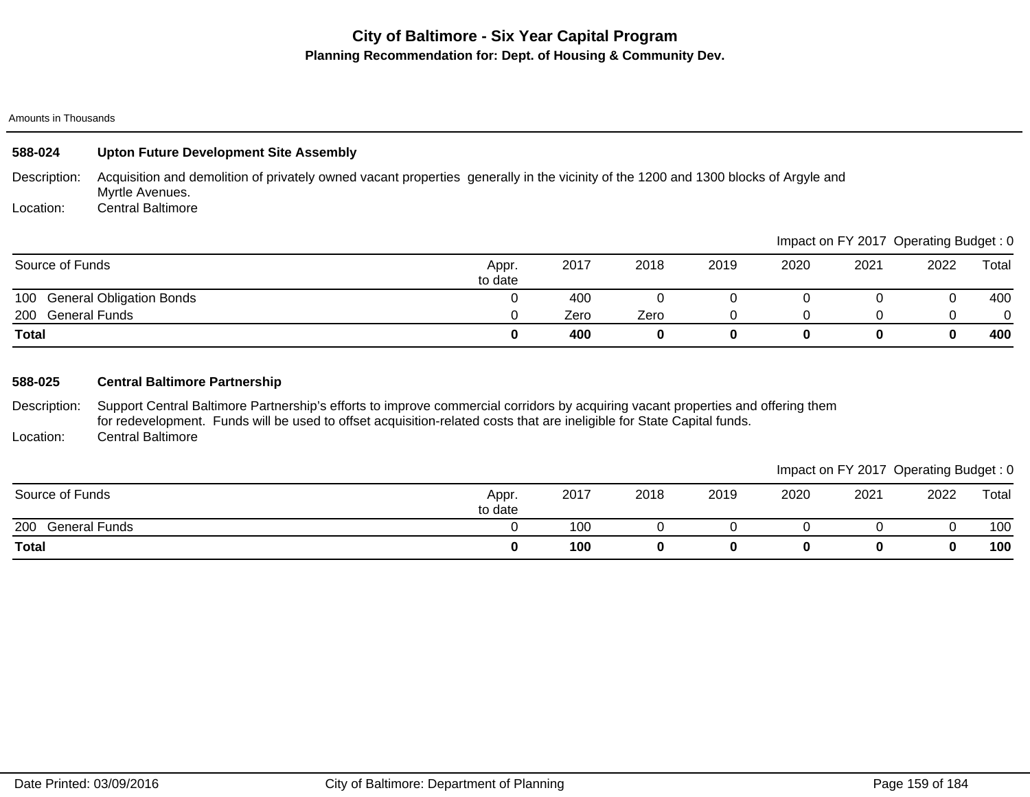# City of Baltimore - Six Year Capital Program

## Planning Recommendation for: Dept. of Housing & Community Dev.

Amounts in Thousands

### 588-024 Upton Future Development Site Assembly

Description: Acquisition and demolition of privately owned vacant properties generally in the vicinity of the 1200 and 1300 blocks of Argyle and Myrtle Avenues.

Location: Central Baltimore

Impact on FY 2017 Operating Budget : 0

| Source of Funds | Appr. to date | 2017 | 2018 | 2019 | 2020 | 2021 | 2022 | Total |
|---|---|---|---|---|---|---|---|---|
| 100 General Obligation Bonds | 0 | 400 | 0 | 0 | 0 | 0 | 0 | 400 |
| 200 General Funds | 0 | Zero | Zero | 0 | 0 | 0 | 0 | 0 |
| **Total** | **0** | **400** | **0** | **0** | **0** | **0** | **0** | **400** |

### 588-025 Central Baltimore Partnership

Description: Support Central Baltimore Partnership's efforts to improve commercial corridors by acquiring vacant properties and offering them for redevelopment. Funds will be used to offset acquisition-related costs that are ineligible for State Capital funds.

Location: Central Baltimore

Impact on FY 2017 Operating Budget : 0

| Source of Funds | Appr. to date | 2017 | 2018 | 2019 | 2020 | 2021 | 2022 | Total |
|---|---|---|---|---|---|---|---|---|
| 200 General Funds | 0 | 100 | 0 | 0 | 0 | 0 | 0 | 100 |
| **Total** | **0** | **100** | **0** | **0** | **0** | **0** | **0** | **100** |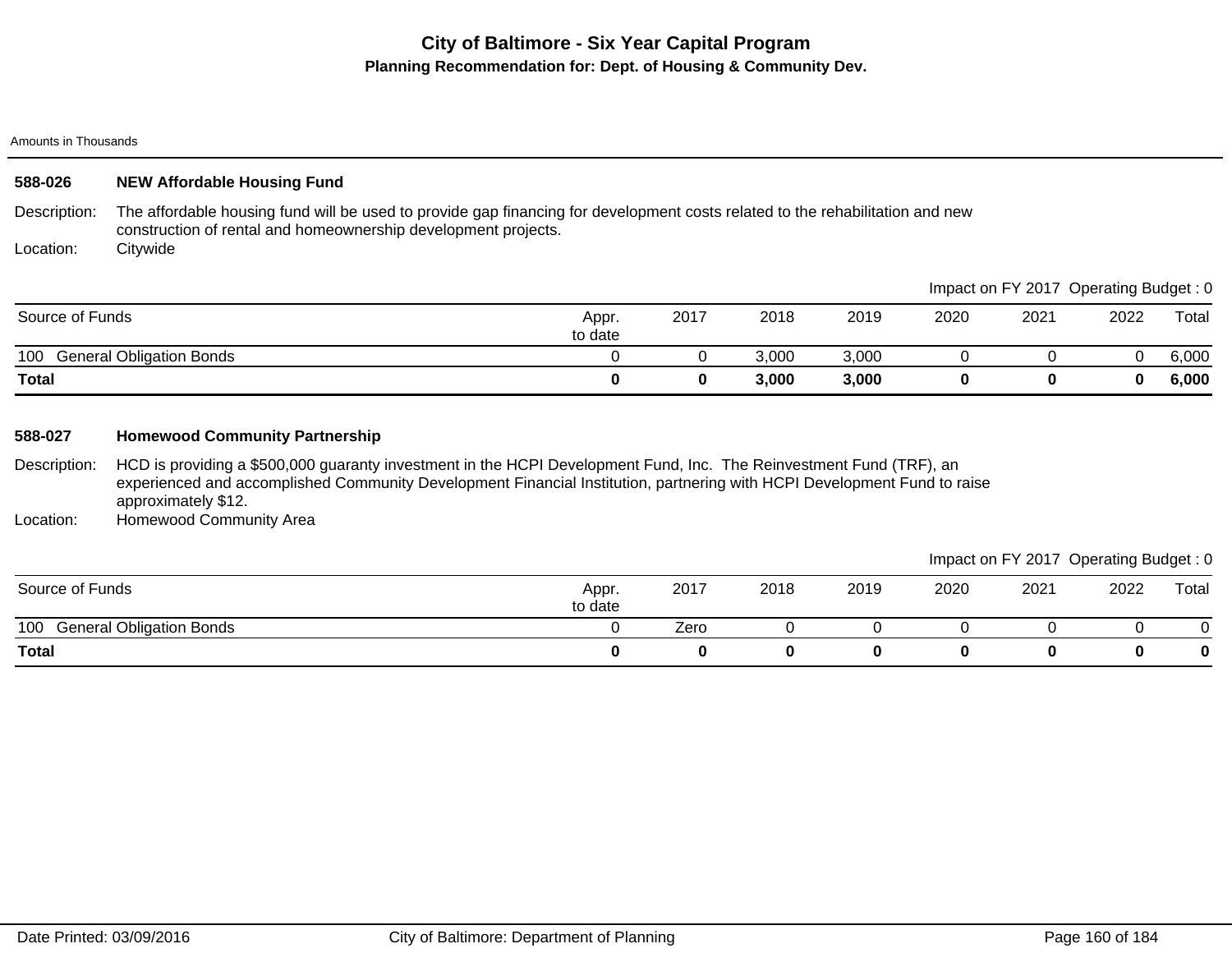# City of Baltimore - Six Year Capital Program

## Planning Recommendation for: Dept. of Housing & Community Dev.

Amounts in Thousands

### 588-026 NEW Affordable Housing Fund

Description: The affordable housing fund will be used to provide gap financing for development costs related to the rehabilitation and new construction of rental and homeownership development projects.

Location: Citywide

Impact on FY 2017 Operating Budget : 0

| Source of Funds | Appr. to date | 2017 | 2018 | 2019 | 2020 | 2021 | 2022 | Total |
|---|---|---|---|---|---|---|---|---|
| 100 General Obligation Bonds | 0 | 0 | 3,000 | 3,000 | 0 | 0 | 0 | 6,000 |
| **Total** | **0** | **0** | **3,000** | **3,000** | **0** | **0** | **0** | **6,000** |

### 588-027 Homewood Community Partnership

Description: HCD is providing a $500,000 guaranty investment in the HCPI Development Fund, Inc. The Reinvestment Fund (TRF), an experienced and accomplished Community Development Financial Institution, partnering with HCPI Development Fund to raise approximately $12.

Location: Homewood Community Area

Impact on FY 2017 Operating Budget : 0

| Source of Funds | Appr. to date | 2017 | 2018 | 2019 | 2020 | 2021 | 2022 | Total |
|---|---|---|---|---|---|---|---|---|
| 100 General Obligation Bonds | 0 | Zero | 0 | 0 | 0 | 0 | 0 | 0 |
| **Total** | **0** | **0** | **0** | **0** | **0** | **0** | **0** | **0** |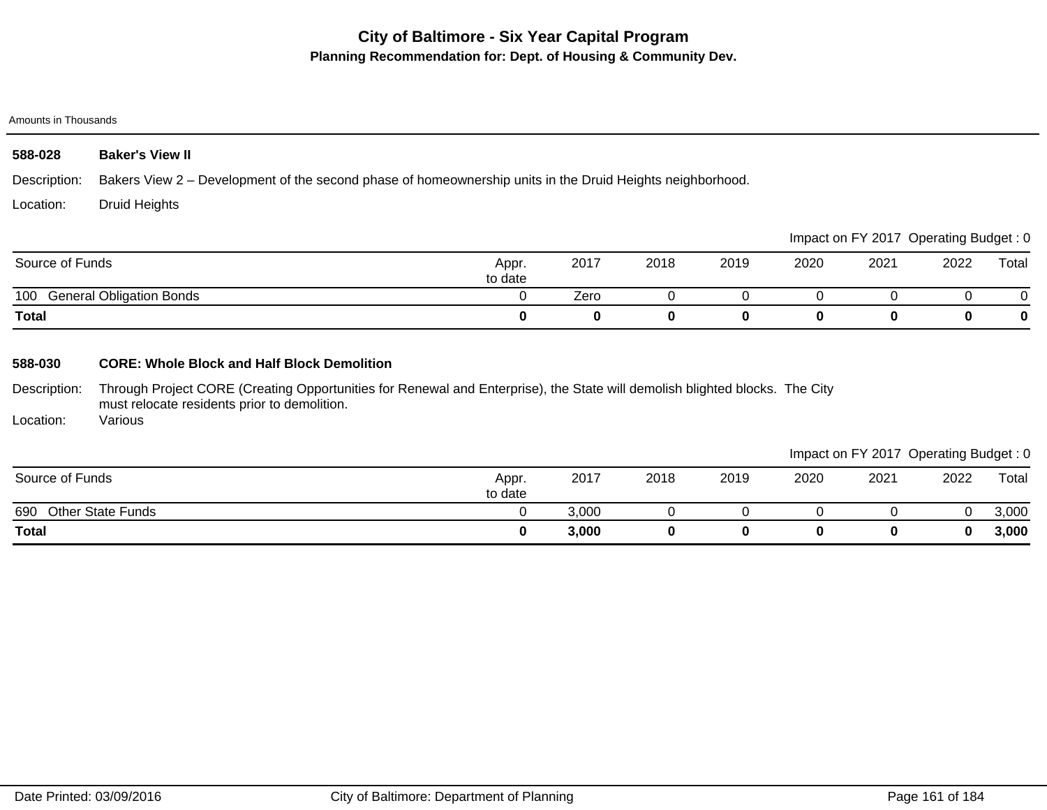# City of Baltimore - Six Year Capital Program

## Planning Recommendation for: Dept. of Housing & Community Dev.

Amounts in Thousands

### 588-028 Baker's View II

Description: Bakers View 2 – Development of the second phase of homeownership units in the Druid Heights neighborhood.

Location: Druid Heights

Impact on FY 2017 Operating Budget : 0

| Source of Funds | Appr. to date | 2017 | 2018 | 2019 | 2020 | 2021 | 2022 | Total |
|---|---|---|---|---|---|---|---|---|
| 100 General Obligation Bonds | 0 | Zero | 0 | 0 | 0 | 0 | 0 | 0 |
| **Total** | **0** | **0** | **0** | **0** | **0** | **0** | **0** | **0** |

### 588-030 CORE: Whole Block and Half Block Demolition

Description: Through Project CORE (Creating Opportunities for Renewal and Enterprise), the State will demolish blighted blocks. The City must relocate residents prior to demolition.

Location: Various

Impact on FY 2017 Operating Budget : 0

| Source of Funds | Appr. to date | 2017 | 2018 | 2019 | 2020 | 2021 | 2022 | Total |
|---|---|---|---|---|---|---|---|---|
| 690 Other State Funds | 0 | 3,000 | 0 | 0 | 0 | 0 | 0 | 3,000 |
| **Total** | **0** | **3,000** | **0** | **0** | **0** | **0** | **0** | **3,000** |

Date Printed: 03/09/2016 City of Baltimore: Department of Planning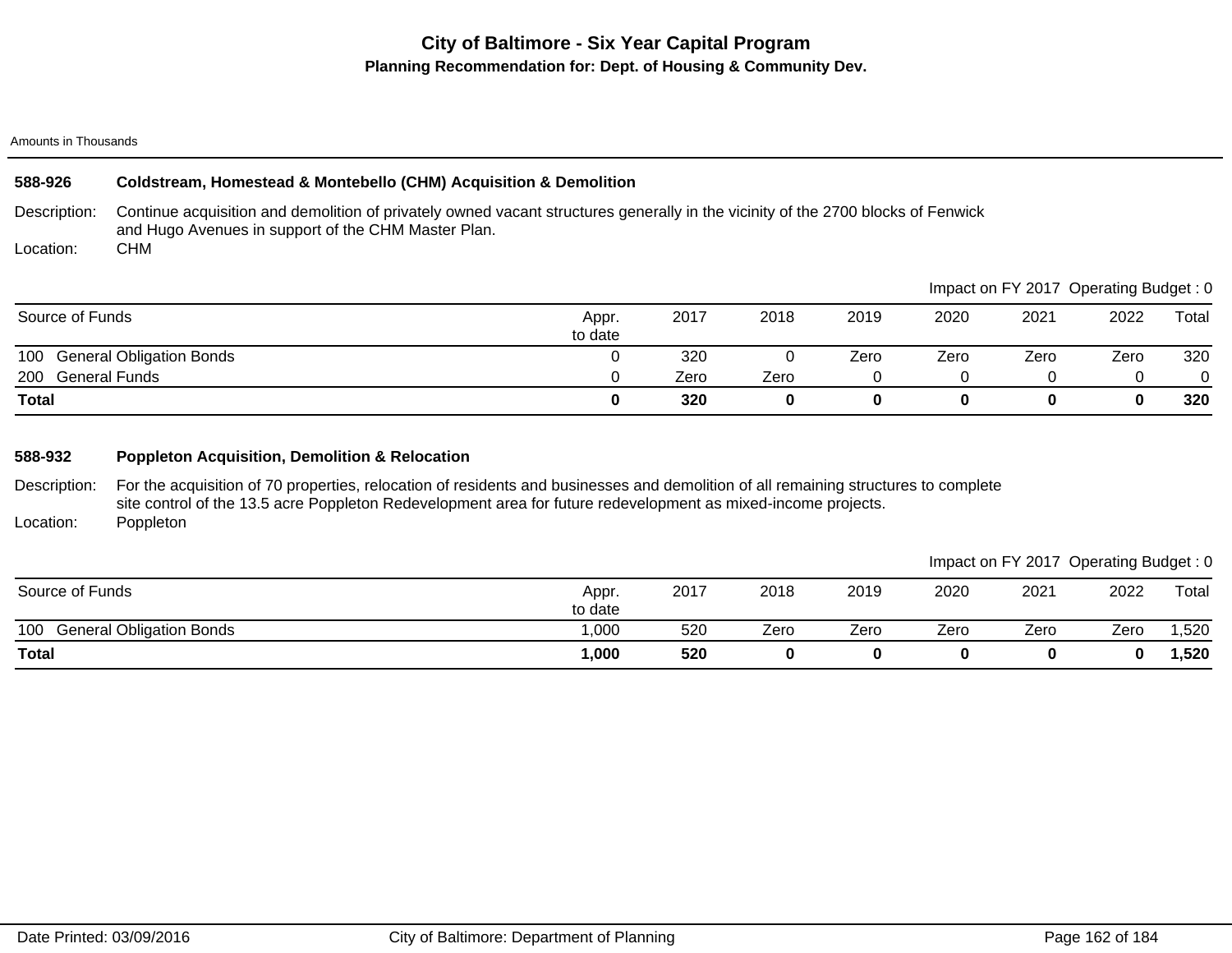# City of Baltimore - Six Year Capital Program

## Planning Recommendation for: Dept. of Housing & Community Dev.

Amounts in Thousands

### 588-926 Coldstream, Homestead & Montebello (CHM) Acquisition & Demolition

Description: Continue acquisition and demolition of privately owned vacant structures generally in the vicinity of the 2700 blocks of Fenwick and Hugo Avenues in support of the CHM Master Plan.

Location: CHM

Impact on FY 2017 Operating Budget : 0

| Source of Funds | Appr. to date | 2017 | 2018 | 2019 | 2020 | 2021 | 2022 | Total |
|---|---|---|---|---|---|---|---|---|
| 100 General Obligation Bonds | 0 | 320 | 0 | Zero | Zero | Zero | Zero | 320 |
| 200 General Funds | 0 | Zero | Zero | 0 | 0 | 0 | 0 | 0 |
| **Total** | **0** | **320** | **0** | **0** | **0** | **0** | **0** | **320** |

### 588-932 Poppleton Acquisition, Demolition & Relocation

Description: For the acquisition of 70 properties, relocation of residents and businesses and demolition of all remaining structures to complete site control of the 13.5 acre Poppleton Redevelopment area for future redevelopment as mixed-income projects.

Location: Poppleton

Impact on FY 2017 Operating Budget : 0

| Source of Funds | Appr. to date | 2017 | 2018 | 2019 | 2020 | 2021 | 2022 | Total |
|---|---|---|---|---|---|---|---|---|
| 100 General Obligation Bonds | 1,000 | 520 | Zero | Zero | Zero | Zero | Zero | 1,520 |
| **Total** | **1,000** | **520** | **0** | **0** | **0** | **0** | **0** | **1,520** |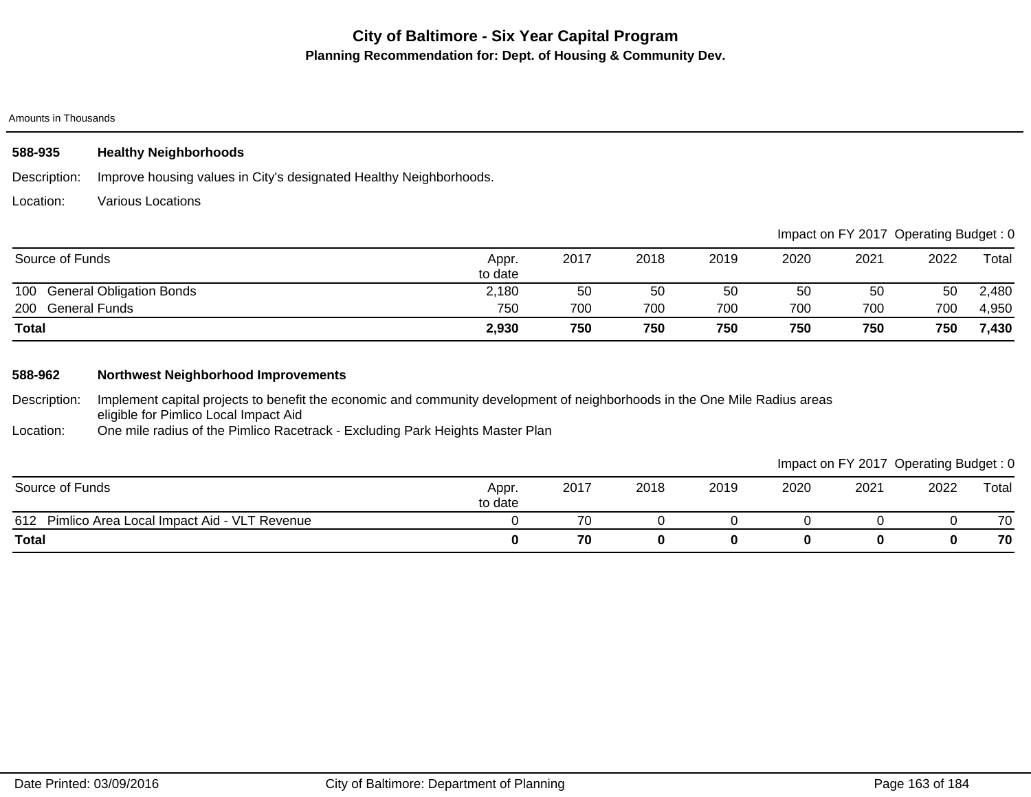# City of Baltimore - Six Year Capital Program

## Planning Recommendation for: Dept. of Housing & Community Dev.

Amounts in Thousands

### 588-935 Healthy Neighborhoods

Description: Improve housing values in City's designated Healthy Neighborhoods.

Location: Various Locations

Impact on FY 2017 Operating Budget : 0

| Source of Funds | Appr. to date | 2017 | 2018 | 2019 | 2020 | 2021 | 2022 | Total |
|---|---|---|---|---|---|---|---|---|
| 100 General Obligation Bonds | 2,180 | 50 | 50 | 50 | 50 | 50 | 50 | 2,480 |
| 200 General Funds | 750 | 700 | 700 | 700 | 700 | 700 | 700 | 4,950 |
| **Total** | **2,930** | **750** | **750** | **750** | **750** | **750** | **750** | **7,430** |

### 588-962 Northwest Neighborhood Improvements

Description: Implement capital projects to benefit the economic and community development of neighborhoods in the One Mile Radius areas eligible for Pimlico Local Impact Aid

Location: One mile radius of the Pimlico Racetrack - Excluding Park Heights Master Plan

Impact on FY 2017 Operating Budget : 0

| Source of Funds | Appr. to date | 2017 | 2018 | 2019 | 2020 | 2021 | 2022 | Total |
|---|---|---|---|---|---|---|---|---|
| 612 Pimlico Area Local Impact Aid - VLT Revenue | 0 | 70 | 0 | 0 | 0 | 0 | 0 | 70 |
| **Total** | **0** | **70** | **0** | **0** | **0** | **0** | **0** | **70** |

Date Printed: 03/09/2016 City of Baltimore: Department of Planning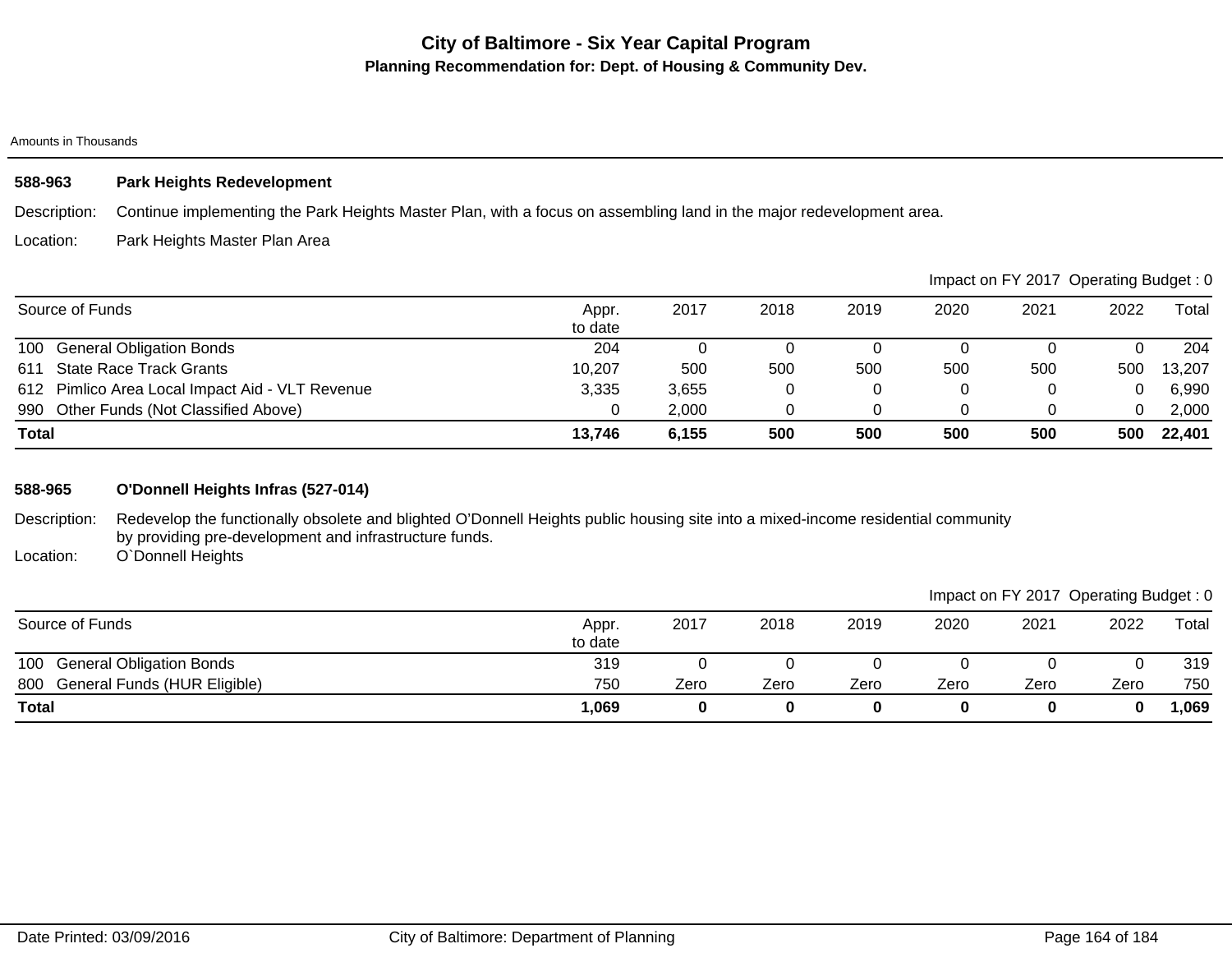# City of Baltimore - Six Year Capital Program

## Planning Recommendation for: Dept. of Housing & Community Dev.

Amounts in Thousands

### 588-963 Park Heights Redevelopment

Description: Continue implementing the Park Heights Master Plan, with a focus on assembling land in the major redevelopment area.

Location: Park Heights Master Plan Area

Impact on FY 2017 Operating Budget : 0

| Source of Funds | Appr. to date | 2017 | 2018 | 2019 | 2020 | 2021 | 2022 | Total |
|---|---|---|---|---|---|---|---|---|
| 100 General Obligation Bonds | 204 | 0 | 0 | 0 | 0 | 0 | 0 | 204 |
| 611 State Race Track Grants | 10,207 | 500 | 500 | 500 | 500 | 500 | 500 | 13,207 |
| 612 Pimlico Area Local Impact Aid - VLT Revenue | 3,335 | 3,655 | 0 | 0 | 0 | 0 | 0 | 6,990 |
| 990 Other Funds (Not Classified Above) | 0 | 2,000 | 0 | 0 | 0 | 0 | 0 | 2,000 |
| **Total** | **13,746** | **6,155** | **500** | **500** | **500** | **500** | **500** | **22,401** |

### 588-965 O'Donnell Heights Infras (527-014)

Description: Redevelop the functionally obsolete and blighted O'Donnell Heights public housing site into a mixed-income residential community by providing pre-development and infrastructure funds.

Location: O`Donnell Heights

Impact on FY 2017 Operating Budget : 0

| Source of Funds | Appr. to date | 2017 | 2018 | 2019 | 2020 | 2021 | 2022 | Total |
|---|---|---|---|---|---|---|---|---|
| 100 General Obligation Bonds | 319 | 0 | 0 | 0 | 0 | 0 | 0 | 319 |
| 800 General Funds (HUR Eligible) | 750 | Zero | Zero | Zero | Zero | Zero | Zero | 750 |
| **Total** | **1,069** | **0** | **0** | **0** | **0** | **0** | **0** | **1,069** |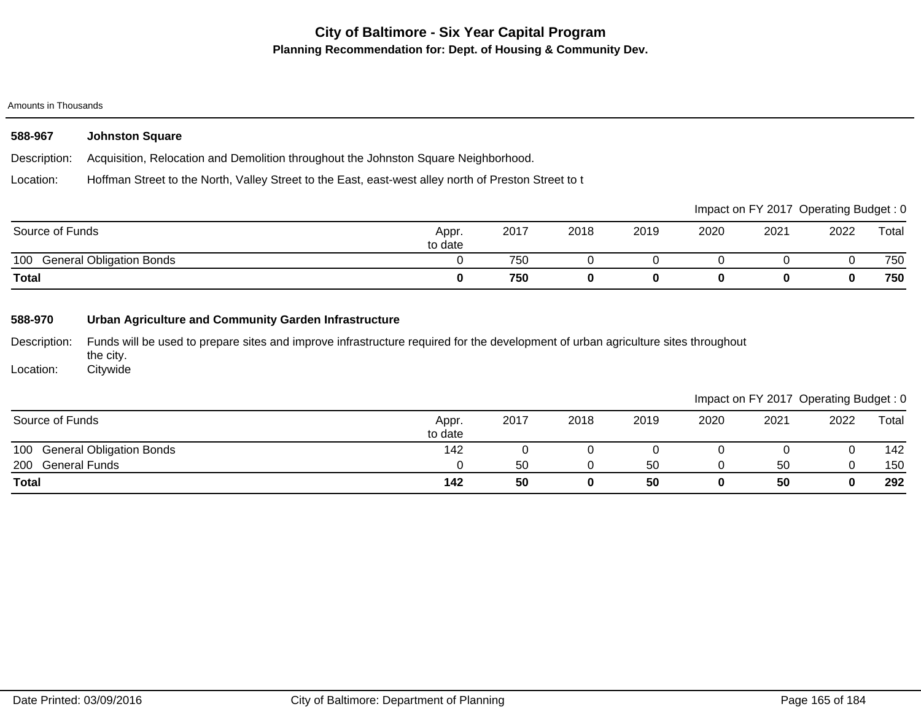# City of Baltimore - Six Year Capital Program

## Planning Recommendation for: Dept. of Housing & Community Dev.

Amounts in Thousands

### 588-967 Johnston Square

Description: Acquisition, Relocation and Demolition throughout the Johnston Square Neighborhood.

Location: Hoffman Street to the North, Valley Street to the East, east-west alley north of Preston Street to t

Impact on FY 2017 Operating Budget : 0

| Source of Funds | Appr. to date | 2017 | 2018 | 2019 | 2020 | 2021 | 2022 | Total |
|---|---|---|---|---|---|---|---|---|
| 100 General Obligation Bonds | 0 | 750 | 0 | 0 | 0 | 0 | 0 | 750 |
| **Total** | **0** | **750** | **0** | **0** | **0** | **0** | **0** | **750** |

### 588-970 Urban Agriculture and Community Garden Infrastructure

Description: Funds will be used to prepare sites and improve infrastructure required for the development of urban agriculture sites throughout the city.

Location: Citywide

Impact on FY 2017 Operating Budget : 0

| Source of Funds | Appr. to date | 2017 | 2018 | 2019 | 2020 | 2021 | 2022 | Total |
|---|---|---|---|---|---|---|---|---|
| 100 General Obligation Bonds | 142 | 0 | 0 | 0 | 0 | 0 | 0 | 142 |
| 200 General Funds | 0 | 50 | 0 | 50 | 0 | 50 | 0 | 150 |
| **Total** | **142** | **50** | **0** | **50** | **0** | **50** | **0** | **292** |

Date Printed: 03/09/2016 City of Baltimore: Department of Planning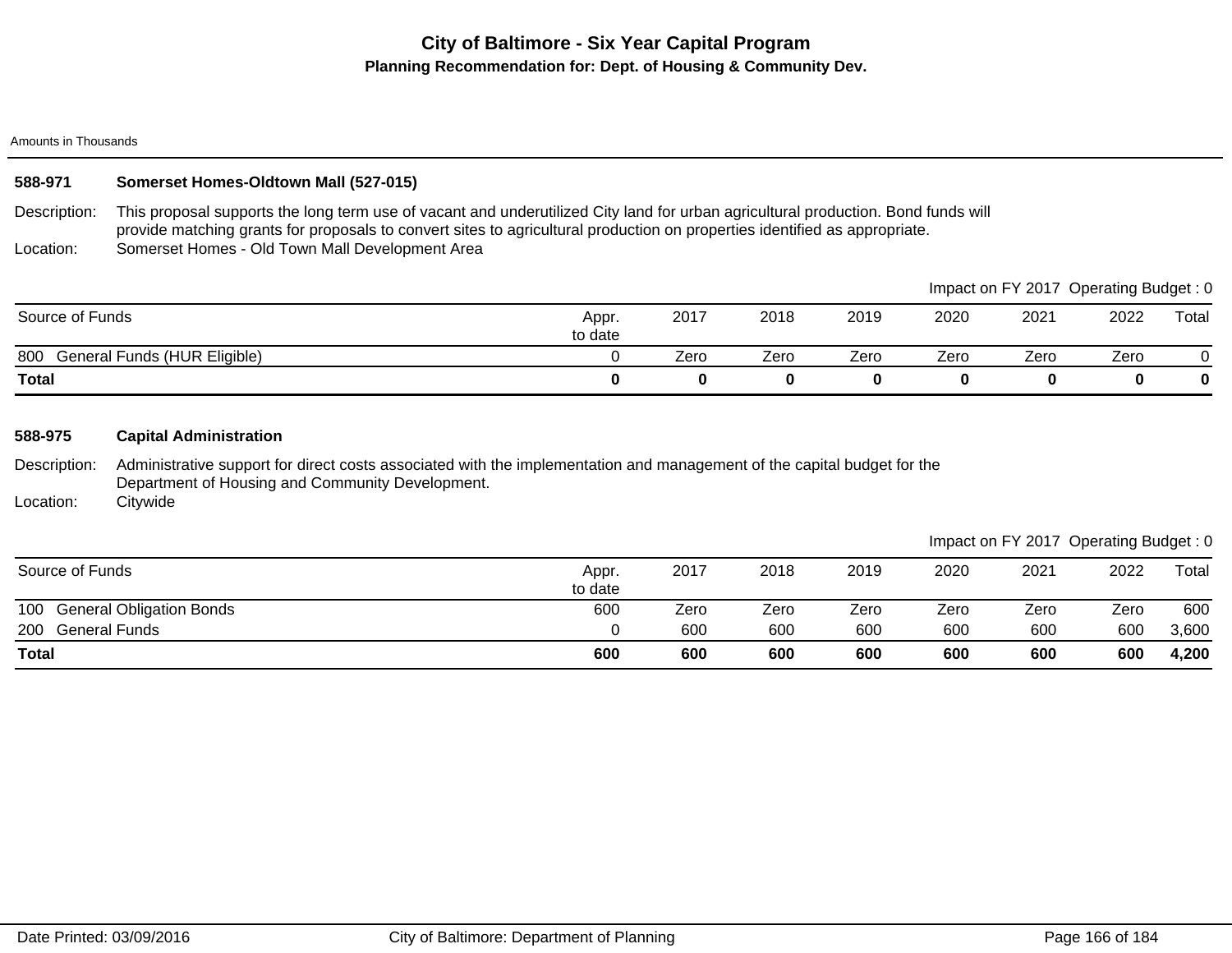# City of Baltimore - Six Year Capital Program

## Planning Recommendation for: Dept. of Housing & Community Dev.

Amounts in Thousands

### 588-971 Somerset Homes-Oldtown Mall (527-015)

Description: This proposal supports the long term use of vacant and underutilized City land for urban agricultural production. Bond funds will provide matching grants for proposals to convert sites to agricultural production on properties identified as appropriate.

Location: Somerset Homes - Old Town Mall Development Area

Impact on FY 2017 Operating Budget : 0

| Source of Funds | Appr. to date | 2017 | 2018 | 2019 | 2020 | 2021 | 2022 | Total |
|---|---|---|---|---|---|---|---|---|
| 800 General Funds (HUR Eligible) | 0 | Zero | Zero | Zero | Zero | Zero | Zero | 0 |
| **Total** | **0** | **0** | **0** | **0** | **0** | **0** | **0** | **0** |

### 588-975 Capital Administration

Description: Administrative support for direct costs associated with the implementation and management of the capital budget for the Department of Housing and Community Development.

Location: Citywide

Impact on FY 2017 Operating Budget : 0

| Source of Funds | Appr. to date | 2017 | 2018 | 2019 | 2020 | 2021 | 2022 | Total |
|---|---|---|---|---|---|---|---|---|
| 100 General Obligation Bonds | 600 | Zero | Zero | Zero | Zero | Zero | Zero | 600 |
| 200 General Funds | 0 | 600 | 600 | 600 | 600 | 600 | 600 | 3,600 |
| **Total** | **600** | **600** | **600** | **600** | **600** | **600** | **600** | **4,200** |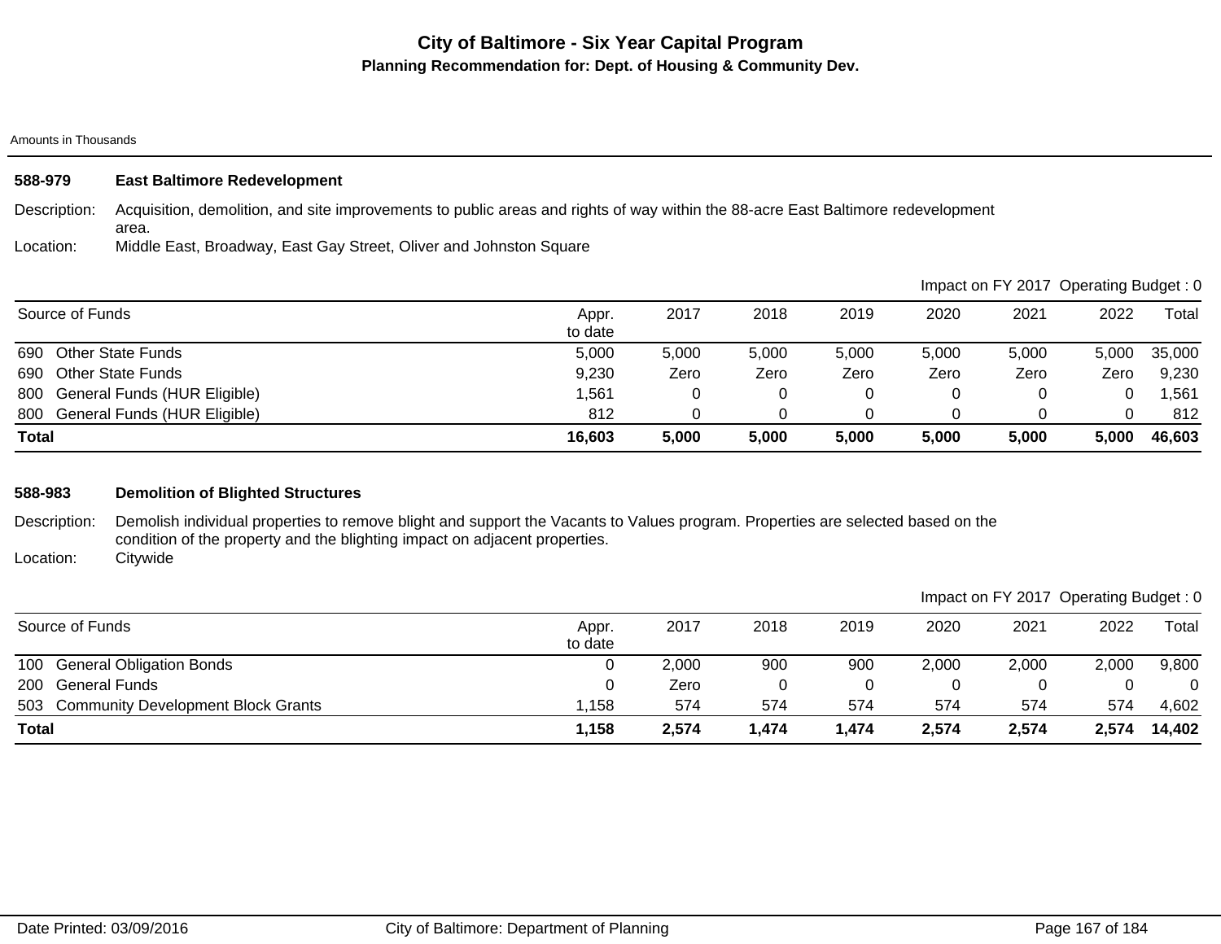# City of Baltimore - Six Year Capital Program

## Planning Recommendation for: Dept. of Housing & Community Dev.

Amounts in Thousands

### 588-979 East Baltimore Redevelopment

Description: Acquisition, demolition, and site improvements to public areas and rights of way within the 88-acre East Baltimore redevelopment area.

Location: Middle East, Broadway, East Gay Street, Oliver and Johnston Square

Impact on FY 2017 Operating Budget : 0

| Source of Funds | Appr. to date | 2017 | 2018 | 2019 | 2020 | 2021 | 2022 | Total |
|---|---|---|---|---|---|---|---|---|
| 690 Other State Funds | 5,000 | 5,000 | 5,000 | 5,000 | 5,000 | 5,000 | 5,000 | 35,000 |
| 690 Other State Funds | 9,230 | Zero | Zero | Zero | Zero | Zero | Zero | 9,230 |
| 800 General Funds (HUR Eligible) | 1,561 | 0 | 0 | 0 | 0 | 0 | 0 | 1,561 |
| 800 General Funds (HUR Eligible) | 812 | 0 | 0 | 0 | 0 | 0 | 0 | 812 |
| **Total** | **16,603** | **5,000** | **5,000** | **5,000** | **5,000** | **5,000** | **5,000** | **46,603** |

### 588-983 Demolition of Blighted Structures

Description: Demolish individual properties to remove blight and support the Vacants to Values program. Properties are selected based on the condition of the property and the blighting impact on adjacent properties.

Location: Citywide

Impact on FY 2017 Operating Budget : 0

| Source of Funds | Appr. to date | 2017 | 2018 | 2019 | 2020 | 2021 | 2022 | Total |
|---|---|---|---|---|---|---|---|---|
| 100 General Obligation Bonds | 0 | 2,000 | 900 | 900 | 2,000 | 2,000 | 2,000 | 9,800 |
| 200 General Funds | 0 | Zero | 0 | 0 | 0 | 0 | 0 | 0 |
| 503 Community Development Block Grants | 1,158 | 574 | 574 | 574 | 574 | 574 | 574 | 4,602 |
| **Total** | **1,158** | **2,574** | **1,474** | **1,474** | **2,574** | **2,574** | **2,574** | **14,402** |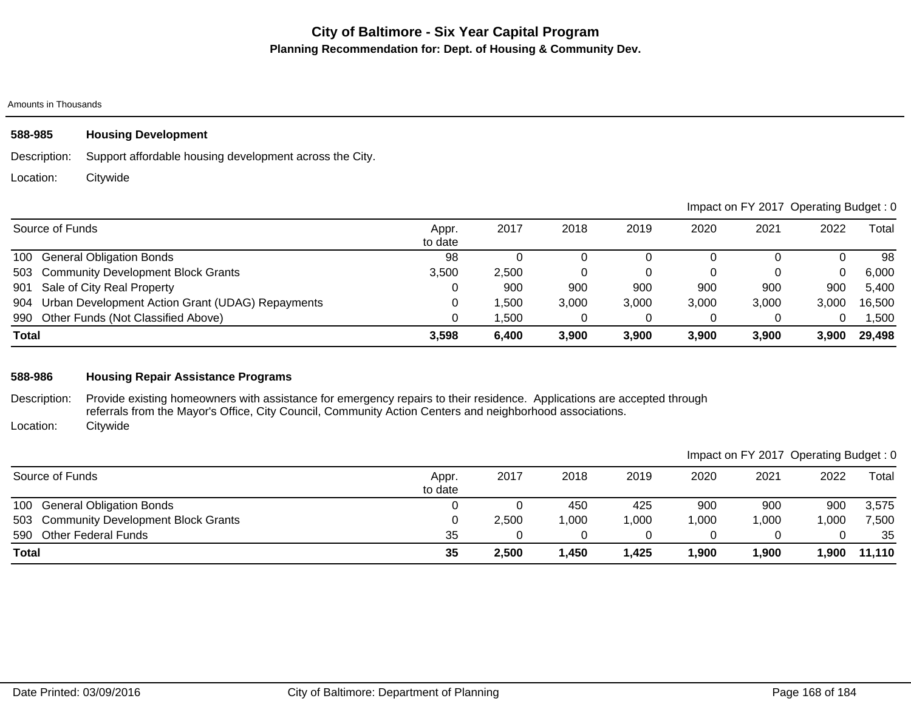# City of Baltimore - Six Year Capital Program

## Planning Recommendation for: Dept. of Housing & Community Dev.

Amounts in Thousands

### 588-985 Housing Development

Description: Support affordable housing development across the City.

Location: Citywide

Impact on FY 2017 Operating Budget : 0

| Source of Funds | Appr. to date | 2017 | 2018 | 2019 | 2020 | 2021 | 2022 | Total |
|---|---|---|---|---|---|---|---|---|
| 100 General Obligation Bonds | 98 | 0 | 0 | 0 | 0 | 0 | 0 | 98 |
| 503 Community Development Block Grants | 3,500 | 2,500 | 0 | 0 | 0 | 0 | 0 | 6,000 |
| 901 Sale of City Real Property | 0 | 900 | 900 | 900 | 900 | 900 | 900 | 5,400 |
| 904 Urban Development Action Grant (UDAG) Repayments | 0 | 1,500 | 3,000 | 3,000 | 3,000 | 3,000 | 3,000 | 16,500 |
| 990 Other Funds (Not Classified Above) | 0 | 1,500 | 0 | 0 | 0 | 0 | 0 | 1,500 |
| **Total** | **3,598** | **6,400** | **3,900** | **3,900** | **3,900** | **3,900** | **3,900** | **29,498** |

### 588-986 Housing Repair Assistance Programs

Description: Provide existing homeowners with assistance for emergency repairs to their residence. Applications are accepted through referrals from the Mayor's Office, City Council, Community Action Centers and neighborhood associations.

Location: Citywide

Impact on FY 2017 Operating Budget : 0

| Source of Funds | Appr. to date | 2017 | 2018 | 2019 | 2020 | 2021 | 2022 | Total |
|---|---|---|---|---|---|---|---|---|
| 100 General Obligation Bonds | 0 | 0 | 450 | 425 | 900 | 900 | 900 | 3,575 |
| 503 Community Development Block Grants | 0 | 2,500 | 1,000 | 1,000 | 1,000 | 1,000 | 1,000 | 7,500 |
| 590 Other Federal Funds | 35 | 0 | 0 | 0 | 0 | 0 | 0 | 35 |
| **Total** | **35** | **2,500** | **1,450** | **1,425** | **1,900** | **1,900** | **1,900** | **11,110** |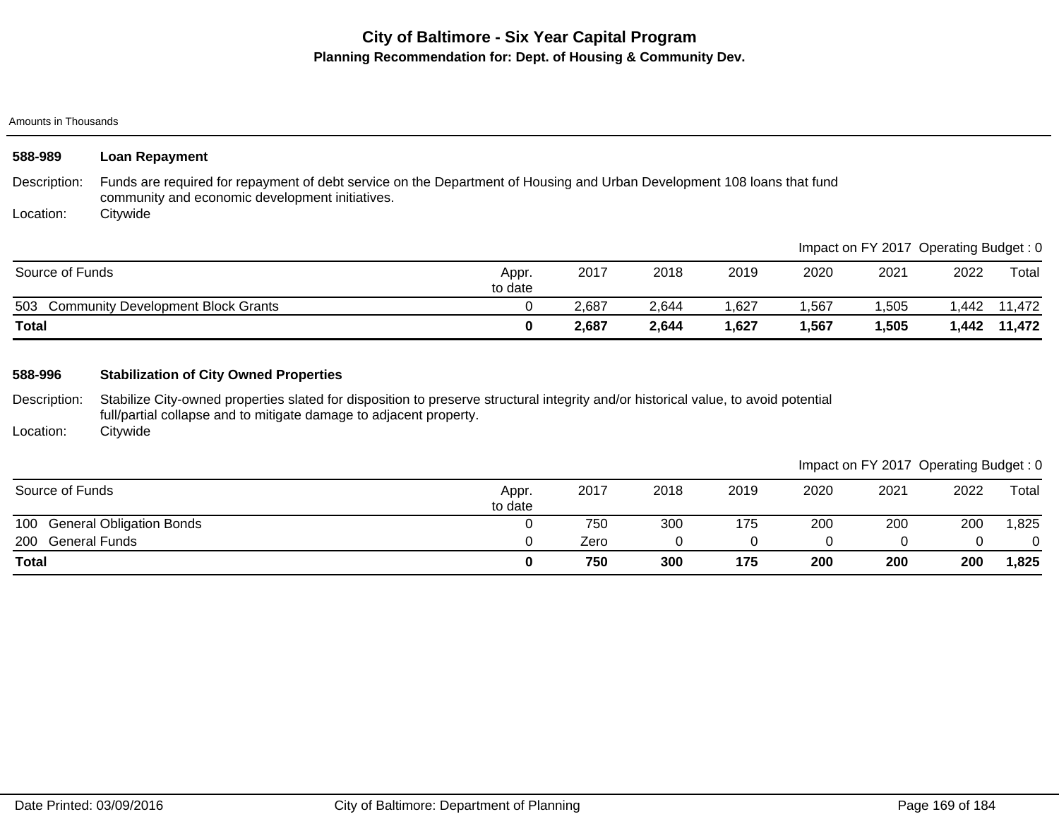# City of Baltimore - Six Year Capital Program

## Planning Recommendation for: Dept. of Housing & Community Dev.

Amounts in Thousands

### 588-989 Loan Repayment

Description: Funds are required for repayment of debt service on the Department of Housing and Urban Development 108 loans that fund community and economic development initiatives.

Location: Citywide

Impact on FY 2017 Operating Budget : 0

| Source of Funds | Appr. to date | 2017 | 2018 | 2019 | 2020 | 2021 | 2022 | Total |
|---|---|---|---|---|---|---|---|---|
| 503 Community Development Block Grants | 0 | 2,687 | 2,644 | 1,627 | 1,567 | 1,505 | 1,442 | 11,472 |
| **Total** | **0** | **2,687** | **2,644** | **1,627** | **1,567** | **1,505** | **1,442** | **11,472** |

### 588-996 Stabilization of City Owned Properties

Description: Stabilize City-owned properties slated for disposition to preserve structural integrity and/or historical value, to avoid potential full/partial collapse and to mitigate damage to adjacent property.

Location: Citywide

Impact on FY 2017 Operating Budget : 0

| Source of Funds | Appr. to date | 2017 | 2018 | 2019 | 2020 | 2021 | 2022 | Total |
|---|---|---|---|---|---|---|---|---|
| 100 General Obligation Bonds | 0 | 750 | 300 | 175 | 200 | 200 | 200 | 1,825 |
| 200 General Funds | 0 | Zero | 0 | 0 | 0 | 0 | 0 | 0 |
| **Total** | **0** | **750** | **300** | **175** | **200** | **200** | **200** | **1,825** |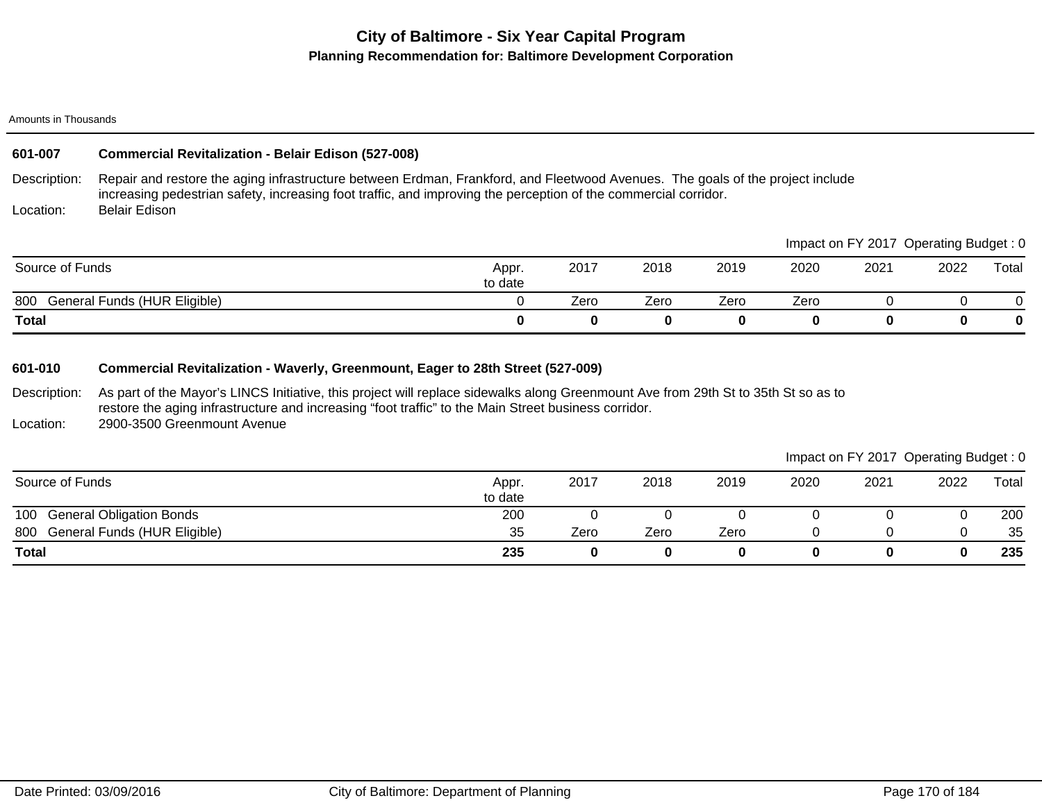# City of Baltimore - Six Year Capital Program

## Planning Recommendation for: Baltimore Development Corporation

Amounts in Thousands

### 601-007 Commercial Revitalization - Belair Edison (527-008)

Description: Repair and restore the aging infrastructure between Erdman, Frankford, and Fleetwood Avenues. The goals of the project include increasing pedestrian safety, increasing foot traffic, and improving the perception of the commercial corridor.

Location: Belair Edison

Impact on FY 2017 Operating Budget : 0

| Source of Funds | Appr. to date | 2017 | 2018 | 2019 | 2020 | 2021 | 2022 | Total |
|---|---|---|---|---|---|---|---|---|
| 800 General Funds (HUR Eligible) | 0 | Zero | Zero | Zero | Zero | 0 | 0 | 0 |
| **Total** | **0** | **0** | **0** | **0** | **0** | **0** | **0** | **0** |

### 601-010 Commercial Revitalization - Waverly, Greenmount, Eager to 28th Street (527-009)

Description: As part of the Mayor's LINCS Initiative, this project will replace sidewalks along Greenmount Ave from 29th St to 35th St so as to restore the aging infrastructure and increasing "foot traffic" to the Main Street business corridor.

Location: 2900-3500 Greenmount Avenue

Impact on FY 2017 Operating Budget : 0

| Source of Funds | Appr. to date | 2017 | 2018 | 2019 | 2020 | 2021 | 2022 | Total |
|---|---|---|---|---|---|---|---|---|
| 100 General Obligation Bonds | 200 | 0 | 0 | 0 | 0 | 0 | 0 | 200 |
| 800 General Funds (HUR Eligible) | 35 | Zero | Zero | Zero | 0 | 0 | 0 | 35 |
| **Total** | **235** | **0** | **0** | **0** | **0** | **0** | **0** | **235** |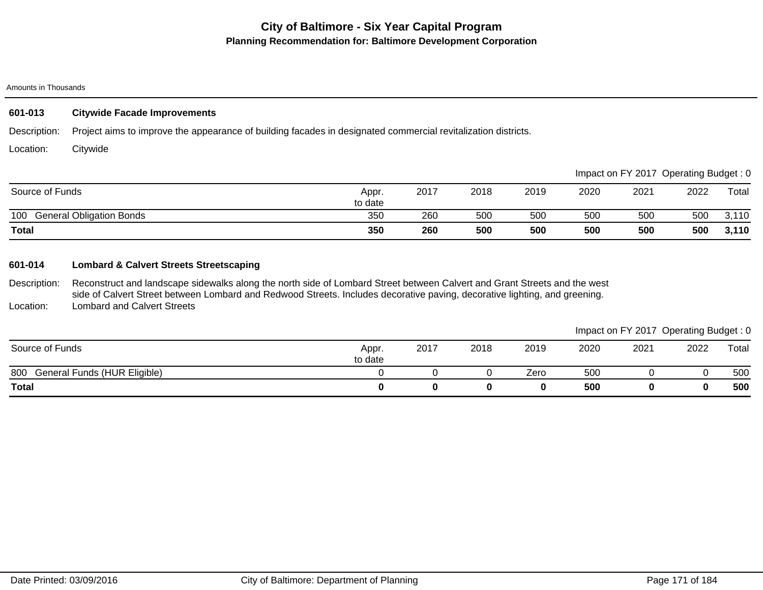# City of Baltimore - Six Year Capital Program

## Planning Recommendation for: Baltimore Development Corporation

Amounts in Thousands

### 601-013 Citywide Facade Improvements

Description: Project aims to improve the appearance of building facades in designated commercial revitalization districts.

Location: Citywide

Impact on FY 2017 Operating Budget : 0

| Source of Funds | Appr. to date | 2017 | 2018 | 2019 | 2020 | 2021 | 2022 | Total |
|---|---|---|---|---|---|---|---|---|
| 100 General Obligation Bonds | 350 | 260 | 500 | 500 | 500 | 500 | 500 | 3,110 |
| **Total** | **350** | **260** | **500** | **500** | **500** | **500** | **500** | **3,110** |

### 601-014 Lombard & Calvert Streets Streetscaping

Description: Reconstruct and landscape sidewalks along the north side of Lombard Street between Calvert and Grant Streets and the west side of Calvert Street between Lombard and Redwood Streets. Includes decorative paving, decorative lighting, and greening.

Location: Lombard and Calvert Streets

Impact on FY 2017 Operating Budget : 0

| Source of Funds | Appr. to date | 2017 | 2018 | 2019 | 2020 | 2021 | 2022 | Total |
|---|---|---|---|---|---|---|---|---|
| 800 General Funds (HUR Eligible) | 0 | 0 | 0 | Zero | 500 | 0 | 0 | 500 |
| **Total** | **0** | **0** | **0** | **0** | **500** | **0** | **0** | **500** |

Date Printed: 03/09/2016 City of Baltimore: Department of Planning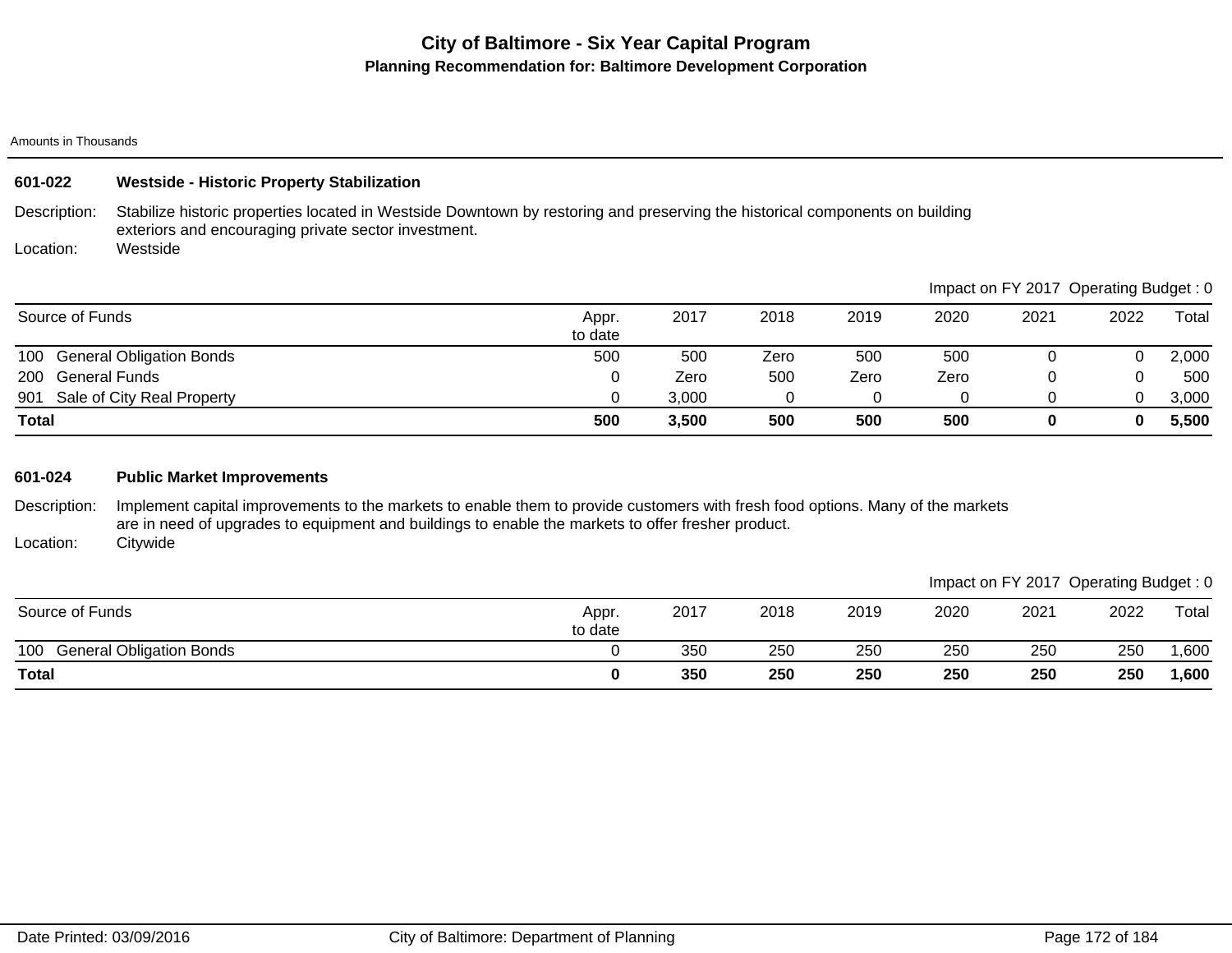# City of Baltimore - Six Year Capital Program

## Planning Recommendation for: Baltimore Development Corporation

Amounts in Thousands

### 601-022 Westside - Historic Property Stabilization

Description: Stabilize historic properties located in Westside Downtown by restoring and preserving the historical components on building exteriors and encouraging private sector investment.

Location: Westside

Impact on FY 2017 Operating Budget : 0

| Source of Funds | Appr. to date | 2017 | 2018 | 2019 | 2020 | 2021 | 2022 | Total |
|---|---|---|---|---|---|---|---|---|
| 100 General Obligation Bonds | 500 | 500 | Zero | 500 | 500 | 0 | 0 | 2,000 |
| 200 General Funds | 0 | Zero | 500 | Zero | Zero | 0 | 0 | 500 |
| 901 Sale of City Real Property | 0 | 3,000 | 0 | 0 | 0 | 0 | 0 | 3,000 |
| **Total** | **500** | **3,500** | **500** | **500** | **500** | **0** | **0** | **5,500** |

### 601-024 Public Market Improvements

Description: Implement capital improvements to the markets to enable them to provide customers with fresh food options. Many of the markets are in need of upgrades to equipment and buildings to enable the markets to offer fresher product.

Location: Citywide

Impact on FY 2017 Operating Budget : 0

| Source of Funds | Appr. to date | 2017 | 2018 | 2019 | 2020 | 2021 | 2022 | Total |
|---|---|---|---|---|---|---|---|---|
| 100 General Obligation Bonds | 0 | 350 | 250 | 250 | 250 | 250 | 250 | 1,600 |
| **Total** | **0** | **350** | **250** | **250** | **250** | **250** | **250** | **1,600** |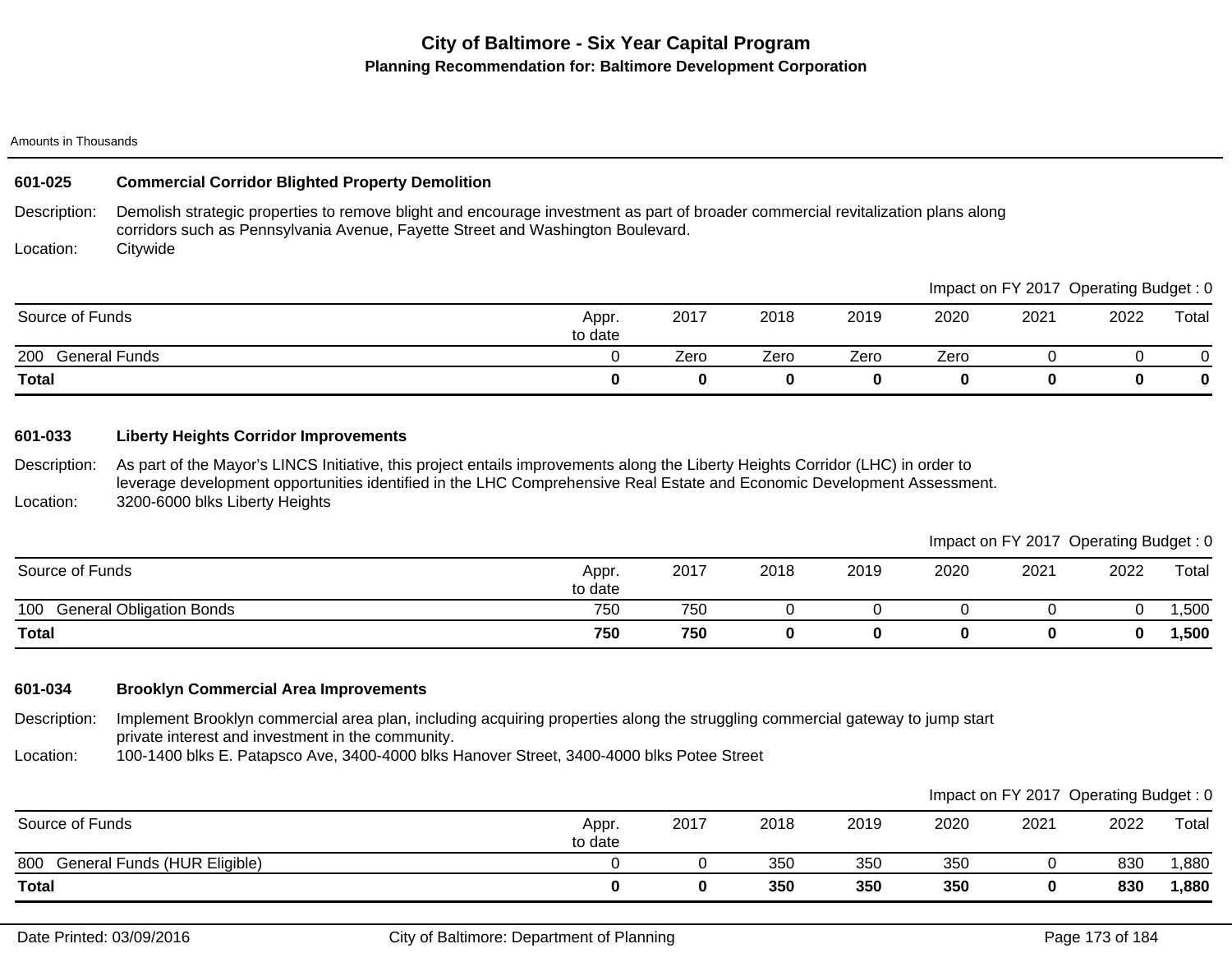# City of Baltimore - Six Year Capital Program

## Planning Recommendation for: Baltimore Development Corporation

Amounts in Thousands

### 601-025 Commercial Corridor Blighted Property Demolition

Description: Demolish strategic properties to remove blight and encourage investment as part of broader commercial revitalization plans along corridors such as Pennsylvania Avenue, Fayette Street and Washington Boulevard.

Location: Citywide

Impact on FY 2017 Operating Budget : 0

| Source of Funds | Appr. to date | 2017 | 2018 | 2019 | 2020 | 2021 | 2022 | Total |
|---|---|---|---|---|---|---|---|---|
| 200 General Funds | 0 | Zero | Zero | Zero | Zero | 0 | 0 | 0 |
| **Total** | **0** | **0** | **0** | **0** | **0** | **0** | **0** | **0** |

### 601-033 Liberty Heights Corridor Improvements

Description: As part of the Mayor's LINCS Initiative, this project entails improvements along the Liberty Heights Corridor (LHC) in order to leverage development opportunities identified in the LHC Comprehensive Real Estate and Economic Development Assessment.

Location: 3200-6000 blks Liberty Heights

Impact on FY 2017 Operating Budget : 0

| Source of Funds | Appr. to date | 2017 | 2018 | 2019 | 2020 | 2021 | 2022 | Total |
|---|---|---|---|---|---|---|---|---|
| 100 General Obligation Bonds | 750 | 750 | 0 | 0 | 0 | 0 | 0 | 1,500 |
| **Total** | **750** | **750** | **0** | **0** | **0** | **0** | **0** | **1,500** |

### 601-034 Brooklyn Commercial Area Improvements

Description: Implement Brooklyn commercial area plan, including acquiring properties along the struggling commercial gateway to jump start private interest and investment in the community.

Location: 100-1400 blks E. Patapsco Ave, 3400-4000 blks Hanover Street, 3400-4000 blks Potee Street

Impact on FY 2017 Operating Budget : 0

| Source of Funds | Appr. to date | 2017 | 2018 | 2019 | 2020 | 2021 | 2022 | Total |
|---|---|---|---|---|---|---|---|---|
| 800 General Funds (HUR Eligible) | 0 | 0 | 350 | 350 | 350 | 0 | 830 | 1,880 |
| **Total** | **0** | **0** | **350** | **350** | **350** | **0** | **830** | **1,880** |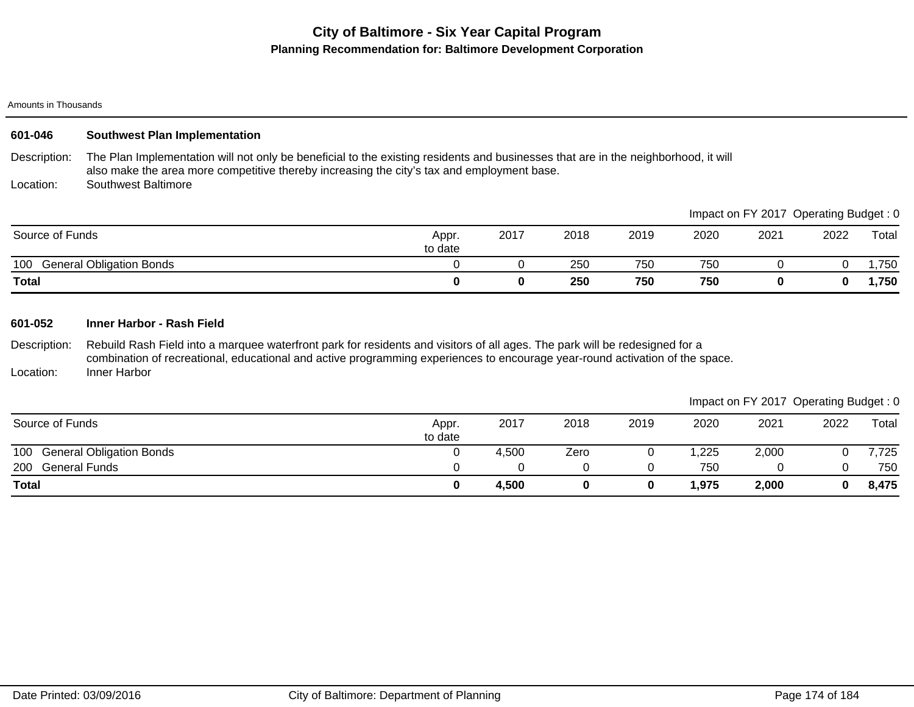# City of Baltimore - Six Year Capital Program

## Planning Recommendation for: Baltimore Development Corporation

Amounts in Thousands

### 601-046 Southwest Plan Implementation

Description: The Plan Implementation will not only be beneficial to the existing residents and businesses that are in the neighborhood, it will also make the area more competitive thereby increasing the city's tax and employment base.

Location: Southwest Baltimore

Impact on FY 2017 Operating Budget : 0

| Source of Funds | Appr. to date | 2017 | 2018 | 2019 | 2020 | 2021 | 2022 | Total |
|---|---|---|---|---|---|---|---|---|
| 100 General Obligation Bonds | 0 | 0 | 250 | 750 | 750 | 0 | 0 | 1,750 |
| **Total** | **0** | **0** | **250** | **750** | **750** | **0** | **0** | **1,750** |

### 601-052 Inner Harbor - Rash Field

Description: Rebuild Rash Field into a marquee waterfront park for residents and visitors of all ages. The park will be redesigned for a combination of recreational, educational and active programming experiences to encourage year-round activation of the space.

Location: Inner Harbor

Impact on FY 2017 Operating Budget : 0

| Source of Funds | Appr. to date | 2017 | 2018 | 2019 | 2020 | 2021 | 2022 | Total |
|---|---|---|---|---|---|---|---|---|
| 100 General Obligation Bonds | 0 | 4,500 | Zero | 0 | 1,225 | 2,000 | 0 | 7,725 |
| 200 General Funds | 0 | 0 | 0 | 0 | 750 | 0 | 0 | 750 |
| **Total** | **0** | **4,500** | **0** | **0** | **1,975** | **2,000** | **0** | **8,475** |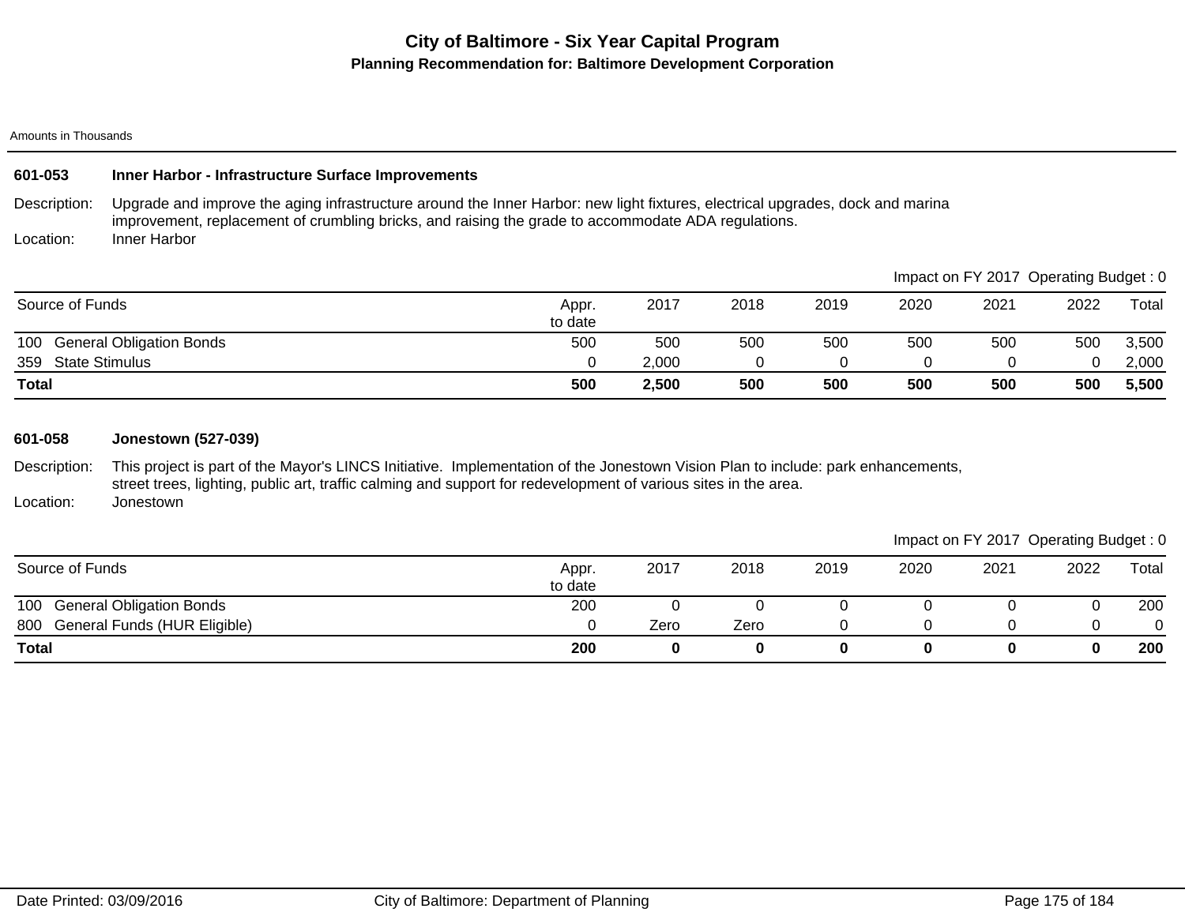# City of Baltimore - Six Year Capital Program

## Planning Recommendation for: Baltimore Development Corporation

Amounts in Thousands

### 601-053 Inner Harbor - Infrastructure Surface Improvements

Description: Upgrade and improve the aging infrastructure around the Inner Harbor: new light fixtures, electrical upgrades, dock and marina improvement, replacement of crumbling bricks, and raising the grade to accommodate ADA regulations.

Location: Inner Harbor

Impact on FY 2017 Operating Budget : 0

| Source of Funds | Appr. to date | 2017 | 2018 | 2019 | 2020 | 2021 | 2022 | Total |
|---|---|---|---|---|---|---|---|---|
| 100 General Obligation Bonds | 500 | 500 | 500 | 500 | 500 | 500 | 500 | 3,500 |
| 359 State Stimulus | 0 | 2,000 | 0 | 0 | 0 | 0 | 0 | 2,000 |
| **Total** | **500** | **2,500** | **500** | **500** | **500** | **500** | **500** | **5,500** |

### 601-058 Jonestown (527-039)

Description: This project is part of the Mayor's LINCS Initiative. Implementation of the Jonestown Vision Plan to include: park enhancements, street trees, lighting, public art, traffic calming and support for redevelopment of various sites in the area.

Location: Jonestown

Impact on FY 2017 Operating Budget : 0

| Source of Funds | Appr. to date | 2017 | 2018 | 2019 | 2020 | 2021 | 2022 | Total |
|---|---|---|---|---|---|---|---|---|
| 100 General Obligation Bonds | 200 | 0 | 0 | 0 | 0 | 0 | 0 | 200 |
| 800 General Funds (HUR Eligible) | 0 | Zero | Zero | 0 | 0 | 0 | 0 | 0 |
| **Total** | **200** | **0** | **0** | **0** | **0** | **0** | **0** | **200** |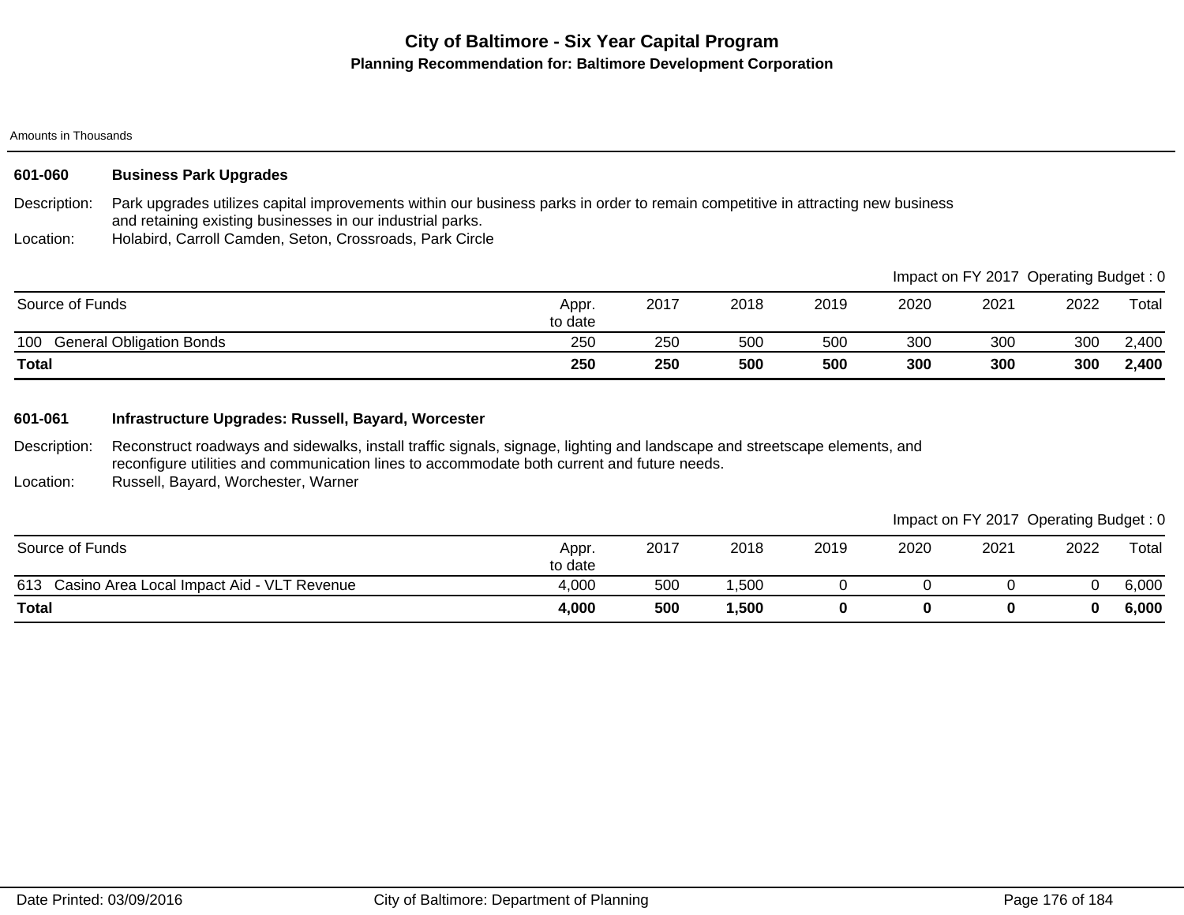# City of Baltimore - Six Year Capital Program

## Planning Recommendation for: Baltimore Development Corporation

Amounts in Thousands

### 601-060 Business Park Upgrades

**Description:** Park upgrades utilizes capital improvements within our business parks in order to remain competitive in attracting new business and retaining existing businesses in our industrial parks.

**Location:** Holabird, Carroll Camden, Seton, Crossroads, Park Circle

Impact on FY 2017 Operating Budget : 0

| Source of Funds | Appr. to date | 2017 | 2018 | 2019 | 2020 | 2021 | 2022 | Total |
|---|---|---|---|---|---|---|---|---|
| 100 General Obligation Bonds | 250 | 250 | 500 | 500 | 300 | 300 | 300 | 2,400 |
| **Total** | **250** | **250** | **500** | **500** | **300** | **300** | **300** | **2,400** |

### 601-061 Infrastructure Upgrades: Russell, Bayard, Worcester

**Description:** Reconstruct roadways and sidewalks, install traffic signals, signage, lighting and landscape and streetscape elements, and reconfigure utilities and communication lines to accommodate both current and future needs.

**Location:** Russell, Bayard, Worchester, Warner

Impact on FY 2017 Operating Budget : 0

| Source of Funds | Appr. to date | 2017 | 2018 | 2019 | 2020 | 2021 | 2022 | Total |
|---|---|---|---|---|---|---|---|---|
| 613 Casino Area Local Impact Aid - VLT Revenue | 4,000 | 500 | 1,500 | 0 | 0 | 0 | 0 | 6,000 |
| **Total** | **4,000** | **500** | **1,500** | **0** | **0** | **0** | **0** | **6,000** |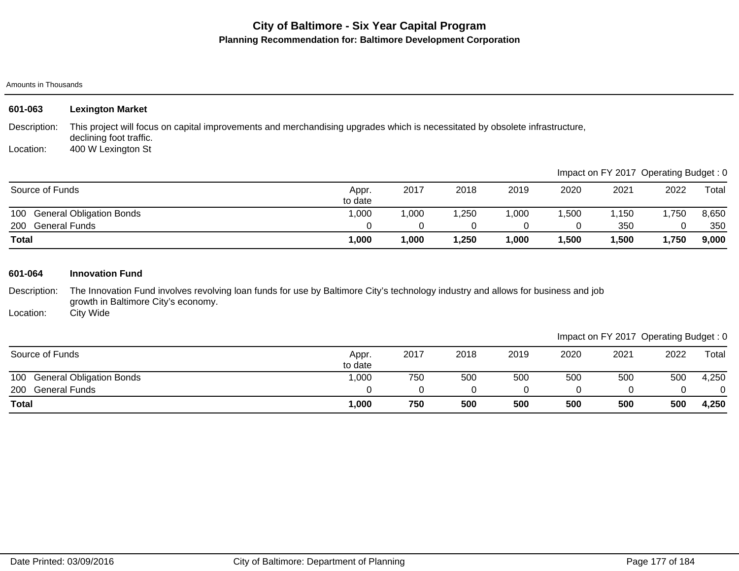# City of Baltimore - Six Year Capital Program

## Planning Recommendation for: Baltimore Development Corporation

Amounts in Thousands

### 601-063 Lexington Market

Description: This project will focus on capital improvements and merchandising upgrades which is necessitated by obsolete infrastructure, declining foot traffic.

Location: 400 W Lexington St

Impact on FY 2017 Operating Budget : 0

| Source of Funds | Appr. to date | 2017 | 2018 | 2019 | 2020 | 2021 | 2022 | Total |
|---|---|---|---|---|---|---|---|---|
| 100 General Obligation Bonds | 1,000 | 1,000 | 1,250 | 1,000 | 1,500 | 1,150 | 1,750 | 8,650 |
| 200 General Funds | 0 | 0 | 0 | 0 | 0 | 350 | 0 | 350 |
| **Total** | **1,000** | **1,000** | **1,250** | **1,000** | **1,500** | **1,500** | **1,750** | **9,000** |

### 601-064 Innovation Fund

Description: The Innovation Fund involves revolving loan funds for use by Baltimore City's technology industry and allows for business and job growth in Baltimore City's economy.

Location: City Wide

Impact on FY 2017 Operating Budget : 0

| Source of Funds | Appr. to date | 2017 | 2018 | 2019 | 2020 | 2021 | 2022 | Total |
|---|---|---|---|---|---|---|---|---|
| 100 General Obligation Bonds | 1,000 | 750 | 500 | 500 | 500 | 500 | 500 | 4,250 |
| 200 General Funds | 0 | 0 | 0 | 0 | 0 | 0 | 0 | 0 |
| **Total** | **1,000** | **750** | **500** | **500** | **500** | **500** | **500** | **4,250** |

Date Printed: 03/09/2016 City of Baltimore: Department of Planning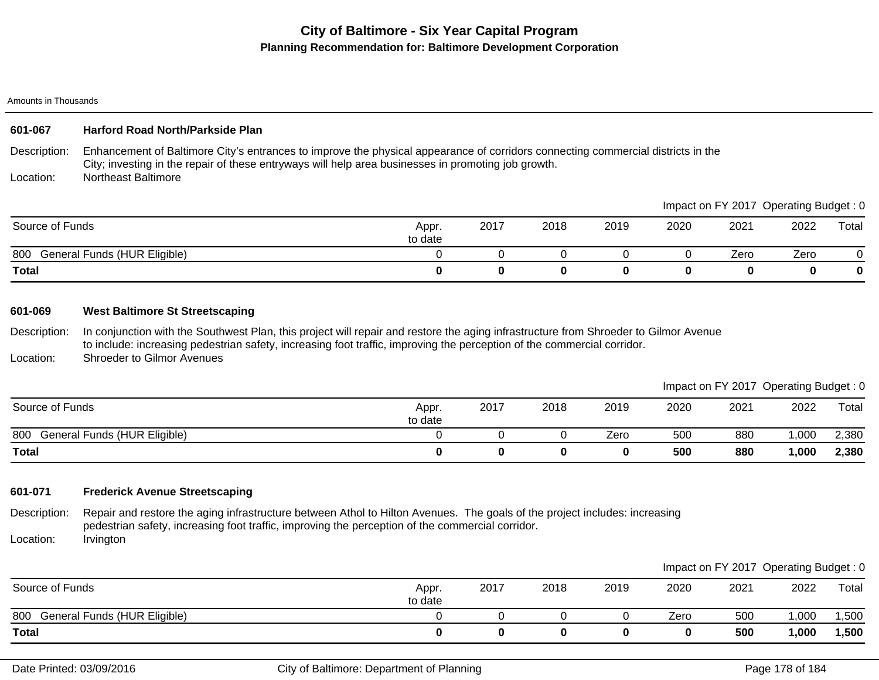# City of Baltimore - Six Year Capital Program

## Planning Recommendation for: Baltimore Development Corporation

Amounts in Thousands

### 601-067 Harford Road North/Parkside Plan

Description: Enhancement of Baltimore City's entrances to improve the physical appearance of corridors connecting commercial districts in the City; investing in the repair of these entryways will help area businesses in promoting job growth.

Location: Northeast Baltimore

Impact on FY 2017 Operating Budget : 0

| Source of Funds | Appr. to date | 2017 | 2018 | 2019 | 2020 | 2021 | 2022 | Total |
|---|---|---|---|---|---|---|---|---|
| 800 General Funds (HUR Eligible) | 0 | 0 | 0 | 0 | 0 | Zero | Zero | 0 |
| **Total** | **0** | **0** | **0** | **0** | **0** | **0** | **0** | **0** |

### 601-069 West Baltimore St Streetscaping

Description: In conjunction with the Southwest Plan, this project will repair and restore the aging infrastructure from Shroeder to Gilmor Avenue to include: increasing pedestrian safety, increasing foot traffic, improving the perception of the commercial corridor.

Location: Shroeder to Gilmor Avenues

Impact on FY 2017 Operating Budget : 0

| Source of Funds | Appr. to date | 2017 | 2018 | 2019 | 2020 | 2021 | 2022 | Total |
|---|---|---|---|---|---|---|---|---|
| 800 General Funds (HUR Eligible) | 0 | 0 | 0 | Zero | 500 | 880 | 1,000 | 2,380 |
| **Total** | **0** | **0** | **0** | **0** | **500** | **880** | **1,000** | **2,380** |

### 601-071 Frederick Avenue Streetscaping

Description: Repair and restore the aging infrastructure between Athol to Hilton Avenues. The goals of the project includes: increasing pedestrian safety, increasing foot traffic, improving the perception of the commercial corridor.

Location: Irvington

Impact on FY 2017 Operating Budget : 0

| Source of Funds | Appr. to date | 2017 | 2018 | 2019 | 2020 | 2021 | 2022 | Total |
|---|---|---|---|---|---|---|---|---|
| 800 General Funds (HUR Eligible) | 0 | 0 | 0 | 0 | Zero | 500 | 1,000 | 1,500 |
| **Total** | **0** | **0** | **0** | **0** | **0** | **500** | **1,000** | **1,500** |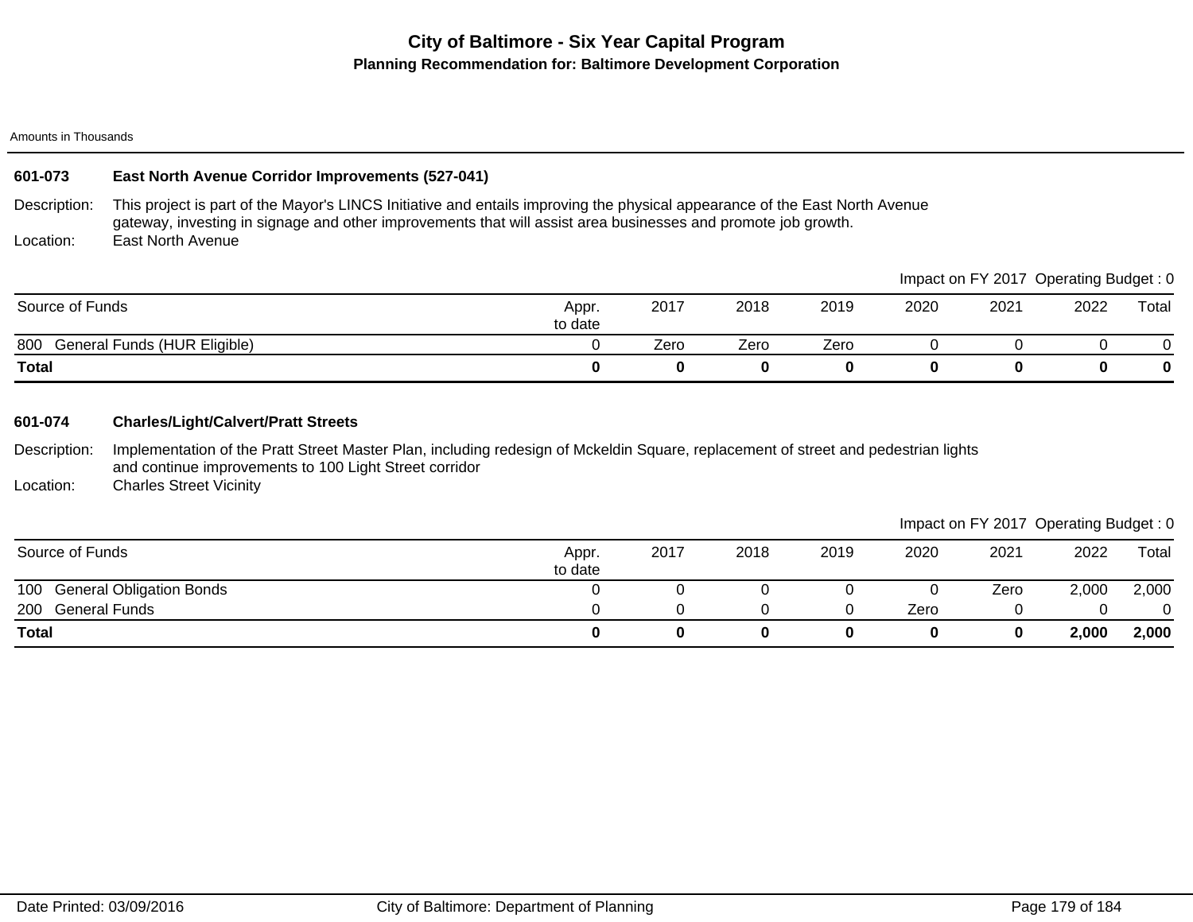# City of Baltimore - Six Year Capital Program

## Planning Recommendation for: Baltimore Development Corporation

Amounts in Thousands

### 601-073 East North Avenue Corridor Improvements (527-041)

Description: This project is part of the Mayor's LINCS Initiative and entails improving the physical appearance of the East North Avenue gateway, investing in signage and other improvements that will assist area businesses and promote job growth.

Location: East North Avenue

Impact on FY 2017 Operating Budget : 0

| Source of Funds | Appr. to date | 2017 | 2018 | 2019 | 2020 | 2021 | 2022 | Total |
|---|---|---|---|---|---|---|---|---|
| 800 General Funds (HUR Eligible) | 0 | Zero | Zero | Zero | 0 | 0 | 0 | 0 |
| **Total** | **0** | **0** | **0** | **0** | **0** | **0** | **0** | **0** |

### 601-074 Charles/Light/Calvert/Pratt Streets

Description: Implementation of the Pratt Street Master Plan, including redesign of Mckeldin Square, replacement of street and pedestrian lights and continue improvements to 100 Light Street corridor

Location: Charles Street Vicinity

Impact on FY 2017 Operating Budget : 0

| Source of Funds | Appr. to date | 2017 | 2018 | 2019 | 2020 | 2021 | 2022 | Total |
|---|---|---|---|---|---|---|---|---|
| 100 General Obligation Bonds | 0 | 0 | 0 | 0 | 0 | Zero | 2,000 | 2,000 |
| 200 General Funds | 0 | 0 | 0 | 0 | Zero | 0 | 0 | 0 |
| **Total** | **0** | **0** | **0** | **0** | **0** | **0** | **2,000** | **2,000** |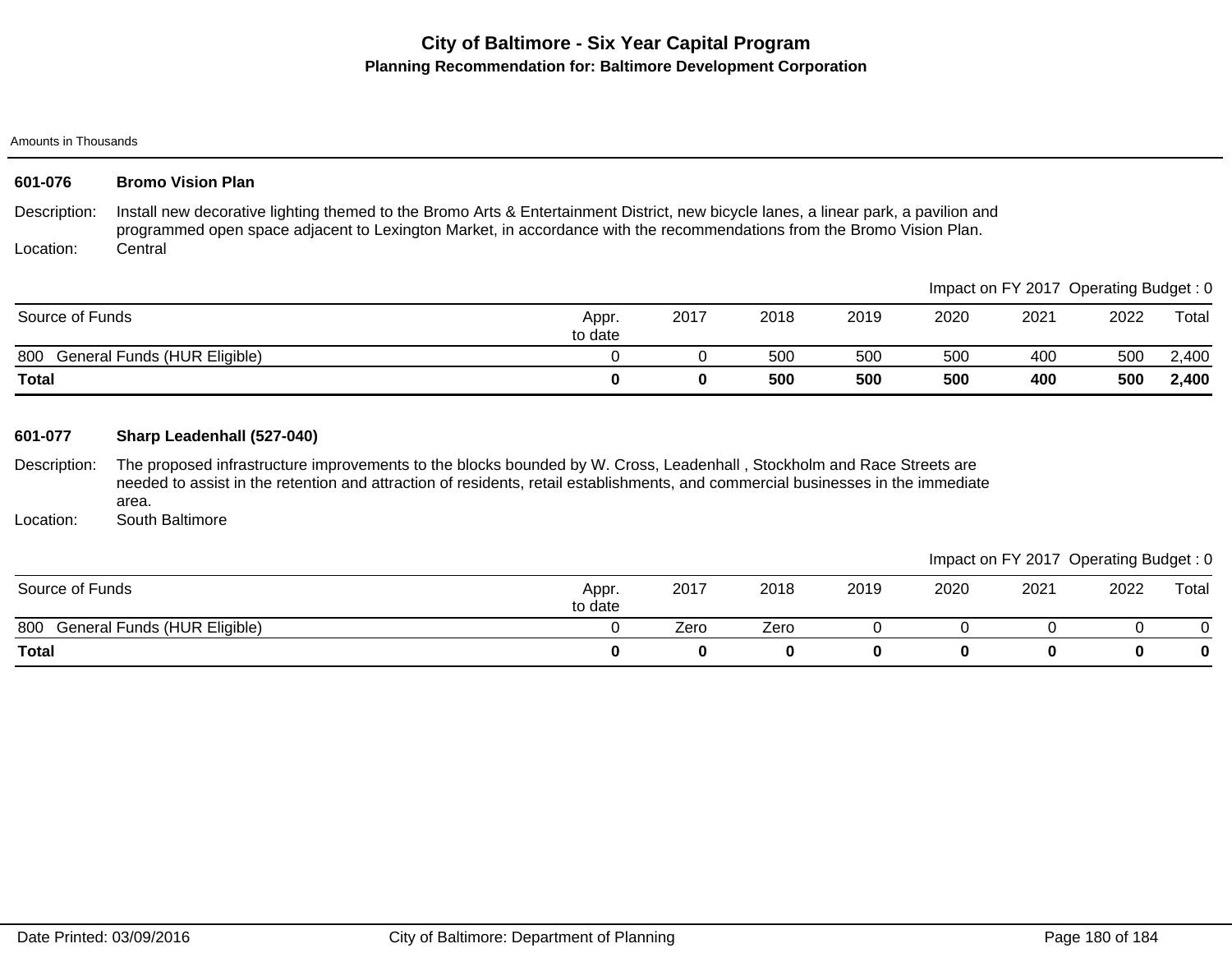# City of Baltimore - Six Year Capital Program

## Planning Recommendation for: Baltimore Development Corporation

Amounts in Thousands

### 601-076 Bromo Vision Plan

**Description:** Install new decorative lighting themed to the Bromo Arts & Entertainment District, new bicycle lanes, a linear park, a pavilion and programmed open space adjacent to Lexington Market, in accordance with the recommendations from the Bromo Vision Plan.

**Location:** Central

Impact on FY 2017 Operating Budget : 0

| Source of Funds | Appr. to date | 2017 | 2018 | 2019 | 2020 | 2021 | 2022 | Total |
|---|---|---|---|---|---|---|---|---|
| 800 General Funds (HUR Eligible) | 0 | 0 | 500 | 500 | 500 | 400 | 500 | 2,400 |
| **Total** | **0** | **0** | **500** | **500** | **500** | **400** | **500** | **2,400** |

### 601-077 Sharp Leadenhall (527-040)

**Description:** The proposed infrastructure improvements to the blocks bounded by W. Cross, Leadenhall , Stockholm and Race Streets are needed to assist in the retention and attraction of residents, retail establishments, and commercial businesses in the immediate area.

**Location:** South Baltimore

Impact on FY 2017 Operating Budget : 0

| Source of Funds | Appr. to date | 2017 | 2018 | 2019 | 2020 | 2021 | 2022 | Total |
|---|---|---|---|---|---|---|---|---|
| 800 General Funds (HUR Eligible) | 0 | Zero | Zero | 0 | 0 | 0 | 0 | 0 |
| **Total** | **0** | **0** | **0** | **0** | **0** | **0** | **0** | **0** |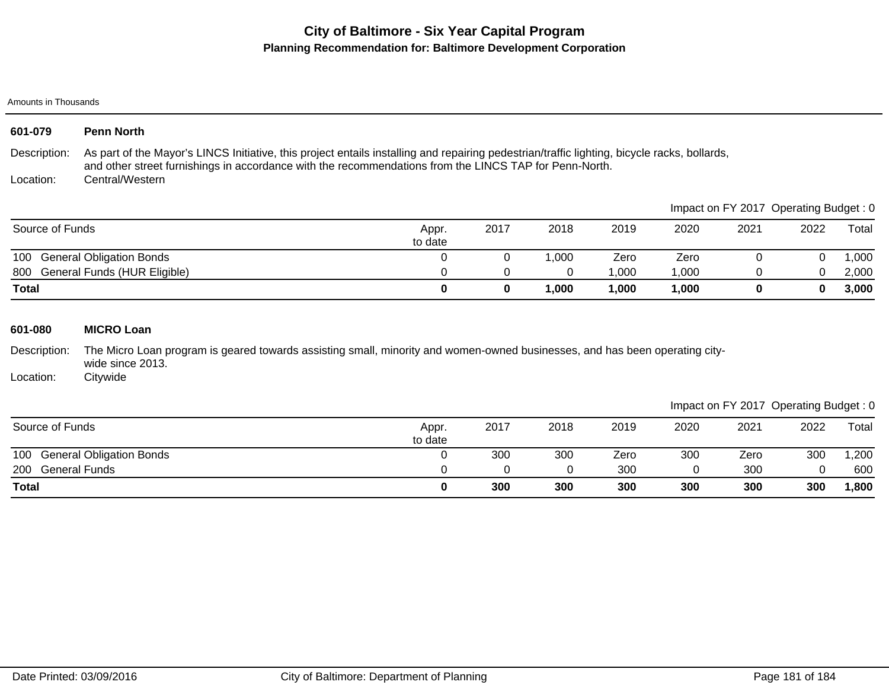# City of Baltimore - Six Year Capital Program

## Planning Recommendation for: Baltimore Development Corporation

Amounts in Thousands

### 601-079 Penn North

Description: As part of the Mayor's LINCS Initiative, this project entails installing and repairing pedestrian/traffic lighting, bicycle racks, bollards, and other street furnishings in accordance with the recommendations from the LINCS TAP for Penn-North.

Location: Central/Western

Impact on FY 2017 Operating Budget : 0

| Source of Funds | Appr. to date | 2017 | 2018 | 2019 | 2020 | 2021 | 2022 | Total |
|---|---|---|---|---|---|---|---|---|
| 100 General Obligation Bonds | 0 | 0 | 1,000 | Zero | Zero | 0 | 0 | 1,000 |
| 800 General Funds (HUR Eligible) | 0 | 0 | 0 | 1,000 | 1,000 | 0 | 0 | 2,000 |
| **Total** | **0** | **0** | **1,000** | **1,000** | **1,000** | **0** | **0** | **3,000** |

### 601-080 MICRO Loan

Description: The Micro Loan program is geared towards assisting small, minority and women-owned businesses, and has been operating city-wide since 2013.

Location: Citywide

Impact on FY 2017 Operating Budget : 0

| Source of Funds | Appr. to date | 2017 | 2018 | 2019 | 2020 | 2021 | 2022 | Total |
|---|---|---|---|---|---|---|---|---|
| 100 General Obligation Bonds | 0 | 300 | 300 | Zero | 300 | Zero | 300 | 1,200 |
| 200 General Funds | 0 | 0 | 0 | 300 | 0 | 300 | 0 | 600 |
| **Total** | **0** | **300** | **300** | **300** | **300** | **300** | **300** | **1,800** |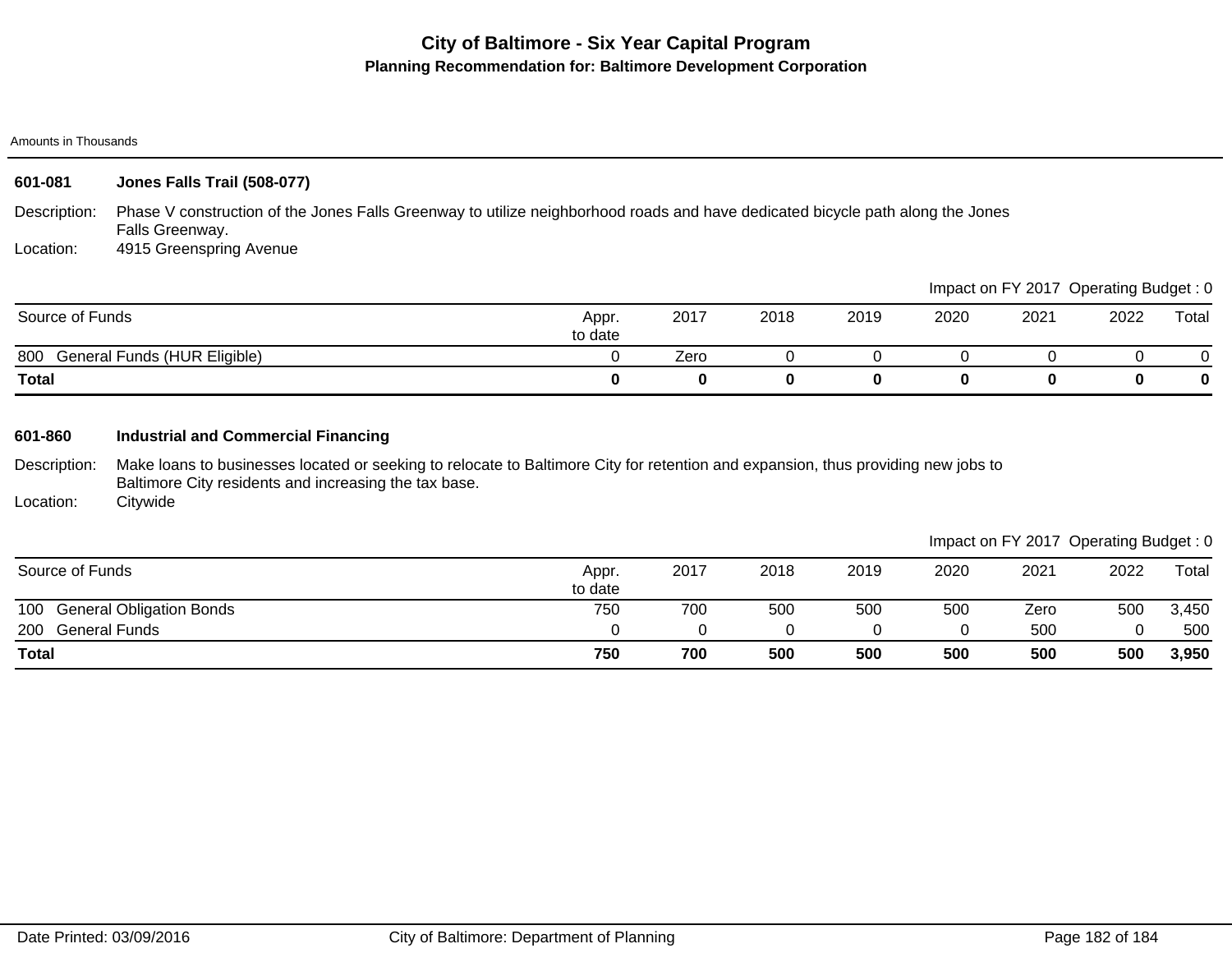# City of Baltimore - Six Year Capital Program

## Planning Recommendation for: Baltimore Development Corporation

Amounts in Thousands

### 601-081 Jones Falls Trail (508-077)

Description: Phase V construction of the Jones Falls Greenway to utilize neighborhood roads and have dedicated bicycle path along the Jones Falls Greenway.

Location: 4915 Greenspring Avenue

Impact on FY 2017 Operating Budget : 0

| Source of Funds | Appr. to date | 2017 | 2018 | 2019 | 2020 | 2021 | 2022 | Total |
|---|---|---|---|---|---|---|---|---|
| 800 General Funds (HUR Eligible) | 0 | Zero | 0 | 0 | 0 | 0 | 0 | 0 |
| **Total** | **0** | **0** | **0** | **0** | **0** | **0** | **0** | **0** |

### 601-860 Industrial and Commercial Financing

Description: Make loans to businesses located or seeking to relocate to Baltimore City for retention and expansion, thus providing new jobs to Baltimore City residents and increasing the tax base.

Location: Citywide

Impact on FY 2017 Operating Budget : 0

| Source of Funds | Appr. to date | 2017 | 2018 | 2019 | 2020 | 2021 | 2022 | Total |
|---|---|---|---|---|---|---|---|---|
| 100 General Obligation Bonds | 750 | 700 | 500 | 500 | 500 | Zero | 500 | 3,450 |
| 200 General Funds | 0 | 0 | 0 | 0 | 0 | 500 | 0 | 500 |
| **Total** | **750** | **700** | **500** | **500** | **500** | **500** | **500** | **3,950** |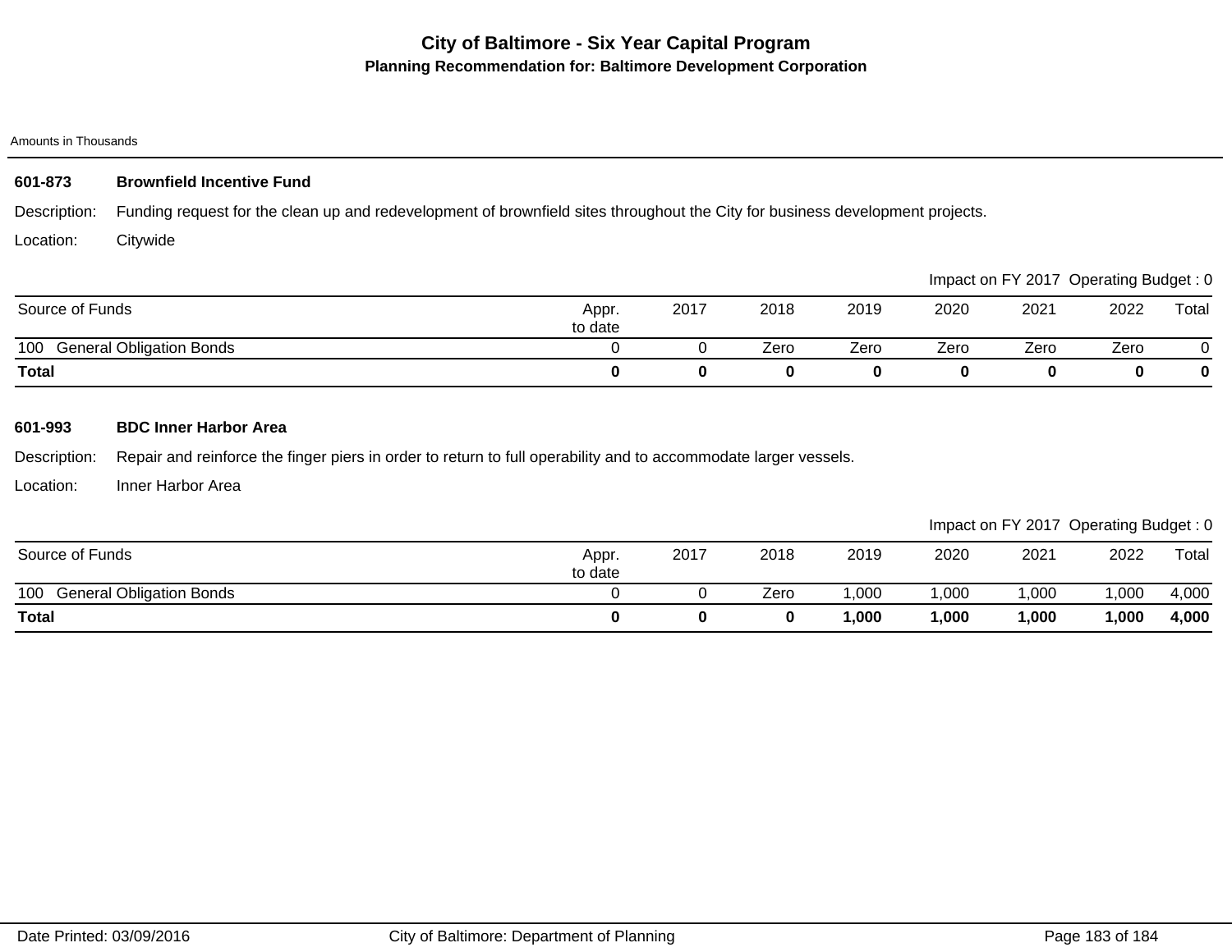# City of Baltimore - Six Year Capital Program

## Planning Recommendation for: Baltimore Development Corporation

Amounts in Thousands

### 601-873 Brownfield Incentive Fund

Description: Funding request for the clean up and redevelopment of brownfield sites throughout the City for business development projects.

Location: Citywide

Impact on FY 2017 Operating Budget : 0

| Source of Funds | Appr. to date | 2017 | 2018 | 2019 | 2020 | 2021 | 2022 | Total |
|---|---|---|---|---|---|---|---|---|
| 100 General Obligation Bonds | 0 | 0 | Zero | Zero | Zero | Zero | Zero | 0 |
| **Total** | **0** | **0** | **0** | **0** | **0** | **0** | **0** | **0** |

### 601-993 BDC Inner Harbor Area

Description: Repair and reinforce the finger piers in order to return to full operability and to accommodate larger vessels.

Location: Inner Harbor Area

Impact on FY 2017 Operating Budget : 0

| Source of Funds | Appr. to date | 2017 | 2018 | 2019 | 2020 | 2021 | 2022 | Total |
|---|---|---|---|---|---|---|---|---|
| 100 General Obligation Bonds | 0 | 0 | Zero | 1,000 | 1,000 | 1,000 | 1,000 | 4,000 |
| **Total** | **0** | **0** | **0** | **1,000** | **1,000** | **1,000** | **1,000** | **4,000** |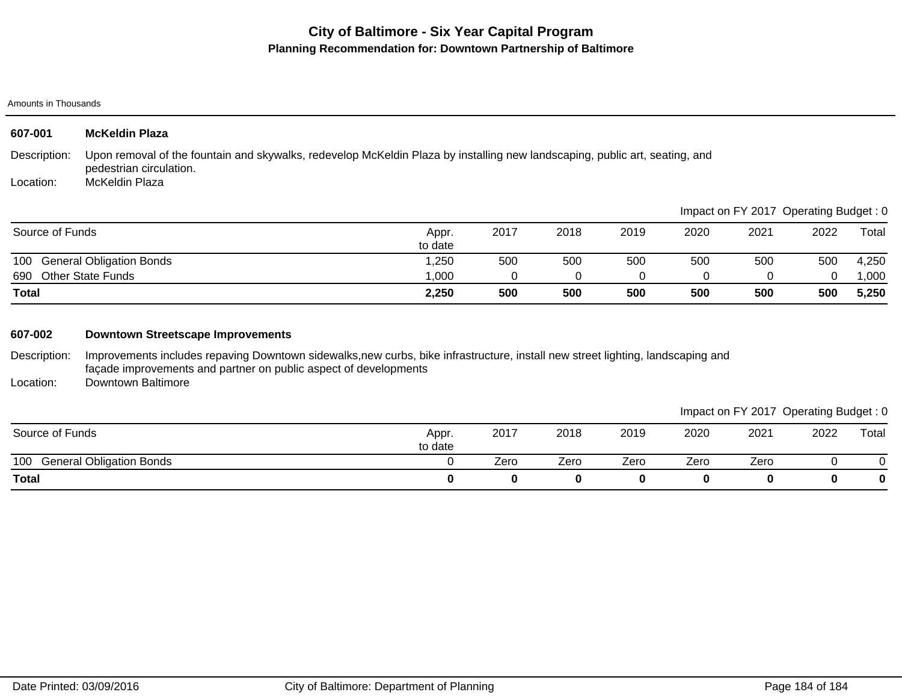# City of Baltimore - Six Year Capital Program

## Planning Recommendation for: Downtown Partnership of Baltimore

Amounts in Thousands

### 607-001 McKeldin Plaza

Description: Upon removal of the fountain and skywalks, redevelop McKeldin Plaza by installing new landscaping, public art, seating, and pedestrian circulation.

Location: McKeldin Plaza

Impact on FY 2017 Operating Budget : 0

| Source of Funds | Appr. to date | 2017 | 2018 | 2019 | 2020 | 2021 | 2022 | Total |
|---|---|---|---|---|---|---|---|---|
| 100 General Obligation Bonds | 1,250 | 500 | 500 | 500 | 500 | 500 | 500 | 4,250 |
| 690 Other State Funds | 1,000 | 0 | 0 | 0 | 0 | 0 | 0 | 1,000 |
| **Total** | **2,250** | **500** | **500** | **500** | **500** | **500** | **500** | **5,250** |

### 607-002 Downtown Streetscape Improvements

Description: Improvements includes repaving Downtown sidewalks,new curbs, bike infrastructure, install new street lighting, landscaping and façade improvements and partner on public aspect of developments

Location: Downtown Baltimore

Impact on FY 2017 Operating Budget : 0

| Source of Funds | Appr. to date | 2017 | 2018 | 2019 | 2020 | 2021 | 2022 | Total |
|---|---|---|---|---|---|---|---|---|
| 100 General Obligation Bonds | 0 | Zero | Zero | Zero | Zero | Zero | 0 | 0 |
| **Total** | **0** | **0** | **0** | **0** | **0** | **0** | **0** | **0** |

Date Printed: 03/09/2016 City of Baltimore: Department of Planning